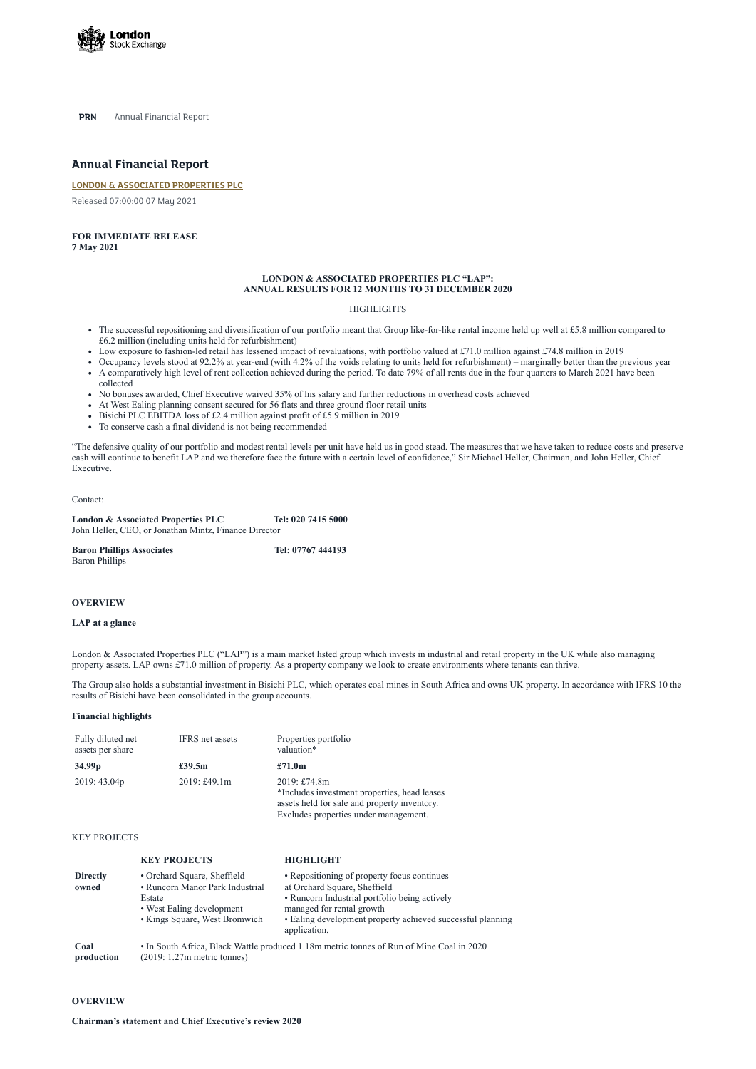**PRN** Annual Financial Report

# Annual Financial Report

**LONDON & ASSOCIATED PROPERTIES PLC**

Released 07:00:00 07 May 2021

**FOR IMMEDIATE RELEASE**
**7 May 2021**

**LONDON & ASSOCIATED PROPERTIES PLC "LAP":**
**ANNUAL RESULTS FOR 12 MONTHS TO 31 DECEMBER 2020**

HIGHLIGHTS

- The successful repositioning and diversification of our portfolio meant that Group like-for-like rental income held up well at £5.8 million compared to £6.2 million (including units held for refurbishment)
- Low exposure to fashion-led retail has lessened impact of revaluations, with portfolio valued at £71.0 million against £74.8 million in 2019
- Occupancy levels stood at 92.2% at year-end (with 4.2% of the voids relating to units held for refurbishment) – marginally better than the previous year
- A comparatively high level of rent collection achieved during the period. To date 79% of all rents due in the four quarters to March 2021 have been collected
- No bonuses awarded, Chief Executive waived 35% of his salary and further reductions in overhead costs achieved
- At West Ealing planning consent secured for 56 flats and three ground floor retail units
- Bisichi PLC EBITDA loss of £2.4 million against profit of £5.9 million in 2019
- To conserve cash a final dividend is not being recommended

"The defensive quality of our portfolio and modest rental levels per unit have held us in good stead. The measures that we have taken to reduce costs and preserve cash will continue to benefit LAP and we therefore face the future with a certain level of confidence," Sir Michael Heller, Chairman, and John Heller, Chief Executive.

Contact:

**London & Associated Properties PLC** **Tel: 020 7415 5000**
John Heller, CEO, or Jonathan Mintz, Finance Director

**Baron Phillips Associates** **Tel: 07767 444193**
Baron Phillips

## OVERVIEW

### LAP at a glance

London & Associated Properties PLC ("LAP") is a main market listed group which invests in industrial and retail property in the UK while also managing property assets. LAP owns £71.0 million of property. As a property company we look to create environments where tenants can thrive.

The Group also holds a substantial investment in Bisichi PLC, which operates coal mines in South Africa and owns UK property. In accordance with IFRS 10 the results of Bisichi have been consolidated in the group accounts.

### Financial highlights

| Fully diluted net assets per share | IFRS net assets | Properties portfolio valuation* |
|---|---|---|
| **34.99p** | **£39.5m** | **£71.0m** |
| 2019: 43.04p | 2019: £49.1m | 2019: £74.8m<br>*Includes investment properties, head leases assets held for sale and property inventory. Excludes properties under management. |

KEY PROJECTS

| | KEY PROJECTS | HIGHLIGHT |
|---|---|---|
| **Directly owned** | • Orchard Square, Sheffield<br>• Runcorn Manor Park Industrial Estate<br>• West Ealing development<br>• Kings Square, West Bromwich | • Repositioning of property focus continues at Orchard Square, Sheffield<br>• Runcorn Industrial portfolio being actively managed for rental growth<br>• Ealing development property achieved successful planning application. |
| **Coal production** | • In South Africa, Black Wattle produced 1.18m metric tonnes of Run of Mine Coal in 2020 (2019: 1.27m metric tonnes) | |

## OVERVIEW

### Chairman's statement and Chief Executive's review 2020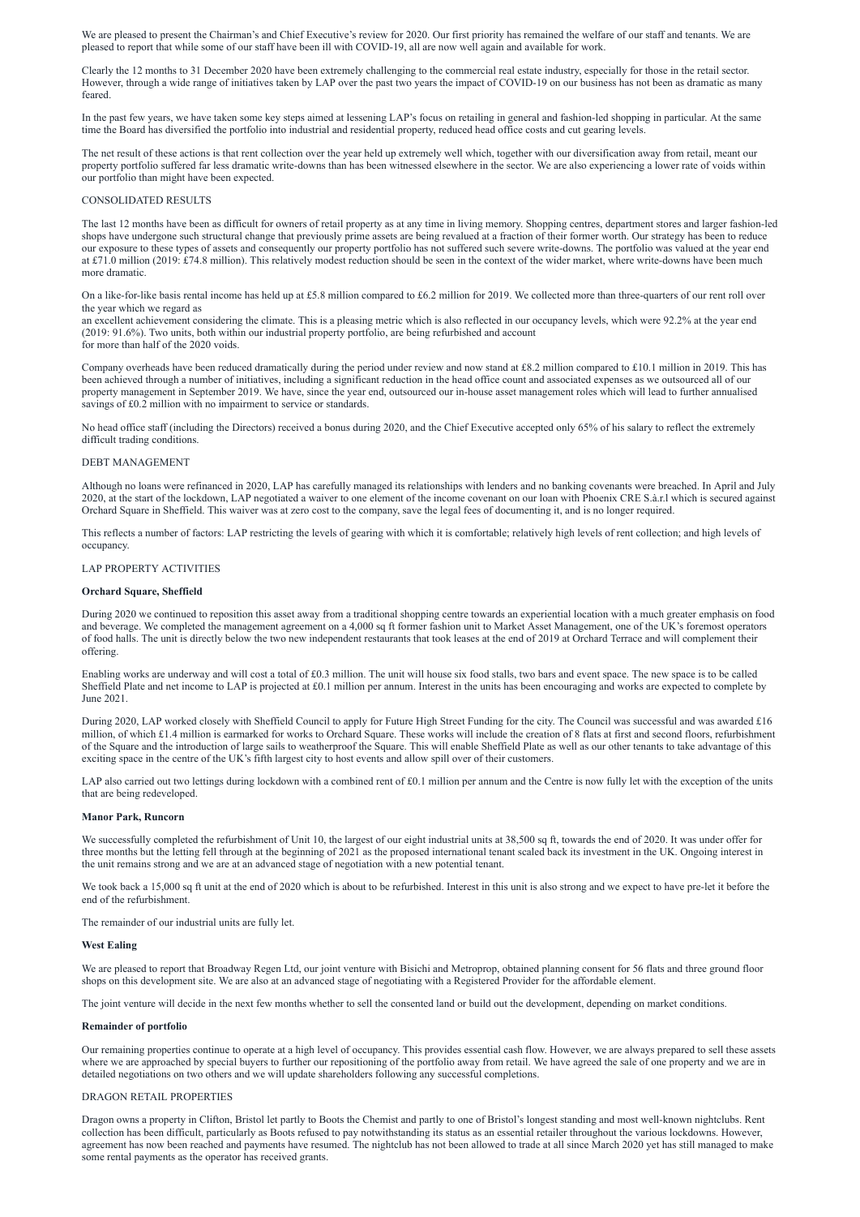We are pleased to present the Chairman's and Chief Executive's review for 2020. Our first priority has remained the welfare of our staff and tenants. We are pleased to report that while some of our staff have been ill with COVID-19, all are now well again and available for work.

Clearly the 12 months to 31 December 2020 have been extremely challenging to the commercial real estate industry, especially for those in the retail sector. However, through a wide range of initiatives taken by LAP over the past two years the impact of COVID-19 on our business has not been as dramatic as many feared.

In the past few years, we have taken some key steps aimed at lessening LAP's focus on retailing in general and fashion-led shopping in particular. At the same time the Board has diversified the portfolio into industrial and residential property, reduced head office costs and cut gearing levels.

The net result of these actions is that rent collection over the year held up extremely well which, together with our diversification away from retail, meant our property portfolio suffered far less dramatic write-downs than has been witnessed elsewhere in the sector. We are also experiencing a lower rate of voids within our portfolio than might have been expected.

## CONSOLIDATED RESULTS

The last 12 months have been as difficult for owners of retail property as at any time in living memory. Shopping centres, department stores and larger fashion-led shops have undergone such structural change that previously prime assets are being revalued at a fraction of their former worth. Our strategy has been to reduce our exposure to these types of assets and consequently our property portfolio has not suffered such severe write-downs. The portfolio was valued at the year end at £71.0 million (2019: £74.8 million). This relatively modest reduction should be seen in the context of the wider market, where write-downs have been much more dramatic.

On a like-for-like basis rental income has held up at £5.8 million compared to £6.2 million for 2019. We collected more than three-quarters of our rent roll over the year which we regard as
an excellent achievement considering the climate. This is a pleasing metric which is also reflected in our occupancy levels, which were 92.2% at the year end (2019: 91.6%). Two units, both within our industrial property portfolio, are being refurbished and account
for more than half of the 2020 voids.

Company overheads have been reduced dramatically during the period under review and now stand at £8.2 million compared to £10.1 million in 2019. This has been achieved through a number of initiatives, including a significant reduction in the head office count and associated expenses as we outsourced all of our property management in September 2019. We have, since the year end, outsourced our in-house asset management roles which will lead to further annualised savings of £0.2 million with no impairment to service or standards.

No head office staff (including the Directors) received a bonus during 2020, and the Chief Executive accepted only 65% of his salary to reflect the extremely difficult trading conditions.

## DEBT MANAGEMENT

Although no loans were refinanced in 2020, LAP has carefully managed its relationships with lenders and no banking covenants were breached. In April and July 2020, at the start of the lockdown, LAP negotiated a waiver to one element of the income covenant on our loan with Phoenix CRE S.à.r.l which is secured against Orchard Square in Sheffield. This waiver was at zero cost to the company, save the legal fees of documenting it, and is no longer required.

This reflects a number of factors: LAP restricting the levels of gearing with which it is comfortable; relatively high levels of rent collection; and high levels of occupancy.

## LAP PROPERTY ACTIVITIES

### Orchard Square, Sheffield

During 2020 we continued to reposition this asset away from a traditional shopping centre towards an experiential location with a much greater emphasis on food and beverage. We completed the management agreement on a 4,000 sq ft former fashion unit to Market Asset Management, one of the UK's foremost operators of food halls. The unit is directly below the two new independent restaurants that took leases at the end of 2019 at Orchard Terrace and will complement their offering.

Enabling works are underway and will cost a total of £0.3 million. The unit will house six food stalls, two bars and event space. The new space is to be called Sheffield Plate and net income to LAP is projected at £0.1 million per annum. Interest in the units has been encouraging and works are expected to complete by June 2021.

During 2020, LAP worked closely with Sheffield Council to apply for Future High Street Funding for the city. The Council was successful and was awarded £16 million, of which £1.4 million is earmarked for works to Orchard Square. These works will include the creation of 8 flats at first and second floors, refurbishment of the Square and the introduction of large sails to weatherproof the Square. This will enable Sheffield Plate as well as our other tenants to take advantage of this exciting space in the centre of the UK's fifth largest city to host events and allow spill over of their customers.

LAP also carried out two lettings during lockdown with a combined rent of £0.1 million per annum and the Centre is now fully let with the exception of the units that are being redeveloped.

### Manor Park, Runcorn

We successfully completed the refurbishment of Unit 10, the largest of our eight industrial units at 38,500 sq ft, towards the end of 2020. It was under offer for three months but the letting fell through at the beginning of 2021 as the proposed international tenant scaled back its investment in the UK. Ongoing interest in the unit remains strong and we are at an advanced stage of negotiation with a new potential tenant.

We took back a 15,000 sq ft unit at the end of 2020 which is about to be refurbished. Interest in this unit is also strong and we expect to have pre-let it before the end of the refurbishment.

The remainder of our industrial units are fully let.

### West Ealing

We are pleased to report that Broadway Regen Ltd, our joint venture with Bisichi and Metroprop, obtained planning consent for 56 flats and three ground floor shops on this development site. We are also at an advanced stage of negotiating with a Registered Provider for the affordable element.

The joint venture will decide in the next few months whether to sell the consented land or build out the development, depending on market conditions.

### Remainder of portfolio

Our remaining properties continue to operate at a high level of occupancy. This provides essential cash flow. However, we are always prepared to sell these assets where we are approached by special buyers to further our repositioning of the portfolio away from retail. We have agreed the sale of one property and we are in detailed negotiations on two others and we will update shareholders following any successful completions.

## DRAGON RETAIL PROPERTIES

Dragon owns a property in Clifton, Bristol let partly to Boots the Chemist and partly to one of Bristol's longest standing and most well-known nightclubs. Rent collection has been difficult, particularly as Boots refused to pay notwithstanding its status as an essential retailer throughout the various lockdowns. However, agreement has now been reached and payments have resumed. The nightclub has not been allowed to trade at all since March 2020 yet has still managed to make some rental payments as the operator has received grants.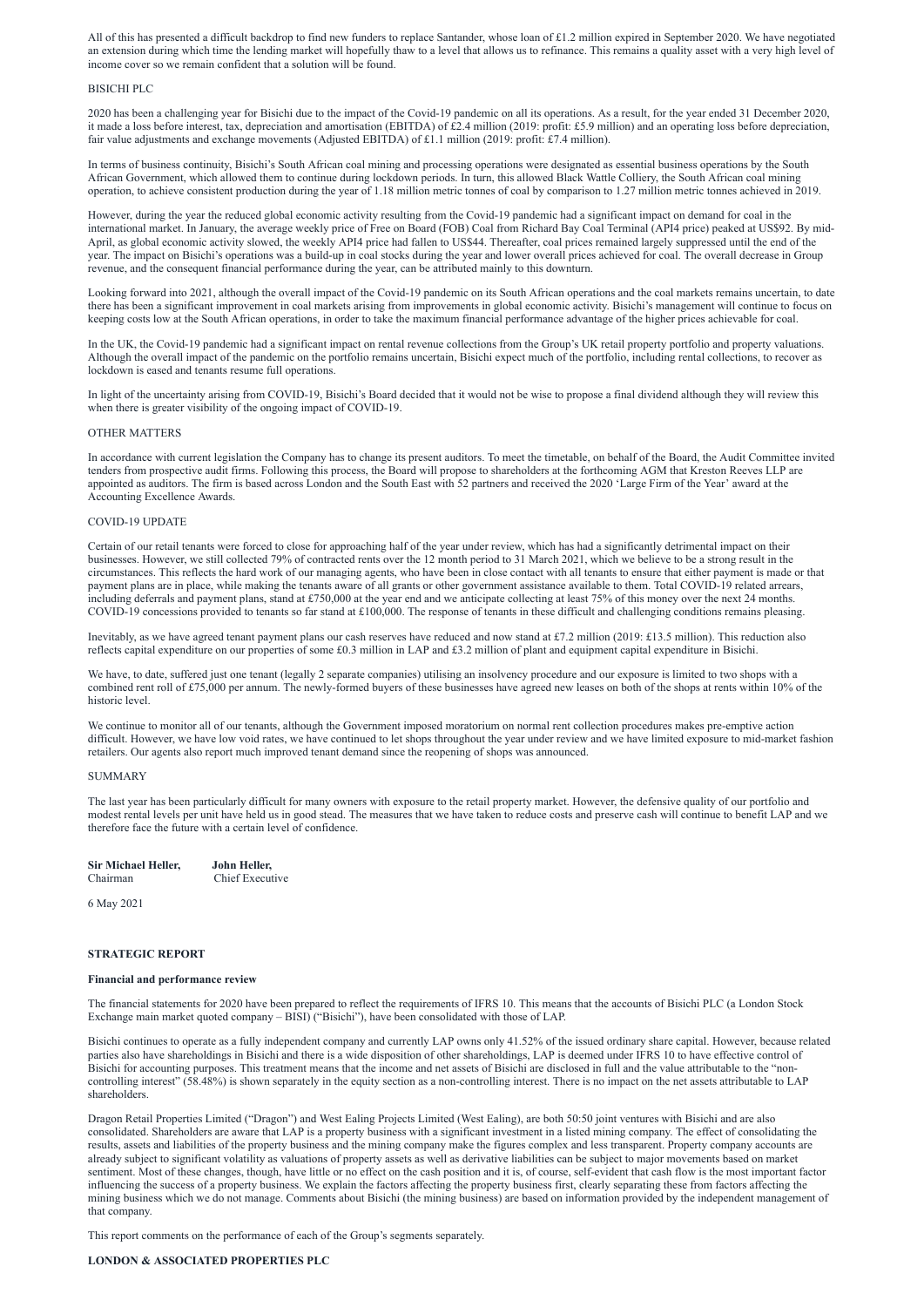All of this has presented a difficult backdrop to find new funders to replace Santander, whose loan of £1.2 million expired in September 2020. We have negotiated an extension during which time the lending market will hopefully thaw to a level that allows us to refinance. This remains a quality asset with a very high level of income cover so we remain confident that a solution will be found.

## BISICHI PLC

2020 has been a challenging year for Bisichi due to the impact of the Covid-19 pandemic on all its operations. As a result, for the year ended 31 December 2020, it made a loss before interest, tax, depreciation and amortisation (EBITDA) of £2.4 million (2019: profit: £5.9 million) and an operating loss before depreciation, fair value adjustments and exchange movements (Adjusted EBITDA) of £1.1 million (2019: profit: £7.4 million).

In terms of business continuity, Bisichi's South African coal mining and processing operations were designated as essential business operations by the South African Government, which allowed them to continue during lockdown periods. In turn, this allowed Black Wattle Colliery, the South African coal mining operation, to achieve consistent production during the year of 1.18 million metric tonnes of coal by comparison to 1.27 million metric tonnes achieved in 2019.

However, during the year the reduced global economic activity resulting from the Covid-19 pandemic had a significant impact on demand for coal in the international market. In January, the average weekly price of Free on Board (FOB) Coal from Richard Bay Coal Terminal (API4 price) peaked at US$92. By mid-April, as global economic activity slowed, the weekly API4 price had fallen to US$44. Thereafter, coal prices remained largely suppressed until the end of the year. The impact on Bisichi's operations was a build-up in coal stocks during the year and lower overall prices achieved for coal. The overall decrease in Group revenue, and the consequent financial performance during the year, can be attributed mainly to this downturn.

Looking forward into 2021, although the overall impact of the Covid-19 pandemic on its South African operations and the coal markets remains uncertain, to date there has been a significant improvement in coal markets arising from improvements in global economic activity. Bisichi's management will continue to focus on keeping costs low at the South African operations, in order to take the maximum financial performance advantage of the higher prices achievable for coal.

In the UK, the Covid-19 pandemic had a significant impact on rental revenue collections from the Group's UK retail property portfolio and property valuations. Although the overall impact of the pandemic on the portfolio remains uncertain, Bisichi expect much of the portfolio, including rental collections, to recover as lockdown is eased and tenants resume full operations.

In light of the uncertainty arising from COVID-19, Bisichi's Board decided that it would not be wise to propose a final dividend although they will review this when there is greater visibility of the ongoing impact of COVID-19.

## OTHER MATTERS

In accordance with current legislation the Company has to change its present auditors. To meet the timetable, on behalf of the Board, the Audit Committee invited tenders from prospective audit firms. Following this process, the Board will propose to shareholders at the forthcoming AGM that Kreston Reeves LLP are appointed as auditors. The firm is based across London and the South East with 52 partners and received the 2020 'Large Firm of the Year' award at the Accounting Excellence Awards.

## COVID-19 UPDATE

Certain of our retail tenants were forced to close for approaching half of the year under review, which has had a significantly detrimental impact on their businesses. However, we still collected 79% of contracted rents over the 12 month period to 31 March 2021, which we believe to be a strong result in the circumstances. This reflects the hard work of our managing agents, who have been in close contact with all tenants to ensure that either payment is made or that payment plans are in place, while making the tenants aware of all grants or other government assistance available to them. Total COVID-19 related arrears, including deferrals and payment plans, stand at £750,000 at the year end and we anticipate collecting at least 75% of this money over the next 24 months. COVID-19 concessions provided to tenants so far stand at £100,000. The response of tenants in these difficult and challenging conditions remains pleasing.

Inevitably, as we have agreed tenant payment plans our cash reserves have reduced and now stand at £7.2 million (2019: £13.5 million). This reduction also reflects capital expenditure on our properties of some £0.3 million in LAP and £3.2 million of plant and equipment capital expenditure in Bisichi.

We have, to date, suffered just one tenant (legally 2 separate companies) utilising an insolvency procedure and our exposure is limited to two shops with a combined rent roll of £75,000 per annum. The newly-formed buyers of these businesses have agreed new leases on both of the shops at rents within 10% of the historic level.

We continue to monitor all of our tenants, although the Government imposed moratorium on normal rent collection procedures makes pre-emptive action difficult. However, we have low void rates, we have continued to let shops throughout the year under review and we have limited exposure to mid-market fashion retailers. Our agents also report much improved tenant demand since the reopening of shops was announced.

## SUMMARY

The last year has been particularly difficult for many owners with exposure to the retail property market. However, the defensive quality of our portfolio and modest rental levels per unit have held us in good stead. The measures that we have taken to reduce costs and preserve cash will continue to benefit LAP and we therefore face the future with a certain level of confidence.

**Sir Michael Heller,** Chairman
**John Heller,** Chief Executive

6 May 2021

## STRATEGIC REPORT

### Financial and performance review

The financial statements for 2020 have been prepared to reflect the requirements of IFRS 10. This means that the accounts of Bisichi PLC (a London Stock Exchange main market quoted company – BISI) ("Bisichi"), have been consolidated with those of LAP.

Bisichi continues to operate as a fully independent company and currently LAP owns only 41.52% of the issued ordinary share capital. However, because related parties also have shareholdings in Bisichi and there is a wide disposition of other shareholdings, LAP is deemed under IFRS 10 to have effective control of Bisichi for accounting purposes. This treatment means that the income and net assets of Bisichi are disclosed in full and the value attributable to the "non-controlling interest" (58.48%) is shown separately in the equity section as a non-controlling interest. There is no impact on the net assets attributable to LAP shareholders.

Dragon Retail Properties Limited ("Dragon") and West Ealing Projects Limited (West Ealing), are both 50:50 joint ventures with Bisichi and are also consolidated. Shareholders are aware that LAP is a property business with a significant investment in a listed mining company. The effect of consolidating the results, assets and liabilities of the property business and the mining company make the figures complex and less transparent. Property company accounts are already subject to significant volatility as valuations of property assets as well as derivative liabilities can be subject to major movements based on market sentiment. Most of these changes, though, have little or no effect on the cash position and it is, of course, self-evident that cash flow is the most important factor influencing the success of a property business. We explain the factors affecting the property business first, clearly separating these from factors affecting the mining business which we do not manage. Comments about Bisichi (the mining business) are based on information provided by the independent management of that company.

This report comments on the performance of each of the Group's segments separately.

### LONDON & ASSOCIATED PROPERTIES PLC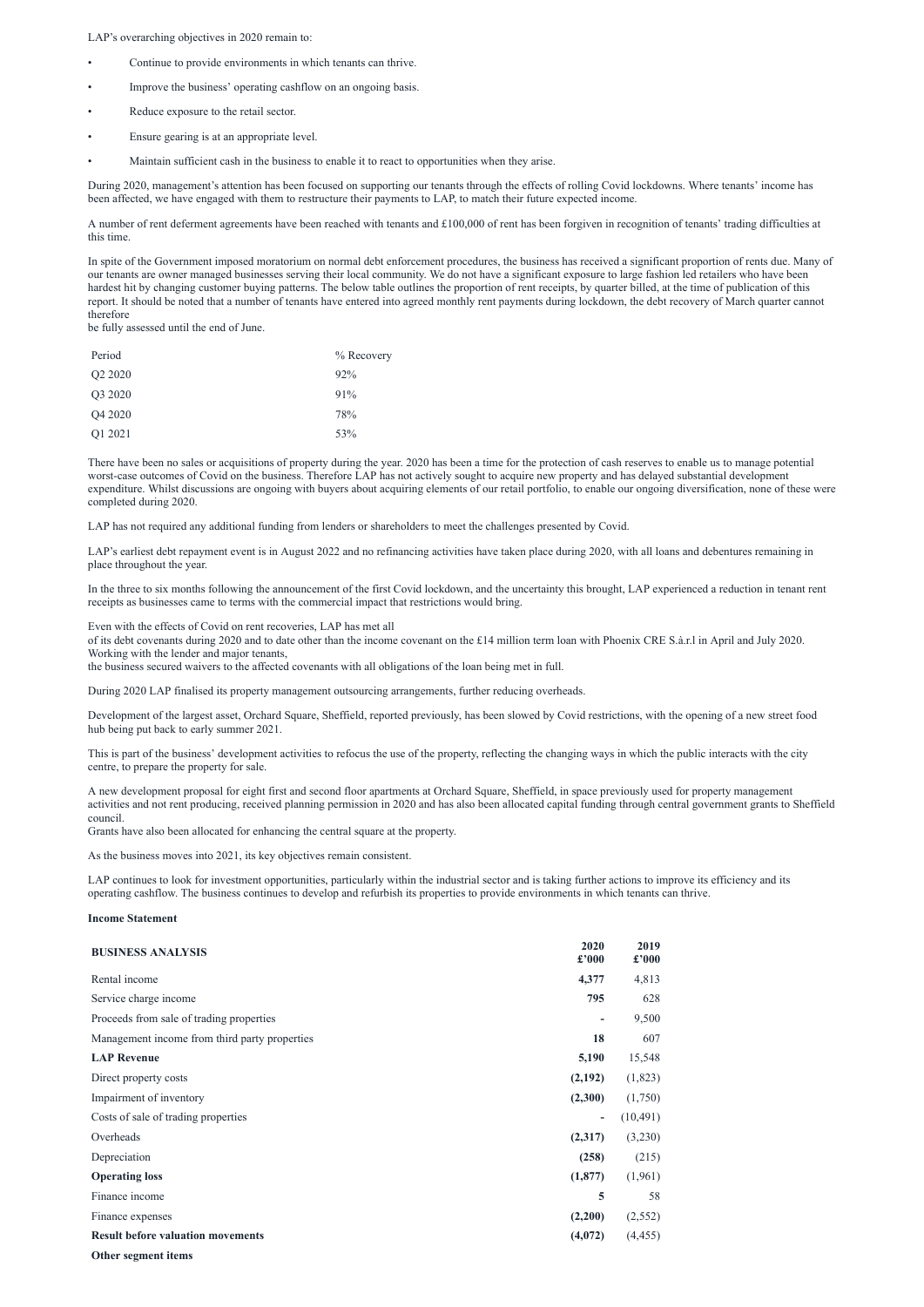LAP's overarching objectives in 2020 remain to:

- Continue to provide environments in which tenants can thrive.
- Improve the business' operating cashflow on an ongoing basis.
- Reduce exposure to the retail sector.
- Ensure gearing is at an appropriate level.
- Maintain sufficient cash in the business to enable it to react to opportunities when they arise.

During 2020, management's attention has been focused on supporting our tenants through the effects of rolling Covid lockdowns. Where tenants' income has been affected, we have engaged with them to restructure their payments to LAP, to match their future expected income.

A number of rent deferment agreements have been reached with tenants and £100,000 of rent has been forgiven in recognition of tenants' trading difficulties at this time.

In spite of the Government imposed moratorium on normal debt enforcement procedures, the business has received a significant proportion of rents due. Many of our tenants are owner managed businesses serving their local community. We do not have a significant exposure to large fashion led retailers who have been hardest hit by changing customer buying patterns. The below table outlines the proportion of rent receipts, by quarter billed, at the time of publication of this report. It should be noted that a number of tenants have entered into agreed monthly rent payments during lockdown, the debt recovery of March quarter cannot therefore
be fully assessed until the end of June.

| Period | % Recovery |
|---|---|
| Q2 2020 | 92% |
| Q3 2020 | 91% |
| Q4 2020 | 78% |
| Q1 2021 | 53% |

There have been no sales or acquisitions of property during the year. 2020 has been a time for the protection of cash reserves to enable us to manage potential worst-case outcomes of Covid on the business. Therefore LAP has not actively sought to acquire new property and has delayed substantial development expenditure. Whilst discussions are ongoing with buyers about acquiring elements of our retail portfolio, to enable our ongoing diversification, none of these were completed during 2020.

LAP has not required any additional funding from lenders or shareholders to meet the challenges presented by Covid.

LAP's earliest debt repayment event is in August 2022 and no refinancing activities have taken place during 2020, with all loans and debentures remaining in place throughout the year.

In the three to six months following the announcement of the first Covid lockdown, and the uncertainty this brought, LAP experienced a reduction in tenant rent receipts as businesses came to terms with the commercial impact that restrictions would bring.

Even with the effects of Covid on rent recoveries, LAP has met all
of its debt covenants during 2020 and to date other than the income covenant on the £14 million term loan with Phoenix CRE S.à.r.l in April and July 2020. Working with the lender and major tenants,
the business secured waivers to the affected covenants with all obligations of the loan being met in full.

During 2020 LAP finalised its property management outsourcing arrangements, further reducing overheads.

Development of the largest asset, Orchard Square, Sheffield, reported previously, has been slowed by Covid restrictions, with the opening of a new street food hub being put back to early summer 2021.

This is part of the business' development activities to refocus the use of the property, reflecting the changing ways in which the public interacts with the city centre, to prepare the property for sale.

A new development proposal for eight first and second floor apartments at Orchard Square, Sheffield, in space previously used for property management activities and not rent producing, received planning permission in 2020 and has also been allocated capital funding through central government grants to Sheffield council.
Grants have also been allocated for enhancing the central square at the property.

As the business moves into 2021, its key objectives remain consistent.

LAP continues to look for investment opportunities, particularly within the industrial sector and is taking further actions to improve its efficiency and its operating cashflow. The business continues to develop and refurbish its properties to provide environments in which tenants can thrive.

**Income Statement**

| **BUSINESS ANALYSIS** | **2020 £'000** | **2019 £'000** |
|---|---|---|
| Rental income | **4,377** | 4,813 |
| Service charge income | **795** | 628 |
| Proceeds from sale of trading properties | **-** | 9,500 |
| Management income from third party properties | **18** | 607 |
| **LAP Revenue** | **5,190** | 15,548 |
| Direct property costs | **(2,192)** | (1,823) |
| Impairment of inventory | **(2,300)** | (1,750) |
| Costs of sale of trading properties | **-** | (10,491) |
| Overheads | **(2,317)** | (3,230) |
| Depreciation | **(258)** | (215) |
| **Operating loss** | **(1,877)** | (1,961) |
| Finance income | **5** | 58 |
| Finance expenses | **(2,200)** | (2,552) |
| **Result before valuation movements** | **(4,072)** | (4,455) |
| **Other segment items** | | |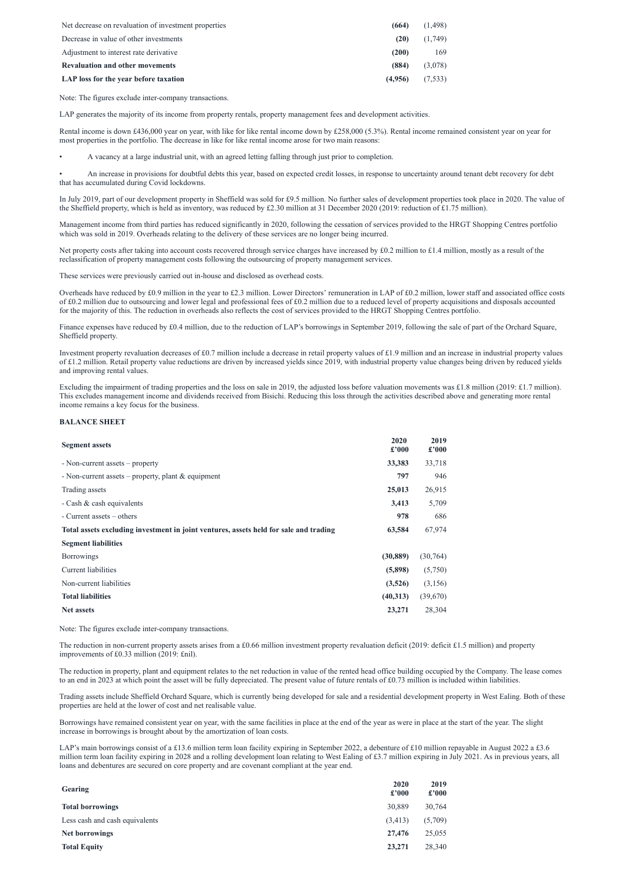| | | |
|---|---|---|
| Net decrease on revaluation of investment properties | **(664)** | (1,498) |
| Decrease in value of other investments | **(20)** | (1,749) |
| Adjustment to interest rate derivative | **(200)** | 169 |
| **Revaluation and other movements** | **(884)** | (3,078) |
| **LAP loss for the year before taxation** | **(4,956)** | (7,533) |

Note: The figures exclude inter-company transactions.

LAP generates the majority of its income from property rentals, property management fees and development activities.

Rental income is down £436,000 year on year, with like for like rental income down by £258,000 (5.3%). Rental income remained consistent year on year for most properties in the portfolio. The decrease in like for like rental income arose for two main reasons:

- A vacancy at a large industrial unit, with an agreed letting falling through just prior to completion.
- An increase in provisions for doubtful debts this year, based on expected credit losses, in response to uncertainty around tenant debt recovery for debt that has accumulated during Covid lockdowns.

In July 2019, part of our development property in Sheffield was sold for £9.5 million. No further sales of development properties took place in 2020. The value of the Sheffield property, which is held as inventory, was reduced by £2.30 million at 31 December 2020 (2019: reduction of £1.75 million).

Management income from third parties has reduced significantly in 2020, following the cessation of services provided to the HRGT Shopping Centres portfolio which was sold in 2019. Overheads relating to the delivery of these services are no longer being incurred.

Net property costs after taking into account costs recovered through service charges have increased by £0.2 million to £1.4 million, mostly as a result of the reclassification of property management costs following the outsourcing of property management services.

These services were previously carried out in-house and disclosed as overhead costs.

Overheads have reduced by £0.9 million in the year to £2.3 million. Lower Directors' remuneration in LAP of £0.2 million, lower staff and associated office costs of £0.2 million due to outsourcing and lower legal and professional fees of £0.2 million due to a reduced level of property acquisitions and disposals accounted for the majority of this. The reduction in overheads also reflects the cost of services provided to the HRGT Shopping Centres portfolio.

Finance expenses have reduced by £0.4 million, due to the reduction of LAP's borrowings in September 2019, following the sale of part of the Orchard Square, Sheffield property.

Investment property revaluation decreases of £0.7 million include a decrease in retail property values of £1.9 million and an increase in industrial property values of £1.2 million. Retail property value reductions are driven by increased yields since 2019, with industrial property value changes being driven by reduced yields and improving rental values.

Excluding the impairment of trading properties and the loss on sale in 2019, the adjusted loss before valuation movements was £1.8 million (2019: £1.7 million). This excludes management income and dividends received from Bisichi. Reducing this loss through the activities described above and generating more rental income remains a key focus for the business.

**BALANCE SHEET**

| **Segment assets** | **2020 £'000** | **2019 £'000** |
|---|---|---|
| - Non-current assets – property | **33,383** | 33,718 |
| - Non-current assets – property, plant & equipment | **797** | 946 |
| Trading assets | **25,013** | 26,915 |
| - Cash & cash equivalents | **3,413** | 5,709 |
| - Current assets – others | **978** | 686 |
| **Total assets excluding investment in joint ventures, assets held for sale and trading** | **63,584** | 67,974 |
| **Segment liabilities** | | |
| Borrowings | **(30,889)** | (30,764) |
| Current liabilities | **(5,898)** | (5,750) |
| Non-current liabilities | **(3,526)** | (3,156) |
| **Total liabilities** | **(40,313)** | (39,670) |
| **Net assets** | **23,271** | 28,304 |

Note: The figures exclude inter-company transactions.

The reduction in non-current property assets arises from a £0.66 million investment property revaluation deficit (2019: deficit £1.5 million) and property improvements of £0.33 million (2019: £nil).

The reduction in property, plant and equipment relates to the net reduction in value of the rented head office building occupied by the Company. The lease comes to an end in 2023 at which point the asset will be fully depreciated. The present value of future rentals of £0.73 million is included within liabilities.

Trading assets include Sheffield Orchard Square, which is currently being developed for sale and a residential development property in West Ealing. Both of these properties are held at the lower of cost and net realisable value.

Borrowings have remained consistent year on year, with the same facilities in place at the end of the year as were in place at the start of the year. The slight increase in borrowings is brought about by the amortization of loan costs.

LAP's main borrowings consist of a £13.6 million term loan facility expiring in September 2022, a debenture of £10 million repayable in August 2022 a £3.6 million term loan facility expiring in 2028 and a rolling development loan relating to West Ealing of £3.7 million expiring in July 2021. As in previous years, all loans and debentures are secured on core property and are covenant compliant at the year end.

| **Gearing** | **2020 £'000** | **2019 £'000** |
|---|---|---|
| **Total borrowings** | 30,889 | 30,764 |
| Less cash and cash equivalents | (3,413) | (5,709) |
| **Net borrowings** | **27,476** | 25,055 |
| **Total Equity** | **23,271** | 28,340 |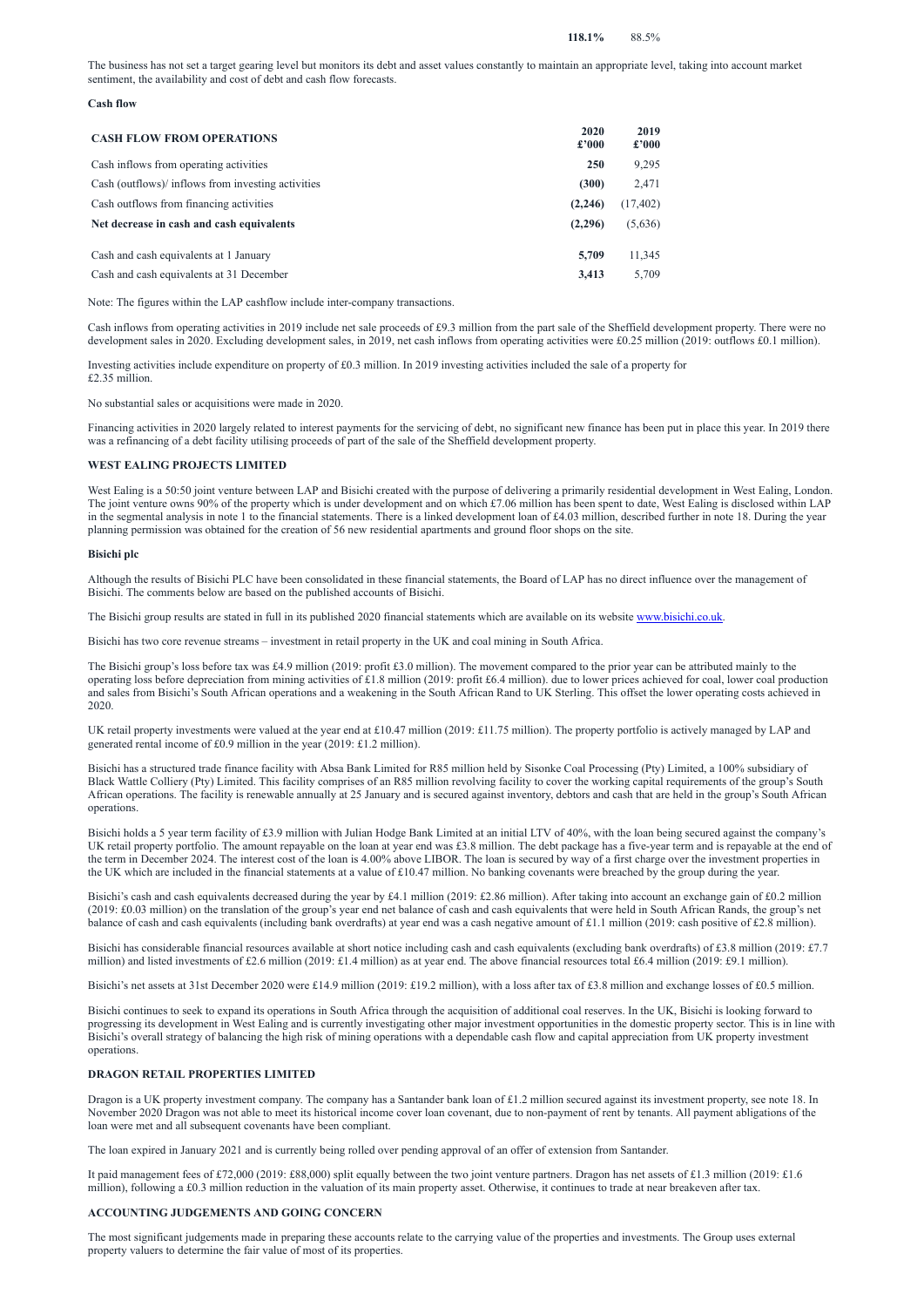| | |
|---|---|
| **118.1%** | 88.5% |

The business has not set a target gearing level but monitors its debt and asset values constantly to maintain an appropriate level, taking into account market sentiment, the availability and cost of debt and cash flow forecasts.

**Cash flow**

| **CASH FLOW FROM OPERATIONS** | **2020 £'000** | **2019 £'000** |
|---|---|---|
| Cash inflows from operating activities | **250** | 9,295 |
| Cash (outflows)/ inflows from investing activities | **(300)** | 2,471 |
| Cash outflows from financing activities | **(2,246)** | (17,402) |
| **Net decrease in cash and cash equivalents** | **(2,296)** | (5,636) |
| | | |
| Cash and cash equivalents at 1 January | **5,709** | 11,345 |
| Cash and cash equivalents at 31 December | **3,413** | 5,709 |

Note: The figures within the LAP cashflow include inter-company transactions.

Cash inflows from operating activities in 2019 include net sale proceeds of £9.3 million from the part sale of the Sheffield development property. There were no development sales in 2020. Excluding development sales, in 2019, net cash inflows from operating activities were £0.25 million (2019: outflows £0.1 million).

Investing activities include expenditure on property of £0.3 million. In 2019 investing activities included the sale of a property for £2.35 million.

No substantial sales or acquisitions were made in 2020.

Financing activities in 2020 largely related to interest payments for the servicing of debt, no significant new finance has been put in place this year. In 2019 there was a refinancing of a debt facility utilising proceeds of part of the sale of the Sheffield development property.

**WEST EALING PROJECTS LIMITED**

West Ealing is a 50:50 joint venture between LAP and Bisichi created with the purpose of delivering a primarily residential development in West Ealing, London. The joint venture owns 90% of the property which is under development and on which £7.06 million has been spent to date, West Ealing is disclosed within LAP in the segmental analysis in note 1 to the financial statements. There is a linked development loan of £4.03 million, described further in note 18. During the year planning permission was obtained for the creation of 56 new residential apartments and ground floor shops on the site.

**Bisichi plc**

Although the results of Bisichi PLC have been consolidated in these financial statements, the Board of LAP has no direct influence over the management of Bisichi. The comments below are based on the published accounts of Bisichi.

The Bisichi group results are stated in full in its published 2020 financial statements which are available on its website www.bisichi.co.uk.

Bisichi has two core revenue streams – investment in retail property in the UK and coal mining in South Africa.

The Bisichi group's loss before tax was £4.9 million (2019: profit £3.0 million). The movement compared to the prior year can be attributed mainly to the operating loss before depreciation from mining activities of £1.8 million (2019: profit £6.4 million). due to lower prices achieved for coal, lower coal production and sales from Bisichi's South African operations and a weakening in the South African Rand to UK Sterling. This offset the lower operating costs achieved in 2020.

UK retail property investments were valued at the year end at £10.47 million (2019: £11.75 million). The property portfolio is actively managed by LAP and generated rental income of £0.9 million in the year (2019: £1.2 million).

Bisichi has a structured trade finance facility with Absa Bank Limited for R85 million held by Sisonke Coal Processing (Pty) Limited, a 100% subsidiary of Black Wattle Colliery (Pty) Limited. This facility comprises of an R85 million revolving facility to cover the working capital requirements of the group's South African operations. The facility is renewable annually at 25 January and is secured against inventory, debtors and cash that are held in the group's South African operations.

Bisichi holds a 5 year term facility of £3.9 million with Julian Hodge Bank Limited at an initial LTV of 40%, with the loan being secured against the company's UK retail property portfolio. The amount repayable on the loan at year end was £3.8 million. The debt package has a five-year term and is repayable at the end of the term in December 2024. The interest cost of the loan is 4.00% above LIBOR. The loan is secured by way of a first charge over the investment properties in the UK which are included in the financial statements at a value of £10.47 million. No banking covenants were breached by the group during the year.

Bisichi's cash and cash equivalents decreased during the year by £4.1 million (2019: £2.86 million). After taking into account an exchange gain of £0.2 million (2019: £0.03 million) on the translation of the group's year end net balance of cash and cash equivalents that were held in South African Rands, the group's net balance of cash and cash equivalents (including bank overdrafts) at year end was a cash negative amount of £1.1 million (2019: cash positive of £2.8 million).

Bisichi has considerable financial resources available at short notice including cash and cash equivalents (excluding bank overdrafts) of £3.8 million (2019: £7.7 million) and listed investments of £2.6 million (2019: £1.4 million) as at year end. The above financial resources total £6.4 million (2019: £9.1 million).

Bisichi's net assets at 31st December 2020 were £14.9 million (2019: £19.2 million), with a loss after tax of £3.8 million and exchange losses of £0.5 million.

Bisichi continues to seek to expand its operations in South Africa through the acquisition of additional coal reserves. In the UK, Bisichi is looking forward to progressing its development in West Ealing and is currently investigating other major investment opportunities in the domestic property sector. This is in line with Bisichi's overall strategy of balancing the high risk of mining operations with a dependable cash flow and capital appreciation from UK property investment operations.

**DRAGON RETAIL PROPERTIES LIMITED**

Dragon is a UK property investment company. The company has a Santander bank loan of £1.2 million secured against its investment property, see note 18. In November 2020 Dragon was not able to meet its historical income cover loan covenant, due to non-payment of rent by tenants. All payment abligations of the loan were met and all subsequent covenants have been compliant.

The loan expired in January 2021 and is currently being rolled over pending approval of an offer of extension from Santander.

It paid management fees of £72,000 (2019: £88,000) split equally between the two joint venture partners. Dragon has net assets of £1.3 million (2019: £1.6 million), following a £0.3 million reduction in the valuation of its main property asset. Otherwise, it continues to trade at near breakeven after tax.

**ACCOUNTING JUDGEMENTS AND GOING CONCERN**

The most significant judgements made in preparing these accounts relate to the carrying value of the properties and investments. The Group uses external property valuers to determine the fair value of most of its properties.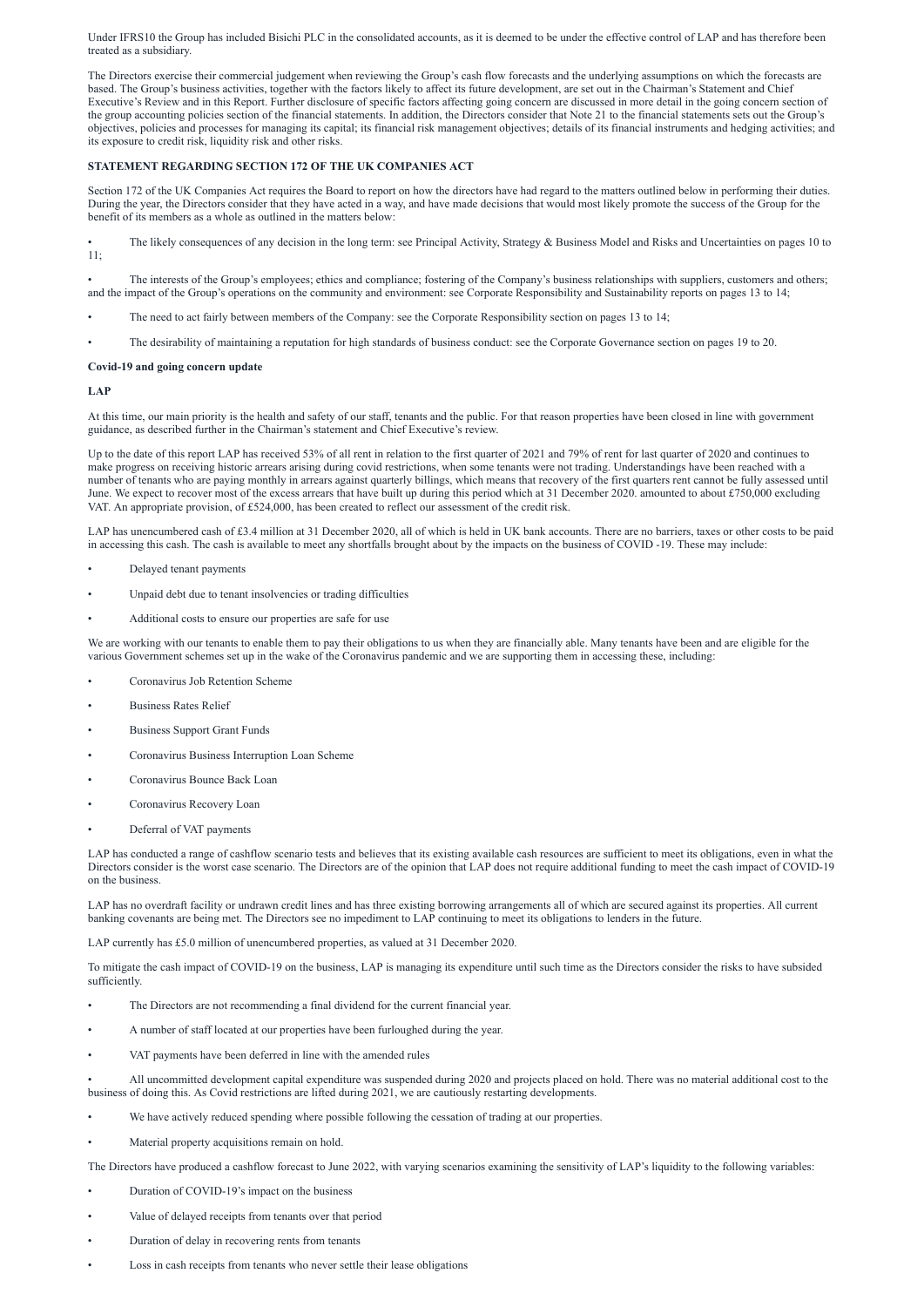Under IFRS10 the Group has included Bisichi PLC in the consolidated accounts, as it is deemed to be under the effective control of LAP and has therefore been treated as a subsidiary.

The Directors exercise their commercial judgement when reviewing the Group's cash flow forecasts and the underlying assumptions on which the forecasts are based. The Group's business activities, together with the factors likely to affect its future development, are set out in the Chairman's Statement and Chief Executive's Review and in this Report. Further disclosure of specific factors affecting going concern are discussed in more detail in the going concern section of the group accounting policies section of the financial statements. In addition, the Directors consider that Note 21 to the financial statements sets out the Group's objectives, policies and processes for managing its capital; its financial risk management objectives; details of its financial instruments and hedging activities; and its exposure to credit risk, liquidity risk and other risks.

**STATEMENT REGARDING SECTION 172 OF THE UK COMPANIES ACT**

Section 172 of the UK Companies Act requires the Board to report on how the directors have had regard to the matters outlined below in performing their duties. During the year, the Directors consider that they have acted in a way, and have made decisions that would most likely promote the success of the Group for the benefit of its members as a whole as outlined in the matters below:

- The likely consequences of any decision in the long term: see Principal Activity, Strategy & Business Model and Risks and Uncertainties on pages 10 to 11;
- The interests of the Group's employees; ethics and compliance; fostering of the Company's business relationships with suppliers, customers and others; and the impact of the Group's operations on the community and environment: see Corporate Responsibility and Sustainability reports on pages 13 to 14;
- The need to act fairly between members of the Company: see the Corporate Responsibility section on pages 13 to 14;
- The desirability of maintaining a reputation for high standards of business conduct: see the Corporate Governance section on pages 19 to 20.

**Covid-19 and going concern update**

**LAP**

At this time, our main priority is the health and safety of our staff, tenants and the public. For that reason properties have been closed in line with government guidance, as described further in the Chairman's statement and Chief Executive's review.

Up to the date of this report LAP has received 53% of all rent in relation to the first quarter of 2021 and 79% of rent for last quarter of 2020 and continues to make progress on receiving historic arrears arising during covid restrictions, when some tenants were not trading. Understandings have been reached with a number of tenants who are paying monthly in arrears against quarterly billings, which means that recovery of the first quarters rent cannot be fully assessed until June. We expect to recover most of the excess arrears that have built up during this period which at 31 December 2020. amounted to about £750,000 excluding VAT. An appropriate provision, of £524,000, has been created to reflect our assessment of the credit risk.

LAP has unencumbered cash of £3.4 million at 31 December 2020, all of which is held in UK bank accounts. There are no barriers, taxes or other costs to be paid in accessing this cash. The cash is available to meet any shortfalls brought about by the impacts on the business of COVID -19. These may include:

- Delayed tenant payments
- Unpaid debt due to tenant insolvencies or trading difficulties
- Additional costs to ensure our properties are safe for use

We are working with our tenants to enable them to pay their obligations to us when they are financially able. Many tenants have been and are eligible for the various Government schemes set up in the wake of the Coronavirus pandemic and we are supporting them in accessing these, including:

- Coronavirus Job Retention Scheme
- Business Rates Relief
- Business Support Grant Funds
- Coronavirus Business Interruption Loan Scheme
- Coronavirus Bounce Back Loan
- Coronavirus Recovery Loan
- Deferral of VAT payments

LAP has conducted a range of cashflow scenario tests and believes that its existing available cash resources are sufficient to meet its obligations, even in what the Directors consider is the worst case scenario. The Directors are of the opinion that LAP does not require additional funding to meet the cash impact of COVID-19 on the business.

LAP has no overdraft facility or undrawn credit lines and has three existing borrowing arrangements all of which are secured against its properties. All current banking covenants are being met. The Directors see no impediment to LAP continuing to meet its obligations to lenders in the future.

LAP currently has £5.0 million of unencumbered properties, as valued at 31 December 2020.

To mitigate the cash impact of COVID-19 on the business, LAP is managing its expenditure until such time as the Directors consider the risks to have subsided sufficiently.

- The Directors are not recommending a final dividend for the current financial year.
- A number of staff located at our properties have been furloughed during the year.
- VAT payments have been deferred in line with the amended rules
- All uncommitted development capital expenditure was suspended during 2020 and projects placed on hold. There was no material additional cost to the business of doing this. As Covid restrictions are lifted during 2021, we are cautiously restarting developments.
- We have actively reduced spending where possible following the cessation of trading at our properties.
- Material property acquisitions remain on hold.

The Directors have produced a cashflow forecast to June 2022, with varying scenarios examining the sensitivity of LAP's liquidity to the following variables:

- Duration of COVID-19's impact on the business
- Value of delayed receipts from tenants over that period
- Duration of delay in recovering rents from tenants
- Loss in cash receipts from tenants who never settle their lease obligations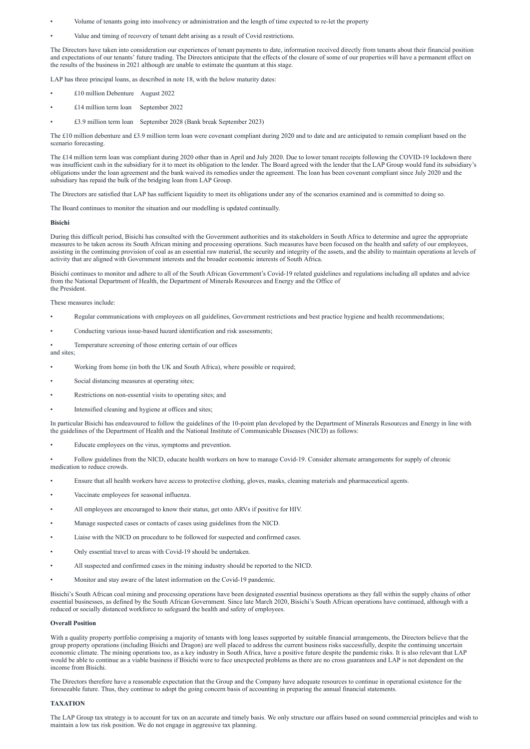- Volume of tenants going into insolvency or administration and the length of time expected to re-let the property
- Value and timing of recovery of tenant debt arising as a result of Covid restrictions.

The Directors have taken into consideration our experiences of tenant payments to date, information received directly from tenants about their financial position and expectations of our tenants' future trading. The Directors anticipate that the effects of the closure of some of our properties will have a permanent effect on the results of the business in 2021 although are unable to estimate the quantum at this stage.

LAP has three principal loans, as described in note 18, with the below maturity dates:

- £10 million Debenture August 2022
- £14 million term loan September 2022
- £3.9 million term loan September 2028 (Bank break September 2023)

The £10 million debenture and £3.9 million term loan were covenant compliant during 2020 and to date and are anticipated to remain compliant based on the scenario forecasting.

The £14 million term loan was compliant during 2020 other than in April and July 2020. Due to lower tenant receipts following the COVID-19 lockdown there was insufficient cash in the subsidiary for it to meet its obligation to the lender. The Board agreed with the lender that the LAP Group would fund its subsidiary's obligations under the loan agreement and the bank waived its remedies under the agreement. The loan has been covenant compliant since July 2020 and the subsidiary has repaid the bulk of the bridging loan from LAP Group.

The Directors are satisfied that LAP has sufficient liquidity to meet its obligations under any of the scenarios examined and is committed to doing so.

The Board continues to monitor the situation and our modelling is updated continually.

**Bisichi**

During this difficult period, Bisichi has consulted with the Government authorities and its stakeholders in South Africa to determine and agree the appropriate measures to be taken across its South African mining and processing operations. Such measures have been focused on the health and safety of our employees, assisting in the continuing provision of coal as an essential raw material, the security and integrity of the assets, and the ability to maintain operations at levels of activity that are aligned with Government interests and the broader economic interests of South Africa.

Bisichi continues to monitor and adhere to all of the South African Government's Covid-19 related guidelines and regulations including all updates and advice from the National Department of Health, the Department of Minerals Resources and Energy and the Office of the President.

These measures include:

- Regular communications with employees on all guidelines, Government restrictions and best practice hygiene and health recommendations;
- Conducting various issue-based hazard identification and risk assessments;
- Temperature screening of those entering certain of our offices and sites;
- Working from home (in both the UK and South Africa), where possible or required;
- Social distancing measures at operating sites;
- Restrictions on non-essential visits to operating sites; and
- Intensified cleaning and hygiene at offices and sites;

In particular Bisichi has endeavoured to follow the guidelines of the 10-point plan developed by the Department of Minerals Resources and Energy in line with the guidelines of the Department of Health and the National Institute of Communicable Diseases (NICD) as follows:

- Educate employees on the virus, symptoms and prevention.
- Follow guidelines from the NICD, educate health workers on how to manage Covid-19. Consider alternate arrangements for supply of chronic medication to reduce crowds.
- Ensure that all health workers have access to protective clothing, gloves, masks, cleaning materials and pharmaceutical agents.
- Vaccinate employees for seasonal influenza.
- All employees are encouraged to know their status, get onto ARVs if positive for HIV.
- Manage suspected cases or contacts of cases using guidelines from the NICD.
- Liaise with the NICD on procedure to be followed for suspected and confirmed cases.
- Only essential travel to areas with Covid-19 should be undertaken.
- All suspected and confirmed cases in the mining industry should be reported to the NICD.
- Monitor and stay aware of the latest information on the Covid-19 pandemic.

Bisichi's South African coal mining and processing operations have been designated essential business operations as they fall within the supply chains of other essential businesses, as defined by the South African Government. Since late March 2020, Bisichi's South African operations have continued, although with a reduced or socially distanced workforce to safeguard the health and safety of employees.

**Overall Position**

With a quality property portfolio comprising a majority of tenants with long leases supported by suitable financial arrangements, the Directors believe that the group property operations (including Bisichi and Dragon) are well placed to address the current business risks successfully, despite the continuing uncertain economic climate. The mining operations too, as a key industry in South Africa, have a positive future despite the pandemic risks. It is also relevant that LAP would be able to continue as a viable business if Bisichi were to face unexpected problems as there are no cross guarantees and LAP is not dependent on the income from Bisichi.

The Directors therefore have a reasonable expectation that the Group and the Company have adequate resources to continue in operational existence for the foreseeable future. Thus, they continue to adopt the going concern basis of accounting in preparing the annual financial statements.

**TAXATION**

The LAP Group tax strategy is to account for tax on an accurate and timely basis. We only structure our affairs based on sound commercial principles and wish to maintain a low tax risk position. We do not engage in aggressive tax planning.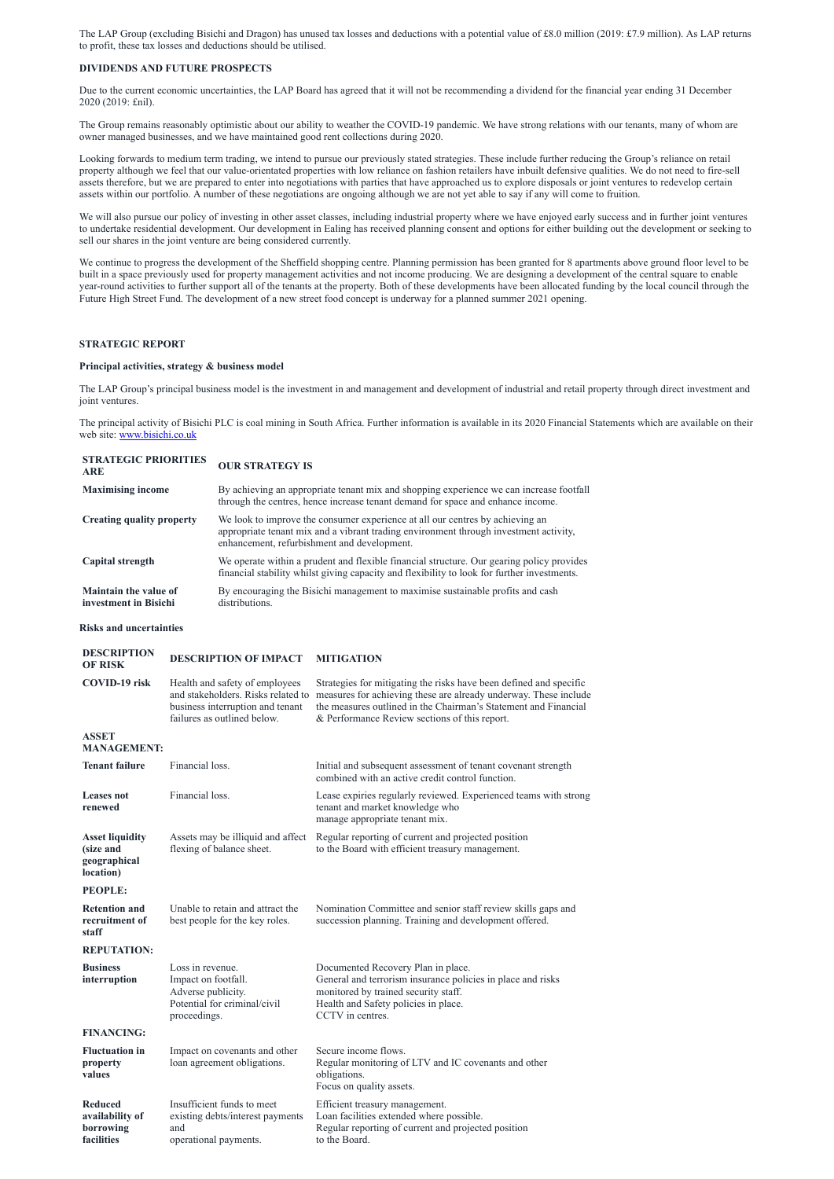The LAP Group (excluding Bisichi and Dragon) has unused tax losses and deductions with a potential value of £8.0 million (2019: £7.9 million). As LAP returns to profit, these tax losses and deductions should be utilised.

## DIVIDENDS AND FUTURE PROSPECTS

Due to the current economic uncertainties, the LAP Board has agreed that it will not be recommending a dividend for the financial year ending 31 December 2020 (2019: £nil).

The Group remains reasonably optimistic about our ability to weather the COVID-19 pandemic. We have strong relations with our tenants, many of whom are owner managed businesses, and we have maintained good rent collections during 2020.

Looking forwards to medium term trading, we intend to pursue our previously stated strategies. These include further reducing the Group's reliance on retail property although we feel that our value-orientated properties with low reliance on fashion retailers have inbuilt defensive qualities. We do not need to fire-sell assets therefore, but we are prepared to enter into negotiations with parties that have approached us to explore disposals or joint ventures to redevelop certain assets within our portfolio. A number of these negotiations are ongoing although we are not yet able to say if any will come to fruition.

We will also pursue our policy of investing in other asset classes, including industrial property where we have enjoyed early success and in further joint ventures to undertake residential development. Our development in Ealing has received planning consent and options for either building out the development or seeking to sell our shares in the joint venture are being considered currently.

We continue to progress the development of the Sheffield shopping centre. Planning permission has been granted for 8 apartments above ground floor level to be built in a space previously used for property management activities and not income producing. We are designing a development of the central square to enable year-round activities to further support all of the tenants at the property. Both of these developments have been allocated funding by the local council through the Future High Street Fund. The development of a new street food concept is underway for a planned summer 2021 opening.

## STRATEGIC REPORT

### Principal activities, strategy & business model

The LAP Group's principal business model is the investment in and management and development of industrial and retail property through direct investment and joint ventures.

The principal activity of Bisichi PLC is coal mining in South Africa. Further information is available in its 2020 Financial Statements which are available on their web site: www.bisichi.co.uk

| STRATEGIC PRIORITIES ARE | OUR STRATEGY IS |
|---|---|
| **Maximising income** | By achieving an appropriate tenant mix and shopping experience we can increase footfall through the centres, hence increase tenant demand for space and enhance income. |
| **Creating quality property** | We look to improve the consumer experience at all our centres by achieving an appropriate tenant mix and a vibrant trading environment through investment activity, enhancement, refurbishment and development. |
| **Capital strength** | We operate within a prudent and flexible financial structure. Our gearing policy provides financial stability whilst giving capacity and flexibility to look for further investments. |
| **Maintain the value of investment in Bisichi** | By encouraging the Bisichi management to maximise sustainable profits and cash distributions. |

### Risks and uncertainties

| DESCRIPTION OF RISK | DESCRIPTION OF IMPACT | MITIGATION |
|---|---|---|
| **COVID-19 risk** | Health and safety of employees and stakeholders. Risks related to business interruption and tenant failures as outlined below. | Strategies for mitigating the risks have been defined and specific measures for achieving these are already underway. These include the measures outlined in the Chairman's Statement and Financial & Performance Review sections of this report. |
| **ASSET MANAGEMENT:** | | |
| **Tenant failure** | Financial loss. | Initial and subsequent assessment of tenant covenant strength combined with an active credit control function. |
| **Leases not renewed** | Financial loss. | Lease expiries regularly reviewed. Experienced teams with strong tenant and market knowledge who manage appropriate tenant mix. |
| **Asset liquidity (size and geographical location)** | Assets may be illiquid and affect flexing of balance sheet. | Regular reporting of current and projected position to the Board with efficient treasury management. |
| **PEOPLE:** | | |
| **Retention and recruitment of staff** | Unable to retain and attract the best people for the key roles. | Nomination Committee and senior staff review skills gaps and succession planning. Training and development offered. |
| **REPUTATION:** | | |
| **Business interruption** | Loss in revenue. Impact on footfall. Adverse publicity. Potential for criminal/civil proceedings. | Documented Recovery Plan in place. General and terrorism insurance policies in place and risks monitored by trained security staff. Health and Safety policies in place. CCTV in centres. |
| **FINANCING:** | | |
| **Fluctuation in property values** | Impact on covenants and other loan agreement obligations. | Secure income flows. Regular monitoring of LTV and IC covenants and other obligations. Focus on quality assets. |
| **Reduced availability of borrowing facilities** | Insufficient funds to meet existing debts/interest payments and operational payments. | Efficient treasury management. Loan facilities extended where possible. Regular reporting of current and projected position to the Board. |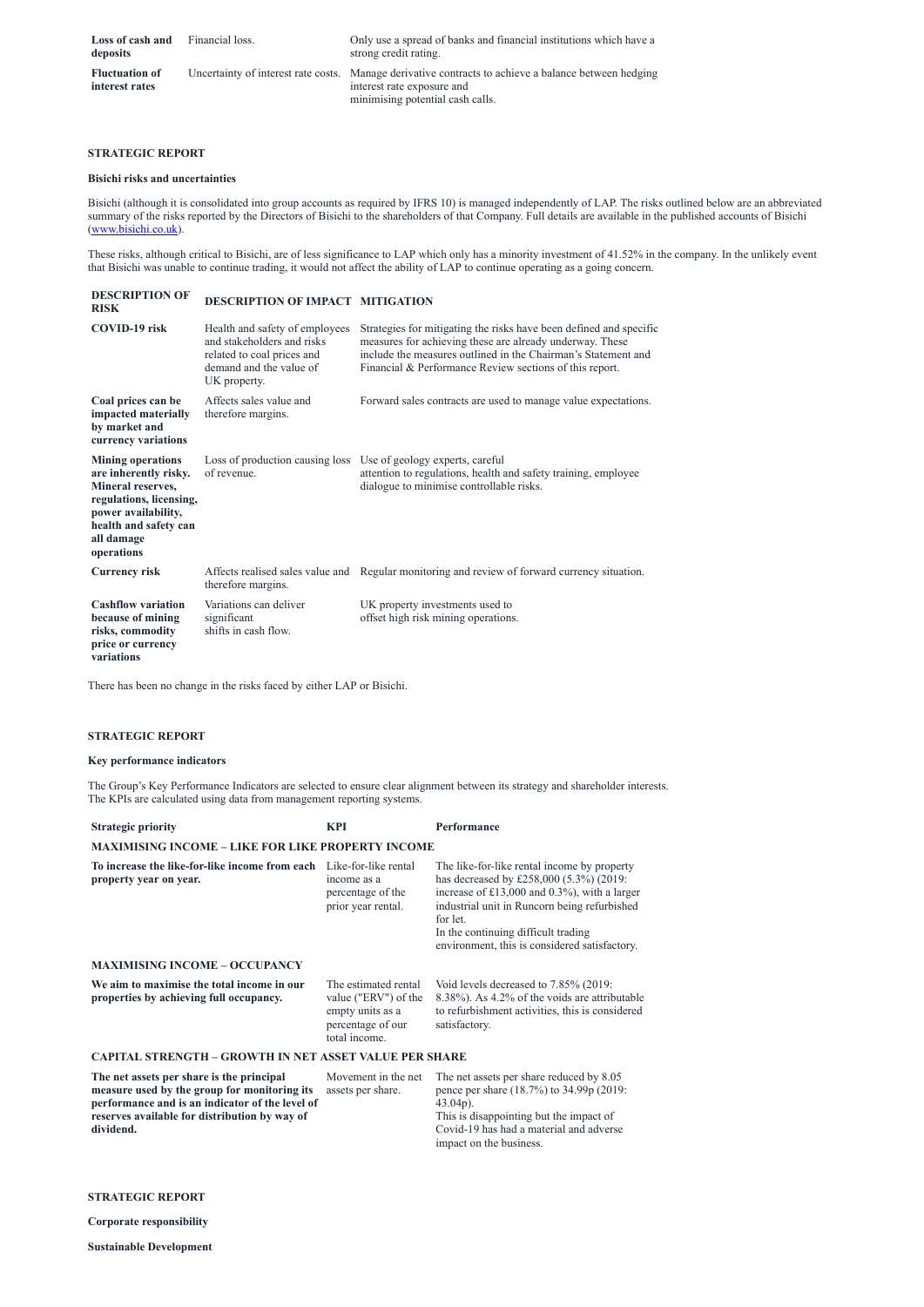| | | |
|---|---|---|
| **Loss of cash and deposits** | Financial loss. | Only use a spread of banks and financial institutions which have a strong credit rating. |
| **Fluctuation of interest rates** | Uncertainty of interest rate costs. | Manage derivative contracts to achieve a balance between hedging interest rate exposure and minimising potential cash calls. |

## STRATEGIC REPORT

### Bisichi risks and uncertainties

Bisichi (although it is consolidated into group accounts as required by IFRS 10) is managed independently of LAP. The risks outlined below are an abbreviated summary of the risks reported by the Directors of Bisichi to the shareholders of that Company. Full details are available in the published accounts of Bisichi (www.bisichi.co.uk).

These risks, although critical to Bisichi, are of less significance to LAP which only has a minority investment of 41.52% in the company. In the unlikely event that Bisichi was unable to continue trading, it would not affect the ability of LAP to continue operating as a going concern.

| DESCRIPTION OF RISK | DESCRIPTION OF IMPACT | MITIGATION |
|---|---|---|
| **COVID-19 risk** | Health and safety of employees and stakeholders and risks related to coal prices and demand and the value of UK property. | Strategies for mitigating the risks have been defined and specific measures for achieving these are already underway. These include the measures outlined in the Chairman's Statement and Financial & Performance Review sections of this report. |
| **Coal prices can be impacted materially by market and currency variations** | Affects sales value and therefore margins. | Forward sales contracts are used to manage value expectations. |
| **Mining operations are inherently risky. Mineral reserves, regulations, licensing, power availability, health and safety can all damage operations** | Loss of production causing loss of revenue. | Use of geology experts, careful attention to regulations, health and safety training, employee dialogue to minimise controllable risks. |
| **Currency risk** | Affects realised sales value and therefore margins. | Regular monitoring and review of forward currency situation. |
| **Cashflow variation because of mining risks, commodity price or currency variations** | Variations can deliver significant shifts in cash flow. | UK property investments used to offset high risk mining operations. |

There has been no change in the risks faced by either LAP or Bisichi.

## STRATEGIC REPORT

### Key performance indicators

The Group's Key Performance Indicators are selected to ensure clear alignment between its strategy and shareholder interests. The KPIs are calculated using data from management reporting systems.

| Strategic priority | KPI | Performance |
|---|---|---|
| **MAXIMISING INCOME – LIKE FOR LIKE PROPERTY INCOME** | | |
| **To increase the like-for-like income from each property year on year.** | Like-for-like rental income as a percentage of the prior year rental. | The like-for-like rental income by property has decreased by £258,000 (5.3%) (2019: increase of £13,000 and 0.3%), with a larger industrial unit in Runcorn being refurbished for let. In the continuing difficult trading environment, this is considered satisfactory. |
| **MAXIMISING INCOME – OCCUPANCY** | | |
| **We aim to maximise the total income in our properties by achieving full occupancy.** | The estimated rental value ("ERV") of the empty units as a percentage of our total income. | Void levels decreased to 7.85% (2019: 8.38%). As 4.2% of the voids are attributable to refurbishment activities, this is considered satisfactory. |
| **CAPITAL STRENGTH – GROWTH IN NET ASSET VALUE PER SHARE** | | |
| **The net assets per share is the principal measure used by the group for monitoring its performance and is an indicator of the level of reserves available for distribution by way of dividend.** | Movement in the net assets per share. | The net assets per share reduced by 8.05 pence per share (18.7%) to 34.99p (2019: 43.04p). This is disappointing but the impact of Covid-19 has had a material and adverse impact on the business. |

## STRATEGIC REPORT

### Corporate responsibility

#### Sustainable Development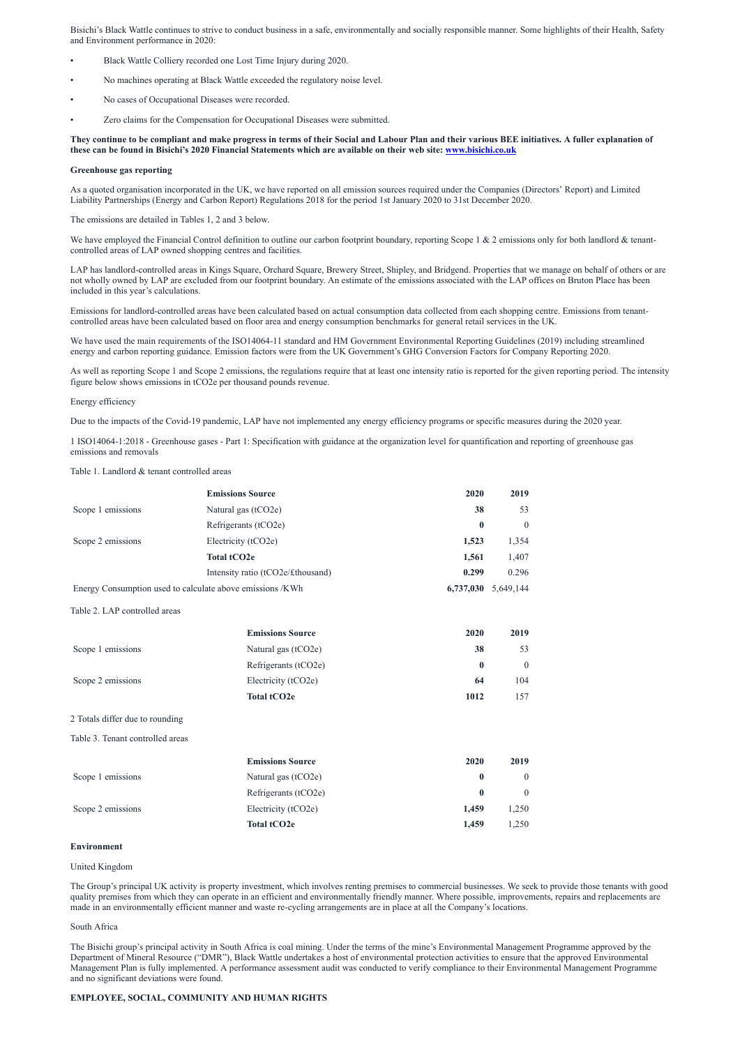Bisichi's Black Wattle continues to strive to conduct business in a safe, environmentally and socially responsible manner. Some highlights of their Health, Safety and Environment performance in 2020:

- Black Wattle Colliery recorded one Lost Time Injury during 2020.
- No machines operating at Black Wattle exceeded the regulatory noise level.
- No cases of Occupational Diseases were recorded.
- Zero claims for the Compensation for Occupational Diseases were submitted.

**They continue to be compliant and make progress in terms of their Social and Labour Plan and their various BEE initiatives. A fuller explanation of these can be found in Bisichi's 2020 Financial Statements which are available on their web site: [www.bisichi.co.uk](http://www.bisichi.co.uk)**

**Greenhouse gas reporting**

As a quoted organisation incorporated in the UK, we have reported on all emission sources required under the Companies (Directors' Report) and Limited Liability Partnerships (Energy and Carbon Report) Regulations 2018 for the period 1st January 2020 to 31st December 2020.

The emissions are detailed in Tables 1, 2 and 3 below.

We have employed the Financial Control definition to outline our carbon footprint boundary, reporting Scope 1 & 2 emissions only for both landlord & tenant-controlled areas of LAP owned shopping centres and facilities.

LAP has landlord-controlled areas in Kings Square, Orchard Square, Brewery Street, Shipley, and Bridgend. Properties that we manage on behalf of others or are not wholly owned by LAP are excluded from our footprint boundary. An estimate of the emissions associated with the LAP offices on Bruton Place has been included in this year's calculations.

Emissions for landlord-controlled areas have been calculated based on actual consumption data collected from each shopping centre. Emissions from tenant-controlled areas have been calculated based on floor area and energy consumption benchmarks for general retail services in the UK.

We have used the main requirements of the ISO14064-11 standard and HM Government Environmental Reporting Guidelines (2019) including streamlined energy and carbon reporting guidance. Emission factors were from the UK Government's GHG Conversion Factors for Company Reporting 2020.

As well as reporting Scope 1 and Scope 2 emissions, the regulations require that at least one intensity ratio is reported for the given reporting period. The intensity figure below shows emissions in tCO2e per thousand pounds revenue.

Energy efficiency

Due to the impacts of the Covid-19 pandemic, LAP have not implemented any energy efficiency programs or specific measures during the 2020 year.

1 ISO14064-1:2018 - Greenhouse gases - Part 1: Specification with guidance at the organization level for quantification and reporting of greenhouse gas emissions and removals

Table 1. Landlord & tenant controlled areas

| | Emissions Source | 2020 | 2019 |
|---|---|---|---|
| Scope 1 emissions | Natural gas (tCO2e) | **38** | 53 |
| | Refrigerants (tCO2e) | **0** | 0 |
| Scope 2 emissions | Electricity (tCO2e) | **1,523** | 1,354 |
| | **Total tCO2e** | **1,561** | 1,407 |
| | Intensity ratio (tCO2e/£thousand) | **0.299** | 0.296 |
| Energy Consumption used to calculate above emissions /KWh | | **6,737,030** | 5,649,144 |

Table 2. LAP controlled areas

| | Emissions Source | 2020 | 2019 |
|---|---|---|---|
| Scope 1 emissions | Natural gas (tCO2e) | **38** | 53 |
| | Refrigerants (tCO2e) | **0** | 0 |
| Scope 2 emissions | Electricity (tCO2e) | **64** | 104 |
| | **Total tCO2e** | **1012** | 157 |

2 Totals differ due to rounding

Table 3. Tenant controlled areas

| | Emissions Source | 2020 | 2019 |
|---|---|---|---|
| Scope 1 emissions | Natural gas (tCO2e) | **0** | 0 |
| | Refrigerants (tCO2e) | **0** | 0 |
| Scope 2 emissions | Electricity (tCO2e) | **1,459** | 1,250 |
| | **Total tCO2e** | **1,459** | 1,250 |

**Environment**

United Kingdom

The Group's principal UK activity is property investment, which involves renting premises to commercial businesses. We seek to provide those tenants with good quality premises from which they can operate in an efficient and environmentally friendly manner. Where possible, improvements, repairs and replacements are made in an environmentally efficient manner and waste re-cycling arrangements are in place at all the Company's locations.

South Africa

The Bisichi group's principal activity in South Africa is coal mining. Under the terms of the mine's Environmental Management Programme approved by the Department of Mineral Resource ("DMR"), Black Wattle undertakes a host of environmental protection activities to ensure that the approved Environmental Management Plan is fully implemented. A performance assessment audit was conducted to verify compliance to their Environmental Management Programme and no significant deviations were found.

**EMPLOYEE, SOCIAL, COMMUNITY AND HUMAN RIGHTS**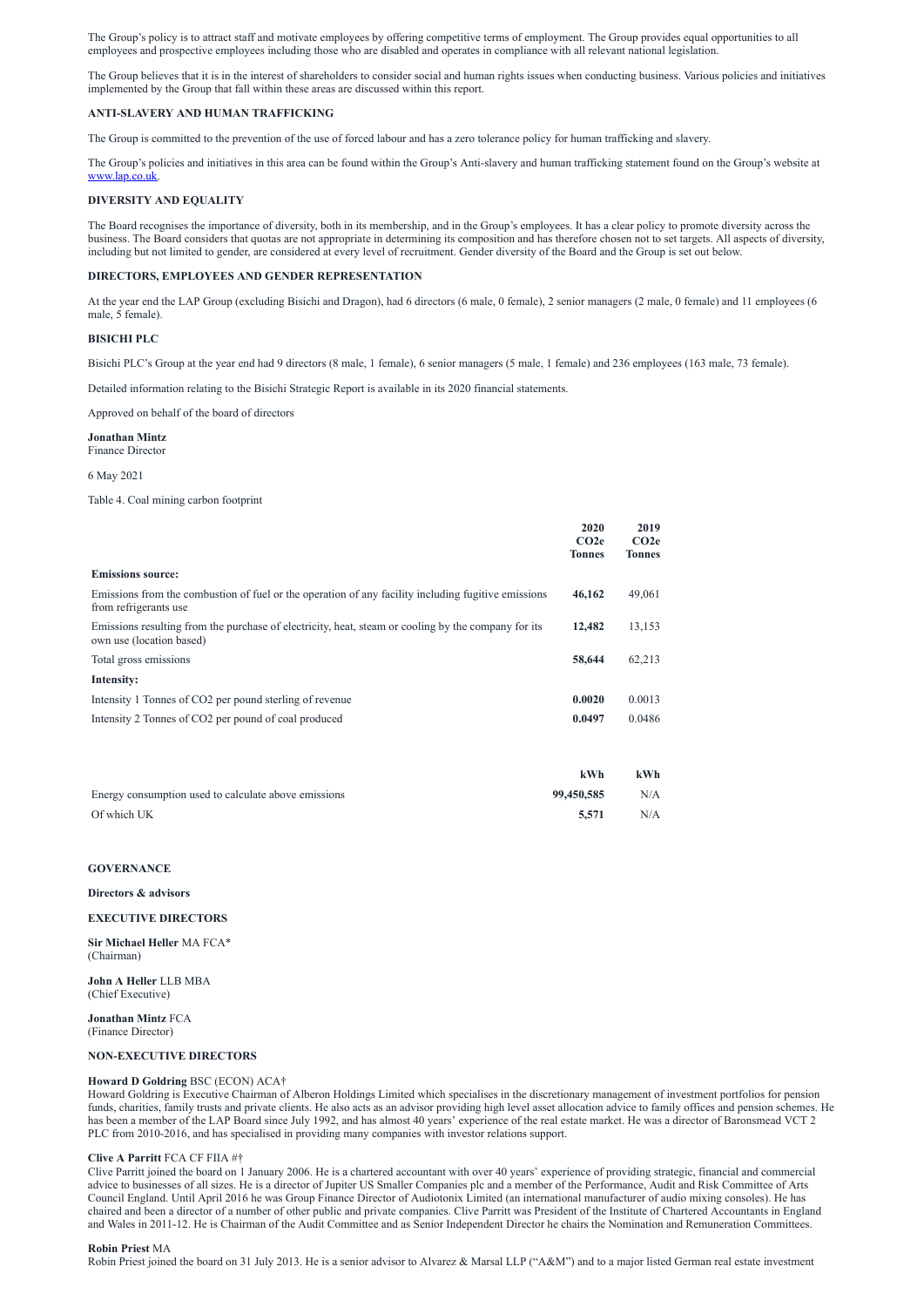The Group's policy is to attract staff and motivate employees by offering competitive terms of employment. The Group provides equal opportunities to all employees and prospective employees including those who are disabled and operates in compliance with all relevant national legislation.

The Group believes that it is in the interest of shareholders to consider social and human rights issues when conducting business. Various policies and initiatives implemented by the Group that fall within these areas are discussed within this report.

**ANTI-SLAVERY AND HUMAN TRAFFICKING**

The Group is committed to the prevention of the use of forced labour and has a zero tolerance policy for human trafficking and slavery.

The Group's policies and initiatives in this area can be found within the Group's Anti-slavery and human trafficking statement found on the Group's website at www.lap.co.uk.

**DIVERSITY AND EQUALITY**

The Board recognises the importance of diversity, both in its membership, and in the Group's employees. It has a clear policy to promote diversity across the business. The Board considers that quotas are not appropriate in determining its composition and has therefore chosen not to set targets. All aspects of diversity, including but not limited to gender, are considered at every level of recruitment. Gender diversity of the Board and the Group is set out below.

**DIRECTORS, EMPLOYEES AND GENDER REPRESENTATION**

At the year end the LAP Group (excluding Bisichi and Dragon), had 6 directors (6 male, 0 female), 2 senior managers (2 male, 0 female) and 11 employees (6 male, 5 female).

**BISICHI PLC**

Bisichi PLC's Group at the year end had 9 directors (8 male, 1 female), 6 senior managers (5 male, 1 female) and 236 employees (163 male, 73 female).

Detailed information relating to the Bisichi Strategic Report is available in its 2020 financial statements.

Approved on behalf of the board of directors

**Jonathan Mintz**
Finance Director

6 May 2021

Table 4. Coal mining carbon footprint

| | **2020 CO2e Tonnes** | **2019 CO2e Tonnes** |
|---|---|---|
| **Emissions source:** | | |
| Emissions from the combustion of fuel or the operation of any facility including fugitive emissions from refrigerants use | **46,162** | 49,061 |
| Emissions resulting from the purchase of electricity, heat, steam or cooling by the company for its own use (location based) | **12,482** | 13,153 |
| Total gross emissions | **58,644** | 62,213 |
| **Intensity:** | | |
| Intensity 1 Tonnes of CO2 per pound sterling of revenue | **0.0020** | 0.0013 |
| Intensity 2 Tonnes of CO2 per pound of coal produced | **0.0497** | 0.0486 |

| | **kWh** | **kWh** |
|---|---|---|
| Energy consumption used to calculate above emissions | **99,450,585** | N/A |
| Of which UK | **5,571** | N/A |

**GOVERNANCE**

**Directors & advisors**

**EXECUTIVE DIRECTORS**

**Sir Michael Heller** MA FCA*
(Chairman)

**John A Heller** LLB MBA
(Chief Executive)

**Jonathan Mintz** FCA
(Finance Director)

**NON-EXECUTIVE DIRECTORS**

**Howard D Goldring** BSC (ECON) ACA†
Howard Goldring is Executive Chairman of Alberon Holdings Limited which specialises in the discretionary management of investment portfolios for pension funds, charities, family trusts and private clients. He also acts as an advisor providing high level asset allocation advice to family offices and pension schemes. He has been a member of the LAP Board since July 1992, and has almost 40 years' experience of the real estate market. He was a director of Baronsmead VCT 2 PLC from 2010-2016, and has specialised in providing many companies with investor relations support.

**Clive A Parritt** FCA CF FIIA #†
Clive Parritt joined the board on 1 January 2006. He is a chartered accountant with over 40 years' experience of providing strategic, financial and commercial advice to businesses of all sizes. He is a director of Jupiter US Smaller Companies plc and a member of the Performance, Audit and Risk Committee of Arts Council England. Until April 2016 he was Group Finance Director of Audiotonix Limited (an international manufacturer of audio mixing consoles). He has chaired and been a director of a number of other public and private companies. Clive Parritt was President of the Institute of Chartered Accountants in England and Wales in 2011-12. He is Chairman of the Audit Committee and as Senior Independent Director he chairs the Nomination and Remuneration Committees.

**Robin Priest** MA
Robin Priest joined the board on 31 July 2013. He is a senior advisor to Alvarez & Marsal LLP ("A&M") and to a major listed German real estate investment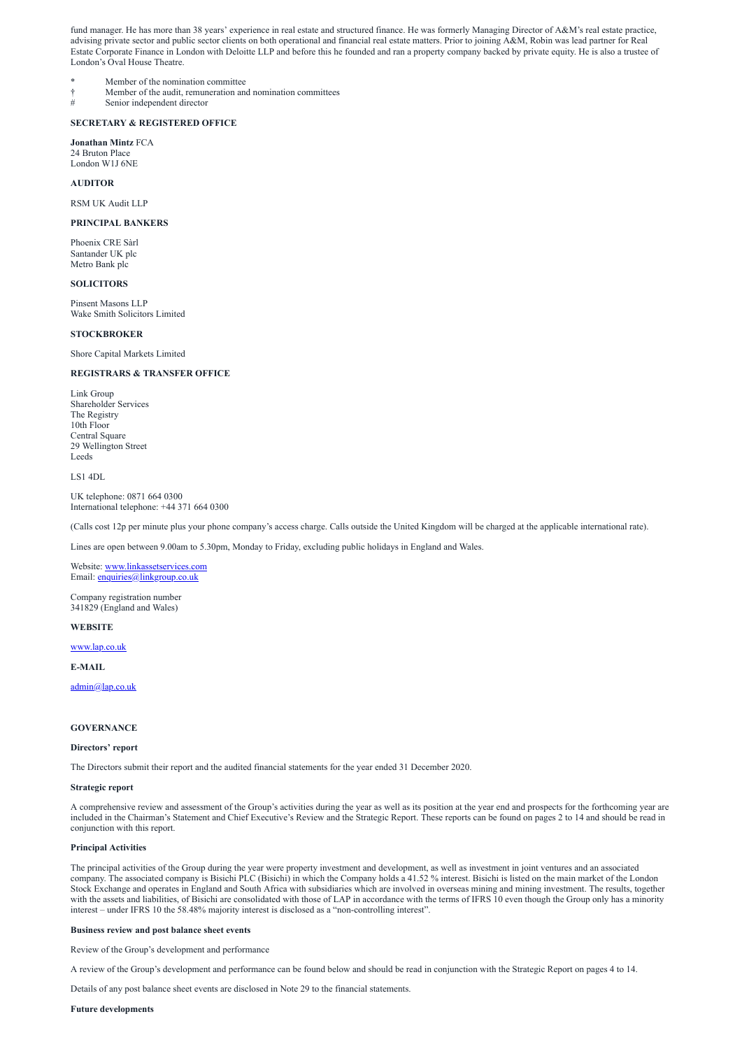fund manager. He has more than 38 years' experience in real estate and structured finance. He was formerly Managing Director of A&M's real estate practice, advising private sector and public sector clients on both operational and financial real estate matters. Prior to joining A&M, Robin was lead partner for Real Estate Corporate Finance in London with Deloitte LLP and before this he founded and ran a property company backed by private equity. He is also a trustee of London's Oval House Theatre.

| | |
|---|---|
| * | Member of the nomination committee |
| † | Member of the audit, remuneration and nomination committees |
| # | Senior independent director |

**SECRETARY & REGISTERED OFFICE**

**Jonathan Mintz** FCA
24 Bruton Place
London W1J 6NE

**AUDITOR**

RSM UK Audit LLP

**PRINCIPAL BANKERS**

Phoenix CRE Sàrl
Santander UK plc
Metro Bank plc

**SOLICITORS**

Pinsent Masons LLP
Wake Smith Solicitors Limited

**STOCKBROKER**

Shore Capital Markets Limited

**REGISTRARS & TRANSFER OFFICE**

Link Group
Shareholder Services
The Registry
10th Floor
Central Square
29 Wellington Street
Leeds

LS1 4DL

UK telephone: 0871 664 0300
International telephone: +44 371 664 0300

(Calls cost 12p per minute plus your phone company's access charge. Calls outside the United Kingdom will be charged at the applicable international rate).

Lines are open between 9.00am to 5.30pm, Monday to Friday, excluding public holidays in England and Wales.

Website: www.linkassetservices.com
Email: enquiries@linkgroup.co.uk

Company registration number
341829 (England and Wales)

**WEBSITE**

www.lap.co.uk

**E-MAIL**

admin@lap.co.uk

## GOVERNANCE

### Directors' report

The Directors submit their report and the audited financial statements for the year ended 31 December 2020.

### Strategic report

A comprehensive review and assessment of the Group's activities during the year as well as its position at the year end and prospects for the forthcoming year are included in the Chairman's Statement and Chief Executive's Review and the Strategic Report. These reports can be found on pages 2 to 14 and should be read in conjunction with this report.

### Principal Activities

The principal activities of the Group during the year were property investment and development, as well as investment in joint ventures and an associated company. The associated company is Bisichi PLC (Bisichi) in which the Company holds a 41.52 % interest. Bisichi is listed on the main market of the London Stock Exchange and operates in England and South Africa with subsidiaries which are involved in overseas mining and mining investment. The results, together with the assets and liabilities, of Bisichi are consolidated with those of LAP in accordance with the terms of IFRS 10 even though the Group only has a minority interest – under IFRS 10 the 58.48% majority interest is disclosed as a "non-controlling interest".

### Business review and post balance sheet events

Review of the Group's development and performance

A review of the Group's development and performance can be found below and should be read in conjunction with the Strategic Report on pages 4 to 14.

Details of any post balance sheet events are disclosed in Note 29 to the financial statements.

### Future developments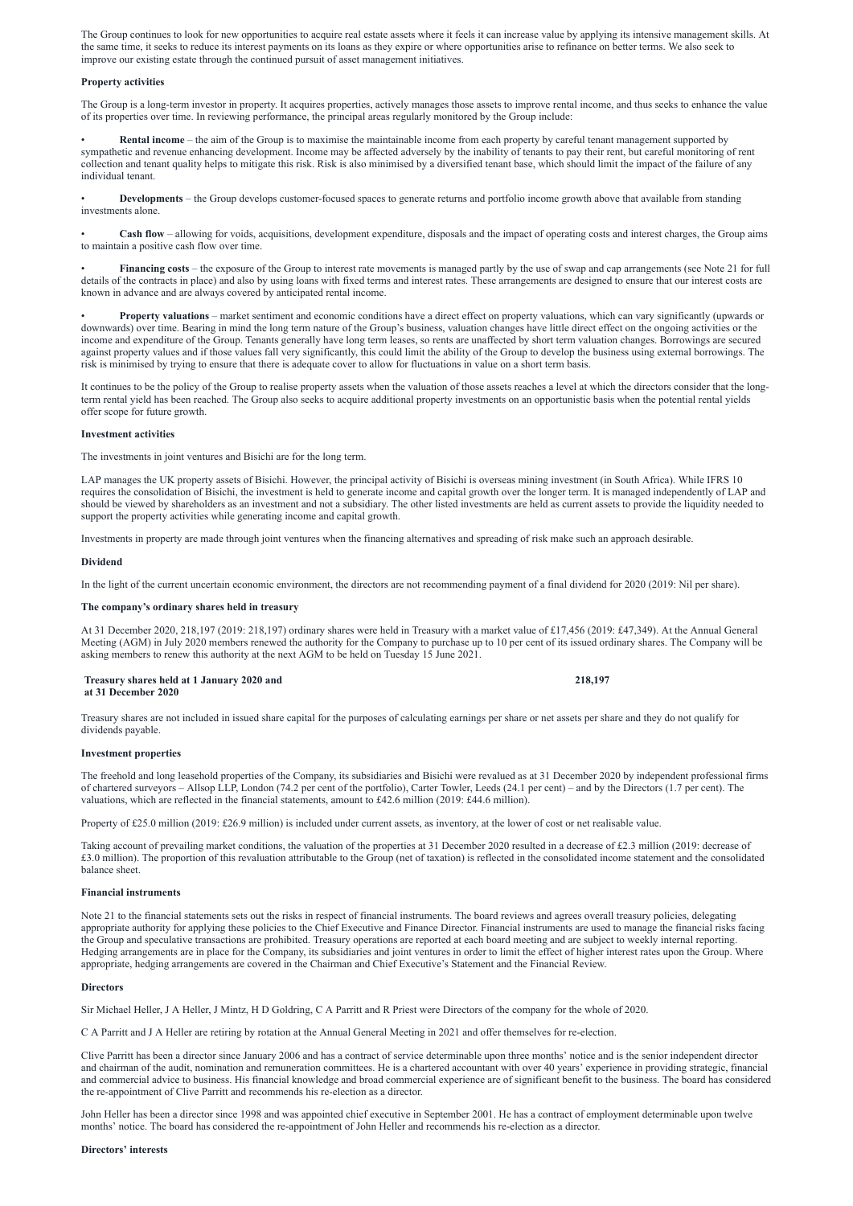The Group continues to look for new opportunities to acquire real estate assets where it feels it can increase value by applying its intensive management skills. At the same time, it seeks to reduce its interest payments on its loans as they expire or where opportunities arise to refinance on better terms. We also seek to improve our existing estate through the continued pursuit of asset management initiatives.

**Property activities**

The Group is a long-term investor in property. It acquires properties, actively manages those assets to improve rental income, and thus seeks to enhance the value of its properties over time. In reviewing performance, the principal areas regularly monitored by the Group include:

- **Rental income** – the aim of the Group is to maximise the maintainable income from each property by careful tenant management supported by sympathetic and revenue enhancing development. Income may be affected adversely by the inability of tenants to pay their rent, but careful monitoring of rent collection and tenant quality helps to mitigate this risk. Risk is also minimised by a diversified tenant base, which should limit the impact of the failure of any individual tenant.

- **Developments** – the Group develops customer-focused spaces to generate returns and portfolio income growth above that available from standing investments alone.

- **Cash flow** – allowing for voids, acquisitions, development expenditure, disposals and the impact of operating costs and interest charges, the Group aims to maintain a positive cash flow over time.

- **Financing costs** – the exposure of the Group to interest rate movements is managed partly by the use of swap and cap arrangements (see Note 21 for full details of the contracts in place) and also by using loans with fixed terms and interest rates. These arrangements are designed to ensure that our interest costs are known in advance and are always covered by anticipated rental income.

- **Property valuations** – market sentiment and economic conditions have a direct effect on property valuations, which can vary significantly (upwards or downwards) over time. Bearing in mind the long term nature of the Group's business, valuation changes have little direct effect on the ongoing activities or the income and expenditure of the Group. Tenants generally have long term leases, so rents are unaffected by short term valuation changes. Borrowings are secured against property values and if those values fall very significantly, this could limit the ability of the Group to develop the business using external borrowings. The risk is minimised by trying to ensure that there is adequate cover to allow for fluctuations in value on a short term basis.

It continues to be the policy of the Group to realise property assets when the valuation of those assets reaches a level at which the directors consider that the long-term rental yield has been reached. The Group also seeks to acquire additional property investments on an opportunistic basis when the potential rental yields offer scope for future growth.

**Investment activities**

The investments in joint ventures and Bisichi are for the long term.

LAP manages the UK property assets of Bisichi. However, the principal activity of Bisichi is overseas mining investment (in South Africa). While IFRS 10 requires the consolidation of Bisichi, the investment is held to generate income and capital growth over the longer term. It is managed independently of LAP and should be viewed by shareholders as an investment and not a subsidiary. The other listed investments are held as current assets to provide the liquidity needed to support the property activities while generating income and capital growth.

Investments in property are made through joint ventures when the financing alternatives and spreading of risk make such an approach desirable.

**Dividend**

In the light of the current uncertain economic environment, the directors are not recommending payment of a final dividend for 2020 (2019: Nil per share).

**The company's ordinary shares held in treasury**

At 31 December 2020, 218,197 (2019: 218,197) ordinary shares were held in Treasury with a market value of £17,456 (2019: £47,349). At the Annual General Meeting (AGM) in July 2020 members renewed the authority for the Company to purchase up to 10 per cent of its issued ordinary shares. The Company will be asking members to renew this authority at the next AGM to be held on Tuesday 15 June 2021.

| | |
|---|---|
| **Treasury shares held at 1 January 2020 and at 31 December 2020** | **218,197** |

Treasury shares are not included in issued share capital for the purposes of calculating earnings per share or net assets per share and they do not qualify for dividends payable.

**Investment properties**

The freehold and long leasehold properties of the Company, its subsidiaries and Bisichi were revalued as at 31 December 2020 by independent professional firms of chartered surveyors – Allsop LLP, London (74.2 per cent of the portfolio), Carter Towler, Leeds (24.1 per cent) – and by the Directors (1.7 per cent). The valuations, which are reflected in the financial statements, amount to £42.6 million (2019: £44.6 million).

Property of £25.0 million (2019: £26.9 million) is included under current assets, as inventory, at the lower of cost or net realisable value.

Taking account of prevailing market conditions, the valuation of the properties at 31 December 2020 resulted in a decrease of £2.3 million (2019: decrease of £3.0 million). The proportion of this revaluation attributable to the Group (net of taxation) is reflected in the consolidated income statement and the consolidated balance sheet.

**Financial instruments**

Note 21 to the financial statements sets out the risks in respect of financial instruments. The board reviews and agrees overall treasury policies, delegating appropriate authority for applying these policies to the Chief Executive and Finance Director. Financial instruments are used to manage the financial risks facing the Group and speculative transactions are prohibited. Treasury operations are reported at each board meeting and are subject to weekly internal reporting. Hedging arrangements are in place for the Company, its subsidiaries and joint ventures in order to limit the effect of higher interest rates upon the Group. Where appropriate, hedging arrangements are covered in the Chairman and Chief Executive's Statement and the Financial Review.

**Directors**

Sir Michael Heller, J A Heller, J Mintz, H D Goldring, C A Parritt and R Priest were Directors of the company for the whole of 2020.

C A Parritt and J A Heller are retiring by rotation at the Annual General Meeting in 2021 and offer themselves for re-election.

Clive Parritt has been a director since January 2006 and has a contract of service determinable upon three months' notice and is the senior independent director and chairman of the audit, nomination and remuneration committees. He is a chartered accountant with over 40 years' experience in providing strategic, financial and commercial advice to business. His financial knowledge and broad commercial experience are of significant benefit to the business. The board has considered the re-appointment of Clive Parritt and recommends his re-election as a director.

John Heller has been a director since 1998 and was appointed chief executive in September 2001. He has a contract of employment determinable upon twelve months' notice. The board has considered the re-appointment of John Heller and recommends his re-election as a director.

**Directors' interests**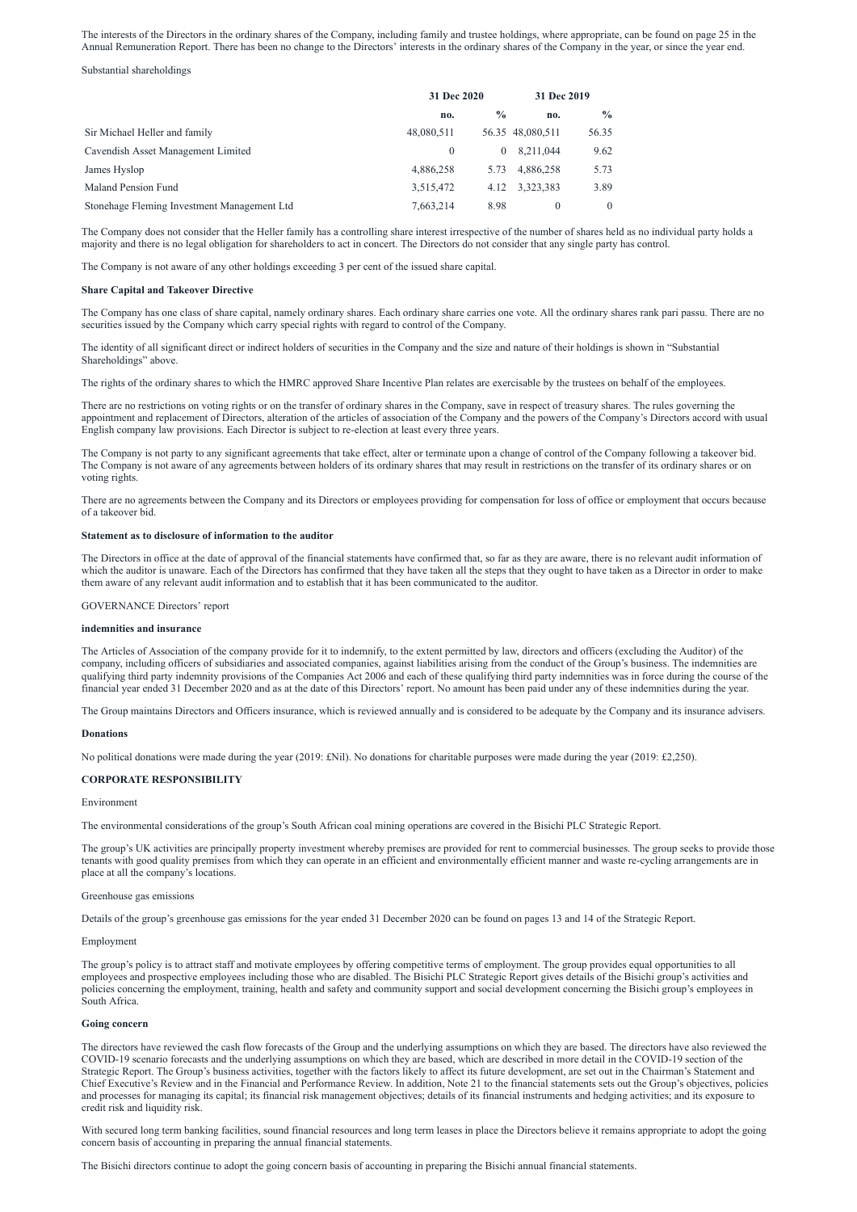The interests of the Directors in the ordinary shares of the Company, including family and trustee holdings, where appropriate, can be found on page 25 in the Annual Remuneration Report. There has been no change to the Directors' interests in the ordinary shares of the Company in the year, or since the year end.

Substantial shareholdings

| | 31 Dec 2020 | | 31 Dec 2019 | |
|---|---|---|---|---|
| | no. | % | no. | % |
| Sir Michael Heller and family | 48,080,511 | 56.35 | 48,080,511 | 56.35 |
| Cavendish Asset Management Limited | 0 | 0 | 8,211,044 | 9.62 |
| James Hyslop | 4,886,258 | 5.73 | 4,886,258 | 5.73 |
| Maland Pension Fund | 3,515,472 | 4.12 | 3,323,383 | 3.89 |
| Stonehage Fleming Investment Management Ltd | 7,663,214 | 8.98 | 0 | 0 |

The Company does not consider that the Heller family has a controlling share interest irrespective of the number of shares held as no individual party holds a majority and there is no legal obligation for shareholders to act in concert. The Directors do not consider that any single party has control.

The Company is not aware of any other holdings exceeding 3 per cent of the issued share capital.

**Share Capital and Takeover Directive**

The Company has one class of share capital, namely ordinary shares. Each ordinary share carries one vote. All the ordinary shares rank pari passu. There are no securities issued by the Company which carry special rights with regard to control of the Company.

The identity of all significant direct or indirect holders of securities in the Company and the size and nature of their holdings is shown in "Substantial Shareholdings" above.

The rights of the ordinary shares to which the HMRC approved Share Incentive Plan relates are exercisable by the trustees on behalf of the employees.

There are no restrictions on voting rights or on the transfer of ordinary shares in the Company, save in respect of treasury shares. The rules governing the appointment and replacement of Directors, alteration of the articles of association of the Company and the powers of the Company's Directors accord with usual English company law provisions. Each Director is subject to re-election at least every three years.

The Company is not party to any significant agreements that take effect, alter or terminate upon a change of control of the Company following a takeover bid. The Company is not aware of any agreements between holders of its ordinary shares that may result in restrictions on the transfer of its ordinary shares or on voting rights.

There are no agreements between the Company and its Directors or employees providing for compensation for loss of office or employment that occurs because of a takeover bid.

**Statement as to disclosure of information to the auditor**

The Directors in office at the date of approval of the financial statements have confirmed that, so far as they are aware, there is no relevant audit information of which the auditor is unaware. Each of the Directors has confirmed that they have taken all the steps that they ought to have taken as a Director in order to make them aware of any relevant audit information and to establish that it has been communicated to the auditor.

GOVERNANCE Directors' report

**indemnities and insurance**

The Articles of Association of the company provide for it to indemnify, to the extent permitted by law, directors and officers (excluding the Auditor) of the company, including officers of subsidiaries and associated companies, against liabilities arising from the conduct of the Group's business. The indemnities are qualifying third party indemnity provisions of the Companies Act 2006 and each of these qualifying third party indemnities was in force during the course of the financial year ended 31 December 2020 and as at the date of this Directors' report. No amount has been paid under any of these indemnities during the year.

The Group maintains Directors and Officers insurance, which is reviewed annually and is considered to be adequate by the Company and its insurance advisers.

**Donations**

No political donations were made during the year (2019: £Nil). No donations for charitable purposes were made during the year (2019: £2,250).

**CORPORATE RESPONSIBILITY**

Environment

The environmental considerations of the group's South African coal mining operations are covered in the Bisichi PLC Strategic Report.

The group's UK activities are principally property investment whereby premises are provided for rent to commercial businesses. The group seeks to provide those tenants with good quality premises from which they can operate in an efficient and environmentally efficient manner and waste re-cycling arrangements are in place at all the company's locations.

Greenhouse gas emissions

Details of the group's greenhouse gas emissions for the year ended 31 December 2020 can be found on pages 13 and 14 of the Strategic Report.

Employment

The group's policy is to attract staff and motivate employees by offering competitive terms of employment. The group provides equal opportunities to all employees and prospective employees including those who are disabled. The Bisichi PLC Strategic Report gives details of the Bisichi group's activities and policies concerning the employment, training, health and safety and community support and social development concerning the Bisichi group's employees in South Africa.

**Going concern**

The directors have reviewed the cash flow forecasts of the Group and the underlying assumptions on which they are based. The directors have also reviewed the COVID-19 scenario forecasts and the underlying assumptions on which they are based, which are described in more detail in the COVID-19 section of the Strategic Report. The Group's business activities, together with the factors likely to affect its future development, are set out in the Chairman's Statement and Chief Executive's Review and in the Financial and Performance Review. In addition, Note 21 to the financial statements sets out the Group's objectives, policies and processes for managing its capital; its financial risk management objectives; details of its financial instruments and hedging activities; and its exposure to credit risk and liquidity risk.

With secured long term banking facilities, sound financial resources and long term leases in place the Directors believe it remains appropriate to adopt the going concern basis of accounting in preparing the annual financial statements.

The Bisichi directors continue to adopt the going concern basis of accounting in preparing the Bisichi annual financial statements.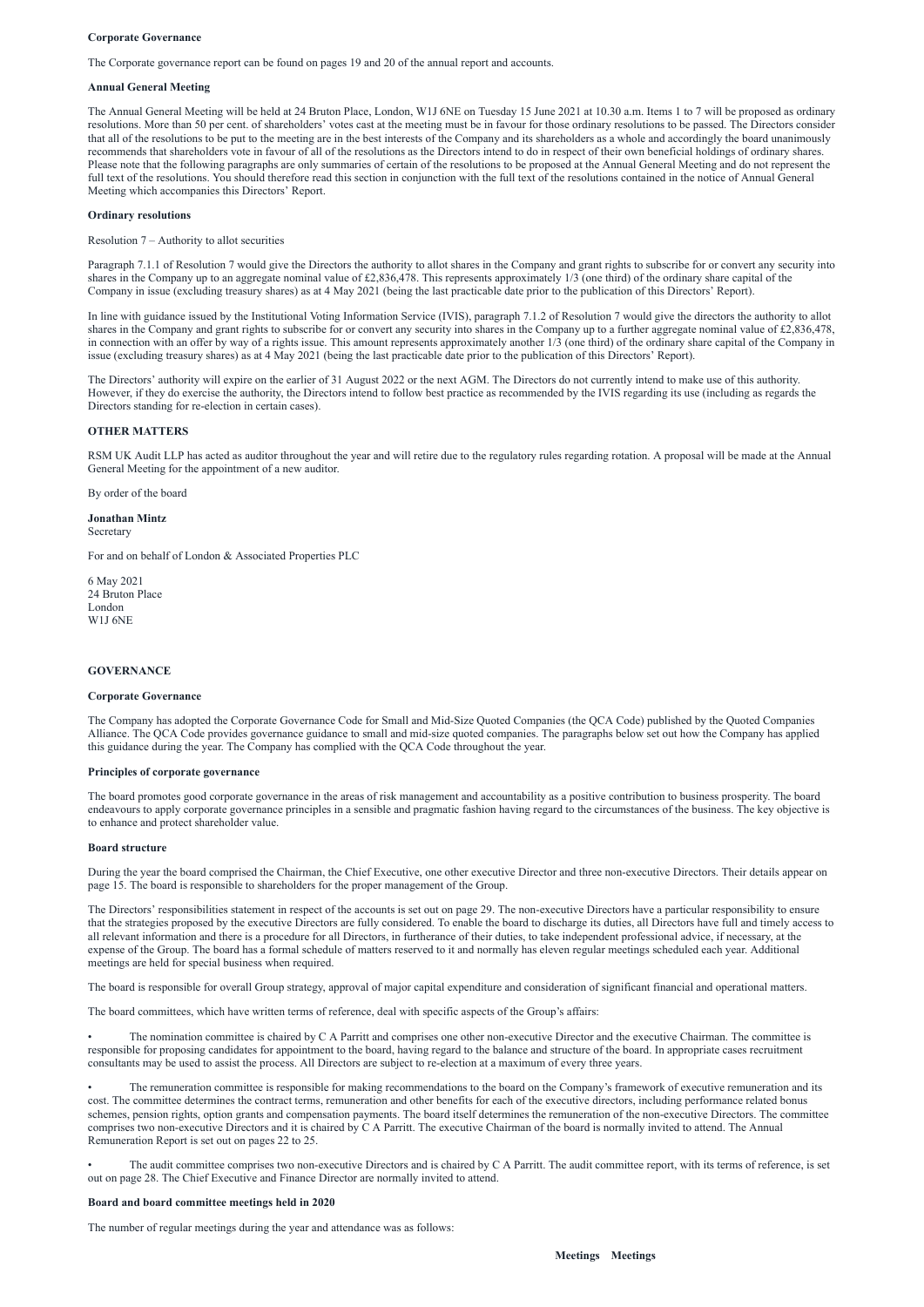**Corporate Governance**

The Corporate governance report can be found on pages 19 and 20 of the annual report and accounts.

**Annual General Meeting**

The Annual General Meeting will be held at 24 Bruton Place, London, W1J 6NE on Tuesday 15 June 2021 at 10.30 a.m. Items 1 to 7 will be proposed as ordinary resolutions. More than 50 per cent. of shareholders' votes cast at the meeting must be in favour for those ordinary resolutions to be passed. The Directors consider that all of the resolutions to be put to the meeting are in the best interests of the Company and its shareholders as a whole and accordingly the board unanimously recommends that shareholders vote in favour of all of the resolutions as the Directors intend to do in respect of their own beneficial holdings of ordinary shares. Please note that the following paragraphs are only summaries of certain of the resolutions to be proposed at the Annual General Meeting and do not represent the full text of the resolutions. You should therefore read this section in conjunction with the full text of the resolutions contained in the notice of Annual General Meeting which accompanies this Directors' Report.

**Ordinary resolutions**

Resolution 7 – Authority to allot securities

Paragraph 7.1.1 of Resolution 7 would give the Directors the authority to allot shares in the Company and grant rights to subscribe for or convert any security into shares in the Company up to an aggregate nominal value of £2,836,478. This represents approximately 1/3 (one third) of the ordinary share capital of the Company in issue (excluding treasury shares) as at 4 May 2021 (being the last practicable date prior to the publication of this Directors' Report).

In line with guidance issued by the Institutional Voting Information Service (IVIS), paragraph 7.1.2 of Resolution 7 would give the directors the authority to allot shares in the Company and grant rights to subscribe for or convert any security into shares in the Company up to a further aggregate nominal value of £2,836,478, in connection with an offer by way of a rights issue. This amount represents approximately another 1/3 (one third) of the ordinary share capital of the Company in issue (excluding treasury shares) as at 4 May 2021 (being the last practicable date prior to the publication of this Directors' Report).

The Directors' authority will expire on the earlier of 31 August 2022 or the next AGM. The Directors do not currently intend to make use of this authority. However, if they do exercise the authority, the Directors intend to follow best practice as recommended by the IVIS regarding its use (including as regards the Directors standing for re-election in certain cases).

**OTHER MATTERS**

RSM UK Audit LLP has acted as auditor throughout the year and will retire due to the regulatory rules regarding rotation. A proposal will be made at the Annual General Meeting for the appointment of a new auditor.

By order of the board

**Jonathan Mintz**
Secretary

For and on behalf of London & Associated Properties PLC

6 May 2021
24 Bruton Place
London
W1J 6NE

## GOVERNANCE

**Corporate Governance**

The Company has adopted the Corporate Governance Code for Small and Mid-Size Quoted Companies (the QCA Code) published by the Quoted Companies Alliance. The QCA Code provides governance guidance to small and mid-size quoted companies. The paragraphs below set out how the Company has applied this guidance during the year. The Company has complied with the QCA Code throughout the year.

**Principles of corporate governance**

The board promotes good corporate governance in the areas of risk management and accountability as a positive contribution to business prosperity. The board endeavours to apply corporate governance principles in a sensible and pragmatic fashion having regard to the circumstances of the business. The key objective is to enhance and protect shareholder value.

**Board structure**

During the year the board comprised the Chairman, the Chief Executive, one other executive Director and three non-executive Directors. Their details appear on page 15. The board is responsible to shareholders for the proper management of the Group.

The Directors' responsibilities statement in respect of the accounts is set out on page 29. The non-executive Directors have a particular responsibility to ensure that the strategies proposed by the executive Directors are fully considered. To enable the board to discharge its duties, all Directors have full and timely access to all relevant information and there is a procedure for all Directors, in furtherance of their duties, to take independent professional advice, if necessary, at the expense of the Group. The board has a formal schedule of matters reserved to it and normally has eleven regular meetings scheduled each year. Additional meetings are held for special business when required.

The board is responsible for overall Group strategy, approval of major capital expenditure and consideration of significant financial and operational matters.

The board committees, which have written terms of reference, deal with specific aspects of the Group's affairs:

- The nomination committee is chaired by C A Parritt and comprises one other non-executive Director and the executive Chairman. The committee is responsible for proposing candidates for appointment to the board, having regard to the balance and structure of the board. In appropriate cases recruitment consultants may be used to assist the process. All Directors are subject to re-election at a maximum of every three years.

- The remuneration committee is responsible for making recommendations to the board on the Company's framework of executive remuneration and its cost. The committee determines the contract terms, remuneration and other benefits for each of the executive directors, including performance related bonus schemes, pension rights, option grants and compensation payments. The board itself determines the remuneration of the non-executive Directors. The committee comprises two non-executive Directors and it is chaired by C A Parritt. The executive Chairman of the board is normally invited to attend. The Annual Remuneration Report is set out on pages 22 to 25.

- The audit committee comprises two non-executive Directors and is chaired by C A Parritt. The audit committee report, with its terms of reference, is set out on page 28. The Chief Executive and Finance Director are normally invited to attend.

**Board and board committee meetings held in 2020**

The number of regular meetings during the year and attendance was as follows:

| | Meetings | Meetings |
|---|---|---|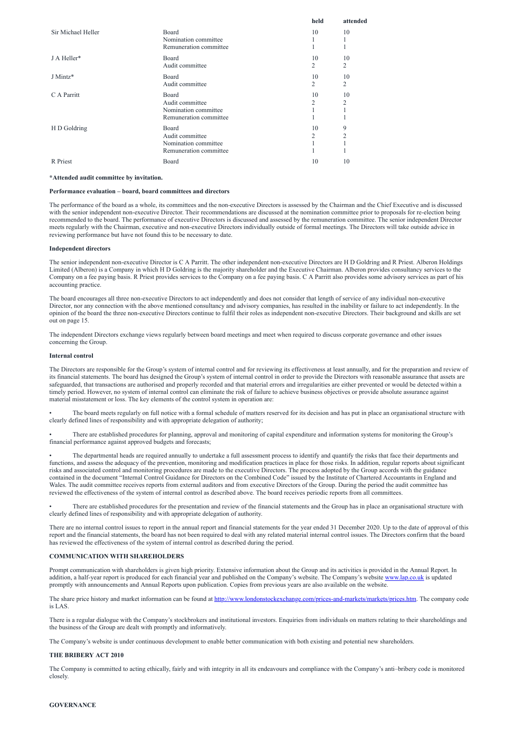| | | held | attended |
|---|---|---|---|
| Sir Michael Heller | Board | 10 | 10 |
| | Nomination committee | 1 | 1 |
| | Remuneration committee | 1 | 1 |
| J A Heller* | Board | 10 | 10 |
| | Audit committee | 2 | 2 |
| J Mintz* | Board | 10 | 10 |
| | Audit committee | 2 | 2 |
| C A Parritt | Board | 10 | 10 |
| | Audit committee | 2 | 2 |
| | Nomination committee | 1 | 1 |
| | Remuneration committee | 1 | 1 |
| H D Goldring | Board | 10 | 9 |
| | Audit committee | 2 | 2 |
| | Nomination committee | 1 | 1 |
| | Remuneration committee | 1 | 1 |
| R Priest | Board | 10 | 10 |

**\*Attended audit committee by invitation.**

**Performance evaluation – board, board committees and directors**

The performance of the board as a whole, its committees and the non-executive Directors is assessed by the Chairman and the Chief Executive and is discussed with the senior independent non-executive Director. Their recommendations are discussed at the nomination committee prior to proposals for re-election being recommended to the board. The performance of executive Directors is discussed and assessed by the remuneration committee. The senior independent Director meets regularly with the Chairman, executive and non-executive Directors individually outside of formal meetings. The Directors will take outside advice in reviewing performance but have not found this to be necessary to date.

**Independent directors**

The senior independent non-executive Director is C A Parritt. The other independent non-executive Directors are H D Goldring and R Priest. Alberon Holdings Limited (Alberon) is a Company in which H D Goldring is the majority shareholder and the Executive Chairman. Alberon provides consultancy services to the Company on a fee paying basis. R Priest provides services to the Company on a fee paying basis. C A Parritt also provides some advisory services as part of his accounting practice.

The board encourages all three non-executive Directors to act independently and does not consider that length of service of any individual non-executive Director, nor any connection with the above mentioned consultancy and advisory companies, has resulted in the inability or failure to act independently. In the opinion of the board the three non-executive Directors continue to fulfil their roles as independent non-executive Directors. Their background and skills are set out on page 15.

The independent Directors exchange views regularly between board meetings and meet when required to discuss corporate governance and other issues concerning the Group.

**Internal control**

The Directors are responsible for the Group's system of internal control and for reviewing its effectiveness at least annually, and for the preparation and review of its financial statements. The board has designed the Group's system of internal control in order to provide the Directors with reasonable assurance that assets are safeguarded, that transactions are authorised and properly recorded and that material errors and irregularities are either prevented or would be detected within a timely period. However, no system of internal control can eliminate the risk of failure to achieve business objectives or provide absolute assurance against material misstatement or loss. The key elements of the control system in operation are:

- The board meets regularly on full notice with a formal schedule of matters reserved for its decision and has put in place an organisational structure with clearly defined lines of responsibility and with appropriate delegation of authority;

- There are established procedures for planning, approval and monitoring of capital expenditure and information systems for monitoring the Group's financial performance against approved budgets and forecasts;

- The departmental heads are required annually to undertake a full assessment process to identify and quantify the risks that face their departments and functions, and assess the adequacy of the prevention, monitoring and modification practices in place for those risks. In addition, regular reports about significant risks and associated control and monitoring procedures are made to the executive Directors. The process adopted by the Group accords with the guidance contained in the document "Internal Control Guidance for Directors on the Combined Code" issued by the Institute of Chartered Accountants in England and Wales. The audit committee receives reports from external auditors and from executive Directors of the Group. During the period the audit committee has reviewed the effectiveness of the system of internal control as described above. The board receives periodic reports from all committees.

- There are established procedures for the presentation and review of the financial statements and the Group has in place an organisational structure with clearly defined lines of responsibility and with appropriate delegation of authority.

There are no internal control issues to report in the annual report and financial statements for the year ended 31 December 2020. Up to the date of approval of this report and the financial statements, the board has not been required to deal with any related material internal control issues. The Directors confirm that the board has reviewed the effectiveness of the system of internal control as described during the period.

## COMMUNICATION WITH SHAREHOLDERS

Prompt communication with shareholders is given high priority. Extensive information about the Group and its activities is provided in the Annual Report. In addition, a half-year report is produced for each financial year and published on the Company's website. The Company's website www.lap.co.uk is updated promptly with announcements and Annual Reports upon publication. Copies from previous years are also available on the website.

The share price history and market information can be found at http://www.londonstockexchange.com/prices-and-markets/markets/prices.htm. The company code is LAS.

There is a regular dialogue with the Company's stockbrokers and institutional investors. Enquiries from individuals on matters relating to their shareholdings and the business of the Group are dealt with promptly and informatively.

The Company's website is under continuous development to enable better communication with both existing and potential new shareholders.

## THE BRIBERY ACT 2010

The Company is committed to acting ethically, fairly and with integrity in all its endeavours and compliance with the Company's anti–bribery code is monitored closely.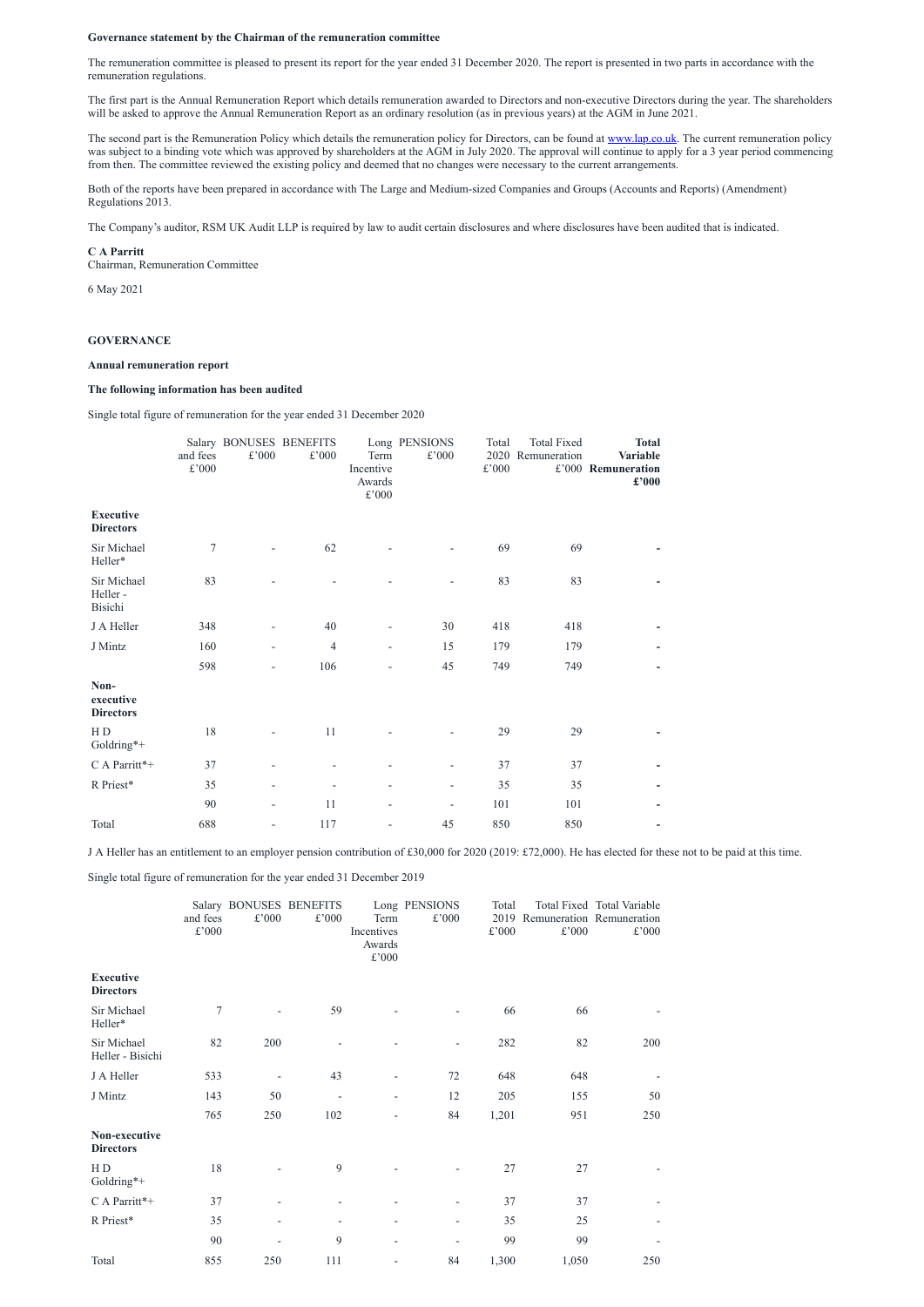**Governance statement by the Chairman of the remuneration committee**

The remuneration committee is pleased to present its report for the year ended 31 December 2020. The report is presented in two parts in accordance with the remuneration regulations.

The first part is the Annual Remuneration Report which details remuneration awarded to Directors and non-executive Directors during the year. The shareholders will be asked to approve the Annual Remuneration Report as an ordinary resolution (as in previous years) at the AGM in June 2021.

The second part is the Remuneration Policy which details the remuneration policy for Directors, can be found at www.lap.co.uk. The current remuneration policy was subject to a binding vote which was approved by shareholders at the AGM in July 2020. The approval will continue to apply for a 3 year period commencing from then. The committee reviewed the existing policy and deemed that no changes were necessary to the current arrangements.

Both of the reports have been prepared in accordance with The Large and Medium-sized Companies and Groups (Accounts and Reports) (Amendment) Regulations 2013.

The Company's auditor, RSM UK Audit LLP is required by law to audit certain disclosures and where disclosures have been audited that is indicated.

**C A Parritt**
Chairman, Remuneration Committee

6 May 2021

**GOVERNANCE**

**Annual remuneration report**

**The following information has been audited**

Single total figure of remuneration for the year ended 31 December 2020

| | Salary and fees £'000 | BONUSES £'000 | BENEFITS £'000 | Long Term Incentive Awards £'000 | PENSIONS £'000 | Total 2020 £'000 | Total Fixed Remuneration £'000 | **Total Variable Remuneration £'000** |
|---|---|---|---|---|---|---|---|---|
| **Executive Directors** | | | | | | | | |
| Sir Michael Heller* | 7 | - | 62 | - | - | 69 | 69 | - |
| Sir Michael Heller - Bisichi | 83 | - | - | - | - | 83 | 83 | - |
| J A Heller | 348 | - | 40 | - | 30 | 418 | 418 | - |
| J Mintz | 160 | - | 4 | - | 15 | 179 | 179 | - |
| | 598 | - | 106 | - | 45 | 749 | 749 | - |
| **Non-executive Directors** | | | | | | | | |
| H D Goldring*+ | 18 | - | 11 | - | - | 29 | 29 | - |
| C A Parritt*+ | 37 | - | - | - | - | 37 | 37 | - |
| R Priest* | 35 | - | - | - | - | 35 | 35 | - |
| | 90 | - | 11 | - | - | 101 | 101 | - |
| Total | 688 | - | 117 | - | 45 | 850 | 850 | - |

J A Heller has an entitlement to an employer pension contribution of £30,000 for 2020 (2019: £72,000). He has elected for these not to be paid at this time.

Single total figure of remuneration for the year ended 31 December 2019

| | Salary and fees £'000 | BONUSES £'000 | BENEFITS £'000 | Long Term Incentives Awards £'000 | PENSIONS £'000 | Total 2019 £'000 | Total Fixed Remuneration £'000 | Total Variable Remuneration £'000 |
|---|---|---|---|---|---|---|---|---|
| **Executive Directors** | | | | | | | | |
| Sir Michael Heller* | 7 | - | 59 | - | - | 66 | 66 | - |
| Sir Michael Heller - Bisichi | 82 | 200 | - | - | - | 282 | 82 | 200 |
| J A Heller | 533 | - | 43 | - | 72 | 648 | 648 | - |
| J Mintz | 143 | 50 | - | - | 12 | 205 | 155 | 50 |
| | 765 | 250 | 102 | - | 84 | 1,201 | 951 | 250 |
| **Non-executive Directors** | | | | | | | | |
| H D Goldring*+ | 18 | - | 9 | - | - | 27 | 27 | - |
| C A Parritt*+ | 37 | - | - | - | - | 37 | 37 | - |
| R Priest* | 35 | - | - | - | - | 35 | 25 | - |
| | 90 | - | 9 | - | - | 99 | 99 | - |
| Total | 855 | 250 | 111 | - | 84 | 1,300 | 1,050 | 250 |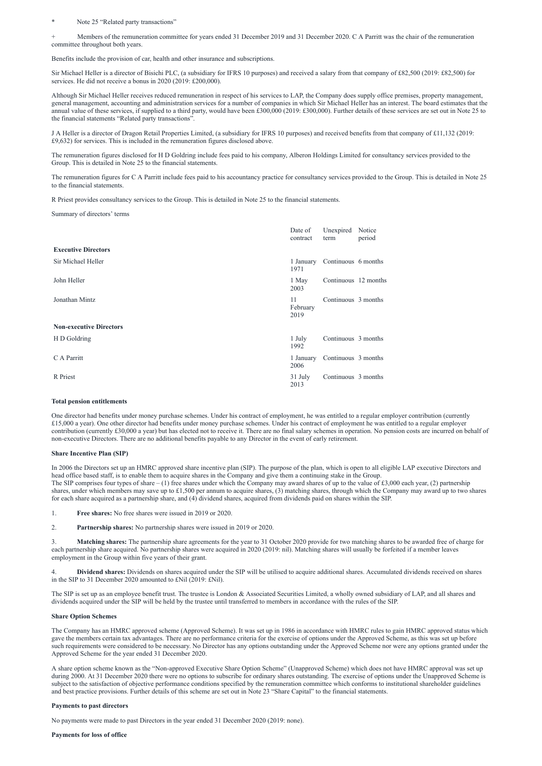\* Note 25 "Related party transactions"

\+ Members of the remuneration committee for years ended 31 December 2019 and 31 December 2020. C A Parritt was the chair of the remuneration committee throughout both years.

Benefits include the provision of car, health and other insurance and subscriptions.

Sir Michael Heller is a director of Bisichi PLC, (a subsidiary for IFRS 10 purposes) and received a salary from that company of £82,500 (2019: £82,500) for services. He did not receive a bonus in 2020 (2019: £200,000).

Although Sir Michael Heller receives reduced remuneration in respect of his services to LAP, the Company does supply office premises, property management, general management, accounting and administration services for a number of companies in which Sir Michael Heller has an interest. The board estimates that the annual value of these services, if supplied to a third party, would have been £300,000 (2019: £300,000). Further details of these services are set out in Note 25 to the financial statements "Related party transactions".

J A Heller is a director of Dragon Retail Properties Limited, (a subsidiary for IFRS 10 purposes) and received benefits from that company of £11,132 (2019: £9,632) for services. This is included in the remuneration figures disclosed above.

The remuneration figures disclosed for H D Goldring include fees paid to his company, Alberon Holdings Limited for consultancy services provided to the Group. This is detailed in Note 25 to the financial statements.

The remuneration figures for C A Parritt include fees paid to his accountancy practice for consultancy services provided to the Group. This is detailed in Note 25 to the financial statements.

R Priest provides consultancy services to the Group. This is detailed in Note 25 to the financial statements.

Summary of directors' terms

| | Date of contract | Unexpired term | Notice period |
|---|---|---|---|
| **Executive Directors** | | | |
| Sir Michael Heller | 1 January 1971 | Continuous | 6 months |
| John Heller | 1 May 2003 | Continuous | 12 months |
| Jonathan Mintz | 11 February 2019 | Continuous | 3 months |
| **Non-executive Directors** | | | |
| H D Goldring | 1 July 1992 | Continuous | 3 months |
| C A Parritt | 1 January 2006 | Continuous | 3 months |
| R Priest | 31 July 2013 | Continuous | 3 months |

**Total pension entitlements**

One director had benefits under money purchase schemes. Under his contract of employment, he was entitled to a regular employer contribution (currently £15,000 a year). One other director had benefits under money purchase schemes. Under his contract of employment he was entitled to a regular employer contribution (currently £30,000 a year) but has elected not to receive it. There are no final salary schemes in operation. No pension costs are incurred on behalf of non-executive Directors. There are no additional benefits payable to any Director in the event of early retirement.

**Share Incentive Plan (SIP)**

In 2006 the Directors set up an HMRC approved share incentive plan (SIP). The purpose of the plan, which is open to all eligible LAP executive Directors and head office based staff, is to enable them to acquire shares in the Company and give them a continuing stake in the Group.
The SIP comprises four types of share – (1) free shares under which the Company may award shares of up to the value of £3,000 each year, (2) partnership shares, under which members may save up to £1,500 per annum to acquire shares, (3) matching shares, through which the Company may award up to two shares for each share acquired as a partnership share, and (4) dividend shares, acquired from dividends paid on shares within the SIP.

1. **Free shares:** No free shares were issued in 2019 or 2020.

2. **Partnership shares:** No partnership shares were issued in 2019 or 2020.

3. **Matching shares:** The partnership share agreements for the year to 31 October 2020 provide for two matching shares to be awarded free of charge for each partnership share acquired. No partnership shares were acquired in 2020 (2019: nil). Matching shares will usually be forfeited if a member leaves employment in the Group within five years of their grant.

4. **Dividend shares:** Dividends on shares acquired under the SIP will be utilised to acquire additional shares. Accumulated dividends received on shares in the SIP to 31 December 2020 amounted to £Nil (2019: £Nil).

The SIP is set up as an employee benefit trust. The trustee is London & Associated Securities Limited, a wholly owned subsidiary of LAP, and all shares and dividends acquired under the SIP will be held by the trustee until transferred to members in accordance with the rules of the SIP.

**Share Option Schemes**

The Company has an HMRC approved scheme (Approved Scheme). It was set up in 1986 in accordance with HMRC rules to gain HMRC approved status which gave the members certain tax advantages. There are no performance criteria for the exercise of options under the Approved Scheme, as this was set up before such requirements were considered to be necessary. No Director has any options outstanding under the Approved Scheme nor were any options granted under the Approved Scheme for the year ended 31 December 2020.

A share option scheme known as the "Non-approved Executive Share Option Scheme" (Unapproved Scheme) which does not have HMRC approval was set up during 2000. At 31 December 2020 there were no options to subscribe for ordinary shares outstanding. The exercise of options under the Unapproved Scheme is subject to the satisfaction of objective performance conditions specified by the remuneration committee which conforms to institutional shareholder guidelines and best practice provisions. Further details of this scheme are set out in Note 23 "Share Capital" to the financial statements.

**Payments to past directors**

No payments were made to past Directors in the year ended 31 December 2020 (2019: none).

**Payments for loss of office**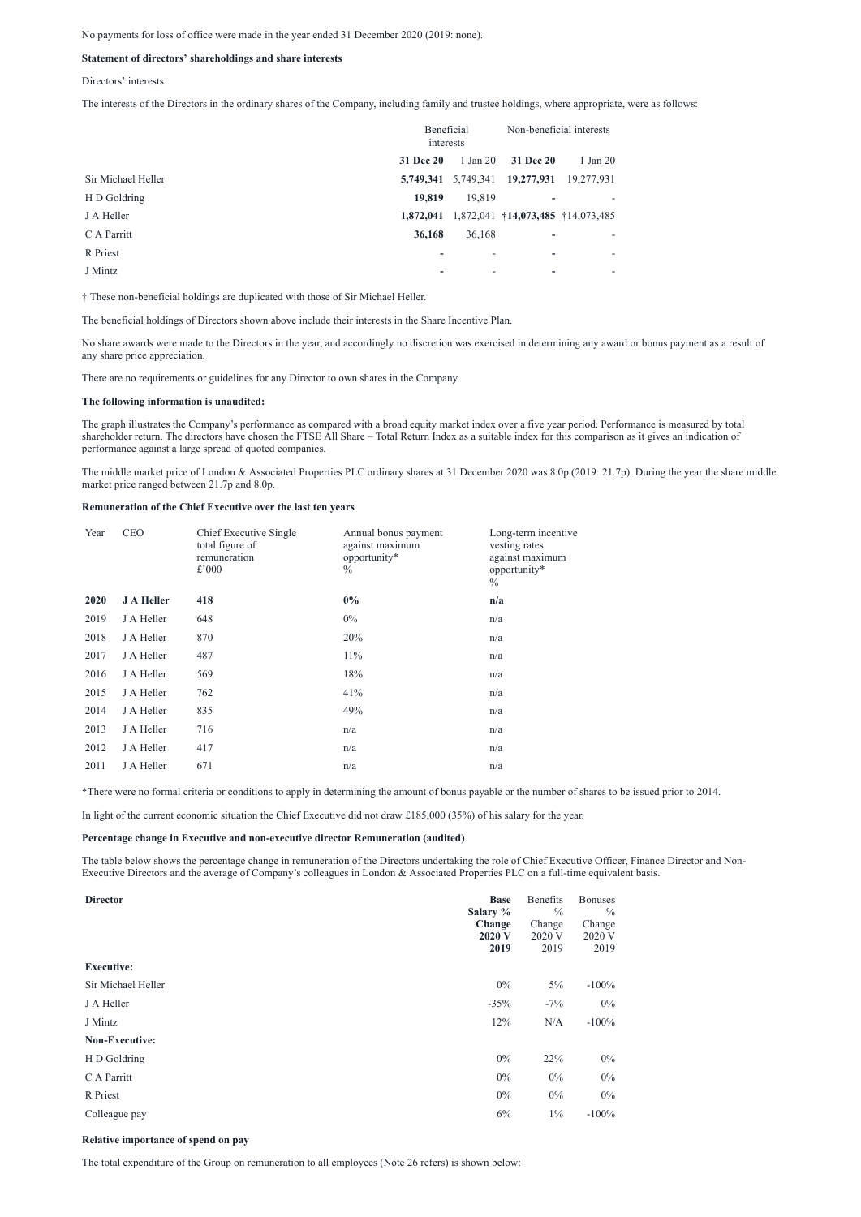No payments for loss of office were made in the year ended 31 December 2020 (2019: none).

**Statement of directors' shareholdings and share interests**

Directors' interests

The interests of the Directors in the ordinary shares of the Company, including family and trustee holdings, where appropriate, were as follows:

| | Beneficial interests | | Non-beneficial interests | |
|---|---|---|---|---|
| | **31 Dec 20** | 1 Jan 20 | **31 Dec 20** | 1 Jan 20 |
| Sir Michael Heller | **5,749,341** | 5,749,341 | **19,277,931** | 19,277,931 |
| H D Goldring | **19,819** | 19,819 | **-** | - |
| J A Heller | **1,872,041** | 1,872,041 | **†14,073,485** | †14,073,485 |
| C A Parritt | **36,168** | 36,168 | **-** | - |
| R Priest | **-** | - | **-** | - |
| J Mintz | **-** | - | **-** | - |

† These non-beneficial holdings are duplicated with those of Sir Michael Heller.

The beneficial holdings of Directors shown above include their interests in the Share Incentive Plan.

No share awards were made to the Directors in the year, and accordingly no discretion was exercised in determining any award or bonus payment as a result of any share price appreciation.

There are no requirements or guidelines for any Director to own shares in the Company.

**The following information is unaudited:**

The graph illustrates the Company's performance as compared with a broad equity market index over a five year period. Performance is measured by total shareholder return. The directors have chosen the FTSE All Share – Total Return Index as a suitable index for this comparison as it gives an indication of performance against a large spread of quoted companies.

The middle market price of London & Associated Properties PLC ordinary shares at 31 December 2020 was 8.0p (2019: 21.7p). During the year the share middle market price ranged between 21.7p and 8.0p.

**Remuneration of the Chief Executive over the last ten years**

| Year | CEO | Chief Executive Single total figure of remuneration £'000 | Annual bonus payment against maximum opportunity* % | Long-term incentive vesting rates against maximum opportunity* % |
|---|---|---|---|---|
| **2020** | **J A Heller** | **418** | **0%** | **n/a** |
| 2019 | J A Heller | 648 | 0% | n/a |
| 2018 | J A Heller | 870 | 20% | n/a |
| 2017 | J A Heller | 487 | 11% | n/a |
| 2016 | J A Heller | 569 | 18% | n/a |
| 2015 | J A Heller | 762 | 41% | n/a |
| 2014 | J A Heller | 835 | 49% | n/a |
| 2013 | J A Heller | 716 | n/a | n/a |
| 2012 | J A Heller | 417 | n/a | n/a |
| 2011 | J A Heller | 671 | n/a | n/a |

*There were no formal criteria or conditions to apply in determining the amount of bonus payable or the number of shares to be issued prior to 2014.

In light of the current economic situation the Chief Executive did not draw £185,000 (35%) of his salary for the year.

**Percentage change in Executive and non-executive director Remuneration (audited)**

The table below shows the percentage change in remuneration of the Directors undertaking the role of Chief Executive Officer, Finance Director and Non-Executive Directors and the average of Company's colleagues in London & Associated Properties PLC on a full-time equivalent basis.

| **Director** | **Base Salary % Change 2020 V 2019** | Benefits % Change 2020 V 2019 | Bonuses % Change 2020 V 2019 |
|---|---|---|---|
| **Executive:** | | | |
| Sir Michael Heller | 0% | 5% | -100% |
| J A Heller | -35% | -7% | 0% |
| J Mintz | 12% | N/A | -100% |
| **Non-Executive:** | | | |
| H D Goldring | 0% | 22% | 0% |
| C A Parritt | 0% | 0% | 0% |
| R Priest | 0% | 0% | 0% |
| Colleague pay | 6% | 1% | -100% |

**Relative importance of spend on pay**

The total expenditure of the Group on remuneration to all employees (Note 26 refers) is shown below: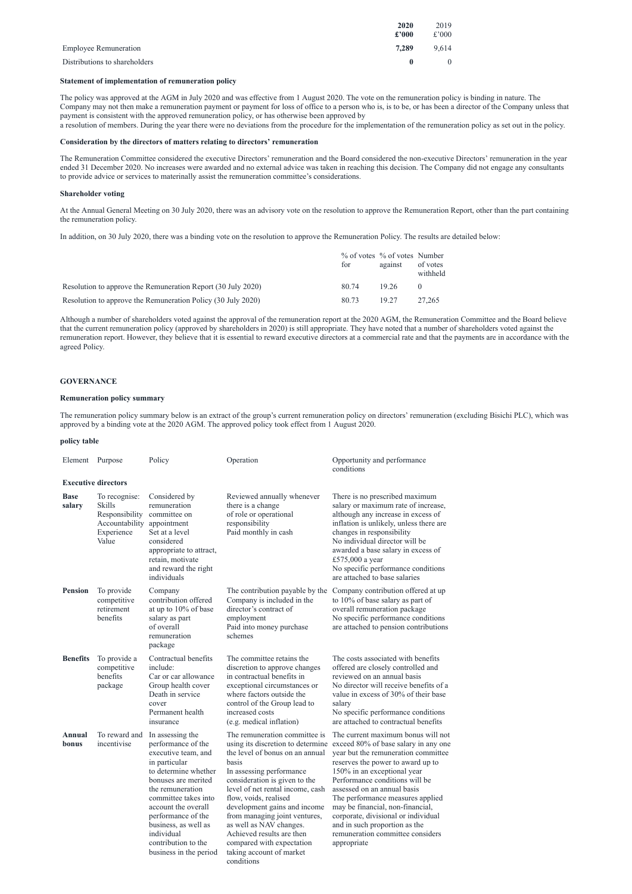| | 2020 £'000 | 2019 £'000 |
|---|---|---|
| Employee Remuneration | **7,289** | 9,614 |
| Distributions to shareholders | **0** | 0 |

**Statement of implementation of remuneration policy**

The policy was approved at the AGM in July 2020 and was effective from 1 August 2020. The vote on the remuneration policy is binding in nature. The Company may not then make a remuneration payment or payment for loss of office to a person who is, is to be, or has been a director of the Company unless that payment is consistent with the approved remuneration policy, or has otherwise been approved by a resolution of members. During the year there were no deviations from the procedure for the implementation of the remuneration policy as set out in the policy.

**Consideration by the directors of matters relating to directors' remuneration**

The Remuneration Committee considered the executive Directors' remuneration and the Board considered the non-executive Directors' remuneration in the year ended 31 December 2020. No increases were awarded and no external advice was taken in reaching this decision. The Company did not engage any consultants to provide advice or services to materinally assist the remuneration committee's considerations.

**Shareholder voting**

At the Annual General Meeting on 30 July 2020, there was an advisory vote on the resolution to approve the Remuneration Report, other than the part containing the remuneration policy.

In addition, on 30 July 2020, there was a binding vote on the resolution to approve the Remuneration Policy. The results are detailed below:

| | % of votes for | % of votes against | Number of votes withheld |
|---|---|---|---|
| Resolution to approve the Remuneration Report (30 July 2020) | 80.74 | 19.26 | 0 |
| Resolution to approve the Remuneration Policy (30 July 2020) | 80.73 | 19.27 | 27,265 |

Although a number of shareholders voted against the approval of the remuneration report at the 2020 AGM, the Remuneration Committee and the Board believe that the current remuneration policy (approved by shareholders in 2020) is still appropriate. They have noted that a number of shareholders voted against the remuneration report. However, they believe that it is essential to reward executive directors at a commercial rate and that the payments are in accordance with the agreed Policy.

**GOVERNANCE**

**Remuneration policy summary**

The remuneration policy summary below is an extract of the group's current remuneration policy on directors' remuneration (excluding Bisichi PLC), which was approved by a binding vote at the 2020 AGM. The approved policy took effect from 1 August 2020.

**policy table**

| Element | Purpose | Policy | Operation | Opportunity and performance conditions |
|---|---|---|---|---|
| **Executive directors** | | | | |
| **Base salary** | To recognise: Skills Responsibility Accountability Experience Value | Considered by remuneration committee on appointment Set at a level considered appropriate to attract, retain, motivate and reward the right individuals | Reviewed annually whenever there is a change of role or operational responsibility Paid monthly in cash | There is no prescribed maximum salary or maximum rate of increase, although any increase in excess of inflation is unlikely, unless there are changes in responsibility No individual director will be awarded a base salary in excess of £575,000 a year No specific performance conditions are attached to base salaries |
| **Pension** | To provide competitive retirement benefits | Company contribution offered at up to 10% of base salary as part of overall remuneration package | The contribution payable by the Company is included in the director's contract of employment Paid into money purchase schemes | Company contribution offered at up to 10% of base salary as part of overall remuneration package No specific performance conditions are attached to pension contributions |
| **Benefits** | To provide a competitive benefits package | Contractual benefits include: Car or car allowance Group health cover Death in service cover Permanent health insurance | The committee retains the discretion to approve changes in contractual benefits in exceptional circumstances or where factors outside the control of the Group lead to increased costs (e.g. medical inflation) | The costs associated with benefits offered are closely controlled and reviewed on an annual basis No director will receive benefits of a value in excess of 30% of their base salary No specific performance conditions are attached to contractual benefits |
| **Annual bonus** | To reward and incentivise | In assessing the performance of the executive team, and in particular to determine whether bonuses are merited the remuneration committee takes into account the overall performance of the business, as well as individual contribution to the business in the period | The remuneration committee is using its discretion to determine the level of bonus on an annual basis In assessing performance consideration is given to the level of net rental income, cash flow, voids, realised development gains and income from managing joint ventures, as well as NAV changes. Achieved results are then compared with expectation taking account of market conditions | The current maximum bonus will not exceed 80% of base salary in any one year but the remuneration committee reserves the power to award up to 150% in an exceptional year Performance conditions will be assessed on an annual basis The performance measures applied may be financial, non-financial, corporate, divisional or individual and in such proportion as the remuneration committee considers appropriate |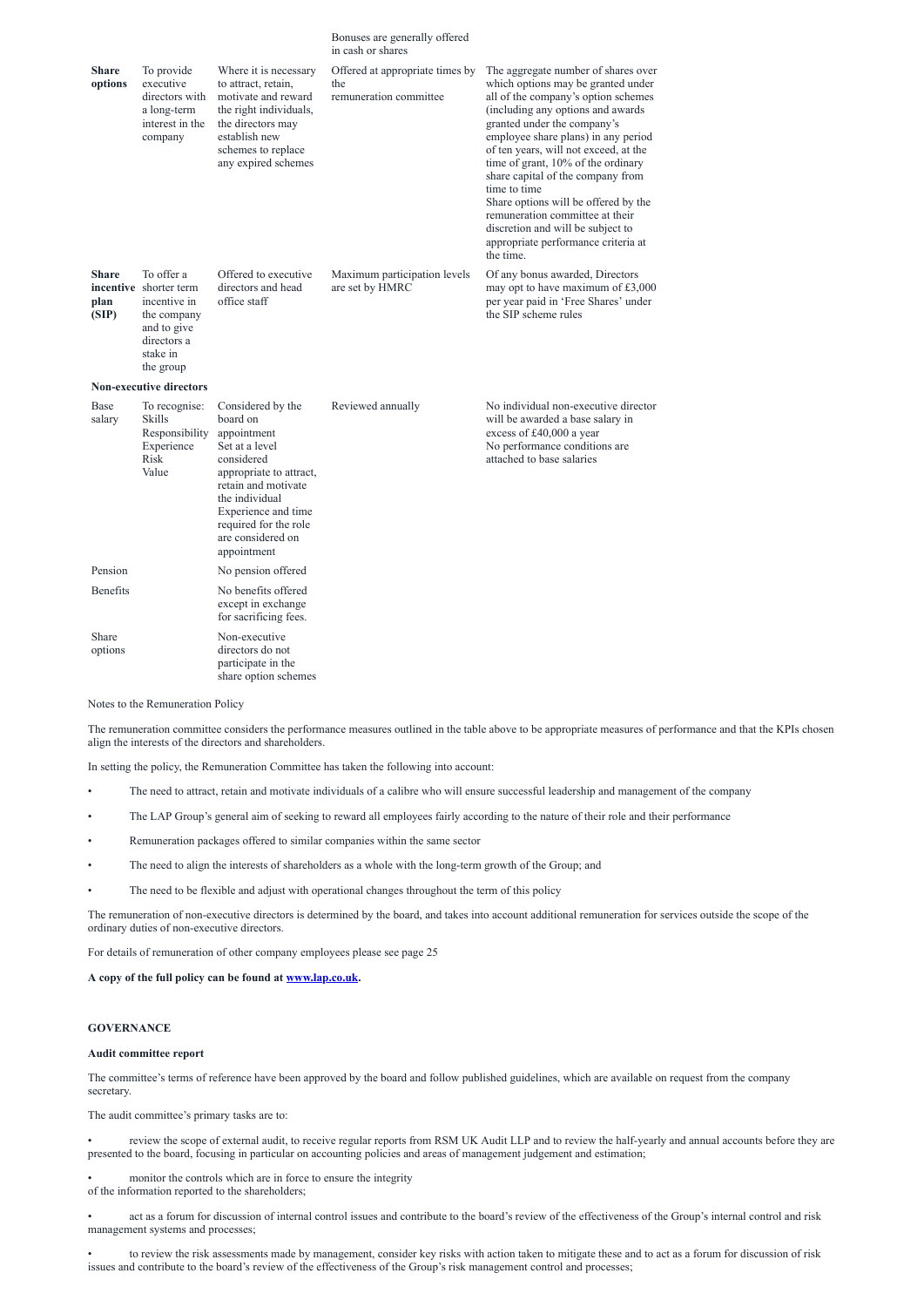| | | | Bonuses are generally offered in cash or shares | |
|---|---|---|---|---|
| **Share options** | To provide executive directors with a long-term interest in the company | Where it is necessary to attract, retain, motivate and reward the right individuals, the directors may establish new schemes to replace any expired schemes | Offered at appropriate times by the remuneration committee | The aggregate number of shares over which options may be granted under all of the company's option schemes (including any options and awards granted under the company's employee share plans) in any period of ten years, will not exceed, at the time of grant, 10% of the ordinary share capital of the company from time to time<br>Share options will be offered by the remuneration committee at their discretion and will be subject to appropriate performance criteria at the time. |
| **Share incentive plan (SIP)** | To offer a shorter term incentive in the company and to give directors a stake in the group | Offered to executive directors and head office staff | Maximum participation levels are set by HMRC | Of any bonus awarded, Directors may opt to have maximum of £3,000 per year paid in 'Free Shares' under the SIP scheme rules |
| **Non-executive directors** | | | | |
| Base salary | To recognise:<br>Skills<br>Responsibility<br>Experience<br>Risk<br>Value | Considered by the board on appointment<br>Set at a level considered appropriate to attract, retain and motivate the individual<br>Experience and time required for the role are considered on appointment | Reviewed annually | No individual non-executive director will be awarded a base salary in excess of £40,000 a year<br>No performance conditions are attached to base salaries |
| Pension | | No pension offered | | |
| Benefits | | No benefits offered except in exchange for sacrificing fees. | | |
| Share options | | Non-executive directors do not participate in the share option schemes | | |

Notes to the Remuneration Policy

The remuneration committee considers the performance measures outlined in the table above to be appropriate measures of performance and that the KPIs chosen align the interests of the directors and shareholders.

In setting the policy, the Remuneration Committee has taken the following into account:

- The need to attract, retain and motivate individuals of a calibre who will ensure successful leadership and management of the company
- The LAP Group's general aim of seeking to reward all employees fairly according to the nature of their role and their performance
- Remuneration packages offered to similar companies within the same sector
- The need to align the interests of shareholders as a whole with the long-term growth of the Group; and
- The need to be flexible and adjust with operational changes throughout the term of this policy

The remuneration of non-executive directors is determined by the board, and takes into account additional remuneration for services outside the scope of the ordinary duties of non-executive directors.

For details of remuneration of other company employees please see page 25

**A copy of the full policy can be found at [www.lap.co.uk](www.lap.co.uk).**

## GOVERNANCE

### Audit committee report

The committee's terms of reference have been approved by the board and follow published guidelines, which are available on request from the company secretary.

The audit committee's primary tasks are to:

- review the scope of external audit, to receive regular reports from RSM UK Audit LLP and to review the half-yearly and annual accounts before they are presented to the board, focusing in particular on accounting policies and areas of management judgement and estimation;
- monitor the controls which are in force to ensure the integrity of the information reported to the shareholders;
- act as a forum for discussion of internal control issues and contribute to the board's review of the effectiveness of the Group's internal control and risk management systems and processes;
- to review the risk assessments made by management, consider key risks with action taken to mitigate these and to act as a forum for discussion of risk issues and contribute to the board's review of the effectiveness of the Group's risk management control and processes;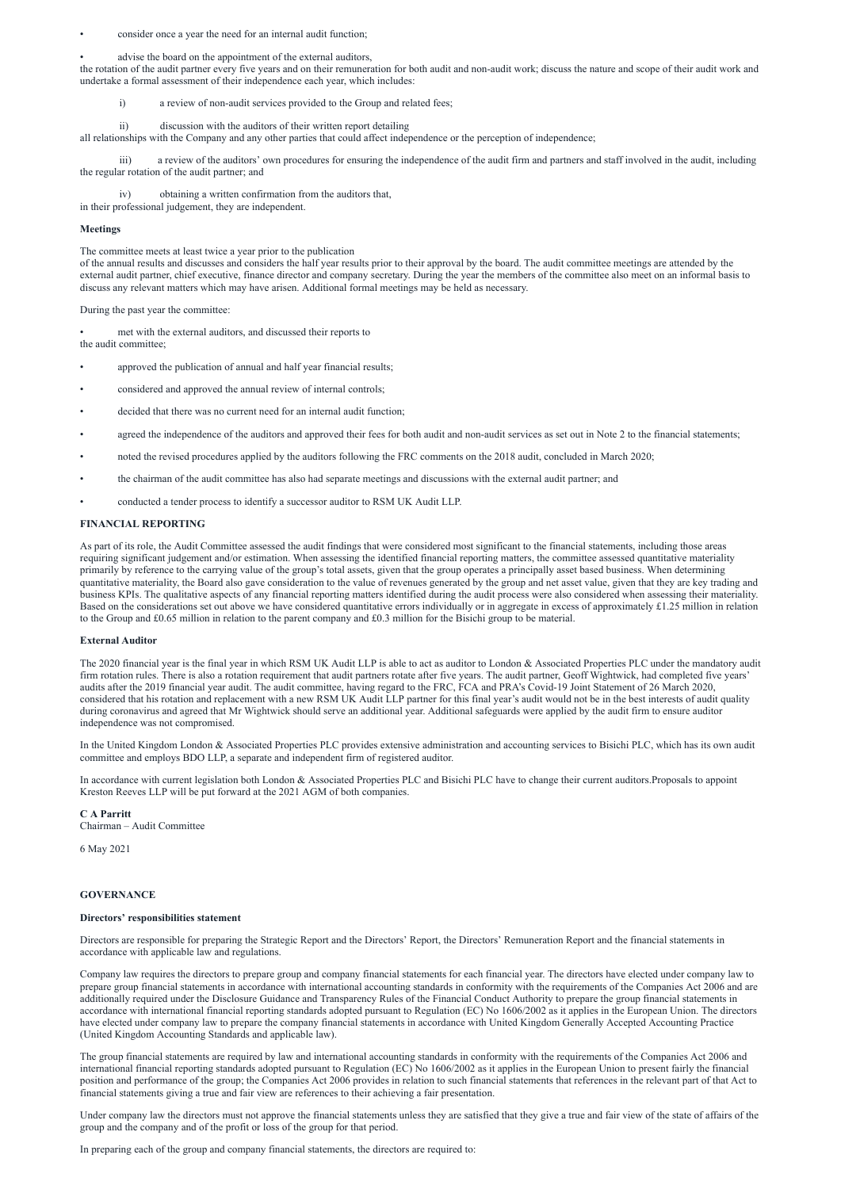- consider once a year the need for an internal audit function;
- advise the board on the appointment of the external auditors, the rotation of the audit partner every five years and on their remuneration for both audit and non-audit work; discuss the nature and scope of their audit work and undertake a formal assessment of their independence each year, which includes:

  i) a review of non-audit services provided to the Group and related fees;

  ii) discussion with the auditors of their written report detailing all relationships with the Company and any other parties that could affect independence or the perception of independence;

  iii) a review of the auditors' own procedures for ensuring the independence of the audit firm and partners and staff involved in the audit, including the regular rotation of the audit partner; and

  iv) obtaining a written confirmation from the auditors that, in their professional judgement, they are independent.

**Meetings**

The committee meets at least twice a year prior to the publication of the annual results and discusses and considers the half year results prior to their approval by the board. The audit committee meetings are attended by the external audit partner, chief executive, finance director and company secretary. During the year the members of the committee also meet on an informal basis to discuss any relevant matters which may have arisen. Additional formal meetings may be held as necessary.

During the past year the committee:

- met with the external auditors, and discussed their reports to the audit committee;
- approved the publication of annual and half year financial results;
- considered and approved the annual review of internal controls;
- decided that there was no current need for an internal audit function;
- agreed the independence of the auditors and approved their fees for both audit and non-audit services as set out in Note 2 to the financial statements;
- noted the revised procedures applied by the auditors following the FRC comments on the 2018 audit, concluded in March 2020;
- the chairman of the audit committee has also had separate meetings and discussions with the external audit partner; and
- conducted a tender process to identify a successor auditor to RSM UK Audit LLP.

**FINANCIAL REPORTING**

As part of its role, the Audit Committee assessed the audit findings that were considered most significant to the financial statements, including those areas requiring significant judgement and/or estimation. When assessing the identified financial reporting matters, the committee assessed quantitative materiality primarily by reference to the carrying value of the group's total assets, given that the group operates a principally asset based business. When determining quantitative materiality, the Board also gave consideration to the value of revenues generated by the group and net asset value, given that they are key trading and business KPIs. The qualitative aspects of any financial reporting matters identified during the audit process were also considered when assessing their materiality. Based on the considerations set out above we have considered quantitative errors individually or in aggregate in excess of approximately £1.25 million in relation to the Group and £0.65 million in relation to the parent company and £0.3 million for the Bisichi group to be material.

**External Auditor**

The 2020 financial year is the final year in which RSM UK Audit LLP is able to act as auditor to London & Associated Properties PLC under the mandatory audit firm rotation rules. There is also a rotation requirement that audit partners rotate after five years. The audit partner, Geoff Wightwick, had completed five years' audits after the 2019 financial year audit. The audit committee, having regard to the FRC, FCA and PRA's Covid-19 Joint Statement of 26 March 2020, considered that his rotation and replacement with a new RSM UK Audit LLP partner for this final year's audit would not be in the best interests of audit quality during coronavirus and agreed that Mr Wightwick should serve an additional year. Additional safeguards were applied by the audit firm to ensure auditor independence was not compromised.

In the United Kingdom London & Associated Properties PLC provides extensive administration and accounting services to Bisichi PLC, which has its own audit committee and employs BDO LLP, a separate and independent firm of registered auditor.

In accordance with current legislation both London & Associated Properties PLC and Bisichi PLC have to change their current auditors.Proposals to appoint Kreston Reeves LLP will be put forward at the 2021 AGM of both companies.

**C A Parritt**
Chairman – Audit Committee

6 May 2021

**GOVERNANCE**

**Directors' responsibilities statement**

Directors are responsible for preparing the Strategic Report and the Directors' Report, the Directors' Remuneration Report and the financial statements in accordance with applicable law and regulations.

Company law requires the directors to prepare group and company financial statements for each financial year. The directors have elected under company law to prepare group financial statements in accordance with international accounting standards in conformity with the requirements of the Companies Act 2006 and are additionally required under the Disclosure Guidance and Transparency Rules of the Financial Conduct Authority to prepare the group financial statements in accordance with international financial reporting standards adopted pursuant to Regulation (EC) No 1606/2002 as it applies in the European Union. The directors have elected under company law to prepare the company financial statements in accordance with United Kingdom Generally Accepted Accounting Practice (United Kingdom Accounting Standards and applicable law).

The group financial statements are required by law and international accounting standards in conformity with the requirements of the Companies Act 2006 and international financial reporting standards adopted pursuant to Regulation (EC) No 1606/2002 as it applies in the European Union to present fairly the financial position and performance of the group; the Companies Act 2006 provides in relation to such financial statements that references in the relevant part of that Act to financial statements giving a true and fair view are references to their achieving a fair presentation.

Under company law the directors must not approve the financial statements unless they are satisfied that they give a true and fair view of the state of affairs of the group and the company and of the profit or loss of the group for that period.

In preparing each of the group and company financial statements, the directors are required to: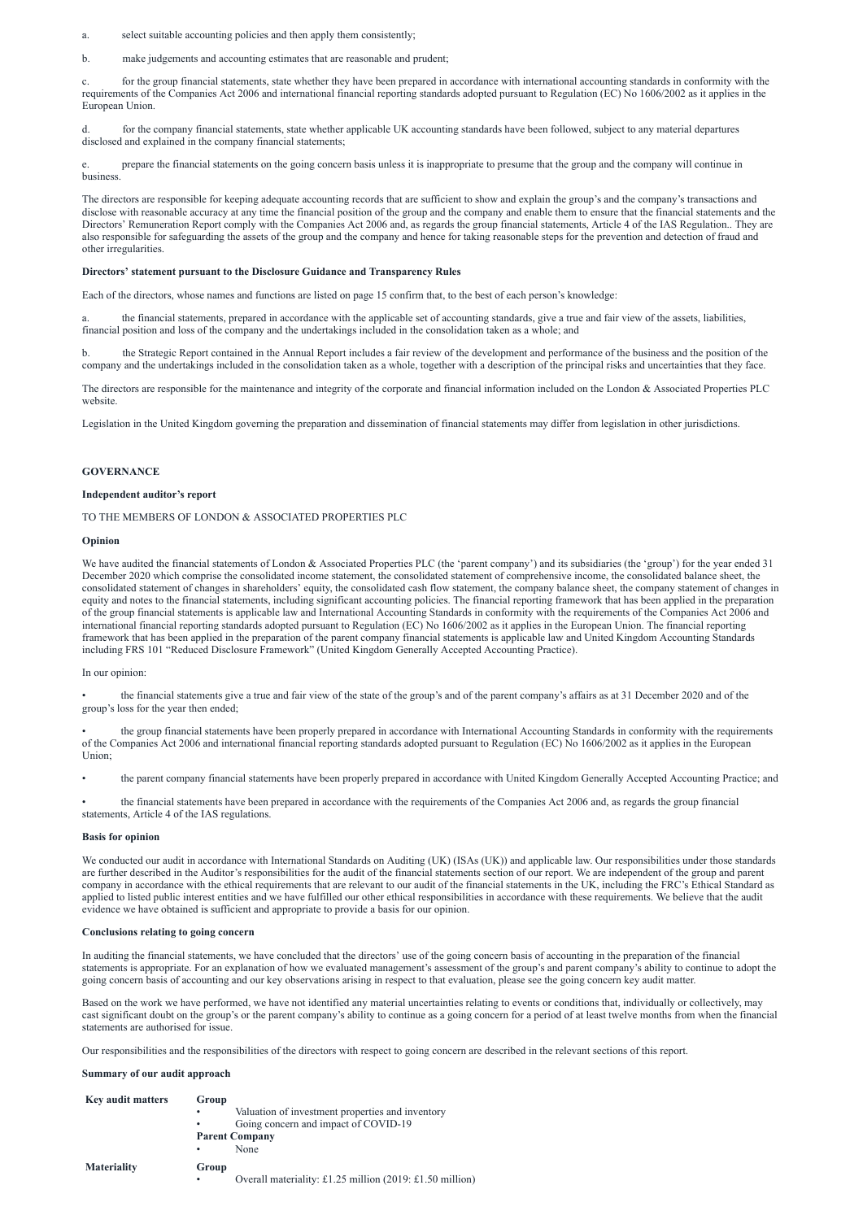a. select suitable accounting policies and then apply them consistently;

b. make judgements and accounting estimates that are reasonable and prudent;

c. for the group financial statements, state whether they have been prepared in accordance with international accounting standards in conformity with the requirements of the Companies Act 2006 and international financial reporting standards adopted pursuant to Regulation (EC) No 1606/2002 as it applies in the European Union.

d. for the company financial statements, state whether applicable UK accounting standards have been followed, subject to any material departures disclosed and explained in the company financial statements;

e. prepare the financial statements on the going concern basis unless it is inappropriate to presume that the group and the company will continue in business.

The directors are responsible for keeping adequate accounting records that are sufficient to show and explain the group's and the company's transactions and disclose with reasonable accuracy at any time the financial position of the group and the company and enable them to ensure that the financial statements and the Directors' Remuneration Report comply with the Companies Act 2006 and, as regards the group financial statements, Article 4 of the IAS Regulation.. They are also responsible for safeguarding the assets of the group and the company and hence for taking reasonable steps for the prevention and detection of fraud and other irregularities.

**Directors' statement pursuant to the Disclosure Guidance and Transparency Rules**

Each of the directors, whose names and functions are listed on page 15 confirm that, to the best of each person's knowledge:

a. the financial statements, prepared in accordance with the applicable set of accounting standards, give a true and fair view of the assets, liabilities, financial position and loss of the company and the undertakings included in the consolidation taken as a whole; and

b. the Strategic Report contained in the Annual Report includes a fair review of the development and performance of the business and the position of the company and the undertakings included in the consolidation taken as a whole, together with a description of the principal risks and uncertainties that they face.

The directors are responsible for the maintenance and integrity of the corporate and financial information included on the London & Associated Properties PLC website.

Legislation in the United Kingdom governing the preparation and dissemination of financial statements may differ from legislation in other jurisdictions.

## GOVERNANCE

### Independent auditor's report

TO THE MEMBERS OF LONDON & ASSOCIATED PROPERTIES PLC

**Opinion**

We have audited the financial statements of London & Associated Properties PLC (the 'parent company') and its subsidiaries (the 'group') for the year ended 31 December 2020 which comprise the consolidated income statement, the consolidated statement of comprehensive income, the consolidated balance sheet, the consolidated statement of changes in shareholders' equity, the consolidated cash flow statement, the company balance sheet, the company statement of changes in equity and notes to the financial statements, including significant accounting policies. The financial reporting framework that has been applied in the preparation of the group financial statements is applicable law and International Accounting Standards in conformity with the requirements of the Companies Act 2006 and international financial reporting standards adopted pursuant to Regulation (EC) No 1606/2002 as it applies in the European Union. The financial reporting framework that has been applied in the preparation of the parent company financial statements is applicable law and United Kingdom Accounting Standards including FRS 101 "Reduced Disclosure Framework" (United Kingdom Generally Accepted Accounting Practice).

In our opinion:

- the financial statements give a true and fair view of the state of the group's and of the parent company's affairs as at 31 December 2020 and of the group's loss for the year then ended;
- the group financial statements have been properly prepared in accordance with International Accounting Standards in conformity with the requirements of the Companies Act 2006 and international financial reporting standards adopted pursuant to Regulation (EC) No 1606/2002 as it applies in the European Union;
- the parent company financial statements have been properly prepared in accordance with United Kingdom Generally Accepted Accounting Practice; and
- the financial statements have been prepared in accordance with the requirements of the Companies Act 2006 and, as regards the group financial statements, Article 4 of the IAS regulations.

**Basis for opinion**

We conducted our audit in accordance with International Standards on Auditing (UK) (ISAs (UK)) and applicable law. Our responsibilities under those standards are further described in the Auditor's responsibilities for the audit of the financial statements section of our report. We are independent of the group and parent company in accordance with the ethical requirements that are relevant to our audit of the financial statements in the UK, including the FRC's Ethical Standard as applied to listed public interest entities and we have fulfilled our other ethical responsibilities in accordance with these requirements. We believe that the audit evidence we have obtained is sufficient and appropriate to provide a basis for our opinion.

**Conclusions relating to going concern**

In auditing the financial statements, we have concluded that the directors' use of the going concern basis of accounting in the preparation of the financial statements is appropriate. For an explanation of how we evaluated management's assessment of the group's and parent company's ability to continue to adopt the going concern basis of accounting and our key observations arising in respect to that evaluation, please see the going concern key audit matter.

Based on the work we have performed, we have not identified any material uncertainties relating to events or conditions that, individually or collectively, may cast significant doubt on the group's or the parent company's ability to continue as a going concern for a period of at least twelve months from when the financial statements are authorised for issue.

Our responsibilities and the responsibilities of the directors with respect to going concern are described in the relevant sections of this report.

**Summary of our audit approach**

| | |
|---|---|
| **Key audit matters** | **Group**<br>• Valuation of investment properties and inventory<br>• Going concern and impact of COVID-19<br>**Parent Company**<br>• None |
| **Materiality** | **Group**<br>• Overall materiality: £1.25 million (2019: £1.50 million) |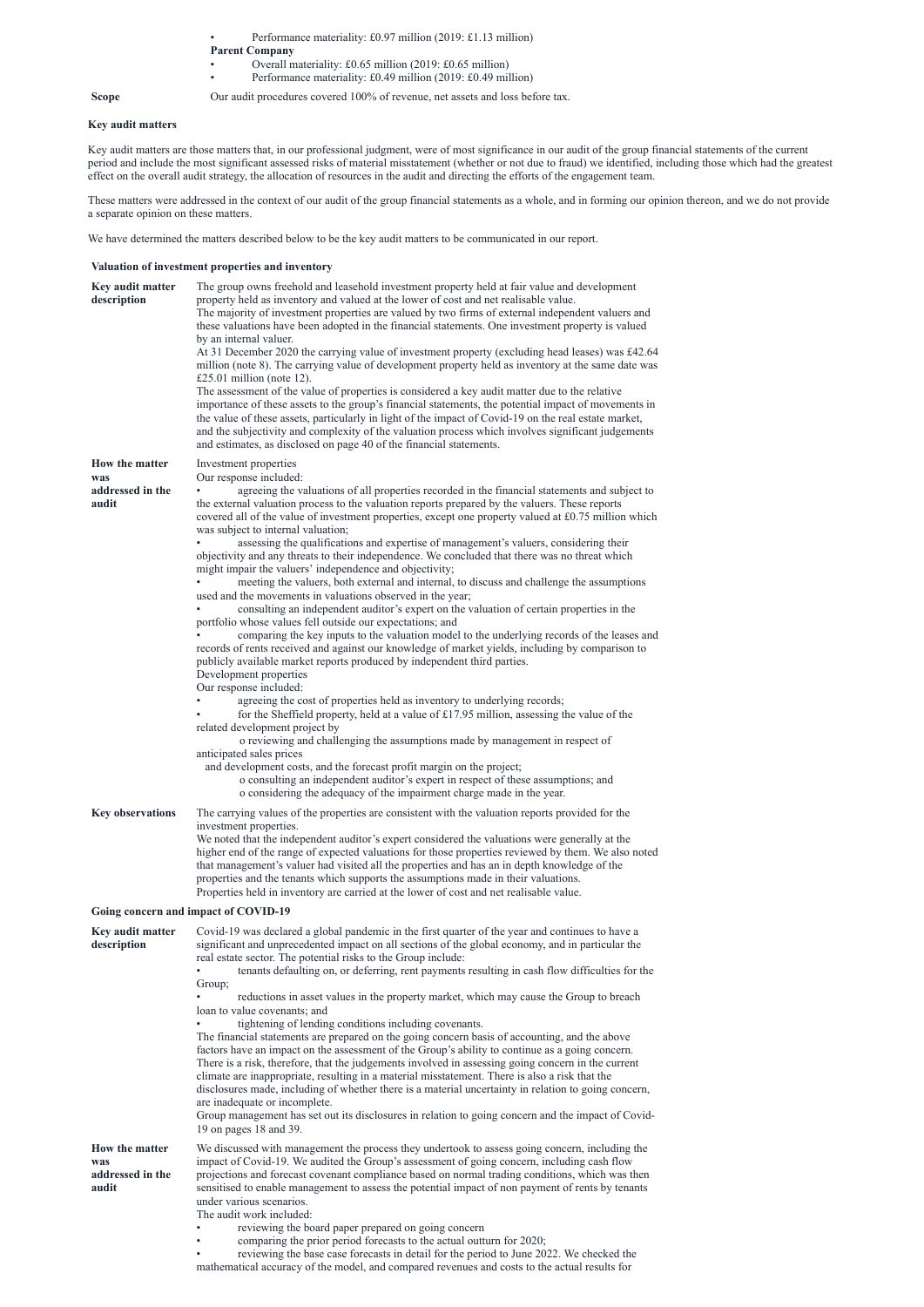- Performance materiality: £0.97 million (2019: £1.13 million)

**Parent Company**

- Overall materiality: £0.65 million (2019: £0.65 million)
- Performance materiality: £0.49 million (2019: £0.49 million)

| **Scope** | Our audit procedures covered 100% of revenue, net assets and loss before tax. |
|---|---|

### Key audit matters

Key audit matters are those matters that, in our professional judgment, were of most significance in our audit of the group financial statements of the current period and include the most significant assessed risks of material misstatement (whether or not due to fraud) we identified, including those which had the greatest effect on the overall audit strategy, the allocation of resources in the audit and directing the efforts of the engagement team.

These matters were addressed in the context of our audit of the group financial statements as a whole, and in forming our opinion thereon, and we do not provide a separate opinion on these matters.

We have determined the matters described below to be the key audit matters to be communicated in our report.

#### Valuation of investment properties and inventory

| | |
|---|---|
| **Key audit matter description** | The group owns freehold and leasehold investment property held at fair value and development property held as inventory and valued at the lower of cost and net realisable value.<br>The majority of investment properties are valued by two firms of external independent valuers and these valuations have been adopted in the financial statements. One investment property is valued by an internal valuer.<br>At 31 December 2020 the carrying value of investment property (excluding head leases) was £42.64 million (note 8). The carrying value of development property held as inventory at the same date was £25.01 million (note 12).<br>The assessment of the value of properties is considered a key audit matter due to the relative importance of these assets to the group's financial statements, the potential impact of movements in the value of these assets, particularly in light of the impact of Covid-19 on the real estate market, and the subjectivity and complexity of the valuation process which involves significant judgements and estimates, as disclosed on page 40 of the financial statements. |
| **How the matter was addressed in the audit** | Investment properties<br>Our response included:<br>• agreeing the valuations of all properties recorded in the financial statements and subject to the external valuation process to the valuation reports prepared by the valuers. These reports covered all of the value of investment properties, except one property valued at £0.75 million which was subject to internal valuation;<br>• assessing the qualifications and expertise of management's valuers, considering their objectivity and any threats to their independence. We concluded that there was no threat which might impair the valuers' independence and objectivity;<br>• meeting the valuers, both external and internal, to discuss and challenge the assumptions used and the movements in valuations observed in the year;<br>• consulting an independent auditor's expert on the valuation of certain properties in the portfolio whose values fell outside our expectations; and<br>• comparing the key inputs to the valuation model to the underlying records of the leases and records of rents received and against our knowledge of market yields, including by comparison to publicly available market reports produced by independent third parties.<br>Development properties<br>Our response included:<br>• agreeing the cost of properties held as inventory to underlying records;<br>• for the Sheffield property, held at a value of £17.95 million, assessing the value of the related development project by<br>o reviewing and challenging the assumptions made by management in respect of anticipated sales prices and development costs, and the forecast profit margin on the project;<br>o consulting an independent auditor's expert in respect of these assumptions; and<br>o considering the adequacy of the impairment charge made in the year. |
| **Key observations** | The carrying values of the properties are consistent with the valuation reports provided for the investment properties.<br>We noted that the independent auditor's expert considered the valuations were generally at the higher end of the range of expected valuations for those properties reviewed by them. We also noted that management's valuer had visited all the properties and has an in depth knowledge of the properties and the tenants which supports the assumptions made in their valuations.<br>Properties held in inventory are carried at the lower of cost and net realisable value. |

#### Going concern and impact of COVID-19

| | |
|---|---|
| **Key audit matter description** | Covid-19 was declared a global pandemic in the first quarter of the year and continues to have a significant and unprecedented impact on all sections of the global economy, and in particular the real estate sector. The potential risks to the Group include:<br>• tenants defaulting on, or deferring, rent payments resulting in cash flow difficulties for the Group;<br>• reductions in asset values in the property market, which may cause the Group to breach loan to value covenants; and<br>• tightening of lending conditions including covenants.<br>The financial statements are prepared on the going concern basis of accounting, and the above factors have an impact on the assessment of the Group's ability to continue as a going concern. There is a risk, therefore, that the judgements involved in assessing going concern in the current climate are inappropriate, resulting in a material misstatement. There is also a risk that the disclosures made, including of whether there is a material uncertainty in relation to going concern, are inadequate or incomplete.<br>Group management has set out its disclosures in relation to going concern and the impact of Covid-19 on pages 18 and 39. |
| **How the matter was addressed in the audit** | We discussed with management the process they undertook to assess going concern, including the impact of Covid-19. We audited the Group's assessment of going concern, including cash flow projections and forecast covenant compliance based on normal trading conditions, which was then sensitised to enable management to assess the potential impact of non payment of rents by tenants under various scenarios.<br>The audit work included:<br>• reviewing the board paper prepared on going concern<br>• comparing the prior period forecasts to the actual outturn for 2020;<br>• reviewing the base case forecasts in detail for the period to June 2022. We checked the mathematical accuracy of the model, and compared revenues and costs to the actual results for |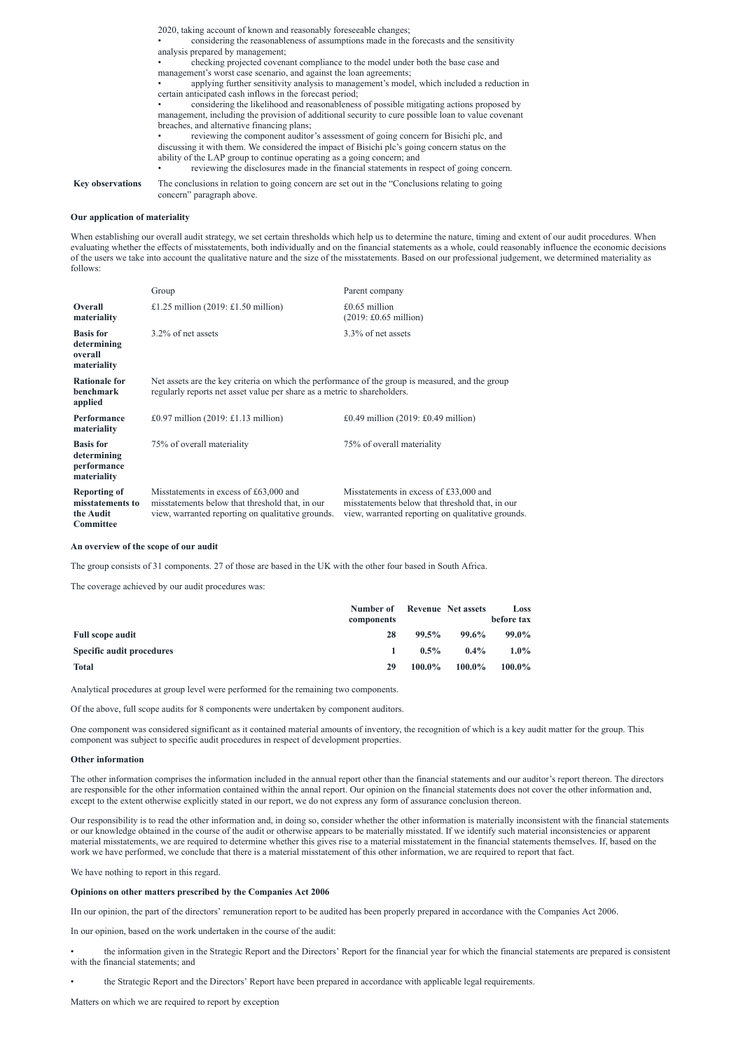2020, taking account of known and reasonably foreseeable changes;

- considering the reasonableness of assumptions made in the forecasts and the sensitivity analysis prepared by management;
- checking projected covenant compliance to the model under both the base case and management's worst case scenario, and against the loan agreements;
- applying further sensitivity analysis to management's model, which included a reduction in certain anticipated cash inflows in the forecast period;
- considering the likelihood and reasonableness of possible mitigating actions proposed by management, including the provision of additional security to cure possible loan to value covenant breaches, and alternative financing plans;
- reviewing the component auditor's assessment of going concern for Bisichi plc, and discussing it with them. We considered the impact of Bisichi plc's going concern status on the ability of the LAP group to continue operating as a going concern; and
- reviewing the disclosures made in the financial statements in respect of going concern.

**Key observations** The conclusions in relation to going concern are set out in the "Conclusions relating to going concern" paragraph above.

**Our application of materiality**

When establishing our overall audit strategy, we set certain thresholds which help us to determine the nature, timing and extent of our audit procedures. When evaluating whether the effects of misstatements, both individually and on the financial statements as a whole, could reasonably influence the economic decisions of the users we take into account the qualitative nature and the size of the misstatements. Based on our professional judgement, we determined materiality as follows:

| | Group | Parent company |
|---|---|---|
| **Overall materiality** | £1.25 million (2019: £1.50 million) | £0.65 million (2019: £0.65 million) |
| **Basis for determining overall materiality** | 3.2% of net assets | 3.3% of net assets |
| **Rationale for benchmark applied** | Net assets are the key criteria on which the performance of the group is measured, and the group regularly reports net asset value per share as a metric to shareholders. | |
| **Performance materiality** | £0.97 million (2019: £1.13 million) | £0.49 million (2019: £0.49 million) |
| **Basis for determining performance materiality** | 75% of overall materiality | 75% of overall materiality |
| **Reporting of misstatements to the Audit Committee** | Misstatements in excess of £63,000 and misstatements below that threshold that, in our view, warranted reporting on qualitative grounds. | Misstatements in excess of £33,000 and misstatements below that threshold that, in our view, warranted reporting on qualitative grounds. |

**An overview of the scope of our audit**

The group consists of 31 components. 27 of those are based in the UK with the other four based in South Africa.

The coverage achieved by our audit procedures was:

| | Number of components | Revenue | Net assets | Loss before tax |
|---|---|---|---|---|
| **Full scope audit** | **28** | **99.5%** | **99.6%** | **99.0%** |
| **Specific audit procedures** | **1** | **0.5%** | **0.4%** | **1.0%** |
| **Total** | **29** | **100.0%** | **100.0%** | **100.0%** |

Analytical procedures at group level were performed for the remaining two components.

Of the above, full scope audits for 8 components were undertaken by component auditors.

One component was considered significant as it contained material amounts of inventory, the recognition of which is a key audit matter for the group. This component was subject to specific audit procedures in respect of development properties.

**Other information**

The other information comprises the information included in the annual report other than the financial statements and our auditor's report thereon. The directors are responsible for the other information contained within the annal report. Our opinion on the financial statements does not cover the other information and, except to the extent otherwise explicitly stated in our report, we do not express any form of assurance conclusion thereon.

Our responsibility is to read the other information and, in doing so, consider whether the other information is materially inconsistent with the financial statements or our knowledge obtained in the course of the audit or otherwise appears to be materially misstated. If we identify such material inconsistencies or apparent material misstatements, we are required to determine whether this gives rise to a material misstatement in the financial statements themselves. If, based on the work we have performed, we conclude that there is a material misstatement of this other information, we are required to report that fact.

We have nothing to report in this regard.

**Opinions on other matters prescribed by the Companies Act 2006**

IIn our opinion, the part of the directors' remuneration report to be audited has been properly prepared in accordance with the Companies Act 2006.

In our opinion, based on the work undertaken in the course of the audit:

- the information given in the Strategic Report and the Directors' Report for the financial year for which the financial statements are prepared is consistent with the financial statements; and
- the Strategic Report and the Directors' Report have been prepared in accordance with applicable legal requirements.

Matters on which we are required to report by exception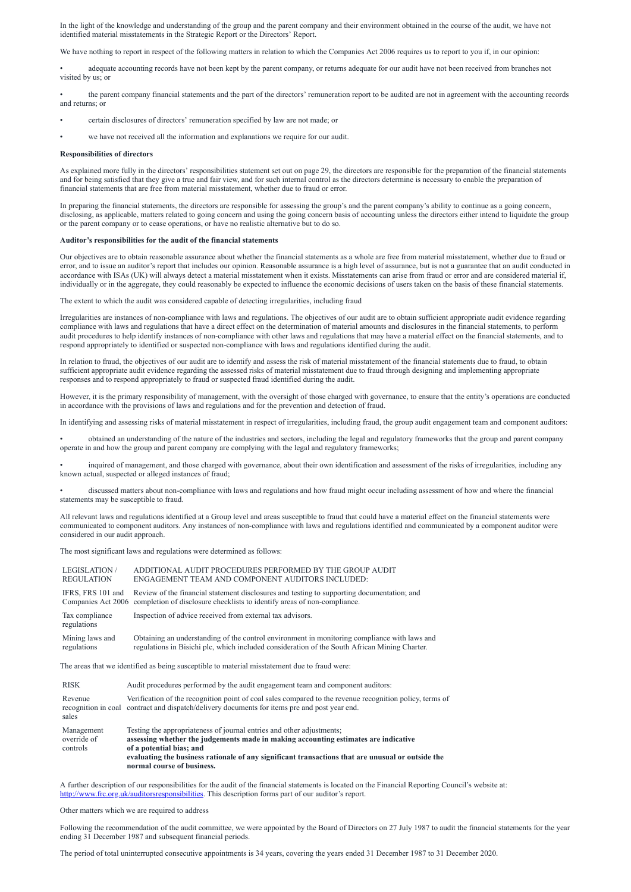In the light of the knowledge and understanding of the group and the parent company and their environment obtained in the course of the audit, we have not identified material misstatements in the Strategic Report or the Directors' Report.

We have nothing to report in respect of the following matters in relation to which the Companies Act 2006 requires us to report to you if, in our opinion:

- adequate accounting records have not been kept by the parent company, or returns adequate for our audit have not been received from branches not visited by us; or
- the parent company financial statements and the part of the directors' remuneration report to be audited are not in agreement with the accounting records and returns; or
- certain disclosures of directors' remuneration specified by law are not made; or
- we have not received all the information and explanations we require for our audit.

**Responsibilities of directors**

As explained more fully in the directors' responsibilities statement set out on page 29, the directors are responsible for the preparation of the financial statements and for being satisfied that they give a true and fair view, and for such internal control as the directors determine is necessary to enable the preparation of financial statements that are free from material misstatement, whether due to fraud or error.

In preparing the financial statements, the directors are responsible for assessing the group's and the parent company's ability to continue as a going concern, disclosing, as applicable, matters related to going concern and using the going concern basis of accounting unless the directors either intend to liquidate the group or the parent company or to cease operations, or have no realistic alternative but to do so.

**Auditor's responsibilities for the audit of the financial statements**

Our objectives are to obtain reasonable assurance about whether the financial statements as a whole are free from material misstatement, whether due to fraud or error, and to issue an auditor's report that includes our opinion. Reasonable assurance is a high level of assurance, but is not a guarantee that an audit conducted in accordance with ISAs (UK) will always detect a material misstatement when it exists. Misstatements can arise from fraud or error and are considered material if, individually or in the aggregate, they could reasonably be expected to influence the economic decisions of users taken on the basis of these financial statements.

The extent to which the audit was considered capable of detecting irregularities, including fraud

Irregularities are instances of non-compliance with laws and regulations. The objectives of our audit are to obtain sufficient appropriate audit evidence regarding compliance with laws and regulations that have a direct effect on the determination of material amounts and disclosures in the financial statements, to perform audit procedures to help identify instances of non-compliance with other laws and regulations that may have a material effect on the financial statements, and to respond appropriately to identified or suspected non-compliance with laws and regulations identified during the audit.

In relation to fraud, the objectives of our audit are to identify and assess the risk of material misstatement of the financial statements due to fraud, to obtain sufficient appropriate audit evidence regarding the assessed risks of material misstatement due to fraud through designing and implementing appropriate responses and to respond appropriately to fraud or suspected fraud identified during the audit.

However, it is the primary responsibility of management, with the oversight of those charged with governance, to ensure that the entity's operations are conducted in accordance with the provisions of laws and regulations and for the prevention and detection of fraud.

In identifying and assessing risks of material misstatement in respect of irregularities, including fraud, the group audit engagement team and component auditors:

- obtained an understanding of the nature of the industries and sectors, including the legal and regulatory frameworks that the group and parent company operate in and how the group and parent company are complying with the legal and regulatory frameworks;
- inquired of management, and those charged with governance, about their own identification and assessment of the risks of irregularities, including any known actual, suspected or alleged instances of fraud;
- discussed matters about non-compliance with laws and regulations and how fraud might occur including assessment of how and where the financial statements may be susceptible to fraud.

All relevant laws and regulations identified at a Group level and areas susceptible to fraud that could have a material effect on the financial statements were communicated to component auditors. Any instances of non-compliance with laws and regulations identified and communicated by a component auditor were considered in our audit approach.

The most significant laws and regulations were determined as follows:

| LEGISLATION / REGULATION | ADDITIONAL AUDIT PROCEDURES PERFORMED BY THE GROUP AUDIT ENGAGEMENT TEAM AND COMPONENT AUDITORS INCLUDED: |
|---|---|
| IFRS, FRS 101 and Companies Act 2006 | Review of the financial statement disclosures and testing to supporting documentation; and completion of disclosure checklists to identify areas of non-compliance. |
| Tax compliance regulations | Inspection of advice received from external tax advisors. |
| Mining laws and regulations | Obtaining an understanding of the control environment in monitoring compliance with laws and regulations in Bisichi plc, which included consideration of the South African Mining Charter. |

The areas that we identified as being susceptible to material misstatement due to fraud were:

| RISK | Audit procedures performed by the audit engagement team and component auditors: |
|---|---|
| Revenue recognition in coal sales | Verification of the recognition point of coal sales compared to the revenue recognition policy, terms of contract and dispatch/delivery documents for items pre and post year end. |
| Management override of controls | Testing the appropriateness of journal entries and other adjustments; **assessing whether the judgements made in making accounting estimates are indicative of a potential bias; and evaluating the business rationale of any significant transactions that are unusual or outside the normal course of business.** |

A further description of our responsibilities for the audit of the financial statements is located on the Financial Reporting Council's website at: http://www.frc.org.uk/auditorsresponsibilities. This description forms part of our auditor's report.

Other matters which we are required to address

Following the recommendation of the audit committee, we were appointed by the Board of Directors on 27 July 1987 to audit the financial statements for the year ending 31 December 1987 and subsequent financial periods.

The period of total uninterrupted consecutive appointments is 34 years, covering the years ended 31 December 1987 to 31 December 2020.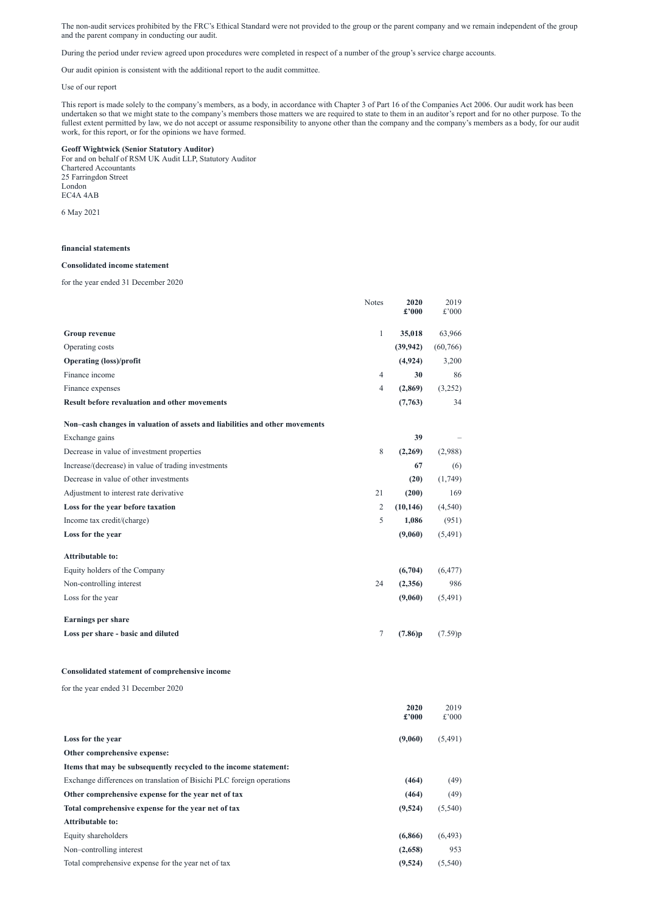The non-audit services prohibited by the FRC's Ethical Standard were not provided to the group or the parent company and we remain independent of the group and the parent company in conducting our audit.

During the period under review agreed upon procedures were completed in respect of a number of the group's service charge accounts.

Our audit opinion is consistent with the additional report to the audit committee.

Use of our report

This report is made solely to the company's members, as a body, in accordance with Chapter 3 of Part 16 of the Companies Act 2006. Our audit work has been undertaken so that we might state to the company's members those matters we are required to state to them in an auditor's report and for no other purpose. To the fullest extent permitted by law, we do not accept or assume responsibility to anyone other than the company and the company's members as a body, for our audit work, for this report, or for the opinions we have formed.

**Geoff Wightwick (Senior Statutory Auditor)**
For and on behalf of RSM UK Audit LLP, Statutory Auditor
Chartered Accountants
25 Farringdon Street
London
EC4A 4AB

6 May 2021

**financial statements**

**Consolidated income statement**

for the year ended 31 December 2020

| | Notes | **2020 £'000** | 2019 £'000 |
|---|---|---|---|
| **Group revenue** | 1 | **35,018** | 63,966 |
| Operating costs | | **(39,942)** | (60,766) |
| **Operating (loss)/profit** | | **(4,924)** | 3,200 |
| Finance income | 4 | **30** | 86 |
| Finance expenses | 4 | **(2,869)** | (3,252) |
| **Result before revaluation and other movements** | | **(7,763)** | 34 |
| **Non–cash changes in valuation of assets and liabilities and other movements** | | | |
| Exchange gains | | **39** | – |
| Decrease in value of investment properties | 8 | **(2,269)** | (2,988) |
| Increase/(decrease) in value of trading investments | | **67** | (6) |
| Decrease in value of other investments | | **(20)** | (1,749) |
| Adjustment to interest rate derivative | 21 | **(200)** | 169 |
| **Loss for the year before taxation** | 2 | **(10,146)** | (4,540) |
| Income tax credit/(charge) | 5 | **1,086** | (951) |
| **Loss for the year** | | **(9,060)** | (5,491) |
| **Attributable to:** | | | |
| Equity holders of the Company | | **(6,704)** | (6,477) |
| Non-controlling interest | 24 | **(2,356)** | 986 |
| Loss for the year | | **(9,060)** | (5,491) |
| **Earnings per share** | | | |
| **Loss per share - basic and diluted** | 7 | **(7.86)p** | (7.59)p |

**Consolidated statement of comprehensive income**

for the year ended 31 December 2020

| | **2020 £'000** | 2019 £'000 |
|---|---|---|
| **Loss for the year** | **(9,060)** | (5,491) |
| **Other comprehensive expense:** | | |
| **Items that may be subsequently recycled to the income statement:** | | |
| Exchange differences on translation of Bisichi PLC foreign operations | **(464)** | (49) |
| **Other comprehensive expense for the year net of tax** | **(464)** | (49) |
| **Total comprehensive expense for the year net of tax** | **(9,524)** | (5,540) |
| **Attributable to:** | | |
| Equity shareholders | **(6,866)** | (6,493) |
| Non–controlling interest | **(2,658)** | 953 |
| Total comprehensive expense for the year net of tax | **(9,524)** | (5,540) |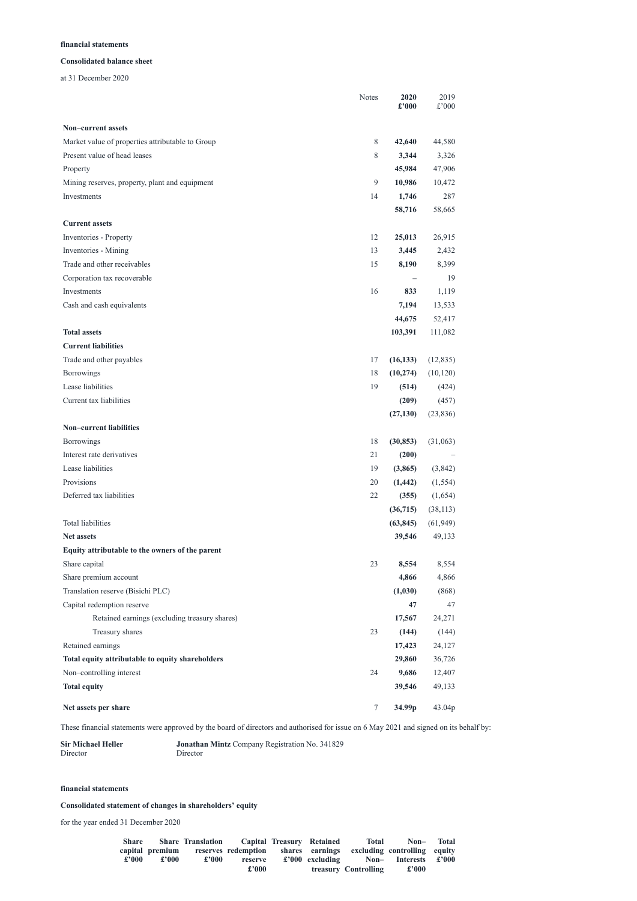**financial statements**

**Consolidated balance sheet**

at 31 December 2020

| | Notes | **2020 £'000** | 2019 £'000 |
|---|---|---|---|
| **Non–current assets** | | | |
| Market value of properties attributable to Group | 8 | **42,640** | 44,580 |
| Present value of head leases | 8 | **3,344** | 3,326 |
| Property | | **45,984** | 47,906 |
| Mining reserves, property, plant and equipment | 9 | **10,986** | 10,472 |
| Investments | 14 | **1,746** | 287 |
| | | **58,716** | 58,665 |
| **Current assets** | | | |
| Inventories - Property | 12 | **25,013** | 26,915 |
| Inventories - Mining | 13 | **3,445** | 2,432 |
| Trade and other receivables | 15 | **8,190** | 8,399 |
| Corporation tax recoverable | | **–** | 19 |
| Investments | 16 | **833** | 1,119 |
| Cash and cash equivalents | | **7,194** | 13,533 |
| | | **44,675** | 52,417 |
| **Total assets** | | **103,391** | 111,082 |
| **Current liabilities** | | | |
| Trade and other payables | 17 | **(16,133)** | (12,835) |
| Borrowings | 18 | **(10,274)** | (10,120) |
| Lease liabilities | 19 | **(514)** | (424) |
| Current tax liabilities | | **(209)** | (457) |
| | | **(27,130)** | (23,836) |
| **Non–current liabilities** | | | |
| Borrowings | 18 | **(30,853)** | (31,063) |
| Interest rate derivatives | 21 | **(200)** | – |
| Lease liabilities | 19 | **(3,865)** | (3,842) |
| Provisions | 20 | **(1,442)** | (1,554) |
| Deferred tax liabilities | 22 | **(355)** | (1,654) |
| | | **(36,715)** | (38,113) |
| Total liabilities | | **(63,845)** | (61,949) |
| **Net assets** | | **39,546** | 49,133 |
| **Equity attributable to the owners of the parent** | | | |
| Share capital | 23 | **8,554** | 8,554 |
| Share premium account | | **4,866** | 4,866 |
| Translation reserve (Bisichi PLC) | | **(1,030)** | (868) |
| Capital redemption reserve | | **47** | 47 |
| Retained earnings (excluding treasury shares) | | **17,567** | 24,271 |
| Treasury shares | 23 | **(144)** | (144) |
| Retained earnings | | **17,423** | 24,127 |
| **Total equity attributable to equity shareholders** | | **29,860** | 36,726 |
| Non–controlling interest | 24 | **9,686** | 12,407 |
| **Total equity** | | **39,546** | 49,133 |
| **Net assets per share** | 7 | **34.99p** | 43.04p |

These financial statements were approved by the board of directors and authorised for issue on 6 May 2021 and signed on its behalf by:

**Sir Michael Heller**
Director

**Jonathan Mintz** Company Registration No. 341829
Director

**financial statements**

**Consolidated statement of changes in shareholders' equity**

for the year ended 31 December 2020

| Share capital £'000 | Share premium £'000 | Translation reserves £'000 | Capital redemption reserve £'000 | Treasury shares £'000 | Retained earnings excluding treasury | Total excluding Non–Controlling | Non–controlling Interests £'000 | Total equity £'000 |
|---|---|---|---|---|---|---|---|---|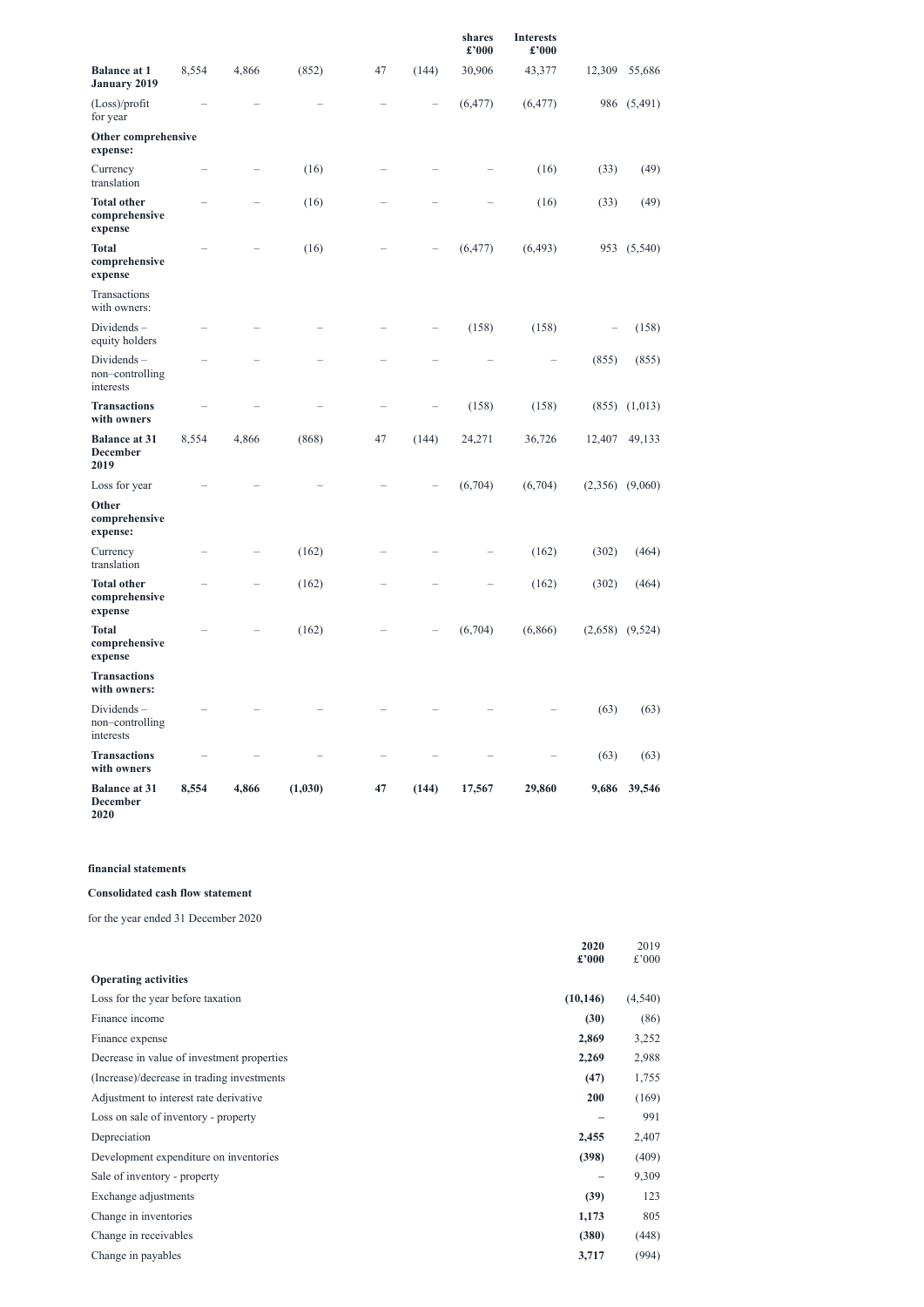| | | | | | | shares £'000 | Interests £'000 | | |
|---|---|---|---|---|---|---|---|---|---|
| **Balance at 1 January 2019** | 8,554 | 4,866 | (852) | 47 | (144) | 30,906 | 43,377 | 12,309 | 55,686 |
| (Loss)/profit for year | – | – | – | – | – | (6,477) | (6,477) | 986 | (5,491) |
| **Other comprehensive expense:** | | | | | | | | | |
| Currency translation | – | – | (16) | – | – | – | (16) | (33) | (49) |
| **Total other comprehensive expense** | – | – | (16) | – | – | – | (16) | (33) | (49) |
| **Total comprehensive expense** | – | – | (16) | – | – | (6,477) | (6,493) | 953 | (5,540) |
| Transactions with owners: | | | | | | | | | |
| Dividends – equity holders | – | – | – | – | – | (158) | (158) | – | (158) |
| Dividends – non–controlling interests | – | – | – | – | – | – | – | (855) | (855) |
| **Transactions with owners** | – | – | – | – | – | (158) | (158) | (855) | (1,013) |
| **Balance at 31 December 2019** | 8,554 | 4,866 | (868) | 47 | (144) | 24,271 | 36,726 | 12,407 | 49,133 |
| Loss for year | – | – | – | – | – | (6,704) | (6,704) | (2,356) | (9,060) |
| **Other comprehensive expense:** | | | | | | | | | |
| Currency translation | – | – | (162) | – | – | – | (162) | (302) | (464) |
| **Total other comprehensive expense** | – | – | (162) | – | – | – | (162) | (302) | (464) |
| **Total comprehensive expense** | – | – | (162) | – | – | (6,704) | (6,866) | (2,658) | (9,524) |
| **Transactions with owners:** | | | | | | | | | |
| Dividends – non–controlling interests | – | – | – | – | – | – | – | (63) | (63) |
| **Transactions with owners** | – | – | – | – | – | – | – | (63) | (63) |
| **Balance at 31 December 2020** | **8,554** | **4,866** | **(1,030)** | **47** | **(144)** | **17,567** | **29,860** | **9,686** | **39,546** |

**financial statements**

**Consolidated cash flow statement**

for the year ended 31 December 2020

| | **2020 £'000** | 2019 £'000 |
|---|---|---|
| **Operating activities** | | |
| Loss for the year before taxation | **(10,146)** | (4,540) |
| Finance income | **(30)** | (86) |
| Finance expense | **2,869** | 3,252 |
| Decrease in value of investment properties | **2,269** | 2,988 |
| (Increase)/decrease in trading investments | **(47)** | 1,755 |
| Adjustment to interest rate derivative | **200** | (169) |
| Loss on sale of inventory - property | **–** | 991 |
| Depreciation | **2,455** | 2,407 |
| Development expenditure on inventories | **(398)** | (409) |
| Sale of inventory - property | **–** | 9,309 |
| Exchange adjustments | **(39)** | 123 |
| Change in inventories | **1,173** | 805 |
| Change in receivables | **(380)** | (448) |
| Change in payables | **3,717** | (994) |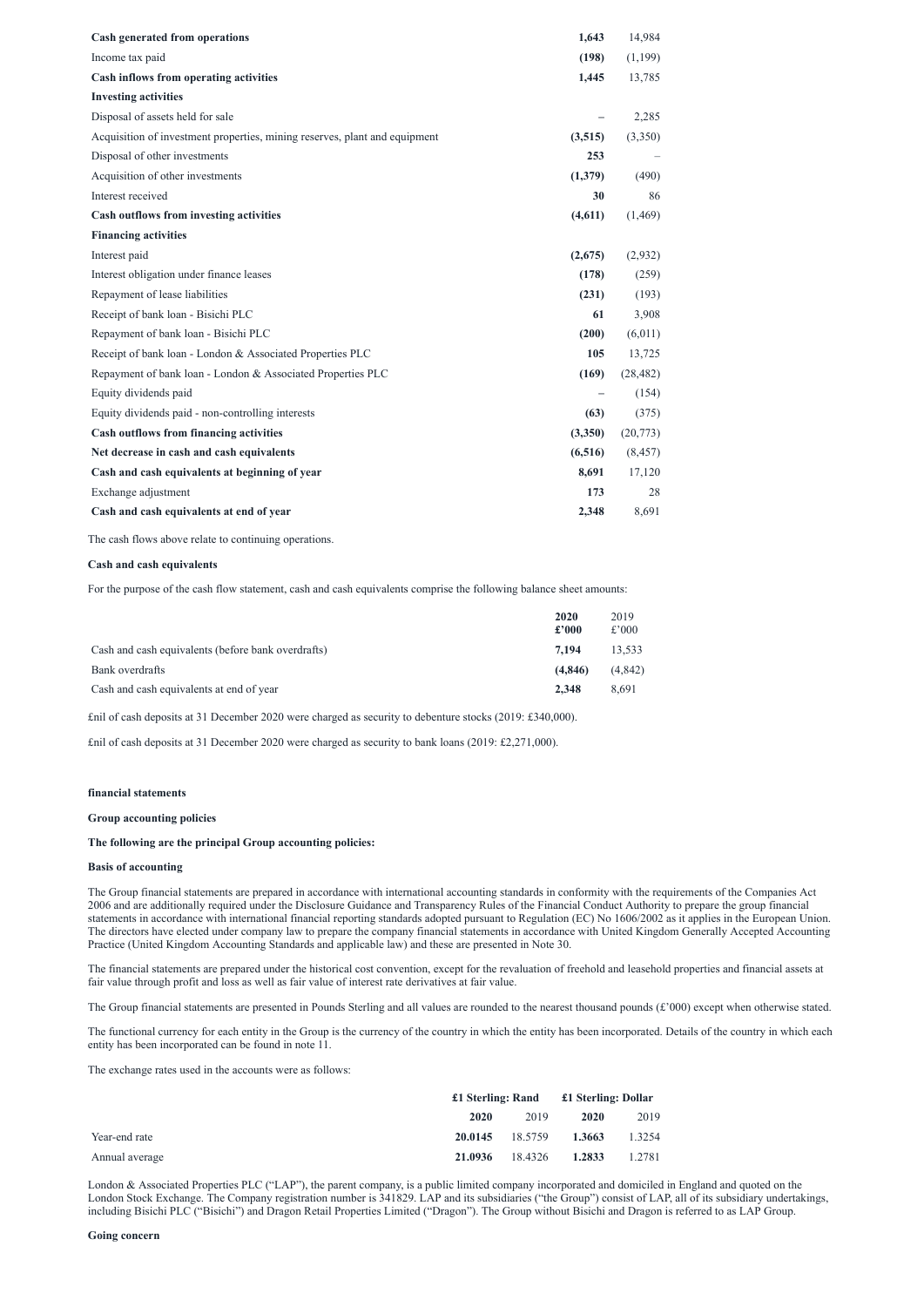| | | |
|---|---|---|
| **Cash generated from operations** | **1,643** | 14,984 |
| Income tax paid | **(198)** | (1,199) |
| **Cash inflows from operating activities** | **1,445** | 13,785 |
| **Investing activities** | | |
| Disposal of assets held for sale | **–** | 2,285 |
| Acquisition of investment properties, mining reserves, plant and equipment | **(3,515)** | (3,350) |
| Disposal of other investments | **253** | – |
| Acquisition of other investments | **(1,379)** | (490) |
| Interest received | **30** | 86 |
| **Cash outflows from investing activities** | **(4,611)** | (1,469) |
| **Financing activities** | | |
| Interest paid | **(2,675)** | (2,932) |
| Interest obligation under finance leases | **(178)** | (259) |
| Repayment of lease liabilities | **(231)** | (193) |
| Receipt of bank loan - Bisichi PLC | **61** | 3,908 |
| Repayment of bank loan - Bisichi PLC | **(200)** | (6,011) |
| Receipt of bank loan - London & Associated Properties PLC | **105** | 13,725 |
| Repayment of bank loan - London & Associated Properties PLC | **(169)** | (28,482) |
| Equity dividends paid | **–** | (154) |
| Equity dividends paid - non-controlling interests | **(63)** | (375) |
| **Cash outflows from financing activities** | **(3,350)** | (20,773) |
| **Net decrease in cash and cash equivalents** | **(6,516)** | (8,457) |
| **Cash and cash equivalents at beginning of year** | **8,691** | 17,120 |
| Exchange adjustment | **173** | 28 |
| **Cash and cash equivalents at end of year** | **2,348** | 8,691 |

The cash flows above relate to continuing operations.

**Cash and cash equivalents**

For the purpose of the cash flow statement, cash and cash equivalents comprise the following balance sheet amounts:

| | **2020 £'000** | 2019 £'000 |
|---|---|---|
| Cash and cash equivalents (before bank overdrafts) | **7,194** | 13,533 |
| Bank overdrafts | **(4,846)** | (4,842) |
| Cash and cash equivalents at end of year | **2,348** | 8,691 |

£nil of cash deposits at 31 December 2020 were charged as security to debenture stocks (2019: £340,000).

£nil of cash deposits at 31 December 2020 were charged as security to bank loans (2019: £2,271,000).

**financial statements**

**Group accounting policies**

**The following are the principal Group accounting policies:**

**Basis of accounting**

The Group financial statements are prepared in accordance with international accounting standards in conformity with the requirements of the Companies Act 2006 and are additionally required under the Disclosure Guidance and Transparency Rules of the Financial Conduct Authority to prepare the group financial statements in accordance with international financial reporting standards adopted pursuant to Regulation (EC) No 1606/2002 as it applies in the European Union. The directors have elected under company law to prepare the company financial statements in accordance with United Kingdom Generally Accepted Accounting Practice (United Kingdom Accounting Standards and applicable law) and these are presented in Note 30.

The financial statements are prepared under the historical cost convention, except for the revaluation of freehold and leasehold properties and financial assets at fair value through profit and loss as well as fair value of interest rate derivatives at fair value.

The Group financial statements are presented in Pounds Sterling and all values are rounded to the nearest thousand pounds (£'000) except when otherwise stated.

The functional currency for each entity in the Group is the currency of the country in which the entity has been incorporated. Details of the country in which each entity has been incorporated can be found in note 11.

The exchange rates used in the accounts were as follows:

| | **£1 Sterling: Rand** | | **£1 Sterling: Dollar** | |
|---|---|---|---|---|
| | **2020** | 2019 | **2020** | 2019 |
| Year-end rate | **20.0145** | 18.5759 | **1.3663** | 1.3254 |
| Annual average | **21.0936** | 18.4326 | **1.2833** | 1.2781 |

London & Associated Properties PLC ("LAP"), the parent company, is a public limited company incorporated and domiciled in England and quoted on the London Stock Exchange. The Company registration number is 341829. LAP and its subsidiaries ("the Group") consist of LAP, all of its subsidiary undertakings, including Bisichi PLC ("Bisichi") and Dragon Retail Properties Limited ("Dragon"). The Group without Bisichi and Dragon is referred to as LAP Group.

**Going concern**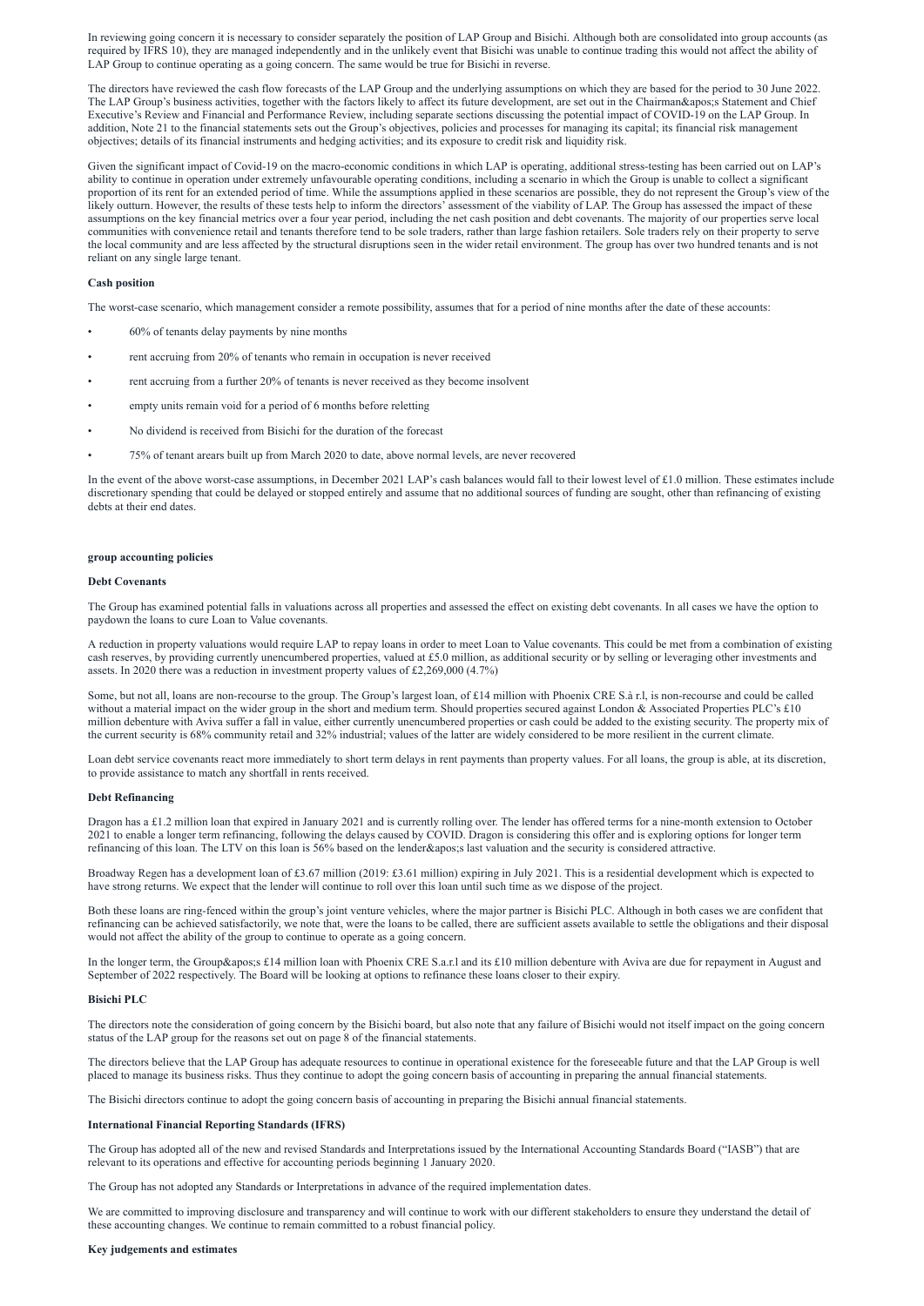In reviewing going concern it is necessary to consider separately the position of LAP Group and Bisichi. Although both are consolidated into group accounts (as required by IFRS 10), they are managed independently and in the unlikely event that Bisichi was unable to continue trading this would not affect the ability of LAP Group to continue operating as a going concern. The same would be true for Bisichi in reverse.

The directors have reviewed the cash flow forecasts of the LAP Group and the underlying assumptions on which they are based for the period to 30 June 2022. The LAP Group's business activities, together with the factors likely to affect its future development, are set out in the Chairman&apos;s Statement and Chief Executive's Review and Financial and Performance Review, including separate sections discussing the potential impact of COVID-19 on the LAP Group. In addition, Note 21 to the financial statements sets out the Group's objectives, policies and processes for managing its capital; its financial risk management objectives; details of its financial instruments and hedging activities; and its exposure to credit risk and liquidity risk.

Given the significant impact of Covid-19 on the macro-economic conditions in which LAP is operating, additional stress-testing has been carried out on LAP's ability to continue in operation under extremely unfavourable operating conditions, including a scenario in which the Group is unable to collect a significant proportion of its rent for an extended period of time. While the assumptions applied in these scenarios are possible, they do not represent the Group's view of the likely outturn. However, the results of these tests help to inform the directors' assessment of the viability of LAP. The Group has assessed the impact of these assumptions on the key financial metrics over a four year period, including the net cash position and debt covenants. The majority of our properties serve local communities with convenience retail and tenants therefore tend to be sole traders, rather than large fashion retailers. Sole traders rely on their property to serve the local community and are less affected by the structural disruptions seen in the wider retail environment. The group has over two hundred tenants and is not reliant on any single large tenant.

**Cash position**

The worst-case scenario, which management consider a remote possibility, assumes that for a period of nine months after the date of these accounts:

- 60% of tenants delay payments by nine months
- rent accruing from 20% of tenants who remain in occupation is never received
- rent accruing from a further 20% of tenants is never received as they become insolvent
- empty units remain void for a period of 6 months before reletting
- No dividend is received from Bisichi for the duration of the forecast
- 75% of tenant arears built up from March 2020 to date, above normal levels, are never recovered

In the event of the above worst-case assumptions, in December 2021 LAP's cash balances would fall to their lowest level of £1.0 million. These estimates include discretionary spending that could be delayed or stopped entirely and assume that no additional sources of funding are sought, other than refinancing of existing debts at their end dates.

**group accounting policies**

**Debt Covenants**

The Group has examined potential falls in valuations across all properties and assessed the effect on existing debt covenants. In all cases we have the option to paydown the loans to cure Loan to Value covenants.

A reduction in property valuations would require LAP to repay loans in order to meet Loan to Value covenants. This could be met from a combination of existing cash reserves, by providing currently unencumbered properties, valued at £5.0 million, as additional security or by selling or leveraging other investments and assets. In 2020 there was a reduction in investment property values of £2,269,000 (4.7%)

Some, but not all, loans are non-recourse to the group. The Group's largest loan, of £14 million with Phoenix CRE S.à r.l, is non-recourse and could be called without a material impact on the wider group in the short and medium term. Should properties secured against London & Associated Properties PLC's £10 million debenture with Aviva suffer a fall in value, either currently unencumbered properties or cash could be added to the existing security. The property mix of the current security is 68% community retail and 32% industrial; values of the latter are widely considered to be more resilient in the current climate.

Loan debt service covenants react more immediately to short term delays in rent payments than property values. For all loans, the group is able, at its discretion, to provide assistance to match any shortfall in rents received.

**Debt Refinancing**

Dragon has a £1.2 million loan that expired in January 2021 and is currently rolling over. The lender has offered terms for a nine-month extension to October 2021 to enable a longer term refinancing, following the delays caused by COVID. Dragon is considering this offer and is exploring options for longer term refinancing of this loan. The LTV on this loan is 56% based on the lender&apos;s last valuation and the security is considered attractive.

Broadway Regen has a development loan of £3.67 million (2019: £3.61 million) expiring in July 2021. This is a residential development which is expected to have strong returns. We expect that the lender will continue to roll over this loan until such time as we dispose of the project.

Both these loans are ring-fenced within the group's joint venture vehicles, where the major partner is Bisichi PLC. Although in both cases we are confident that refinancing can be achieved satisfactorily, we note that, were the loans to be called, there are sufficient assets available to settle the obligations and their disposal would not affect the ability of the group to continue to operate as a going concern.

In the longer term, the Group&apos;s £14 million loan with Phoenix CRE S.a.r.l and its £10 million debenture with Aviva are due for repayment in August and September of 2022 respectively. The Board will be looking at options to refinance these loans closer to their expiry.

**Bisichi PLC**

The directors note the consideration of going concern by the Bisichi board, but also note that any failure of Bisichi would not itself impact on the going concern status of the LAP group for the reasons set out on page 8 of the financial statements.

The directors believe that the LAP Group has adequate resources to continue in operational existence for the foreseeable future and that the LAP Group is well placed to manage its business risks. Thus they continue to adopt the going concern basis of accounting in preparing the annual financial statements.

The Bisichi directors continue to adopt the going concern basis of accounting in preparing the Bisichi annual financial statements.

**International Financial Reporting Standards (IFRS)**

The Group has adopted all of the new and revised Standards and Interpretations issued by the International Accounting Standards Board ("IASB") that are relevant to its operations and effective for accounting periods beginning 1 January 2020.

The Group has not adopted any Standards or Interpretations in advance of the required implementation dates.

We are committed to improving disclosure and transparency and will continue to work with our different stakeholders to ensure they understand the detail of these accounting changes. We continue to remain committed to a robust financial policy.

**Key judgements and estimates**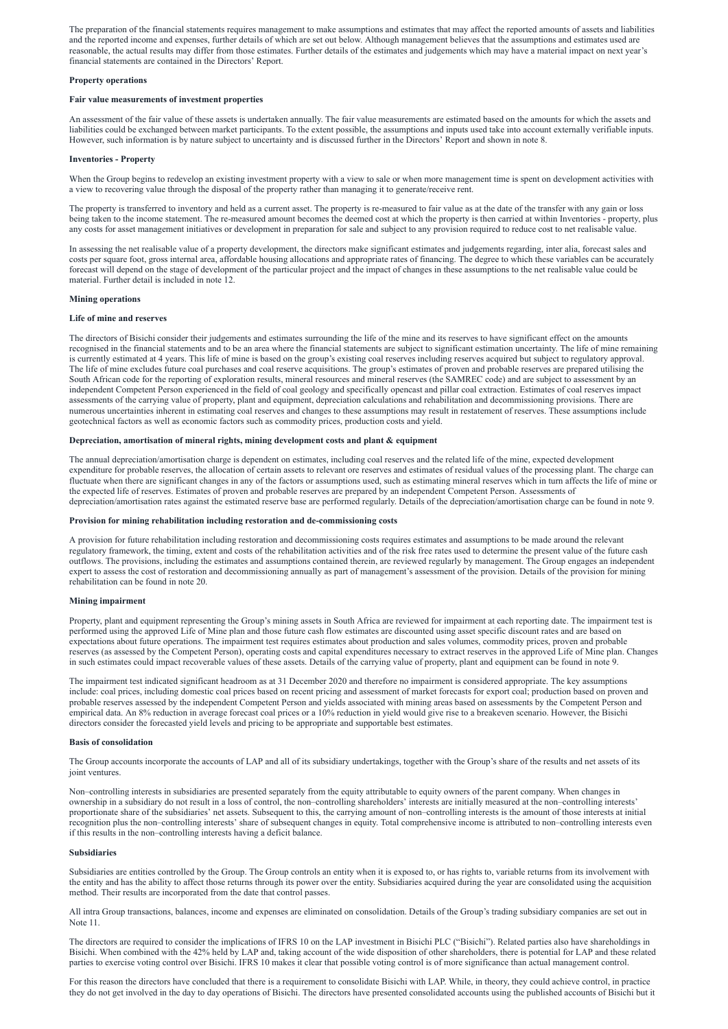The preparation of the financial statements requires management to make assumptions and estimates that may affect the reported amounts of assets and liabilities and the reported income and expenses, further details of which are set out below. Although management believes that the assumptions and estimates used are reasonable, the actual results may differ from those estimates. Further details of the estimates and judgements which may have a material impact on next year's financial statements are contained in the Directors' Report.

**Property operations**

**Fair value measurements of investment properties**

An assessment of the fair value of these assets is undertaken annually. The fair value measurements are estimated based on the amounts for which the assets and liabilities could be exchanged between market participants. To the extent possible, the assumptions and inputs used take into account externally verifiable inputs. However, such information is by nature subject to uncertainty and is discussed further in the Directors' Report and shown in note 8.

**Inventories - Property**

When the Group begins to redevelop an existing investment property with a view to sale or when more management time is spent on development activities with a view to recovering value through the disposal of the property rather than managing it to generate/receive rent.

The property is transferred to inventory and held as a current asset. The property is re-measured to fair value as at the date of the transfer with any gain or loss being taken to the income statement. The re-measured amount becomes the deemed cost at which the property is then carried at within Inventories - property, plus any costs for asset management initiatives or development in preparation for sale and subject to any provision required to reduce cost to net realisable value.

In assessing the net realisable value of a property development, the directors make significant estimates and judgements regarding, inter alia, forecast sales and costs per square foot, gross internal area, affordable housing allocations and appropriate rates of financing. The degree to which these variables can be accurately forecast will depend on the stage of development of the particular project and the impact of changes in these assumptions to the net realisable value could be material. Further detail is included in note 12.

**Mining operations**

**Life of mine and reserves**

The directors of Bisichi consider their judgements and estimates surrounding the life of the mine and its reserves to have significant effect on the amounts recognised in the financial statements and to be an area where the financial statements are subject to significant estimation uncertainty. The life of mine remaining is currently estimated at 4 years. This life of mine is based on the group's existing coal reserves including reserves acquired but subject to regulatory approval. The life of mine excludes future coal purchases and coal reserve acquisitions. The group's estimates of proven and probable reserves are prepared utilising the South African code for the reporting of exploration results, mineral resources and mineral reserves (the SAMREC code) and are subject to assessment by an independent Competent Person experienced in the field of coal geology and specifically opencast and pillar coal extraction. Estimates of coal reserves impact assessments of the carrying value of property, plant and equipment, depreciation calculations and rehabilitation and decommissioning provisions. There are numerous uncertainties inherent in estimating coal reserves and changes to these assumptions may result in restatement of reserves. These assumptions include geotechnical factors as well as economic factors such as commodity prices, production costs and yield.

**Depreciation, amortisation of mineral rights, mining development costs and plant & equipment**

The annual depreciation/amortisation charge is dependent on estimates, including coal reserves and the related life of the mine, expected development expenditure for probable reserves, the allocation of certain assets to relevant ore reserves and estimates of residual values of the processing plant. The charge can fluctuate when there are significant changes in any of the factors or assumptions used, such as estimating mineral reserves which in turn affects the life of mine or the expected life of reserves. Estimates of proven and probable reserves are prepared by an independent Competent Person. Assessments of depreciation/amortisation rates against the estimated reserve base are performed regularly. Details of the depreciation/amortisation charge can be found in note 9.

**Provision for mining rehabilitation including restoration and de-commissioning costs**

A provision for future rehabilitation including restoration and decommissioning costs requires estimates and assumptions to be made around the relevant regulatory framework, the timing, extent and costs of the rehabilitation activities and of the risk free rates used to determine the present value of the future cash outflows. The provisions, including the estimates and assumptions contained therein, are reviewed regularly by management. The Group engages an independent expert to assess the cost of restoration and decommissioning annually as part of management's assessment of the provision. Details of the provision for mining rehabilitation can be found in note 20.

**Mining impairment**

Property, plant and equipment representing the Group's mining assets in South Africa are reviewed for impairment at each reporting date. The impairment test is performed using the approved Life of Mine plan and those future cash flow estimates are discounted using asset specific discount rates and are based on expectations about future operations. The impairment test requires estimates about production and sales volumes, commodity prices, proven and probable reserves (as assessed by the Competent Person), operating costs and capital expenditures necessary to extract reserves in the approved Life of Mine plan. Changes in such estimates could impact recoverable values of these assets. Details of the carrying value of property, plant and equipment can be found in note 9.

The impairment test indicated significant headroom as at 31 December 2020 and therefore no impairment is considered appropriate. The key assumptions include: coal prices, including domestic coal prices based on recent pricing and assessment of market forecasts for export coal; production based on proven and probable reserves assessed by the independent Competent Person and yields associated with mining areas based on assessments by the Competent Person and empirical data. An 8% reduction in average forecast coal prices or a 10% reduction in yield would give rise to a breakeven scenario. However, the Bisichi directors consider the forecasted yield levels and pricing to be appropriate and supportable best estimates.

**Basis of consolidation**

The Group accounts incorporate the accounts of LAP and all of its subsidiary undertakings, together with the Group's share of the results and net assets of its joint ventures.

Non–controlling interests in subsidiaries are presented separately from the equity attributable to equity owners of the parent company. When changes in ownership in a subsidiary do not result in a loss of control, the non–controlling shareholders' interests are initially measured at the non–controlling interests' proportionate share of the subsidiaries' net assets. Subsequent to this, the carrying amount of non–controlling interests is the amount of those interests at initial recognition plus the non–controlling interests' share of subsequent changes in equity. Total comprehensive income is attributed to non–controlling interests even if this results in the non–controlling interests having a deficit balance.

**Subsidiaries**

Subsidiaries are entities controlled by the Group. The Group controls an entity when it is exposed to, or has rights to, variable returns from its involvement with the entity and has the ability to affect those returns through its power over the entity. Subsidiaries acquired during the year are consolidated using the acquisition method. Their results are incorporated from the date that control passes.

All intra Group transactions, balances, income and expenses are eliminated on consolidation. Details of the Group's trading subsidiary companies are set out in Note 11.

The directors are required to consider the implications of IFRS 10 on the LAP investment in Bisichi PLC ("Bisichi"). Related parties also have shareholdings in Bisichi. When combined with the 42% held by LAP and, taking account of the wide disposition of other shareholders, there is potential for LAP and these related parties to exercise voting control over Bisichi. IFRS 10 makes it clear that possible voting control is of more significance than actual management control.

For this reason the directors have concluded that there is a requirement to consolidate Bisichi with LAP. While, in theory, they could achieve control, in practice they do not get involved in the day to day operations of Bisichi. The directors have presented consolidated accounts using the published accounts of Bisichi but it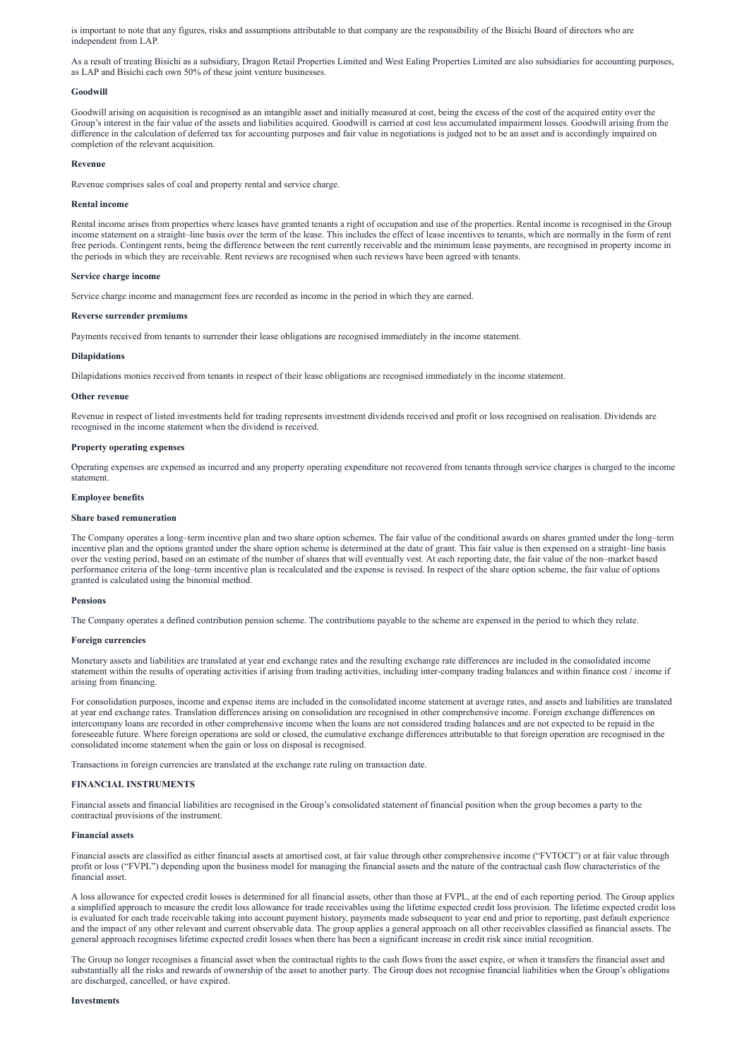is important to note that any figures, risks and assumptions attributable to that company are the responsibility of the Bisichi Board of directors who are independent from LAP.

As a result of treating Bisichi as a subsidiary, Dragon Retail Properties Limited and West Ealing Properties Limited are also subsidiaries for accounting purposes, as LAP and Bisichi each own 50% of these joint venture businesses.

**Goodwill**

Goodwill arising on acquisition is recognised as an intangible asset and initially measured at cost, being the excess of the cost of the acquired entity over the Group's interest in the fair value of the assets and liabilities acquired. Goodwill is carried at cost less accumulated impairment losses. Goodwill arising from the difference in the calculation of deferred tax for accounting purposes and fair value in negotiations is judged not to be an asset and is accordingly impaired on completion of the relevant acquisition.

**Revenue**

Revenue comprises sales of coal and property rental and service charge.

**Rental income**

Rental income arises from properties where leases have granted tenants a right of occupation and use of the properties. Rental income is recognised in the Group income statement on a straight–line basis over the term of the lease. This includes the effect of lease incentives to tenants, which are normally in the form of rent free periods. Contingent rents, being the difference between the rent currently receivable and the minimum lease payments, are recognised in property income in the periods in which they are receivable. Rent reviews are recognised when such reviews have been agreed with tenants.

**Service charge income**

Service charge income and management fees are recorded as income in the period in which they are earned.

**Reverse surrender premiums**

Payments received from tenants to surrender their lease obligations are recognised immediately in the income statement.

**Dilapidations**

Dilapidations monies received from tenants in respect of their lease obligations are recognised immediately in the income statement.

**Other revenue**

Revenue in respect of listed investments held for trading represents investment dividends received and profit or loss recognised on realisation. Dividends are recognised in the income statement when the dividend is received.

**Property operating expenses**

Operating expenses are expensed as incurred and any property operating expenditure not recovered from tenants through service charges is charged to the income statement.

**Employee benefits**

**Share based remuneration**

The Company operates a long–term incentive plan and two share option schemes. The fair value of the conditional awards on shares granted under the long–term incentive plan and the options granted under the share option scheme is determined at the date of grant. This fair value is then expensed on a straight–line basis over the vesting period, based on an estimate of the number of shares that will eventually vest. At each reporting date, the fair value of the non–market based performance criteria of the long–term incentive plan is recalculated and the expense is revised. In respect of the share option scheme, the fair value of options granted is calculated using the binomial method.

**Pensions**

The Company operates a defined contribution pension scheme. The contributions payable to the scheme are expensed in the period to which they relate.

**Foreign currencies**

Monetary assets and liabilities are translated at year end exchange rates and the resulting exchange rate differences are included in the consolidated income statement within the results of operating activities if arising from trading activities, including inter-company trading balances and within finance cost / income if arising from financing.

For consolidation purposes, income and expense items are included in the consolidated income statement at average rates, and assets and liabilities are translated at year end exchange rates. Translation differences arising on consolidation are recognised in other comprehensive income. Foreign exchange differences on intercompany loans are recorded in other comprehensive income when the loans are not considered trading balances and are not expected to be repaid in the foreseeable future. Where foreign operations are sold or closed, the cumulative exchange differences attributable to that foreign operation are recognised in the consolidated income statement when the gain or loss on disposal is recognised.

Transactions in foreign currencies are translated at the exchange rate ruling on transaction date.

**FINANCIAL INSTRUMENTS**

Financial assets and financial liabilities are recognised in the Group's consolidated statement of financial position when the group becomes a party to the contractual provisions of the instrument.

**Financial assets**

Financial assets are classified as either financial assets at amortised cost, at fair value through other comprehensive income ("FVTOCI") or at fair value through profit or loss ("FVPL") depending upon the business model for managing the financial assets and the nature of the contractual cash flow characteristics of the financial asset.

A loss allowance for expected credit losses is determined for all financial assets, other than those at FVPL, at the end of each reporting period. The Group applies a simplified approach to measure the credit loss allowance for trade receivables using the lifetime expected credit loss provision. The lifetime expected credit loss is evaluated for each trade receivable taking into account payment history, payments made subsequent to year end and prior to reporting, past default experience and the impact of any other relevant and current observable data. The group applies a general approach on all other receivables classified as financial assets. The general approach recognises lifetime expected credit losses when there has been a significant increase in credit risk since initial recognition.

The Group no longer recognises a financial asset when the contractual rights to the cash flows from the asset expire, or when it transfers the financial asset and substantially all the risks and rewards of ownership of the asset to another party. The Group does not recognise financial liabilities when the Group's obligations are discharged, cancelled, or have expired.

**Investments**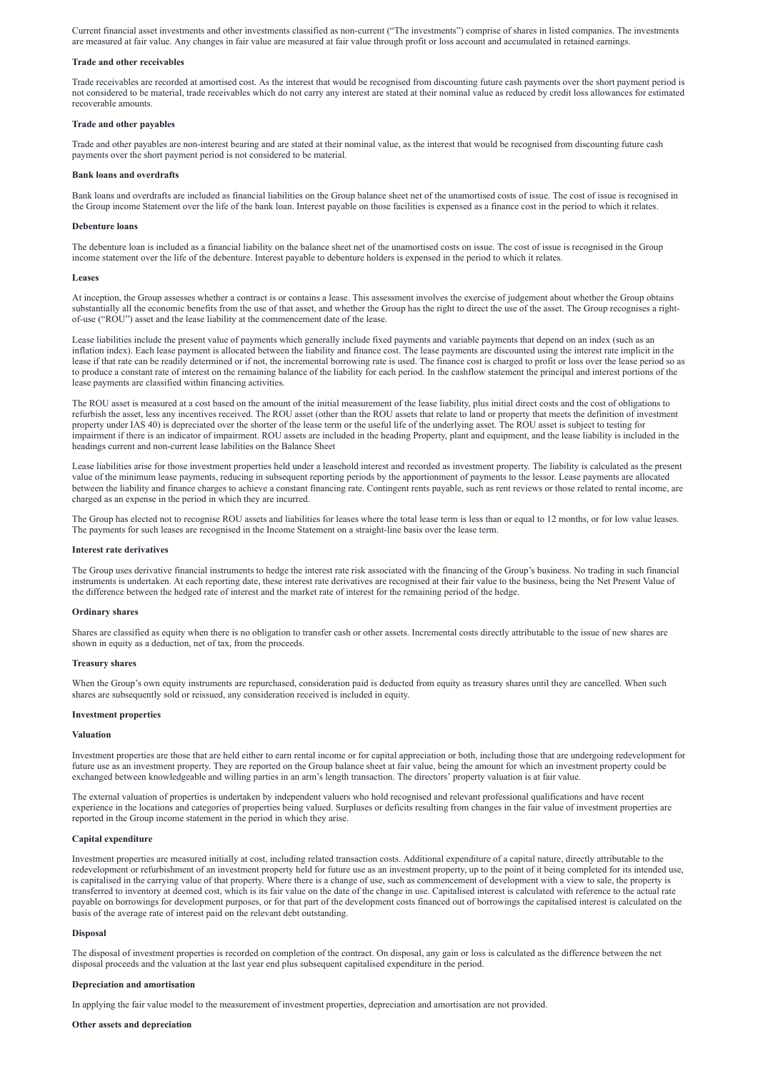Current financial asset investments and other investments classified as non-current ("The investments") comprise of shares in listed companies. The investments are measured at fair value. Any changes in fair value are measured at fair value through profit or loss account and accumulated in retained earnings.

**Trade and other receivables**

Trade receivables are recorded at amortised cost. As the interest that would be recognised from discounting future cash payments over the short payment period is not considered to be material, trade receivables which do not carry any interest are stated at their nominal value as reduced by credit loss allowances for estimated recoverable amounts.

**Trade and other payables**

Trade and other payables are non-interest bearing and are stated at their nominal value, as the interest that would be recognised from discounting future cash payments over the short payment period is not considered to be material.

**Bank loans and overdrafts**

Bank loans and overdrafts are included as financial liabilities on the Group balance sheet net of the unamortised costs of issue. The cost of issue is recognised in the Group income Statement over the life of the bank loan. Interest payable on those facilities is expensed as a finance cost in the period to which it relates.

**Debenture loans**

The debenture loan is included as a financial liability on the balance sheet net of the unamortised costs on issue. The cost of issue is recognised in the Group income statement over the life of the debenture. Interest payable to debenture holders is expensed in the period to which it relates.

**Leases**

At inception, the Group assesses whether a contract is or contains a lease. This assessment involves the exercise of judgement about whether the Group obtains substantially all the economic benefits from the use of that asset, and whether the Group has the right to direct the use of the asset. The Group recognises a right-of-use ("ROU") asset and the lease liability at the commencement date of the lease.

Lease liabilities include the present value of payments which generally include fixed payments and variable payments that depend on an index (such as an inflation index). Each lease payment is allocated between the liability and finance cost. The lease payments are discounted using the interest rate implicit in the lease if that rate can be readily determined or if not, the incremental borrowing rate is used. The finance cost is charged to profit or loss over the lease period so as to produce a constant rate of interest on the remaining balance of the liability for each period. In the cashflow statement the principal and interest portions of the lease payments are classified within financing activities.

The ROU asset is measured at a cost based on the amount of the initial measurement of the lease liability, plus initial direct costs and the cost of obligations to refurbish the asset, less any incentives received. The ROU asset (other than the ROU assets that relate to land or property that meets the definition of investment property under IAS 40) is depreciated over the shorter of the lease term or the useful life of the underlying asset. The ROU asset is subject to testing for impairment if there is an indicator of impairment. ROU assets are included in the heading Property, plant and equipment, and the lease liability is included in the headings current and non-current lease labilities on the Balance Sheet

Lease liabilities arise for those investment properties held under a leasehold interest and recorded as investment property. The liability is calculated as the present value of the minimum lease payments, reducing in subsequent reporting periods by the apportionment of payments to the lessor. Lease payments are allocated between the liability and finance charges to achieve a constant financing rate. Contingent rents payable, such as rent reviews or those related to rental income, are charged as an expense in the period in which they are incurred.

The Group has elected not to recognise ROU assets and liabilities for leases where the total lease term is less than or equal to 12 months, or for low value leases. The payments for such leases are recognised in the Income Statement on a straight-line basis over the lease term.

**Interest rate derivatives**

The Group uses derivative financial instruments to hedge the interest rate risk associated with the financing of the Group's business. No trading in such financial instruments is undertaken. At each reporting date, these interest rate derivatives are recognised at their fair value to the business, being the Net Present Value of the difference between the hedged rate of interest and the market rate of interest for the remaining period of the hedge.

**Ordinary shares**

Shares are classified as equity when there is no obligation to transfer cash or other assets. Incremental costs directly attributable to the issue of new shares are shown in equity as a deduction, net of tax, from the proceeds.

**Treasury shares**

When the Group's own equity instruments are repurchased, consideration paid is deducted from equity as treasury shares until they are cancelled. When such shares are subsequently sold or reissued, any consideration received is included in equity.

**Investment properties**

**Valuation**

Investment properties are those that are held either to earn rental income or for capital appreciation or both, including those that are undergoing redevelopment for future use as an investment property. They are reported on the Group balance sheet at fair value, being the amount for which an investment property could be exchanged between knowledgeable and willing parties in an arm's length transaction. The directors' property valuation is at fair value.

The external valuation of properties is undertaken by independent valuers who hold recognised and relevant professional qualifications and have recent experience in the locations and categories of properties being valued. Surpluses or deficits resulting from changes in the fair value of investment properties are reported in the Group income statement in the period in which they arise.

**Capital expenditure**

Investment properties are measured initially at cost, including related transaction costs. Additional expenditure of a capital nature, directly attributable to the redevelopment or refurbishment of an investment property held for future use as an investment property, up to the point of it being completed for its intended use, is capitalised in the carrying value of that property. Where there is a change of use, such as commencement of development with a view to sale, the property is transferred to inventory at deemed cost, which is its fair value on the date of the change in use. Capitalised interest is calculated with reference to the actual rate payable on borrowings for development purposes, or for that part of the development costs financed out of borrowings the capitalised interest is calculated on the basis of the average rate of interest paid on the relevant debt outstanding.

**Disposal**

The disposal of investment properties is recorded on completion of the contract. On disposal, any gain or loss is calculated as the difference between the net disposal proceeds and the valuation at the last year end plus subsequent capitalised expenditure in the period.

**Depreciation and amortisation**

In applying the fair value model to the measurement of investment properties, depreciation and amortisation are not provided.

**Other assets and depreciation**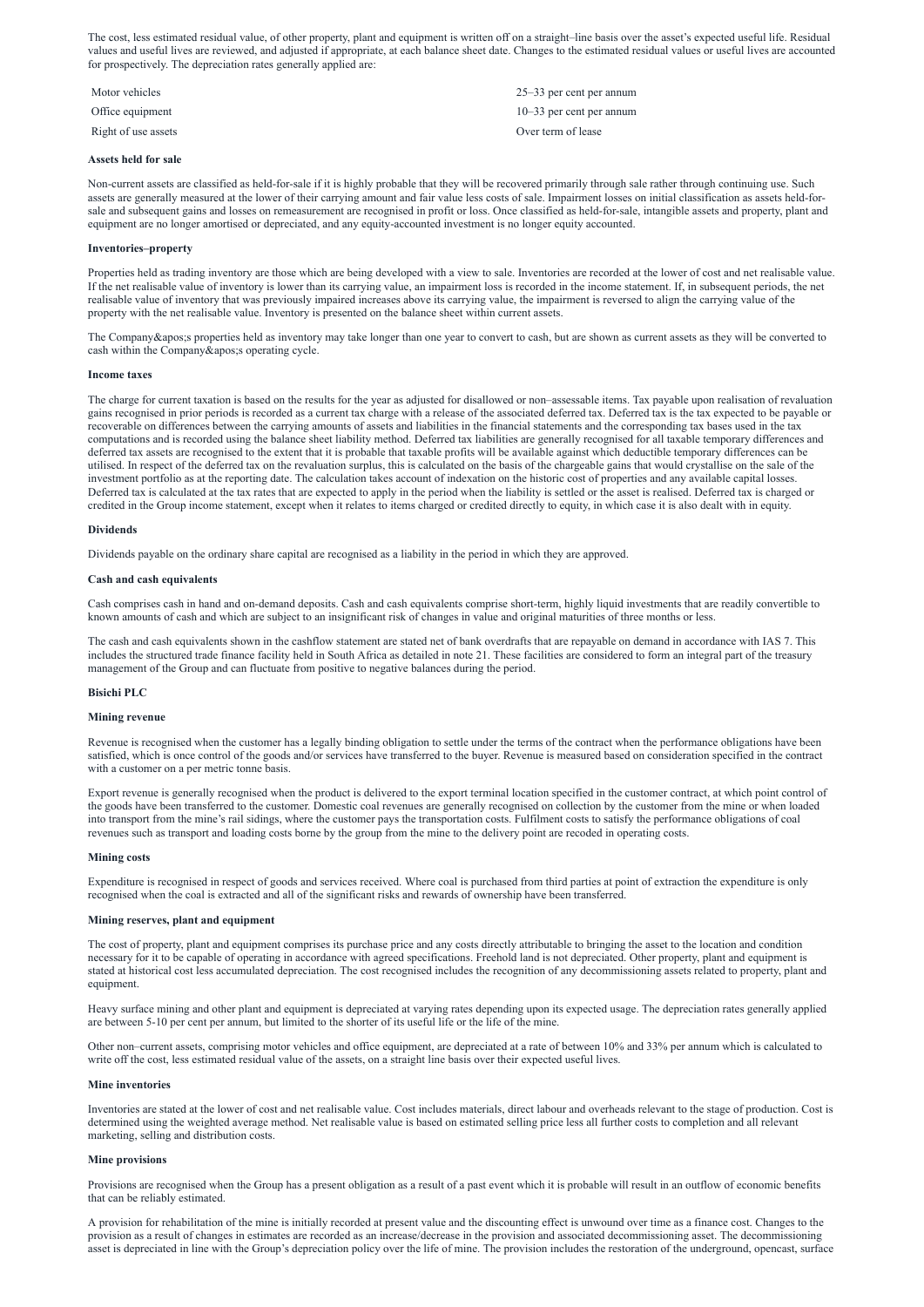The cost, less estimated residual value, of other property, plant and equipment is written off on a straight–line basis over the asset's expected useful life. Residual values and useful lives are reviewed, and adjusted if appropriate, at each balance sheet date. Changes to the estimated residual values or useful lives are accounted for prospectively. The depreciation rates generally applied are:

| | |
|---|---|
| Motor vehicles | 25–33 per cent per annum |
| Office equipment | 10–33 per cent per annum |
| Right of use assets | Over term of lease |

**Assets held for sale**

Non-current assets are classified as held-for-sale if it is highly probable that they will be recovered primarily through sale rather through continuing use. Such assets are generally measured at the lower of their carrying amount and fair value less costs of sale. Impairment losses on initial classification as assets held-for-sale and subsequent gains and losses on remeasurement are recognised in profit or loss. Once classified as held-for-sale, intangible assets and property, plant and equipment are no longer amortised or depreciated, and any equity-accounted investment is no longer equity accounted.

**Inventories–property**

Properties held as trading inventory are those which are being developed with a view to sale. Inventories are recorded at the lower of cost and net realisable value. If the net realisable value of inventory is lower than its carrying value, an impairment loss is recorded in the income statement. If, in subsequent periods, the net realisable value of inventory that was previously impaired increases above its carrying value, the impairment is reversed to align the carrying value of the property with the net realisable value. Inventory is presented on the balance sheet within current assets.

The Company&apos;s properties held as inventory may take longer than one year to convert to cash, but are shown as current assets as they will be converted to cash within the Company&apos;s operating cycle.

**Income taxes**

The charge for current taxation is based on the results for the year as adjusted for disallowed or non–assessable items. Tax payable upon realisation of revaluation gains recognised in prior periods is recorded as a current tax charge with a release of the associated deferred tax. Deferred tax is the tax expected to be payable or recoverable on differences between the carrying amounts of assets and liabilities in the financial statements and the corresponding tax bases used in the tax computations and is recorded using the balance sheet liability method. Deferred tax liabilities are generally recognised for all taxable temporary differences and deferred tax assets are recognised to the extent that it is probable that taxable profits will be available against which deductible temporary differences can be utilised. In respect of the deferred tax on the revaluation surplus, this is calculated on the basis of the chargeable gains that would crystallise on the sale of the investment portfolio as at the reporting date. The calculation takes account of indexation on the historic cost of properties and any available capital losses. Deferred tax is calculated at the tax rates that are expected to apply in the period when the liability is settled or the asset is realised. Deferred tax is charged or credited in the Group income statement, except when it relates to items charged or credited directly to equity, in which case it is also dealt with in equity.

**Dividends**

Dividends payable on the ordinary share capital are recognised as a liability in the period in which they are approved.

**Cash and cash equivalents**

Cash comprises cash in hand and on-demand deposits. Cash and cash equivalents comprise short-term, highly liquid investments that are readily convertible to known amounts of cash and which are subject to an insignificant risk of changes in value and original maturities of three months or less.

The cash and cash equivalents shown in the cashflow statement are stated net of bank overdrafts that are repayable on demand in accordance with IAS 7. This includes the structured trade finance facility held in South Africa as detailed in note 21. These facilities are considered to form an integral part of the treasury management of the Group and can fluctuate from positive to negative balances during the period.

**Bisichi PLC**

**Mining revenue**

Revenue is recognised when the customer has a legally binding obligation to settle under the terms of the contract when the performance obligations have been satisfied, which is once control of the goods and/or services have transferred to the buyer. Revenue is measured based on consideration specified in the contract with a customer on a per metric tonne basis.

Export revenue is generally recognised when the product is delivered to the export terminal location specified in the customer contract, at which point control of the goods have been transferred to the customer. Domestic coal revenues are generally recognised on collection by the customer from the mine or when loaded into transport from the mine's rail sidings, where the customer pays the transportation costs. Fulfilment costs to satisfy the performance obligations of coal revenues such as transport and loading costs borne by the group from the mine to the delivery point are recoded in operating costs.

**Mining costs**

Expenditure is recognised in respect of goods and services received. Where coal is purchased from third parties at point of extraction the expenditure is only recognised when the coal is extracted and all of the significant risks and rewards of ownership have been transferred.

**Mining reserves, plant and equipment**

The cost of property, plant and equipment comprises its purchase price and any costs directly attributable to bringing the asset to the location and condition necessary for it to be capable of operating in accordance with agreed specifications. Freehold land is not depreciated. Other property, plant and equipment is stated at historical cost less accumulated depreciation. The cost recognised includes the recognition of any decommissioning assets related to property, plant and equipment.

Heavy surface mining and other plant and equipment is depreciated at varying rates depending upon its expected usage. The depreciation rates generally applied are between 5-10 per cent per annum, but limited to the shorter of its useful life or the life of the mine.

Other non–current assets, comprising motor vehicles and office equipment, are depreciated at a rate of between 10% and 33% per annum which is calculated to write off the cost, less estimated residual value of the assets, on a straight line basis over their expected useful lives.

**Mine inventories**

Inventories are stated at the lower of cost and net realisable value. Cost includes materials, direct labour and overheads relevant to the stage of production. Cost is determined using the weighted average method. Net realisable value is based on estimated selling price less all further costs to completion and all relevant marketing, selling and distribution costs.

**Mine provisions**

Provisions are recognised when the Group has a present obligation as a result of a past event which it is probable will result in an outflow of economic benefits that can be reliably estimated.

A provision for rehabilitation of the mine is initially recorded at present value and the discounting effect is unwound over time as a finance cost. Changes to the provision as a result of changes in estimates are recorded as an increase/decrease in the provision and associated decommissioning asset. The decommissioning asset is depreciated in line with the Group's depreciation policy over the life of mine. The provision includes the restoration of the underground, opencast, surface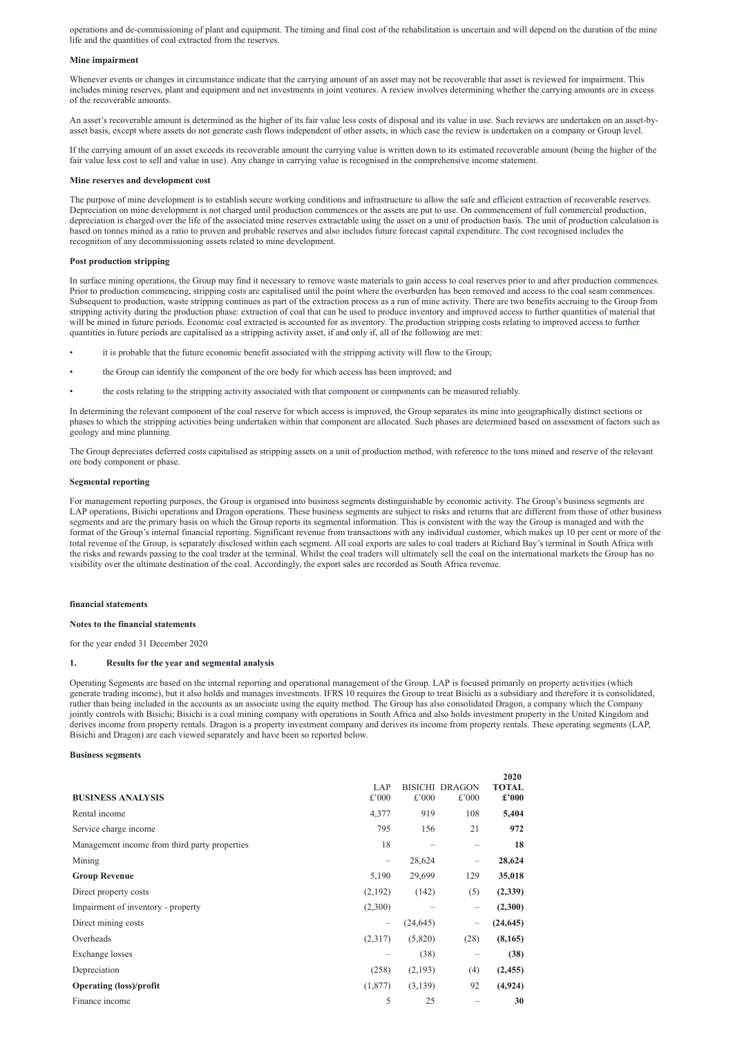operations and de-commissioning of plant and equipment. The timing and final cost of the rehabilitation is uncertain and will depend on the duration of the mine life and the quantities of coal extracted from the reserves.

**Mine impairment**

Whenever events or changes in circumstance indicate that the carrying amount of an asset may not be recoverable that asset is reviewed for impairment. This includes mining reserves, plant and equipment and net investments in joint ventures. A review involves determining whether the carrying amounts are in excess of the recoverable amounts.

An asset's recoverable amount is determined as the higher of its fair value less costs of disposal and its value in use. Such reviews are undertaken on an asset-by-asset basis, except where assets do not generate cash flows independent of other assets, in which case the review is undertaken on a company or Group level.

If the carrying amount of an asset exceeds its recoverable amount the carrying value is written down to its estimated recoverable amount (being the higher of the fair value less cost to sell and value in use). Any change in carrying value is recognised in the comprehensive income statement.

**Mine reserves and development cost**

The purpose of mine development is to establish secure working conditions and infrastructure to allow the safe and efficient extraction of recoverable reserves. Depreciation on mine development is not charged until production commences or the assets are put to use. On commencement of full commercial production, depreciation is charged over the life of the associated mine reserves extractable using the asset on a unit of production basis. The unit of production calculation is based on tonnes mined as a ratio to proven and probable reserves and also includes future forecast capital expenditure. The cost recognised includes the recognition of any decommissioning assets related to mine development.

**Post production stripping**

In surface mining operations, the Group may find it necessary to remove waste materials to gain access to coal reserves prior to and after production commences. Prior to production commencing, stripping costs are capitalised until the point where the overburden has been removed and access to the coal seam commences. Subsequent to production, waste stripping continues as part of the extraction process as a run of mine activity. There are two benefits accruing to the Group from stripping activity during the production phase: extraction of coal that can be used to produce inventory and improved access to further quantities of material that will be mined in future periods. Economic coal extracted is accounted for as inventory. The production stripping costs relating to improved access to further quantities in future periods are capitalised as a stripping activity asset, if and only if, all of the following are met:

- it is probable that the future economic benefit associated with the stripping activity will flow to the Group;
- the Group can identify the component of the ore body for which access has been improved; and
- the costs relating to the stripping activity associated with that component or components can be measured reliably.

In determining the relevant component of the coal reserve for which access is improved, the Group separates its mine into geographically distinct sections or phases to which the stripping activities being undertaken within that component are allocated. Such phases are determined based on assessment of factors such as geology and mine planning.

The Group depreciates deferred costs capitalised as stripping assets on a unit of production method, with reference to the tons mined and reserve of the relevant ore body component or phase.

**Segmental reporting**

For management reporting purposes, the Group is organised into business segments distinguishable by economic activity. The Group's business segments are LAP operations, Bisichi operations and Dragon operations. These business segments are subject to risks and returns that are different from those of other business segments and are the primary basis on which the Group reports its segmental information. This is consistent with the way the Group is managed and with the format of the Group's internal financial reporting. Significant revenue from transactions with any individual customer, which makes up 10 per cent or more of the total revenue of the Group, is separately disclosed within each segment. All coal exports are sales to coal traders at Richard Bay's terminal in South Africa with the risks and rewards passing to the coal trader at the terminal. Whilst the coal traders will ultimately sell the coal on the international markets the Group has no visibility over the ultimate destination of the coal. Accordingly, the export sales are recorded as South Africa revenue.

**financial statements**

**Notes to the financial statements**

for the year ended 31 December 2020

## 1. Results for the year and segmental analysis

Operating Segments are based on the internal reporting and operational management of the Group. LAP is focused primarily on property activities (which generate trading income), but it also holds and manages investments. IFRS 10 requires the Group to treat Bisichi as a subsidiary and therefore it is consolidated, rather than being included in the accounts as an associate using the equity method. The Group has also consolidated Dragon, a company which the Company jointly controls with Bisichi; Bisichi is a coal mining company with operations in South Africa and also holds investment property in the United Kingdom and derives income from property rentals. Dragon is a property investment company and derives its income from property rentals. These operating segments (LAP, Bisichi and Dragon) are each viewed separately and have been so reported below.

**Business segments**

| **BUSINESS ANALYSIS** | LAP £'000 | BISICHI £'000 | DRAGON £'000 | **2020 TOTAL £'000** |
|---|---|---|---|---|
| Rental income | 4,377 | 919 | 108 | **5,404** |
| Service charge income | 795 | 156 | 21 | **972** |
| Management income from third party properties | 18 | – | – | **18** |
| Mining | – | 28,624 | – | **28,624** |
| **Group Revenue** | 5,190 | 29,699 | 129 | **35,018** |
| Direct property costs | (2,192) | (142) | (5) | **(2,339)** |
| Impairment of inventory - property | (2,300) | – | – | **(2,300)** |
| Direct mining costs | – | (24,645) | – | **(24,645)** |
| Overheads | (2,317) | (5,820) | (28) | **(8,165)** |
| Exchange losses | – | (38) | – | **(38)** |
| Depreciation | (258) | (2,193) | (4) | **(2,455)** |
| **Operating (loss)/profit** | (1,877) | (3,139) | 92 | **(4,924)** |
| Finance income | 5 | 25 | – | **30** |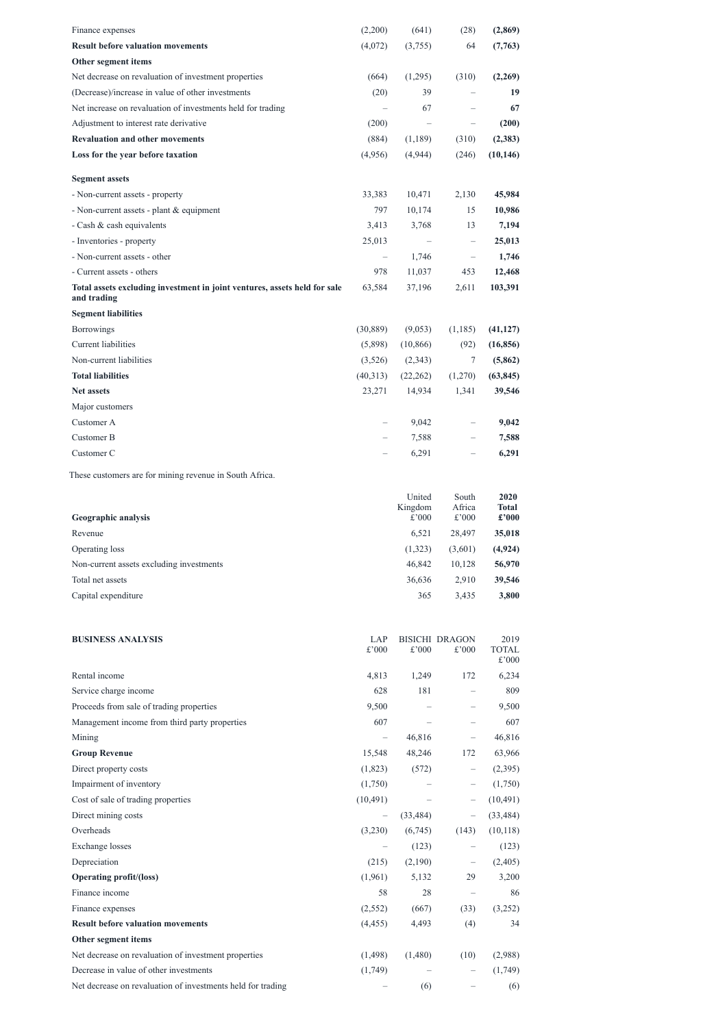| | | | | |
|---|---|---|---|---|
| Finance expenses | (2,200) | (641) | (28) | **(2,869)** |
| **Result before valuation movements** | (4,072) | (3,755) | 64 | **(7,763)** |
| **Other segment items** | | | | |
| Net decrease on revaluation of investment properties | (664) | (1,295) | (310) | **(2,269)** |
| (Decrease)/increase in value of other investments | (20) | 39 | – | **19** |
| Net increase on revaluation of investments held for trading | – | 67 | – | **67** |
| Adjustment to interest rate derivative | (200) | – | – | **(200)** |
| **Revaluation and other movements** | (884) | (1,189) | (310) | **(2,383)** |
| **Loss for the year before taxation** | (4,956) | (4,944) | (246) | **(10,146)** |
| **Segment assets** | | | | |
| - Non-current assets - property | 33,383 | 10,471 | 2,130 | **45,984** |
| - Non-current assets - plant & equipment | 797 | 10,174 | 15 | **10,986** |
| - Cash & cash equivalents | 3,413 | 3,768 | 13 | **7,194** |
| - Inventories - property | 25,013 | – | – | **25,013** |
| - Non-current assets - other | – | 1,746 | – | **1,746** |
| - Current assets - others | 978 | 11,037 | 453 | **12,468** |
| **Total assets excluding investment in joint ventures, assets held for sale and trading** | 63,584 | 37,196 | 2,611 | **103,391** |
| **Segment liabilities** | | | | |
| Borrowings | (30,889) | (9,053) | (1,185) | **(41,127)** |
| Current liabilities | (5,898) | (10,866) | (92) | **(16,856)** |
| Non-current liabilities | (3,526) | (2,343) | 7 | **(5,862)** |
| **Total liabilities** | (40,313) | (22,262) | (1,270) | **(63,845)** |
| **Net assets** | 23,271 | 14,934 | 1,341 | **39,546** |
| Major customers | | | | |
| Customer A | – | 9,042 | – | **9,042** |
| Customer B | – | 7,588 | – | **7,588** |
| Customer C | – | 6,291 | – | **6,291** |

These customers are for mining revenue in South Africa.

| **Geographic analysis** | United Kingdom £'000 | South Africa £'000 | **2020 Total £'000** |
|---|---|---|---|
| Revenue | 6,521 | 28,497 | **35,018** |
| Operating loss | (1,323) | (3,601) | **(4,924)** |
| Non-current assets excluding investments | 46,842 | 10,128 | **56,970** |
| Total net assets | 36,636 | 2,910 | **39,546** |
| Capital expenditure | 365 | 3,435 | **3,800** |

| **BUSINESS ANALYSIS** | LAP £'000 | BISICHI £'000 | DRAGON £'000 | 2019 TOTAL £'000 |
|---|---|---|---|---|
| Rental income | 4,813 | 1,249 | 172 | 6,234 |
| Service charge income | 628 | 181 | – | 809 |
| Proceeds from sale of trading properties | 9,500 | – | – | 9,500 |
| Management income from third party properties | 607 | – | – | 607 |
| Mining | – | 46,816 | – | 46,816 |
| **Group Revenue** | 15,548 | 48,246 | 172 | 63,966 |
| Direct property costs | (1,823) | (572) | – | (2,395) |
| Impairment of inventory | (1,750) | – | – | (1,750) |
| Cost of sale of trading properties | (10,491) | – | – | (10,491) |
| Direct mining costs | – | (33,484) | – | (33,484) |
| Overheads | (3,230) | (6,745) | (143) | (10,118) |
| Exchange losses | – | (123) | – | (123) |
| Depreciation | (215) | (2,190) | – | (2,405) |
| **Operating profit/(loss)** | (1,961) | 5,132 | 29 | 3,200 |
| Finance income | 58 | 28 | – | 86 |
| Finance expenses | (2,552) | (667) | (33) | (3,252) |
| **Result before valuation movements** | (4,455) | 4,493 | (4) | 34 |
| **Other segment items** | | | | |
| Net decrease on revaluation of investment properties | (1,498) | (1,480) | (10) | (2,988) |
| Decrease in value of other investments | (1,749) | – | – | (1,749) |
| Net decrease on revaluation of investments held for trading | – | (6) | – | (6) |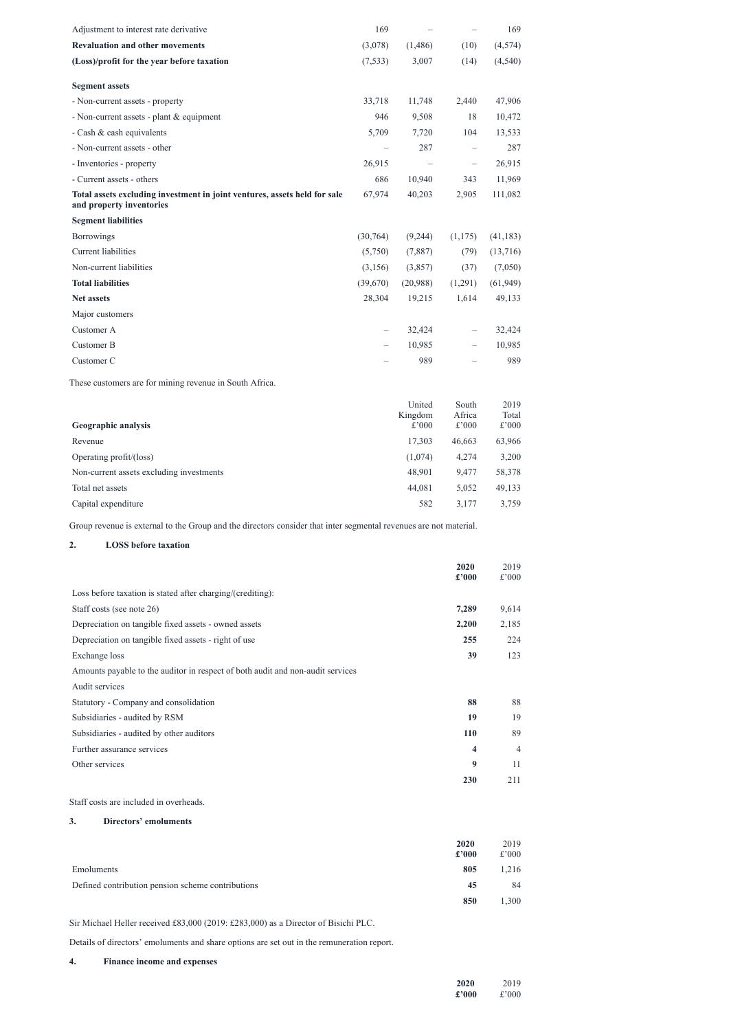| | | | | |
|---|---|---|---|---|
| Adjustment to interest rate derivative | 169 | – | – | 169 |
| **Revaluation and other movements** | (3,078) | (1,486) | (10) | (4,574) |
| **(Loss)/profit for the year before taxation** | (7,533) | 3,007 | (14) | (4,540) |
| | | | | |
| **Segment assets** | | | | |
| - Non-current assets - property | 33,718 | 11,748 | 2,440 | 47,906 |
| - Non-current assets - plant & equipment | 946 | 9,508 | 18 | 10,472 |
| - Cash & cash equivalents | 5,709 | 7,720 | 104 | 13,533 |
| - Non-current assets - other | – | 287 | – | 287 |
| - Inventories - property | 26,915 | – | – | 26,915 |
| - Current assets - others | 686 | 10,940 | 343 | 11,969 |
| **Total assets excluding investment in joint ventures, assets held for sale and property inventories** | 67,974 | 40,203 | 2,905 | 111,082 |
| **Segment liabilities** | | | | |
| Borrowings | (30,764) | (9,244) | (1,175) | (41,183) |
| Current liabilities | (5,750) | (7,887) | (79) | (13,716) |
| Non-current liabilities | (3,156) | (3,857) | (37) | (7,050) |
| **Total liabilities** | (39,670) | (20,988) | (1,291) | (61,949) |
| **Net assets** | 28,304 | 19,215 | 1,614 | 49,133 |
| Major customers | | | | |
| Customer A | – | 32,424 | – | 32,424 |
| Customer B | – | 10,985 | – | 10,985 |
| Customer C | – | 989 | – | 989 |

These customers are for mining revenue in South Africa.

| Geographic analysis | United Kingdom £'000 | South Africa £'000 | 2019 Total £'000 |
|---|---|---|---|
| Revenue | 17,303 | 46,663 | 63,966 |
| Operating profit/(loss) | (1,074) | 4,274 | 3,200 |
| Non-current assets excluding investments | 48,901 | 9,477 | 58,378 |
| Total net assets | 44,081 | 5,052 | 49,133 |
| Capital expenditure | 582 | 3,177 | 3,759 |

Group revenue is external to the Group and the directors consider that inter segmental revenues are not material.

## 2. LOSS before taxation

| | **2020 £'000** | 2019 £'000 |
|---|---|---|
| Loss before taxation is stated after charging/(crediting): | | |
| Staff costs (see note 26) | **7,289** | 9,614 |
| Depreciation on tangible fixed assets - owned assets | **2,200** | 2,185 |
| Depreciation on tangible fixed assets - right of use | **255** | 224 |
| Exchange loss | **39** | 123 |
| Amounts payable to the auditor in respect of both audit and non-audit services | | |
| Audit services | | |
| Statutory - Company and consolidation | **88** | 88 |
| Subsidiaries - audited by RSM | **19** | 19 |
| Subsidiaries - audited by other auditors | **110** | 89 |
| Further assurance services | **4** | 4 |
| Other services | **9** | 11 |
| | **230** | 211 |

Staff costs are included in overheads.

## 3. Directors' emoluments

| | **2020 £'000** | 2019 £'000 |
|---|---|---|
| Emoluments | **805** | 1,216 |
| Defined contribution pension scheme contributions | **45** | 84 |
| | **850** | 1,300 |

Sir Michael Heller received £83,000 (2019: £283,000) as a Director of Bisichi PLC.

Details of directors' emoluments and share options are set out in the remuneration report.

## 4. Finance income and expenses

| | **2020 £'000** | 2019 £'000 |
|---|---|---|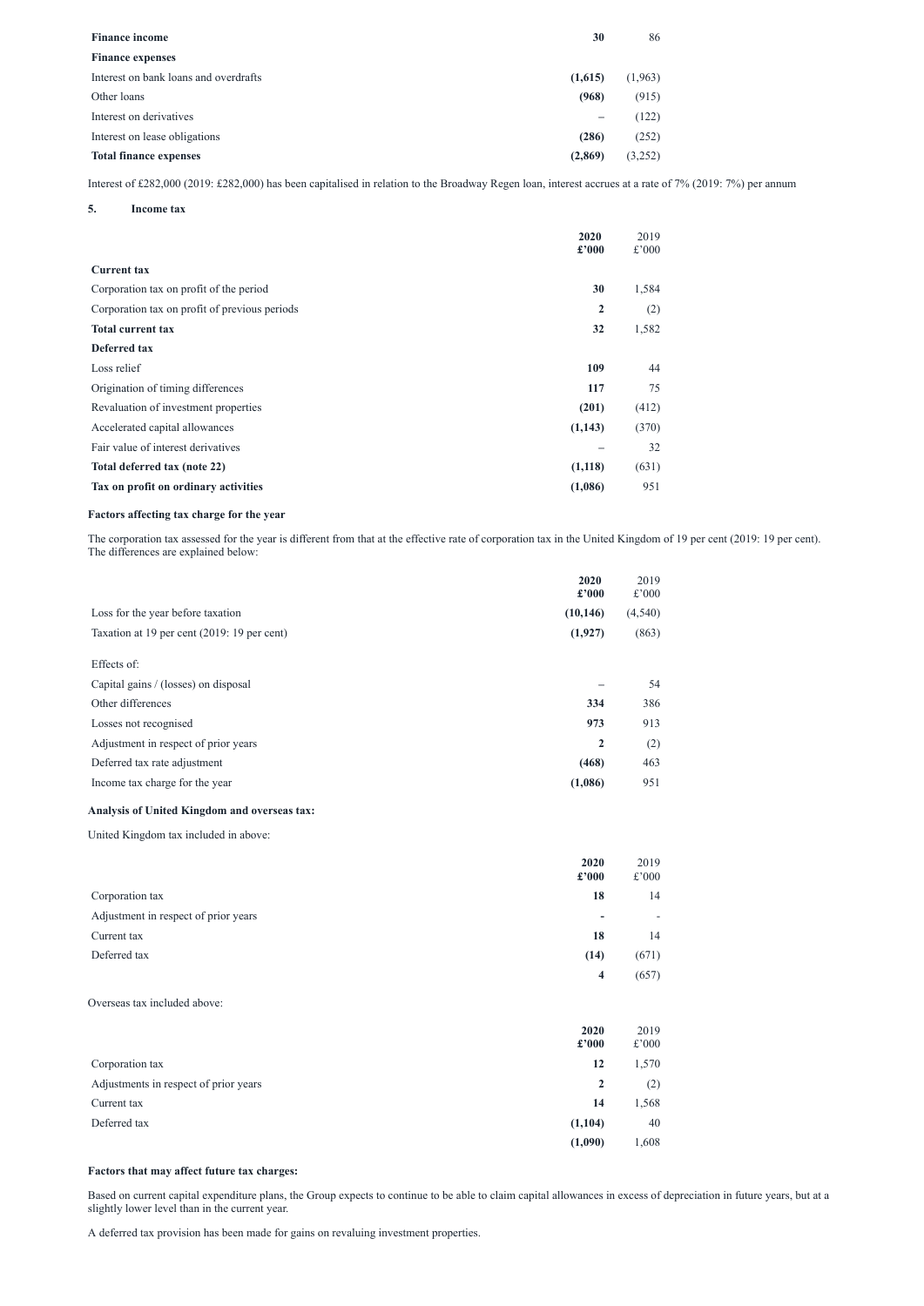| | | |
|---|---|---|
| **Finance income** | **30** | 86 |
| **Finance expenses** | | |
| Interest on bank loans and overdrafts | **(1,615)** | (1,963) |
| Other loans | **(968)** | (915) |
| Interest on derivatives | **–** | (122) |
| Interest on lease obligations | **(286)** | (252) |
| **Total finance expenses** | **(2,869)** | (3,252) |

Interest of £282,000 (2019: £282,000) has been capitalised in relation to the Broadway Regen loan, interest accrues at a rate of 7% (2019: 7%) per annum

## 5. Income tax

| | **2020 £'000** | 2019 £'000 |
|---|---|---|
| **Current tax** | | |
| Corporation tax on profit of the period | **30** | 1,584 |
| Corporation tax on profit of previous periods | **2** | (2) |
| **Total current tax** | **32** | 1,582 |
| **Deferred tax** | | |
| Loss relief | **109** | 44 |
| Origination of timing differences | **117** | 75 |
| Revaluation of investment properties | **(201)** | (412) |
| Accelerated capital allowances | **(1,143)** | (370) |
| Fair value of interest derivatives | **–** | 32 |
| **Total deferred tax (note 22)** | **(1,118)** | (631) |
| **Tax on profit on ordinary activities** | **(1,086)** | 951 |

**Factors affecting tax charge for the year**

The corporation tax assessed for the year is different from that at the effective rate of corporation tax in the United Kingdom of 19 per cent (2019: 19 per cent). The differences are explained below:

| | **2020 £'000** | 2019 £'000 |
|---|---|---|
| Loss for the year before taxation | **(10,146)** | (4,540) |
| Taxation at 19 per cent (2019: 19 per cent) | **(1,927)** | (863) |
| Effects of: | | |
| Capital gains / (losses) on disposal | **–** | 54 |
| Other differences | **334** | 386 |
| Losses not recognised | **973** | 913 |
| Adjustment in respect of prior years | **2** | (2) |
| Deferred tax rate adjustment | **(468)** | 463 |
| Income tax charge for the year | **(1,086)** | 951 |

**Analysis of United Kingdom and overseas tax:**

United Kingdom tax included in above:

| | **2020 £'000** | 2019 £'000 |
|---|---|---|
| Corporation tax | **18** | 14 |
| Adjustment in respect of prior years | **-** | - |
| Current tax | **18** | 14 |
| Deferred tax | **(14)** | (671) |
| | **4** | (657) |

Overseas tax included above:

| | **2020 £'000** | 2019 £'000 |
|---|---|---|
| Corporation tax | **12** | 1,570 |
| Adjustments in respect of prior years | **2** | (2) |
| Current tax | **14** | 1,568 |
| Deferred tax | **(1,104)** | 40 |
| | **(1,090)** | 1,608 |

**Factors that may affect future tax charges:**

Based on current capital expenditure plans, the Group expects to continue to be able to claim capital allowances in excess of depreciation in future years, but at a slightly lower level than in the current year.

A deferred tax provision has been made for gains on revaluing investment properties.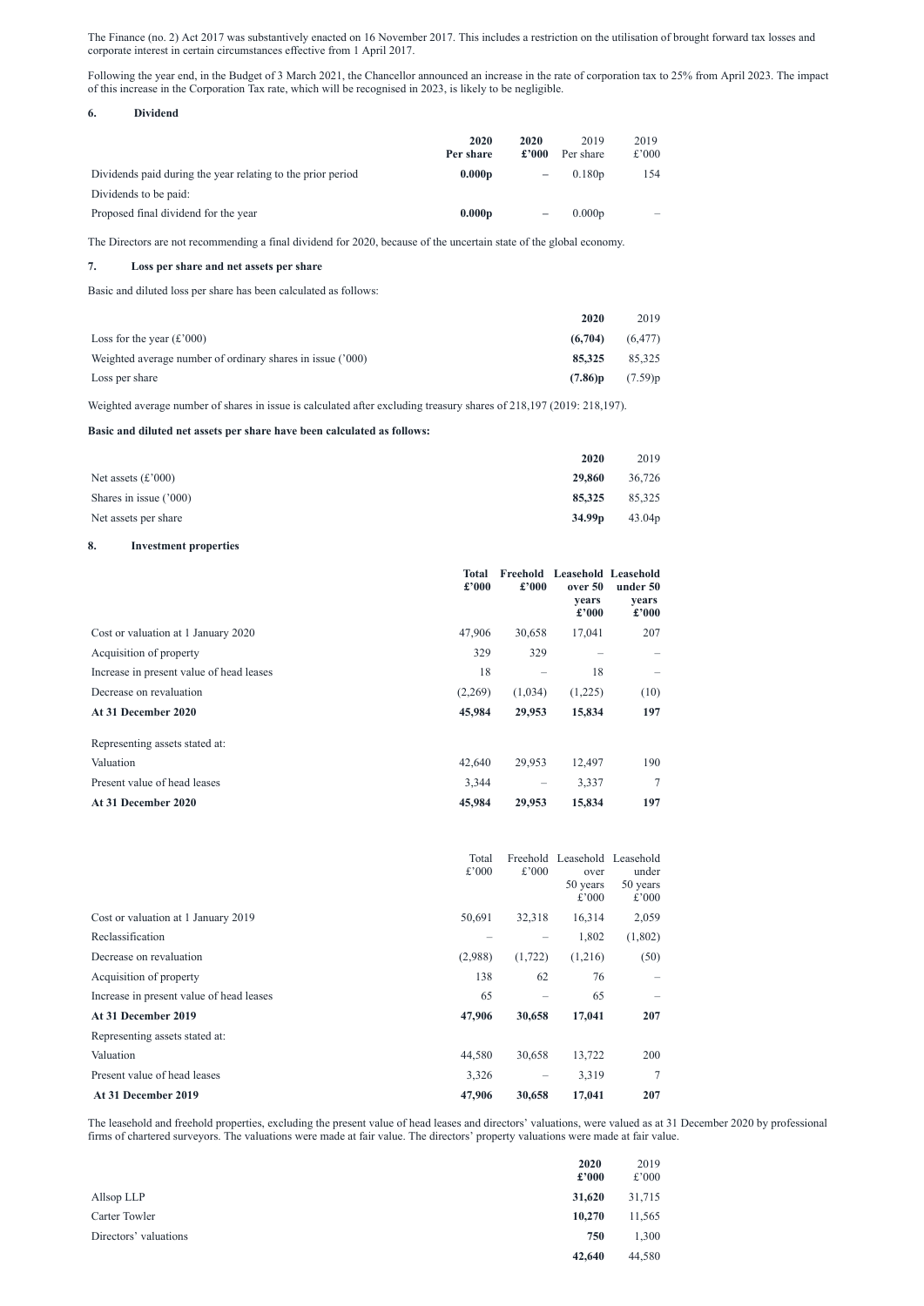The Finance (no. 2) Act 2017 was substantively enacted on 16 November 2017. This includes a restriction on the utilisation of brought forward tax losses and corporate interest in certain circumstances effective from 1 April 2017.

Following the year end, in the Budget of 3 March 2021, the Chancellor announced an increase in the rate of corporation tax to 25% from April 2023. The impact of this increase in the Corporation Tax rate, which will be recognised in 2023, is likely to be negligible.

## 6. Dividend

| | **2020 Per share** | **2020 £'000** | 2019 Per share | 2019 £'000 |
|---|---|---|---|---|
| Dividends paid during the year relating to the prior period | **0.000p** | – | 0.180p | 154 |
| Dividends to be paid: | | | | |
| Proposed final dividend for the year | **0.000p** | – | 0.000p | – |

The Directors are not recommending a final dividend for 2020, because of the uncertain state of the global economy.

## 7. Loss per share and net assets per share

Basic and diluted loss per share has been calculated as follows:

| | **2020** | 2019 |
|---|---|---|
| Loss for the year (£'000) | **(6,704)** | (6,477) |
| Weighted average number of ordinary shares in issue ('000) | **85,325** | 85,325 |
| Loss per share | **(7.86)p** | (7.59)p |

Weighted average number of shares in issue is calculated after excluding treasury shares of 218,197 (2019: 218,197).

**Basic and diluted net assets per share have been calculated as follows:**

| | **2020** | 2019 |
|---|---|---|
| Net assets (£'000) | **29,860** | 36,726 |
| Shares in issue ('000) | **85,325** | 85,325 |
| Net assets per share | **34.99p** | 43.04p |

## 8. Investment properties

| | **Total £'000** | **Freehold £'000** | **Leasehold over 50 years £'000** | **Leasehold under 50 years £'000** |
|---|---|---|---|---|
| Cost or valuation at 1 January 2020 | 47,906 | 30,658 | 17,041 | 207 |
| Acquisition of property | 329 | 329 | – | – |
| Increase in present value of head leases | 18 | – | 18 | – |
| Decrease on revaluation | (2,269) | (1,034) | (1,225) | (10) |
| **At 31 December 2020** | **45,984** | **29,953** | **15,834** | **197** |
| Representing assets stated at: | | | | |
| Valuation | 42,640 | 29,953 | 12,497 | 190 |
| Present value of head leases | 3,344 | – | 3,337 | 7 |
| **At 31 December 2020** | **45,984** | **29,953** | **15,834** | **197** |

| | Total £'000 | Freehold £'000 | Leasehold over 50 years £'000 | Leasehold under 50 years £'000 |
|---|---|---|---|---|
| Cost or valuation at 1 January 2019 | 50,691 | 32,318 | 16,314 | 2,059 |
| Reclassification | – | – | 1,802 | (1,802) |
| Decrease on revaluation | (2,988) | (1,722) | (1,216) | (50) |
| Acquisition of property | 138 | 62 | 76 | – |
| Increase in present value of head leases | 65 | – | 65 | – |
| **At 31 December 2019** | **47,906** | **30,658** | **17,041** | **207** |
| Representing assets stated at: | | | | |
| Valuation | 44,580 | 30,658 | 13,722 | 200 |
| Present value of head leases | 3,326 | – | 3,319 | 7 |
| **At 31 December 2019** | **47,906** | **30,658** | **17,041** | **207** |

The leasehold and freehold properties, excluding the present value of head leases and directors' valuations, were valued as at 31 December 2020 by professional firms of chartered surveyors. The valuations were made at fair value. The directors' property valuations were made at fair value.

| | **2020 £'000** | 2019 £'000 |
|---|---|---|
| Allsop LLP | **31,620** | 31,715 |
| Carter Towler | **10,270** | 11,565 |
| Directors' valuations | **750** | 1,300 |
| | **42,640** | 44,580 |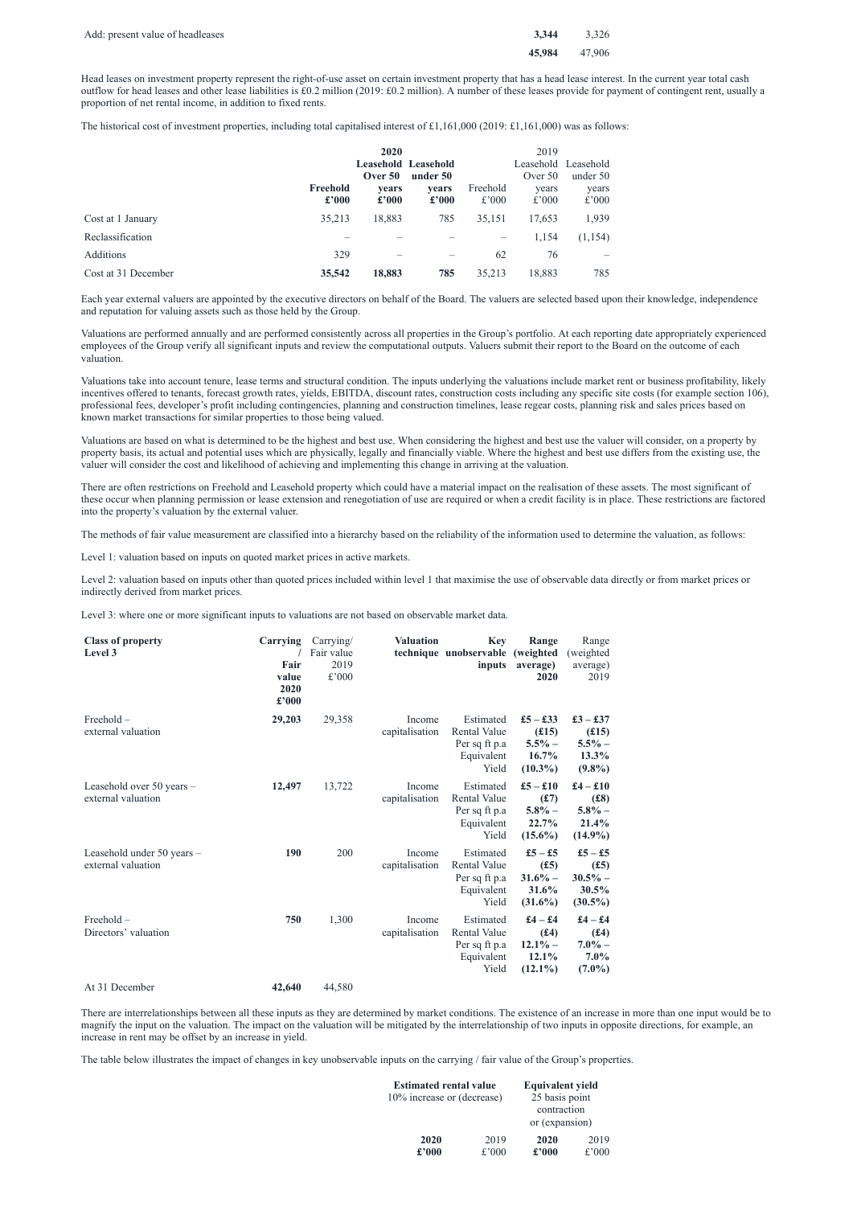| | | |
|---|---|---|
| Add: present value of headleases | **3,344** | 3,326 |
| | **45,984** | 47,906 |

Head leases on investment property represent the right-of-use asset on certain investment property that has a head lease interest. In the current year total cash outflow for head leases and other lease liabilities is £0.2 million (2019: £0.2 million). A number of these leases provide for payment of contingent rent, usually a proportion of net rental income, in addition to fixed rents.

The historical cost of investment properties, including total capitalised interest of £1,161,000 (2019: £1,161,000) was as follows:

| | **2020** | | | 2019 | | |
|---|---|---|---|---|---|---|
| | **Freehold £'000** | **Leasehold Over 50 years £'000** | **Leasehold under 50 years £'000** | Freehold £'000 | Leasehold Over 50 years £'000 | Leasehold under 50 years £'000 |
| Cost at 1 January | 35,213 | 18,883 | 785 | 35,151 | 17,653 | 1,939 |
| Reclassification | – | – | – | – | 1,154 | (1,154) |
| Additions | 329 | – | – | 62 | 76 | – |
| Cost at 31 December | **35,542** | **18,883** | **785** | 35,213 | 18,883 | 785 |

Each year external valuers are appointed by the executive directors on behalf of the Board. The valuers are selected based upon their knowledge, independence and reputation for valuing assets such as those held by the Group.

Valuations are performed annually and are performed consistently across all properties in the Group's portfolio. At each reporting date appropriately experienced employees of the Group verify all significant inputs and review the computational outputs. Valuers submit their report to the Board on the outcome of each valuation.

Valuations take into account tenure, lease terms and structural condition. The inputs underlying the valuations include market rent or business profitability, likely incentives offered to tenants, forecast growth rates, yields, EBITDA, discount rates, construction costs including any specific site costs (for example section 106), professional fees, developer's profit including contingencies, planning and construction timelines, lease regear costs, planning risk and sales prices based on known market transactions for similar properties to those being valued.

Valuations are based on what is determined to be the highest and best use. When considering the highest and best use the valuer will consider, on a property by property basis, its actual and potential uses which are physically, legally and financially viable. Where the highest and best use differs from the existing use, the valuer will consider the cost and likelihood of achieving and implementing this change in arriving at the valuation.

There are often restrictions on Freehold and Leasehold property which could have a material impact on the realisation of these assets. The most significant of these occur when planning permission or lease extension and renegotiation of use are required or when a credit facility is in place. These restrictions are factored into the property's valuation by the external valuer.

The methods of fair value measurement are classified into a hierarchy based on the reliability of the information used to determine the valuation, as follows:

Level 1: valuation based on inputs on quoted market prices in active markets.

Level 2: valuation based on inputs other than quoted prices included within level 1 that maximise the use of observable data directly or from market prices or indirectly derived from market prices.

Level 3: where one or more significant inputs to valuations are not based on observable market data.

| **Class of property Level 3** | **Carrying / Fair value 2020 £'000** | Carrying/ Fair value 2019 £'000 | **Valuation technique** | **Key unobservable inputs** | **Range (weighted average) 2020** | Range (weighted average) 2019 |
|---|---|---|---|---|---|---|
| Freehold – external valuation | **29,203** | 29,358 | Income capitalisation | Estimated Rental Value Per sq ft p.a Equivalent Yield | **£5 – £33 (£15) 5.5% – 16.7% (10.3%)** | **£3 – £37 (£15) 5.5% – 13.3% (9.8%)** |
| Leasehold over 50 years – external valuation | **12,497** | 13,722 | Income capitalisation | Estimated Rental Value Per sq ft p.a Equivalent Yield | **£5 – £10 (£7) 5.8% – 22.7% (15.6%)** | **£4 – £10 (£8) 5.8% – 21.4% (14.9%)** |
| Leasehold under 50 years – external valuation | **190** | 200 | Income capitalisation | Estimated Rental Value Per sq ft p.a Equivalent Yield | **£5 – £5 (£5) 31.6% – 31.6% (31.6%)** | **£5 – £5 (£5) 30.5% – 30.5% (30.5%)** |
| Freehold – Directors' valuation | **750** | 1,300 | Income capitalisation | Estimated Rental Value Per sq ft p.a Equivalent Yield | **£4 – £4 (£4) 12.1% – 12.1% (12.1%)** | **£4 – £4 (£4) 7.0% – 7.0% (7.0%)** |
| At 31 December | **42,640** | 44,580 | | | | |

There are interrelationships between all these inputs as they are determined by market conditions. The existence of an increase in more than one input would be to magnify the input on the valuation. The impact on the valuation will be mitigated by the interrelationship of two inputs in opposite directions, for example, an increase in rent may be offset by an increase in yield.

The table below illustrates the impact of changes in key unobservable inputs on the carrying / fair value of the Group's properties.

| | **Estimated rental value** 10% increase or (decrease) | | **Equivalent yield** 25 basis point contraction or (expansion) | |
|---|---|---|---|---|
| | **2020 £'000** | 2019 £'000 | **2020 £'000** | 2019 £'000 |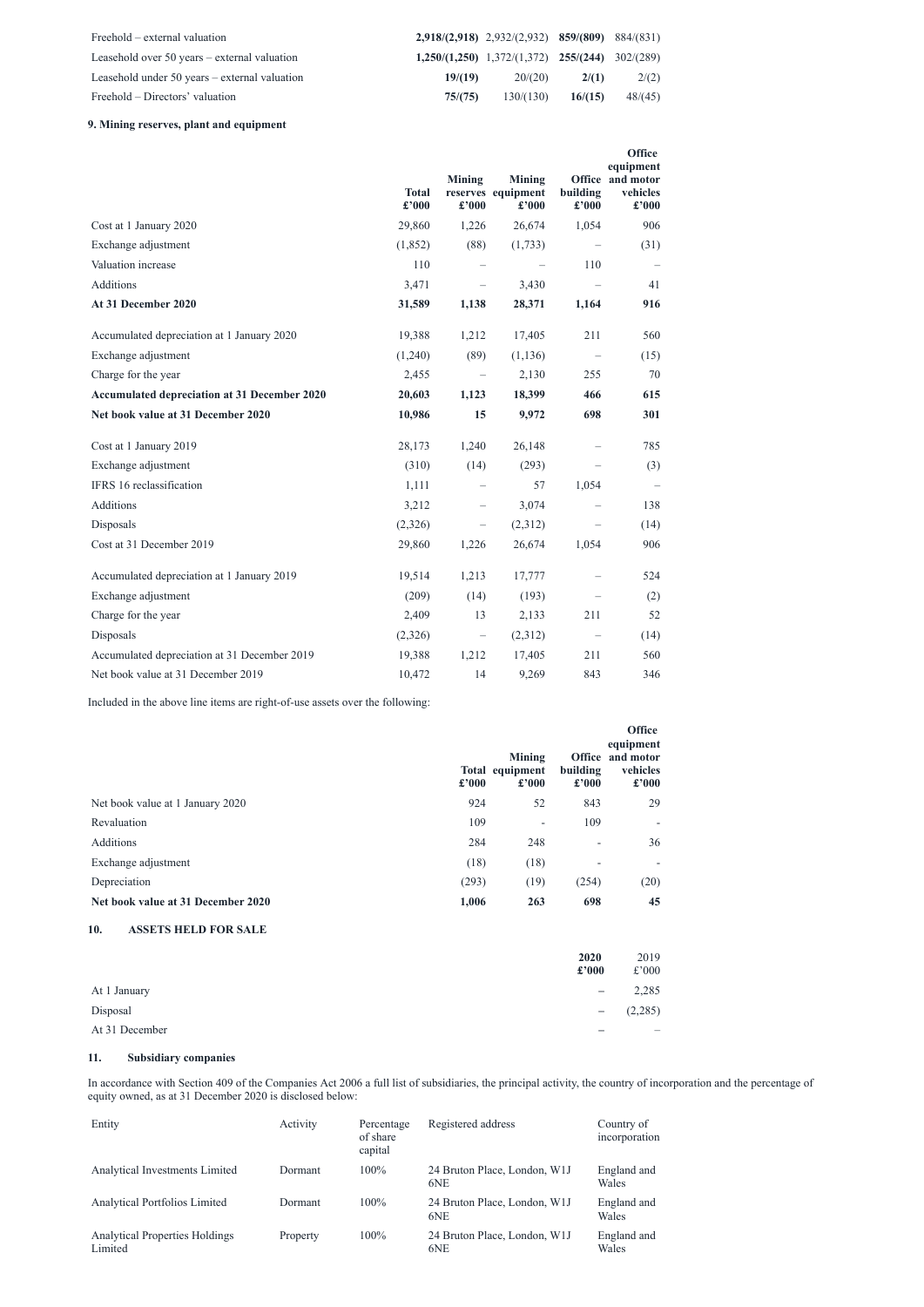| | | | | |
|---|---|---|---|---|
| Freehold – external valuation | **2,918/(2,918)** | 2,932/(2,932) | **859/(809)** | 884/(831) |
| Leasehold over 50 years – external valuation | **1,250/(1,250)** | 1,372/(1,372) | **255/(244)** | 302/(289) |
| Leasehold under 50 years – external valuation | **19/(19)** | 20/(20) | **2/(1)** | 2/(2) |
| Freehold – Directors' valuation | **75/(75)** | 130/(130) | **16/(15)** | 48/(45) |

**9. Mining reserves, plant and equipment**

| | Total £'000 | Mining reserves £'000 | Mining equipment £'000 | Office building £'000 | Office equipment and motor vehicles £'000 |
|---|---|---|---|---|---|
| Cost at 1 January 2020 | 29,860 | 1,226 | 26,674 | 1,054 | 906 |
| Exchange adjustment | (1,852) | (88) | (1,733) | – | (31) |
| Valuation increase | 110 | – | – | 110 | – |
| Additions | 3,471 | – | 3,430 | – | 41 |
| **At 31 December 2020** | **31,589** | **1,138** | **28,371** | **1,164** | **916** |
| Accumulated depreciation at 1 January 2020 | 19,388 | 1,212 | 17,405 | 211 | 560 |
| Exchange adjustment | (1,240) | (89) | (1,136) | – | (15) |
| Charge for the year | 2,455 | – | 2,130 | 255 | 70 |
| **Accumulated depreciation at 31 December 2020** | **20,603** | **1,123** | **18,399** | **466** | **615** |
| **Net book value at 31 December 2020** | **10,986** | **15** | **9,972** | **698** | **301** |
| Cost at 1 January 2019 | 28,173 | 1,240 | 26,148 | – | 785 |
| Exchange adjustment | (310) | (14) | (293) | – | (3) |
| IFRS 16 reclassification | 1,111 | – | 57 | 1,054 | – |
| Additions | 3,212 | – | 3,074 | – | 138 |
| Disposals | (2,326) | – | (2,312) | – | (14) |
| Cost at 31 December 2019 | 29,860 | 1,226 | 26,674 | 1,054 | 906 |
| Accumulated depreciation at 1 January 2019 | 19,514 | 1,213 | 17,777 | – | 524 |
| Exchange adjustment | (209) | (14) | (193) | – | (2) |
| Charge for the year | 2,409 | 13 | 2,133 | 211 | 52 |
| Disposals | (2,326) | – | (2,312) | – | (14) |
| Accumulated depreciation at 31 December 2019 | 19,388 | 1,212 | 17,405 | 211 | 560 |
| Net book value at 31 December 2019 | 10,472 | 14 | 9,269 | 843 | 346 |

Included in the above line items are right-of-use assets over the following:

| | Total £'000 | Mining equipment £'000 | Office building £'000 | Office equipment and motor vehicles £'000 |
|---|---|---|---|---|
| Net book value at 1 January 2020 | 924 | 52 | 843 | 29 |
| Revaluation | 109 | - | 109 | - |
| Additions | 284 | 248 | - | 36 |
| Exchange adjustment | (18) | (18) | - | - |
| Depreciation | (293) | (19) | (254) | (20) |
| **Net book value at 31 December 2020** | **1,006** | **263** | **698** | **45** |

**10. ASSETS HELD FOR SALE**

| | 2020 £'000 | 2019 £'000 |
|---|---|---|
| At 1 January | – | 2,285 |
| Disposal | – | (2,285) |
| At 31 December | – | – |

**11. Subsidiary companies**

In accordance with Section 409 of the Companies Act 2006 a full list of subsidiaries, the principal activity, the country of incorporation and the percentage of equity owned, as at 31 December 2020 is disclosed below:

| Entity | Activity | Percentage of share capital | Registered address | Country of incorporation |
|---|---|---|---|---|
| Analytical Investments Limited | Dormant | 100% | 24 Bruton Place, London, W1J 6NE | England and Wales |
| Analytical Portfolios Limited | Dormant | 100% | 24 Bruton Place, London, W1J 6NE | England and Wales |
| Analytical Properties Holdings Limited | Property | 100% | 24 Bruton Place, London, W1J 6NE | England and Wales |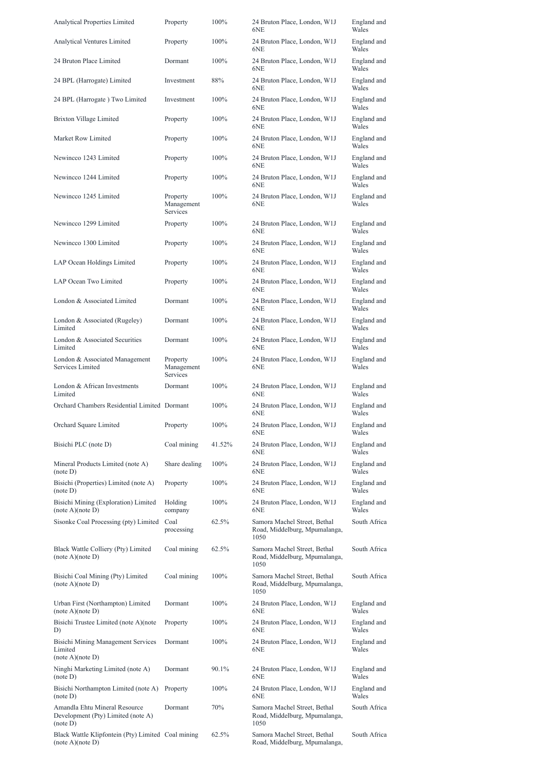| | | | | |
|---|---|---|---|---|
| Analytical Properties Limited | Property | 100% | 24 Bruton Place, London, W1J 6NE | England and Wales |
| Analytical Ventures Limited | Property | 100% | 24 Bruton Place, London, W1J 6NE | England and Wales |
| 24 Bruton Place Limited | Dormant | 100% | 24 Bruton Place, London, W1J 6NE | England and Wales |
| 24 BPL (Harrogate) Limited | Investment | 88% | 24 Bruton Place, London, W1J 6NE | England and Wales |
| 24 BPL (Harrogate ) Two Limited | Investment | 100% | 24 Bruton Place, London, W1J 6NE | England and Wales |
| Brixton Village Limited | Property | 100% | 24 Bruton Place, London, W1J 6NE | England and Wales |
| Market Row Limited | Property | 100% | 24 Bruton Place, London, W1J 6NE | England and Wales |
| Newincco 1243 Limited | Property | 100% | 24 Bruton Place, London, W1J 6NE | England and Wales |
| Newincco 1244 Limited | Property | 100% | 24 Bruton Place, London, W1J 6NE | England and Wales |
| Newincco 1245 Limited | Property Management Services | 100% | 24 Bruton Place, London, W1J 6NE | England and Wales |
| Newincco 1299 Limited | Property | 100% | 24 Bruton Place, London, W1J 6NE | England and Wales |
| Newincco 1300 Limited | Property | 100% | 24 Bruton Place, London, W1J 6NE | England and Wales |
| LAP Ocean Holdings Limited | Property | 100% | 24 Bruton Place, London, W1J 6NE | England and Wales |
| LAP Ocean Two Limited | Property | 100% | 24 Bruton Place, London, W1J 6NE | England and Wales |
| London & Associated Limited | Dormant | 100% | 24 Bruton Place, London, W1J 6NE | England and Wales |
| London & Associated (Rugeley) Limited | Dormant | 100% | 24 Bruton Place, London, W1J 6NE | England and Wales |
| London & Associated Securities Limited | Dormant | 100% | 24 Bruton Place, London, W1J 6NE | England and Wales |
| London & Associated Management Services Limited | Property Management Services | 100% | 24 Bruton Place, London, W1J 6NE | England and Wales |
| London & African Investments Limited | Dormant | 100% | 24 Bruton Place, London, W1J 6NE | England and Wales |
| Orchard Chambers Residential Limited | Dormant | 100% | 24 Bruton Place, London, W1J 6NE | England and Wales |
| Orchard Square Limited | Property | 100% | 24 Bruton Place, London, W1J 6NE | England and Wales |
| Bisichi PLC (note D) | Coal mining | 41.52% | 24 Bruton Place, London, W1J 6NE | England and Wales |
| Mineral Products Limited (note A) (note D) | Share dealing | 100% | 24 Bruton Place, London, W1J 6NE | England and Wales |
| Bisichi (Properties) Limited (note A) (note D) | Property | 100% | 24 Bruton Place, London, W1J 6NE | England and Wales |
| Bisichi Mining (Exploration) Limited (note A)(note D) | Holding company | 100% | 24 Bruton Place, London, W1J 6NE | England and Wales |
| Sisonke Coal Processing (pty) Limited | Coal processing | 62.5% | Samora Machel Street, Bethal Road, Middelburg, Mpumalanga, 1050 | South Africa |
| Black Wattle Colliery (Pty) Limited (note A)(note D) | Coal mining | 62.5% | Samora Machel Street, Bethal Road, Middelburg, Mpumalanga, 1050 | South Africa |
| Bisichi Coal Mining (Pty) Limited (note A)(note D) | Coal mining | 100% | Samora Machel Street, Bethal Road, Middelburg, Mpumalanga, 1050 | South Africa |
| Urban First (Northampton) Limited (note A)(note D) | Dormant | 100% | 24 Bruton Place, London, W1J 6NE | England and Wales |
| Bisichi Trustee Limited (note A)(note D) | Property | 100% | 24 Bruton Place, London, W1J 6NE | England and Wales |
| Bisichi Mining Management Services Limited (note A)(note D) | Dormant | 100% | 24 Bruton Place, London, W1J 6NE | England and Wales |
| Ninghi Marketing Limited (note A) (note D) | Dormant | 90.1% | 24 Bruton Place, London, W1J 6NE | England and Wales |
| Bisichi Northampton Limited (note A) (note D) | Property | 100% | 24 Bruton Place, London, W1J 6NE | England and Wales |
| Amandla Ehtu Mineral Resource Development (Pty) Limited (note A) (note D) | Dormant | 70% | Samora Machel Street, Bethal Road, Middelburg, Mpumalanga, 1050 | South Africa |
| Black Wattle Klipfontein (Pty) Limited (note A)(note D) | Coal mining | 62.5% | Samora Machel Street, Bethal Road, Middelburg, Mpumalanga, | South Africa |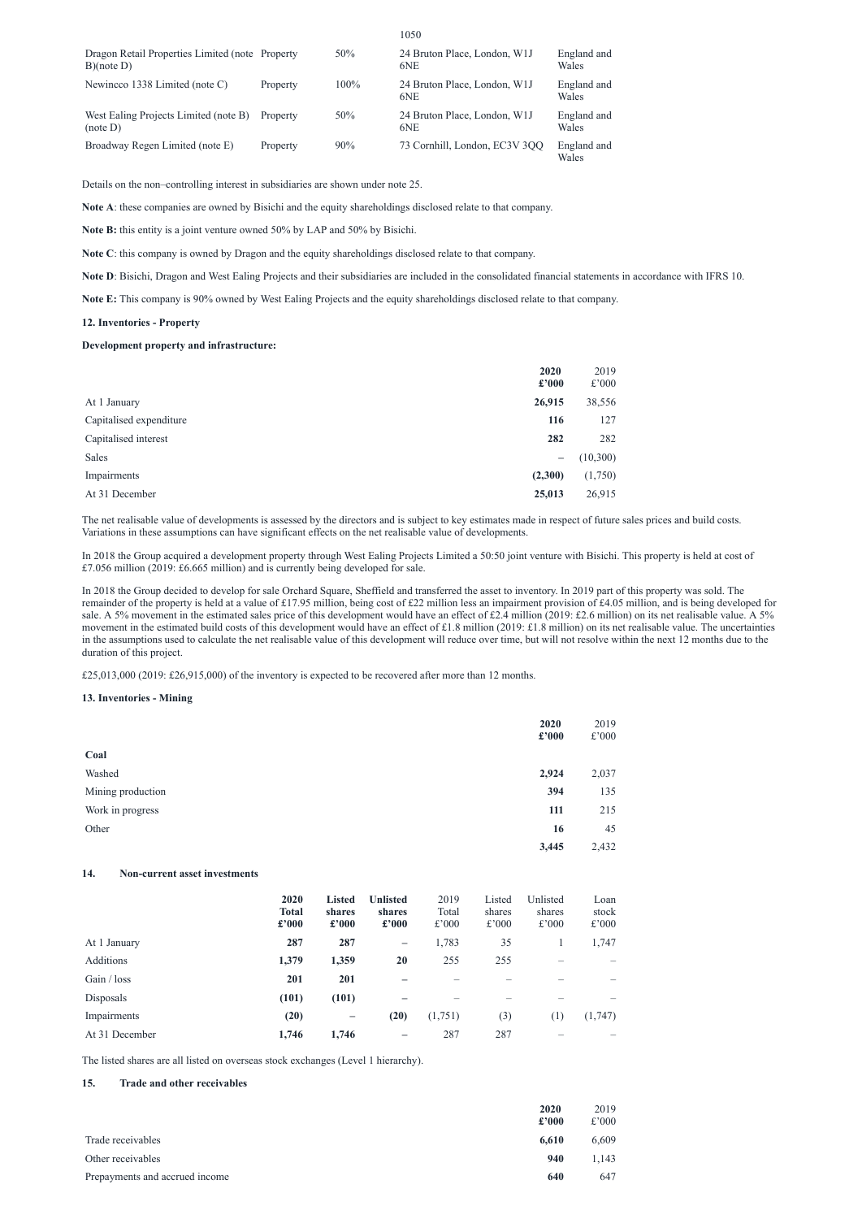| | | | 1050 | |
|---|---|---|---|---|
| Dragon Retail Properties Limited (note B)(note D) | Property | 50% | 24 Bruton Place, London, W1J 6NE | England and Wales |
| Newincco 1338 Limited (note C) | Property | 100% | 24 Bruton Place, London, W1J 6NE | England and Wales |
| West Ealing Projects Limited (note B) (note D) | Property | 50% | 24 Bruton Place, London, W1J 6NE | England and Wales |
| Broadway Regen Limited (note E) | Property | 90% | 73 Cornhill, London, EC3V 3QQ | England and Wales |

Details on the non–controlling interest in subsidiaries are shown under note 25.

**Note A**: these companies are owned by Bisichi and the equity shareholdings disclosed relate to that company.

**Note B:** this entity is a joint venture owned 50% by LAP and 50% by Bisichi.

**Note C**: this company is owned by Dragon and the equity shareholdings disclosed relate to that company.

**Note D**: Bisichi, Dragon and West Ealing Projects and their subsidiaries are included in the consolidated financial statements in accordance with IFRS 10.

**Note E:** This company is 90% owned by West Ealing Projects and the equity shareholdings disclosed relate to that company.

**12. Inventories - Property**

**Development property and infrastructure:**

| | **2020 £'000** | 2019 £'000 |
|---|---|---|
| At 1 January | **26,915** | 38,556 |
| Capitalised expenditure | **116** | 127 |
| Capitalised interest | **282** | 282 |
| Sales | **–** | (10,300) |
| Impairments | **(2,300)** | (1,750) |
| At 31 December | **25,013** | 26,915 |

The net realisable value of developments is assessed by the directors and is subject to key estimates made in respect of future sales prices and build costs. Variations in these assumptions can have significant effects on the net realisable value of developments.

In 2018 the Group acquired a development property through West Ealing Projects Limited a 50:50 joint venture with Bisichi. This property is held at cost of £7.056 million (2019: £6.665 million) and is currently being developed for sale.

In 2018 the Group decided to develop for sale Orchard Square, Sheffield and transferred the asset to inventory. In 2019 part of this property was sold. The remainder of the property is held at a value of £17.95 million, being cost of £22 million less an impairment provision of £4.05 million, and is being developed for sale. A 5% movement in the estimated sales price of this development would have an effect of £2.4 million (2019: £2.6 million) on its net realisable value. A 5% movement in the estimated build costs of this development would have an effect of £1.8 million (2019: £1.8 million) on its net realisable value. The uncertainties in the assumptions used to calculate the net realisable value of this development will reduce over time, but will not resolve within the next 12 months due to the duration of this project.

£25,013,000 (2019: £26,915,000) of the inventory is expected to be recovered after more than 12 months.

**13. Inventories - Mining**

| | **2020 £'000** | 2019 £'000 |
|---|---|---|
| **Coal** | | |
| Washed | **2,924** | 2,037 |
| Mining production | **394** | 135 |
| Work in progress | **111** | 215 |
| Other | **16** | 45 |
| | **3,445** | 2,432 |

**14. Non-current asset investments**

| | **2020 Total £'000** | **Listed shares £'000** | **Unlisted shares £'000** | 2019 Total £'000 | Listed shares £'000 | Unlisted shares £'000 | Loan stock £'000 |
|---|---|---|---|---|---|---|---|
| At 1 January | **287** | **287** | **–** | 1,783 | 35 | 1 | 1,747 |
| Additions | **1,379** | **1,359** | **20** | 255 | 255 | – | – |
| Gain / loss | **201** | **201** | **–** | – | – | – | – |
| Disposals | **(101)** | **(101)** | **–** | – | – | – | – |
| Impairments | **(20)** | **–** | **(20)** | (1,751) | (3) | (1) | (1,747) |
| At 31 December | **1,746** | **1,746** | **–** | 287 | 287 | – | – |

The listed shares are all listed on overseas stock exchanges (Level 1 hierarchy).

**15. Trade and other receivables**

| | **2020 £'000** | 2019 £'000 |
|---|---|---|
| Trade receivables | **6,610** | 6,609 |
| Other receivables | **940** | 1,143 |
| Prepayments and accrued income | **640** | 647 |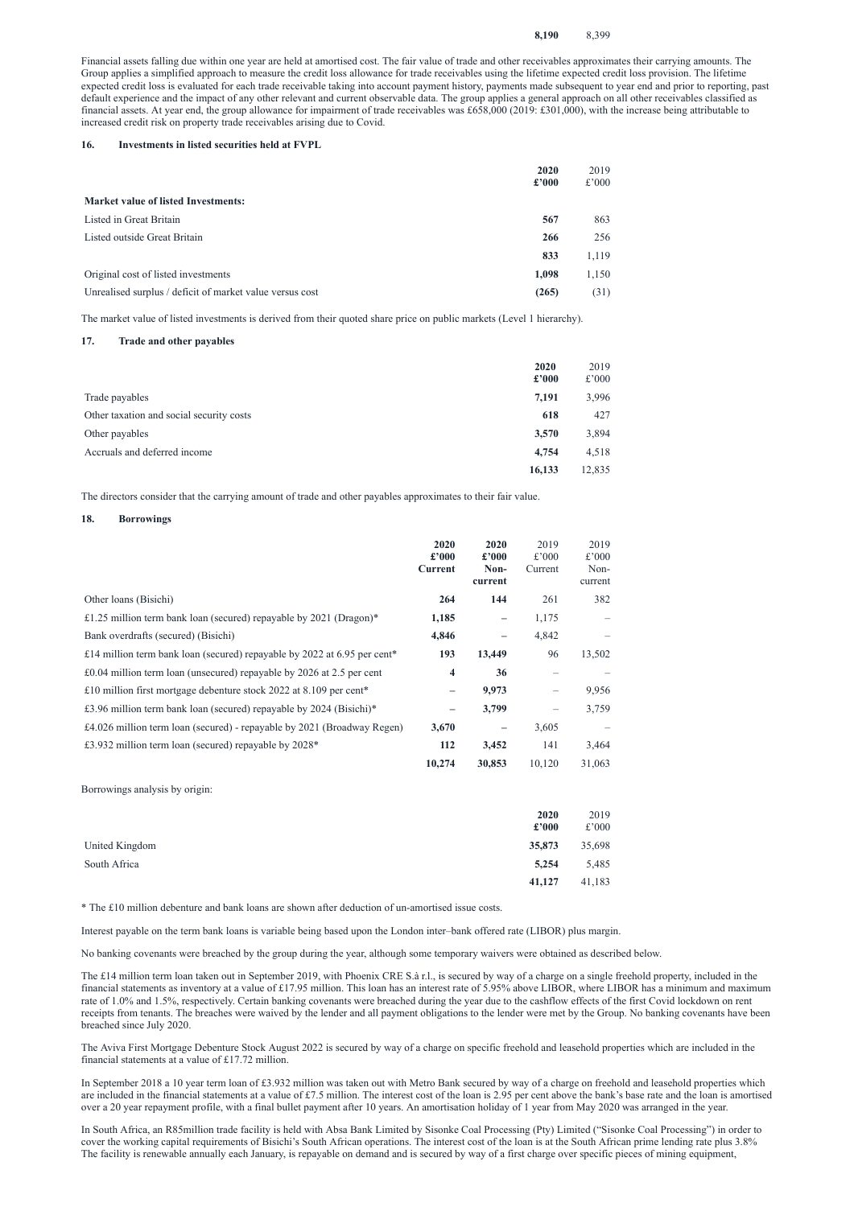| | 8,190 | 8,399 |
|---|---|---|

Financial assets falling due within one year are held at amortised cost. The fair value of trade and other receivables approximates their carrying amounts. The Group applies a simplified approach to measure the credit loss allowance for trade receivables using the lifetime expected credit loss provision. The lifetime expected credit loss is evaluated for each trade receivable taking into account payment history, payments made subsequent to year end and prior to reporting, past default experience and the impact of any other relevant and current observable data. The group applies a general approach on all other receivables classified as financial assets. At year end, the group allowance for impairment of trade receivables was £658,000 (2019: £301,000), with the increase being attributable to increased credit risk on property trade receivables arising due to Covid.

## 16. Investments in listed securities held at FVPL

| | 2020 £'000 | 2019 £'000 |
|---|---|---|
| **Market value of listed Investments:** | | |
| Listed in Great Britain | 567 | 863 |
| Listed outside Great Britain | 266 | 256 |
| | 833 | 1,119 |
| Original cost of listed investments | 1,098 | 1,150 |
| Unrealised surplus / deficit of market value versus cost | (265) | (31) |

The market value of listed investments is derived from their quoted share price on public markets (Level 1 hierarchy).

## 17. Trade and other payables

| | 2020 £'000 | 2019 £'000 |
|---|---|---|
| Trade payables | 7,191 | 3,996 |
| Other taxation and social security costs | 618 | 427 |
| Other payables | 3,570 | 3,894 |
| Accruals and deferred income | 4,754 | 4,518 |
| | 16,133 | 12,835 |

The directors consider that the carrying amount of trade and other payables approximates to their fair value.

## 18. Borrowings

| | 2020 £'000 Current | 2020 £'000 Non-current | 2019 £'000 Current | 2019 £'000 Non-current |
|---|---|---|---|---|
| Other loans (Bisichi) | 264 | 144 | 261 | 382 |
| £1.25 million term bank loan (secured) repayable by 2021 (Dragon)* | 1,185 | – | 1,175 | – |
| Bank overdrafts (secured) (Bisichi) | 4,846 | – | 4,842 | – |
| £14 million term bank loan (secured) repayable by 2022 at 6.95 per cent* | 193 | 13,449 | 96 | 13,502 |
| £0.04 million term loan (unsecured) repayable by 2026 at 2.5 per cent | 4 | 36 | – | – |
| £10 million first mortgage debenture stock 2022 at 8.109 per cent* | – | 9,973 | – | 9,956 |
| £3.96 million term bank loan (secured) repayable by 2024 (Bisichi)* | – | 3,799 | – | 3,759 |
| £4.026 million term loan (secured) - repayable by 2021 (Broadway Regen) | 3,670 | – | 3,605 | – |
| £3.932 million term loan (secured) repayable by 2028* | 112 | 3,452 | 141 | 3,464 |
| | 10,274 | 30,853 | 10,120 | 31,063 |

Borrowings analysis by origin:

| | 2020 £'000 | 2019 £'000 |
|---|---|---|
| United Kingdom | 35,873 | 35,698 |
| South Africa | 5,254 | 5,485 |
| | 41,127 | 41,183 |

\* The £10 million debenture and bank loans are shown after deduction of un-amortised issue costs.

Interest payable on the term bank loans is variable being based upon the London inter–bank offered rate (LIBOR) plus margin.

No banking covenants were breached by the group during the year, although some temporary waivers were obtained as described below.

The £14 million term loan taken out in September 2019, with Phoenix CRE S.à r.l., is secured by way of a charge on a single freehold property, included in the financial statements as inventory at a value of £17.95 million. This loan has an interest rate of 5.95% above LIBOR, where LIBOR has a minimum and maximum rate of 1.0% and 1.5%, respectively. Certain banking covenants were breached during the year due to the cashflow effects of the first Covid lockdown on rent receipts from tenants. The breaches were waived by the lender and all payment obligations to the lender were met by the Group. No banking covenants have been breached since July 2020.

The Aviva First Mortgage Debenture Stock August 2022 is secured by way of a charge on specific freehold and leasehold properties which are included in the financial statements at a value of £17.72 million.

In September 2018 a 10 year term loan of £3.932 million was taken out with Metro Bank secured by way of a charge on freehold and leasehold properties which are included in the financial statements at a value of £7.5 million. The interest cost of the loan is 2.95 per cent above the bank's base rate and the loan is amortised over a 20 year repayment profile, with a final bullet payment after 10 years. An amortisation holiday of 1 year from May 2020 was arranged in the year.

In South Africa, an R85million trade facility is held with Absa Bank Limited by Sisonke Coal Processing (Pty) Limited ("Sisonke Coal Processing") in order to cover the working capital requirements of Bisichi's South African operations. The interest cost of the loan is at the South African prime lending rate plus 3.8% The facility is renewable annually each January, is repayable on demand and is secured by way of a first charge over specific pieces of mining equipment,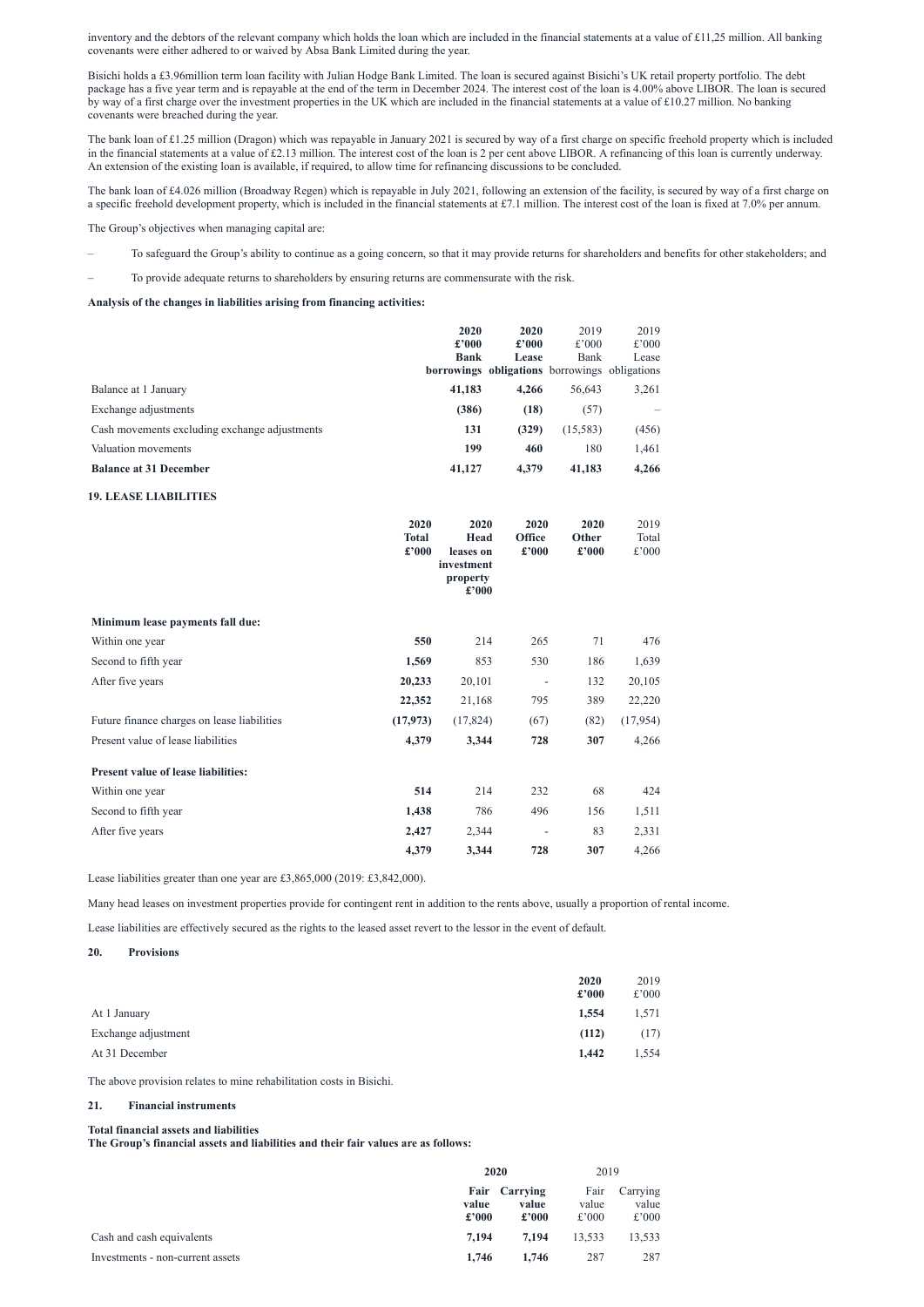inventory and the debtors of the relevant company which holds the loan which are included in the financial statements at a value of £11,25 million. All banking covenants were either adhered to or waived by Absa Bank Limited during the year.

Bisichi holds a £3.96million term loan facility with Julian Hodge Bank Limited. The loan is secured against Bisichi's UK retail property portfolio. The debt package has a five year term and is repayable at the end of the term in December 2024. The interest cost of the loan is 4.00% above LIBOR. The loan is secured by way of a first charge over the investment properties in the UK which are included in the financial statements at a value of £10.27 million. No banking covenants were breached during the year.

The bank loan of £1.25 million (Dragon) which was repayable in January 2021 is secured by way of a first charge on specific freehold property which is included in the financial statements at a value of £2.13 million. The interest cost of the loan is 2 per cent above LIBOR. A refinancing of this loan is currently underway. An extension of the existing loan is available, if required, to allow time for refinancing discussions to be concluded.

The bank loan of £4.026 million (Broadway Regen) which is repayable in July 2021, following an extension of the facility, is secured by way of a first charge on a specific freehold development property, which is included in the financial statements at £7.1 million. The interest cost of the loan is fixed at 7.0% per annum.

The Group's objectives when managing capital are:

– To safeguard the Group's ability to continue as a going concern, so that it may provide returns for shareholders and benefits for other stakeholders; and

– To provide adequate returns to shareholders by ensuring returns are commensurate with the risk.

**Analysis of the changes in liabilities arising from financing activities:**

| | 2020 £'000 Bank borrowings | 2020 £'000 Lease obligations | 2019 £'000 Bank borrowings | 2019 £'000 Lease obligations |
|---|---|---|---|---|
| Balance at 1 January | **41,183** | **4,266** | 56,643 | 3,261 |
| Exchange adjustments | **(386)** | **(18)** | (57) | – |
| Cash movements excluding exchange adjustments | **131** | **(329)** | (15,583) | (456) |
| Valuation movements | **199** | **460** | 180 | 1,461 |
| **Balance at 31 December** | **41,127** | **4,379** | **41,183** | **4,266** |

**19. LEASE LIABILITIES**

| | 2020 Total £'000 | 2020 Head leases on investment property £'000 | 2020 Office £'000 | 2020 Other £'000 | 2019 Total £'000 |
|---|---|---|---|---|---|
| **Minimum lease payments fall due:** | | | | | |
| Within one year | **550** | 214 | 265 | 71 | 476 |
| Second to fifth year | **1,569** | 853 | 530 | 186 | 1,639 |
| After five years | **20,233** | 20,101 | - | 132 | 20,105 |
| | **22,352** | 21,168 | 795 | 389 | 22,220 |
| Future finance charges on lease liabilities | **(17,973)** | (17,824) | (67) | (82) | (17,954) |
| Present value of lease liabilities | **4,379** | **3,344** | **728** | **307** | 4,266 |
| **Present value of lease liabilities:** | | | | | |
| Within one year | **514** | 214 | 232 | 68 | 424 |
| Second to fifth year | **1,438** | 786 | 496 | 156 | 1,511 |
| After five years | **2,427** | 2,344 | - | 83 | 2,331 |
| | **4,379** | **3,344** | **728** | **307** | 4,266 |

Lease liabilities greater than one year are £3,865,000 (2019: £3,842,000).

Many head leases on investment properties provide for contingent rent in addition to the rents above, usually a proportion of rental income.

Lease liabilities are effectively secured as the rights to the leased asset revert to the lessor in the event of default.

**20. Provisions**

| | 2020 £'000 | 2019 £'000 |
|---|---|---|
| At 1 January | **1,554** | 1,571 |
| Exchange adjustment | **(112)** | (17) |
| At 31 December | **1,442** | 1,554 |

The above provision relates to mine rehabilitation costs in Bisichi.

**21. Financial instruments**

**Total financial assets and liabilities**
**The Group's financial assets and liabilities and their fair values are as follows:**

| | 2020 | | 2019 | |
|---|---|---|---|---|
| | Fair value £'000 | Carrying value £'000 | Fair value £'000 | Carrying value £'000 |
| Cash and cash equivalents | **7,194** | **7,194** | 13,533 | 13,533 |
| Investments - non-current assets | **1,746** | **1,746** | 287 | 287 |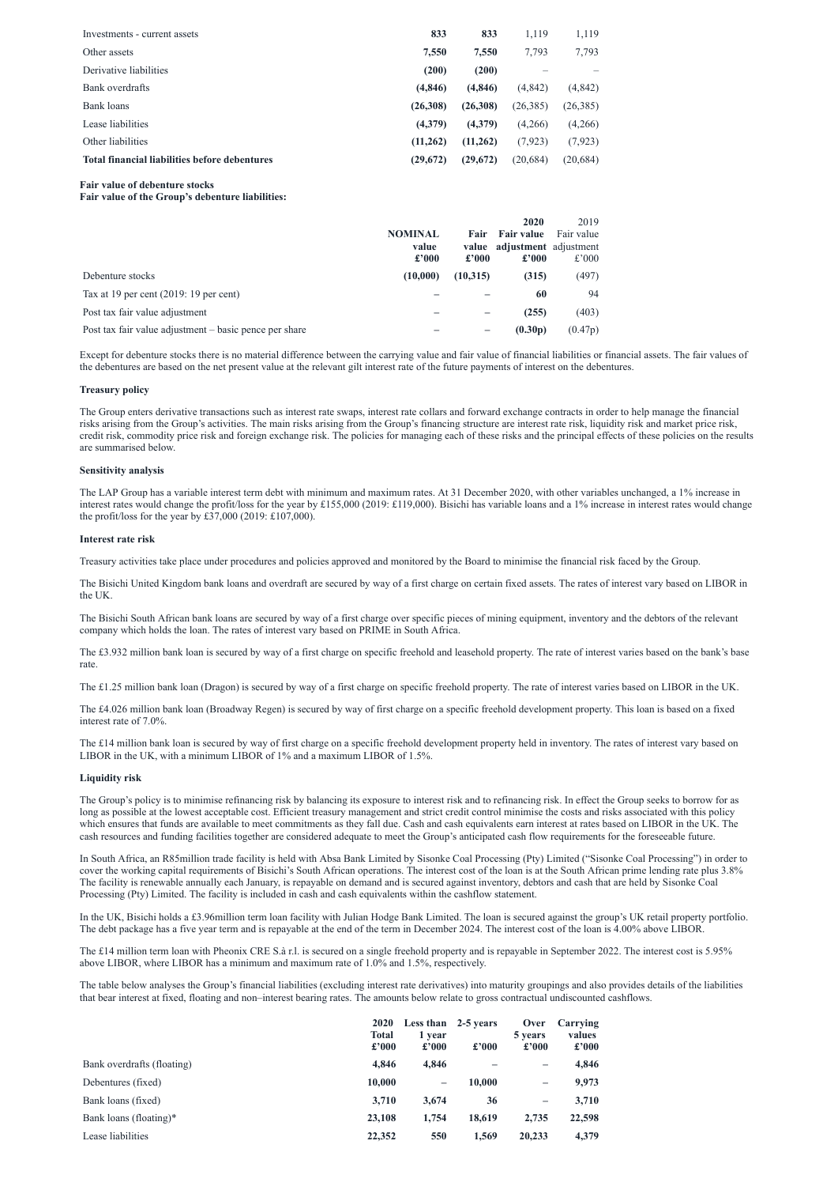| | | | | |
|---|---|---|---|---|
| Investments - current assets | **833** | **833** | 1,119 | 1,119 |
| Other assets | **7,550** | **7,550** | 7,793 | 7,793 |
| Derivative liabilities | **(200)** | **(200)** | – | – |
| Bank overdrafts | **(4,846)** | **(4,846)** | (4,842) | (4,842) |
| Bank loans | **(26,308)** | **(26,308)** | (26,385) | (26,385) |
| Lease liabilities | **(4,379)** | **(4,379)** | (4,266) | (4,266) |
| Other liabilities | **(11,262)** | **(11,262)** | (7,923) | (7,923) |
| **Total financial liabilities before debentures** | **(29,672)** | **(29,672)** | (20,684) | (20,684) |

**Fair value of debenture stocks**

**Fair value of the Group's debenture liabilities:**

| | **NOMINAL value £'000** | **Fair value £'000** | **2020 Fair value adjustment £'000** | 2019 Fair value adjustment £'000 |
|---|---|---|---|---|
| Debenture stocks | **(10,000)** | **(10,315)** | **(315)** | (497) |
| Tax at 19 per cent (2019: 19 per cent) | **–** | **–** | **60** | 94 |
| Post tax fair value adjustment | **–** | **–** | **(255)** | (403) |
| Post tax fair value adjustment – basic pence per share | **–** | **–** | **(0.30p)** | (0.47p) |

Except for debenture stocks there is no material difference between the carrying value and fair value of financial liabilities or financial assets. The fair values of the debentures are based on the net present value at the relevant gilt interest rate of the future payments of interest on the debentures.

**Treasury policy**

The Group enters derivative transactions such as interest rate swaps, interest rate collars and forward exchange contracts in order to help manage the financial risks arising from the Group's activities. The main risks arising from the Group's financing structure are interest rate risk, liquidity risk and market price risk, credit risk, commodity price risk and foreign exchange risk. The policies for managing each of these risks and the principal effects of these policies on the results are summarised below.

**Sensitivity analysis**

The LAP Group has a variable interest term debt with minimum and maximum rates. At 31 December 2020, with other variables unchanged, a 1% increase in interest rates would change the profit/loss for the year by £155,000 (2019: £119,000). Bisichi has variable loans and a 1% increase in interest rates would change the profit/loss for the year by £37,000 (2019: £107,000).

**Interest rate risk**

Treasury activities take place under procedures and policies approved and monitored by the Board to minimise the financial risk faced by the Group.

The Bisichi United Kingdom bank loans and overdraft are secured by way of a first charge on certain fixed assets. The rates of interest vary based on LIBOR in the UK.

The Bisichi South African bank loans are secured by way of a first charge over specific pieces of mining equipment, inventory and the debtors of the relevant company which holds the loan. The rates of interest vary based on PRIME in South Africa.

The £3.932 million bank loan is secured by way of a first charge on specific freehold and leasehold property. The rate of interest varies based on the bank's base rate.

The £1.25 million bank loan (Dragon) is secured by way of a first charge on specific freehold property. The rate of interest varies based on LIBOR in the UK.

The £4.026 million bank loan (Broadway Regen) is secured by way of first charge on a specific freehold development property. This loan is based on a fixed interest rate of 7.0%.

The £14 million bank loan is secured by way of first charge on a specific freehold development property held in inventory. The rates of interest vary based on LIBOR in the UK, with a minimum LIBOR of 1% and a maximum LIBOR of 1.5%.

**Liquidity risk**

The Group's policy is to minimise refinancing risk by balancing its exposure to interest risk and to refinancing risk. In effect the Group seeks to borrow for as long as possible at the lowest acceptable cost. Efficient treasury management and strict credit control minimise the costs and risks associated with this policy which ensures that funds are available to meet commitments as they fall due. Cash and cash equivalents earn interest at rates based on LIBOR in the UK. The cash resources and funding facilities together are considered adequate to meet the Group's anticipated cash flow requirements for the foreseeable future.

In South Africa, an R85million trade facility is held with Absa Bank Limited by Sisonke Coal Processing (Pty) Limited ("Sisonke Coal Processing") in order to cover the working capital requirements of Bisichi's South African operations. The interest cost of the loan is at the South African prime lending rate plus 3.8% The facility is renewable annually each January, is repayable on demand and is secured against inventory, debtors and cash that are held by Sisonke Coal Processing (Pty) Limited. The facility is included in cash and cash equivalents within the cashflow statement.

In the UK, Bisichi holds a £3.96million term loan facility with Julian Hodge Bank Limited. The loan is secured against the group's UK retail property portfolio. The debt package has a five year term and is repayable at the end of the term in December 2024. The interest cost of the loan is 4.00% above LIBOR.

The £14 million term loan with Pheonix CRE S.à r.l. is secured on a single freehold property and is repayable in September 2022. The interest cost is 5.95% above LIBOR, where LIBOR has a minimum and maximum rate of 1.0% and 1.5%, respectively.

The table below analyses the Group's financial liabilities (excluding interest rate derivatives) into maturity groupings and also provides details of the liabilities that bear interest at fixed, floating and non–interest bearing rates. The amounts below relate to gross contractual undiscounted cashflows.

| | **2020 Total £'000** | **Less than 1 year £'000** | **2-5 years £'000** | **Over 5 years £'000** | **Carrying values £'000** |
|---|---|---|---|---|---|
| Bank overdrafts (floating) | **4,846** | **4,846** | **–** | **–** | **4,846** |
| Debentures (fixed) | **10,000** | **–** | **10,000** | **–** | **9,973** |
| Bank loans (fixed) | **3,710** | **3,674** | **36** | **–** | **3,710** |
| Bank loans (floating)* | **23,108** | **1,754** | **18,619** | **2,735** | **22,598** |
| Lease liabilities | **22,352** | **550** | **1,569** | **20,233** | **4,379** |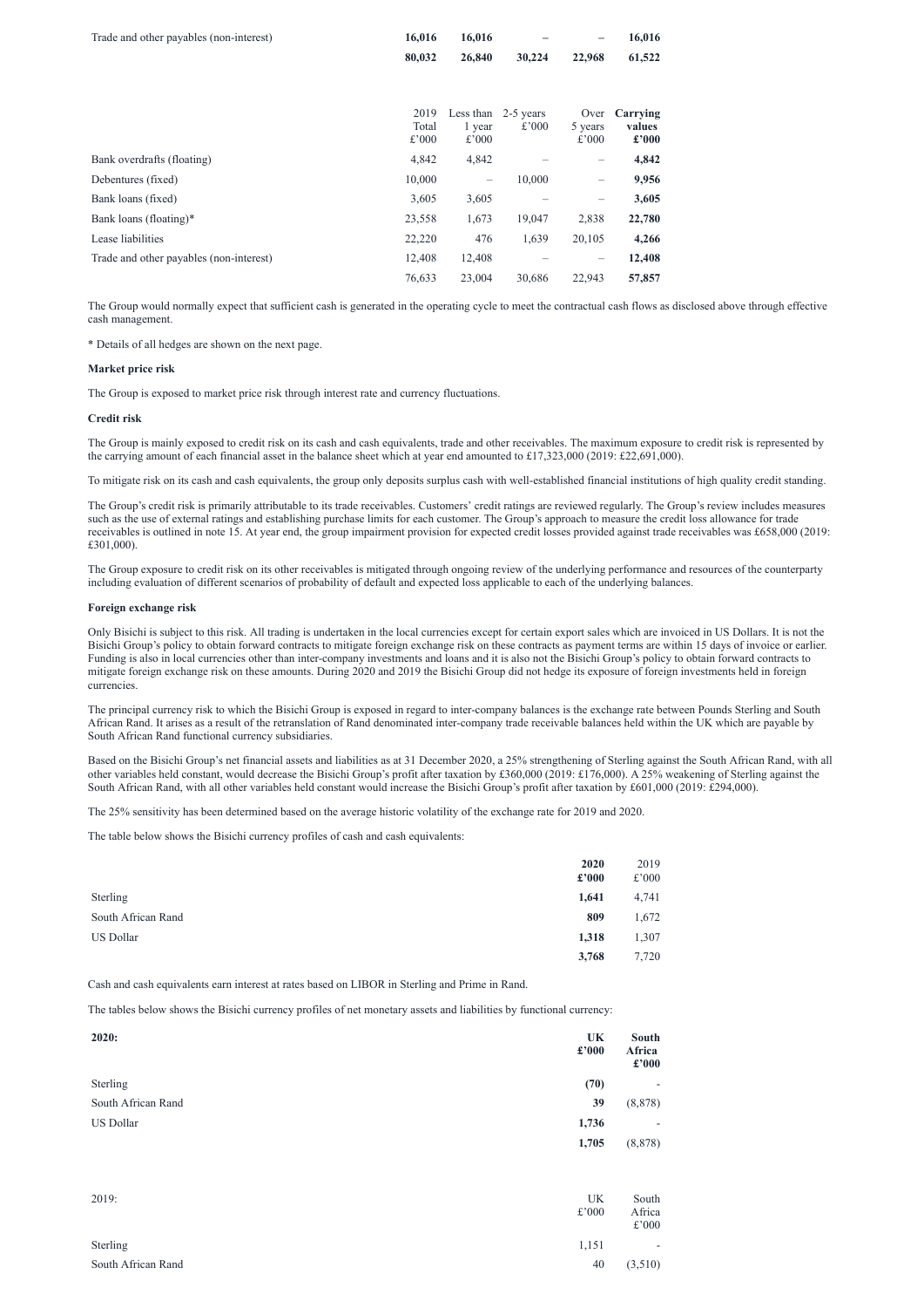| | | | | | |
|---|---|---|---|---|---|
| Trade and other payables (non-interest) | **16,016** | **16,016** | **–** | **–** | **16,016** |
| | **80,032** | **26,840** | **30,224** | **22,968** | **61,522** |

| | 2019 Total £'000 | Less than 1 year £'000 | 2-5 years £'000 | Over 5 years £'000 | **Carrying values £'000** |
|---|---|---|---|---|---|
| Bank overdrafts (floating) | 4,842 | 4,842 | – | – | **4,842** |
| Debentures (fixed) | 10,000 | – | 10,000 | – | **9,956** |
| Bank loans (fixed) | 3,605 | 3,605 | – | – | **3,605** |
| Bank loans (floating)* | 23,558 | 1,673 | 19,047 | 2,838 | **22,780** |
| Lease liabilities | 22,220 | 476 | 1,639 | 20,105 | **4,266** |
| Trade and other payables (non-interest) | 12,408 | 12,408 | – | – | **12,408** |
| | 76,633 | 23,004 | 30,686 | 22,943 | **57,857** |

The Group would normally expect that sufficient cash is generated in the operating cycle to meet the contractual cash flows as disclosed above through effective cash management.

* Details of all hedges are shown on the next page.

**Market price risk**

The Group is exposed to market price risk through interest rate and currency fluctuations.

**Credit risk**

The Group is mainly exposed to credit risk on its cash and cash equivalents, trade and other receivables. The maximum exposure to credit risk is represented by the carrying amount of each financial asset in the balance sheet which at year end amounted to £17,323,000 (2019: £22,691,000).

To mitigate risk on its cash and cash equivalents, the group only deposits surplus cash with well-established financial institutions of high quality credit standing.

The Group's credit risk is primarily attributable to its trade receivables. Customers' credit ratings are reviewed regularly. The Group's review includes measures such as the use of external ratings and establishing purchase limits for each customer. The Group's approach to measure the credit loss allowance for trade receivables is outlined in note 15. At year end, the group impairment provision for expected credit losses provided against trade receivables was £658,000 (2019: £301,000).

The Group exposure to credit risk on its other receivables is mitigated through ongoing review of the underlying performance and resources of the counterparty including evaluation of different scenarios of probability of default and expected loss applicable to each of the underlying balances.

**Foreign exchange risk**

Only Bisichi is subject to this risk. All trading is undertaken in the local currencies except for certain export sales which are invoiced in US Dollars. It is not the Bisichi Group's policy to obtain forward contracts to mitigate foreign exchange risk on these contracts as payment terms are within 15 days of invoice or earlier. Funding is also in local currencies other than inter-company investments and loans and it is also not the Bisichi Group's policy to obtain forward contracts to mitigate foreign exchange risk on these amounts. During 2020 and 2019 the Bisichi Group did not hedge its exposure of foreign investments held in foreign currencies.

The principal currency risk to which the Bisichi Group is exposed in regard to inter-company balances is the exchange rate between Pounds Sterling and South African Rand. It arises as a result of the retranslation of Rand denominated inter-company trade receivable balances held within the UK which are payable by South African Rand functional currency subsidiaries.

Based on the Bisichi Group's net financial assets and liabilities as at 31 December 2020, a 25% strengthening of Sterling against the South African Rand, with all other variables held constant, would decrease the Bisichi Group's profit after taxation by £360,000 (2019: £176,000). A 25% weakening of Sterling against the South African Rand, with all other variables held constant would increase the Bisichi Group's profit after taxation by £601,000 (2019: £294,000).

The 25% sensitivity has been determined based on the average historic volatility of the exchange rate for 2019 and 2020.

The table below shows the Bisichi currency profiles of cash and cash equivalents:

| | **2020 £'000** | 2019 £'000 |
|---|---|---|
| Sterling | **1,641** | 4,741 |
| South African Rand | **809** | 1,672 |
| US Dollar | **1,318** | 1,307 |
| | **3,768** | 7,720 |

Cash and cash equivalents earn interest at rates based on LIBOR in Sterling and Prime in Rand.

The tables below shows the Bisichi currency profiles of net monetary assets and liabilities by functional currency:

| **2020:** | **UK £'000** | **South Africa £'000** |
|---|---|---|
| Sterling | **(70)** | - |
| South African Rand | **39** | (8,878) |
| US Dollar | **1,736** | - |
| | **1,705** | (8,878) |

| 2019: | UK £'000 | South Africa £'000 |
|---|---|---|
| Sterling | 1,151 | - |
| South African Rand | 40 | (3,510) |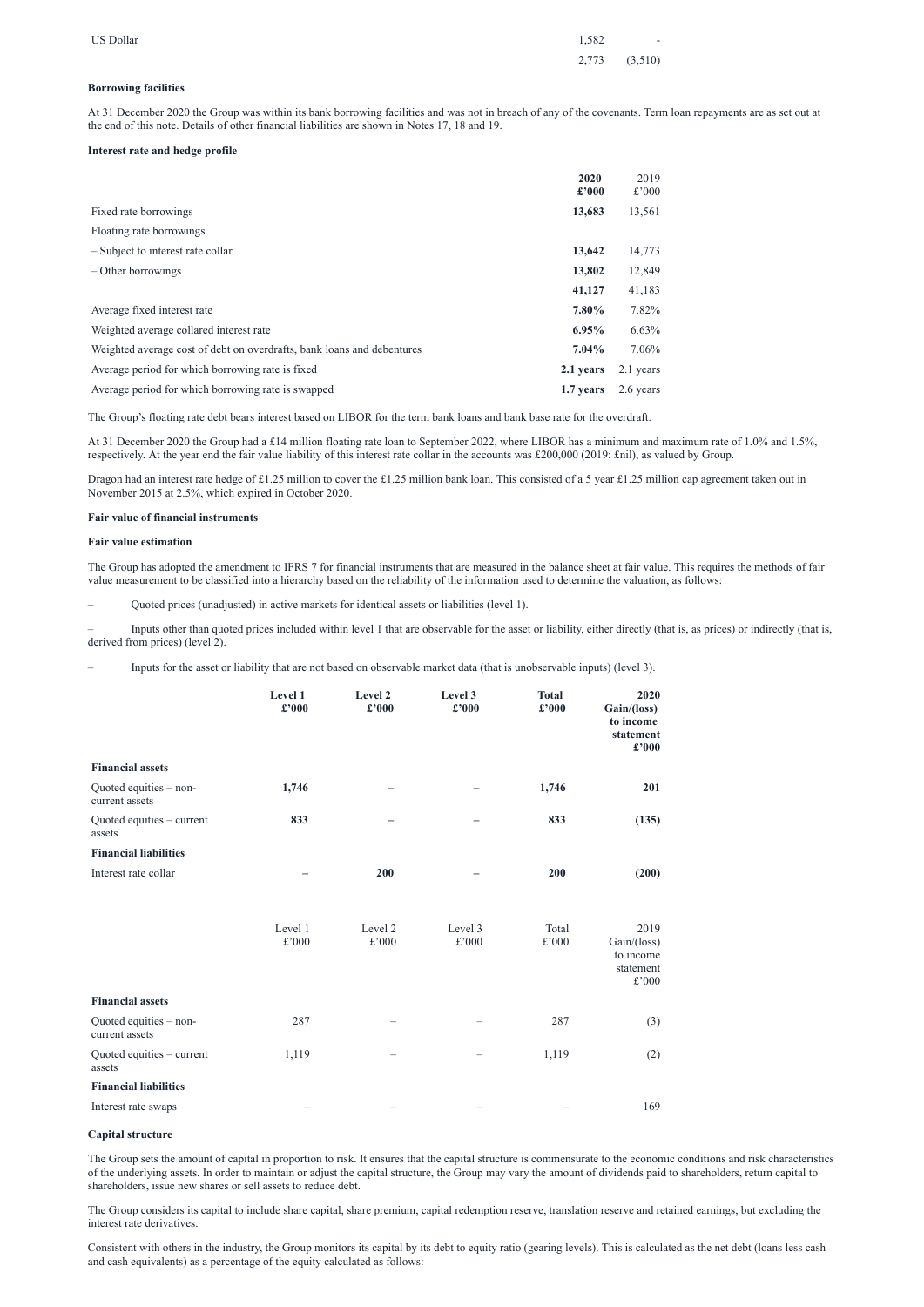| | | |
|---|---|---|
| US Dollar | 1,582 | - |
| | 2,773 | (3,510) |

**Borrowing facilities**

At 31 December 2020 the Group was within its bank borrowing facilities and was not in breach of any of the covenants. Term loan repayments are as set out at the end of this note. Details of other financial liabilities are shown in Notes 17, 18 and 19.

**Interest rate and hedge profile**

| | 2020 £'000 | 2019 £'000 |
|---|---|---|
| Fixed rate borrowings | **13,683** | 13,561 |
| Floating rate borrowings | | |
| – Subject to interest rate collar | **13,642** | 14,773 |
| – Other borrowings | **13,802** | 12,849 |
| | **41,127** | 41,183 |
| Average fixed interest rate | **7.80%** | 7.82% |
| Weighted average collared interest rate | **6.95%** | 6.63% |
| Weighted average cost of debt on overdrafts, bank loans and debentures | **7.04%** | 7.06% |
| Average period for which borrowing rate is fixed | **2.1 years** | 2.1 years |
| Average period for which borrowing rate is swapped | **1.7 years** | 2.6 years |

The Group's floating rate debt bears interest based on LIBOR for the term bank loans and bank base rate for the overdraft.

At 31 December 2020 the Group had a £14 million floating rate loan to September 2022, where LIBOR has a minimum and maximum rate of 1.0% and 1.5%, respectively. At the year end the fair value liability of this interest rate collar in the accounts was £200,000 (2019: £nil), as valued by Group.

Dragon had an interest rate hedge of £1.25 million to cover the £1.25 million bank loan. This consisted of a 5 year £1.25 million cap agreement taken out in November 2015 at 2.5%, which expired in October 2020.

**Fair value of financial instruments**

**Fair value estimation**

The Group has adopted the amendment to IFRS 7 for financial instruments that are measured in the balance sheet at fair value. This requires the methods of fair value measurement to be classified into a hierarchy based on the reliability of the information used to determine the valuation, as follows:

– Quoted prices (unadjusted) in active markets for identical assets or liabilities (level 1).

– Inputs other than quoted prices included within level 1 that are observable for the asset or liability, either directly (that is, as prices) or indirectly (that is, derived from prices) (level 2).

– Inputs for the asset or liability that are not based on observable market data (that is unobservable inputs) (level 3).

| | Level 1 £'000 | Level 2 £'000 | Level 3 £'000 | Total £'000 | 2020 Gain/(loss) to income statement £'000 |
|---|---|---|---|---|---|
| **Financial assets** | | | | | |
| Quoted equities – non-current assets | **1,746** | **–** | **–** | **1,746** | **201** |
| Quoted equities – current assets | **833** | **–** | **–** | **833** | **(135)** |
| **Financial liabilities** | | | | | |
| Interest rate collar | **–** | **200** | **–** | **200** | **(200)** |

| | Level 1 £'000 | Level 2 £'000 | Level 3 £'000 | Total £'000 | 2019 Gain/(loss) to income statement £'000 |
|---|---|---|---|---|---|
| **Financial assets** | | | | | |
| Quoted equities – non-current assets | 287 | – | – | 287 | (3) |
| Quoted equities – current assets | 1,119 | – | – | 1,119 | (2) |
| **Financial liabilities** | | | | | |
| Interest rate swaps | – | – | – | – | 169 |

**Capital structure**

The Group sets the amount of capital in proportion to risk. It ensures that the capital structure is commensurate to the economic conditions and risk characteristics of the underlying assets. In order to maintain or adjust the capital structure, the Group may vary the amount of dividends paid to shareholders, return capital to shareholders, issue new shares or sell assets to reduce debt.

The Group considers its capital to include share capital, share premium, capital redemption reserve, translation reserve and retained earnings, but excluding the interest rate derivatives.

Consistent with others in the industry, the Group monitors its capital by its debt to equity ratio (gearing levels). This is calculated as the net debt (loans less cash and cash equivalents) as a percentage of the equity calculated as follows: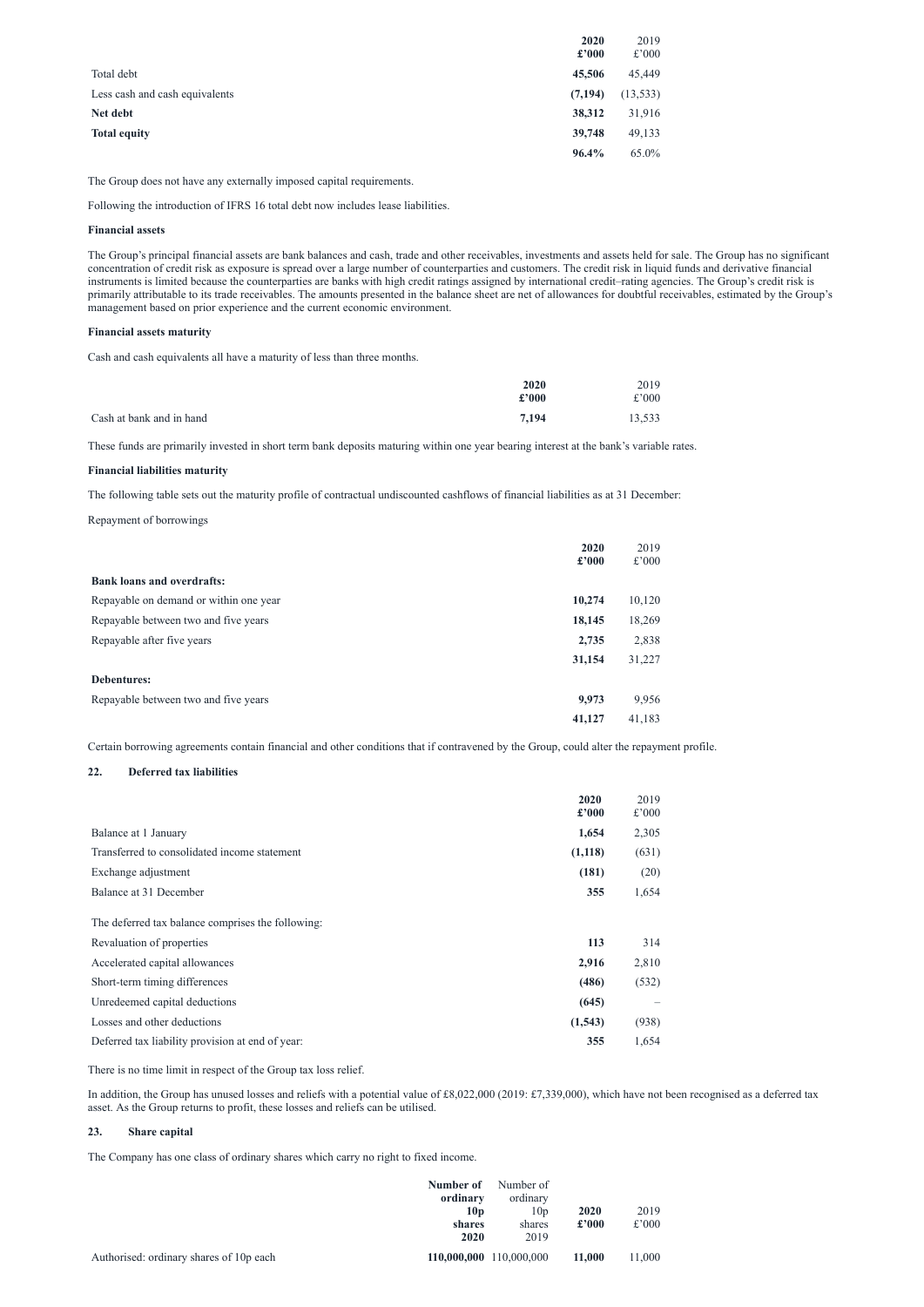| | 2020 £'000 | 2019 £'000 |
|---|---|---|
| Total debt | **45,506** | 45,449 |
| Less cash and cash equivalents | **(7,194)** | (13,533) |
| **Net debt** | **38,312** | 31,916 |
| **Total equity** | **39,748** | 49,133 |
| | **96.4%** | 65.0% |

The Group does not have any externally imposed capital requirements.

Following the introduction of IFRS 16 total debt now includes lease liabilities.

**Financial assets**

The Group's principal financial assets are bank balances and cash, trade and other receivables, investments and assets held for sale. The Group has no significant concentration of credit risk as exposure is spread over a large number of counterparties and customers. The credit risk in liquid funds and derivative financial instruments is limited because the counterparties are banks with high credit ratings assigned by international credit–rating agencies. The Group's credit risk is primarily attributable to its trade receivables. The amounts presented in the balance sheet are net of allowances for doubtful receivables, estimated by the Group's management based on prior experience and the current economic environment.

**Financial assets maturity**

Cash and cash equivalents all have a maturity of less than three months.

| | 2020 £'000 | 2019 £'000 |
|---|---|---|
| Cash at bank and in hand | **7,194** | 13,533 |

These funds are primarily invested in short term bank deposits maturing within one year bearing interest at the bank's variable rates.

**Financial liabilities maturity**

The following table sets out the maturity profile of contractual undiscounted cashflows of financial liabilities as at 31 December:

Repayment of borrowings

| | 2020 £'000 | 2019 £'000 |
|---|---|---|
| **Bank loans and overdrafts:** | | |
| Repayable on demand or within one year | **10,274** | 10,120 |
| Repayable between two and five years | **18,145** | 18,269 |
| Repayable after five years | **2,735** | 2,838 |
| | **31,154** | 31,227 |
| **Debentures:** | | |
| Repayable between two and five years | **9,973** | 9,956 |
| | **41,127** | 41,183 |

Certain borrowing agreements contain financial and other conditions that if contravened by the Group, could alter the repayment profile.

## 22. Deferred tax liabilities

| | 2020 £'000 | 2019 £'000 |
|---|---|---|
| Balance at 1 January | **1,654** | 2,305 |
| Transferred to consolidated income statement | **(1,118)** | (631) |
| Exchange adjustment | **(181)** | (20) |
| Balance at 31 December | **355** | 1,654 |
| The deferred tax balance comprises the following: | | |
| Revaluation of properties | **113** | 314 |
| Accelerated capital allowances | **2,916** | 2,810 |
| Short-term timing differences | **(486)** | (532) |
| Unredeemed capital deductions | **(645)** | – |
| Losses and other deductions | **(1,543)** | (938) |
| Deferred tax liability provision at end of year: | **355** | 1,654 |

There is no time limit in respect of the Group tax loss relief.

In addition, the Group has unused losses and reliefs with a potential value of £8,022,000 (2019: £7,339,000), which have not been recognised as a deferred tax asset. As the Group returns to profit, these losses and reliefs can be utilised.

## 23. Share capital

The Company has one class of ordinary shares which carry no right to fixed income.

| | Number of ordinary 10p shares 2020 | Number of ordinary 10p shares 2019 | 2020 £'000 | 2019 £'000 |
|---|---|---|---|---|
| Authorised: ordinary shares of 10p each | **110,000,000** | 110,000,000 | **11,000** | 11,000 |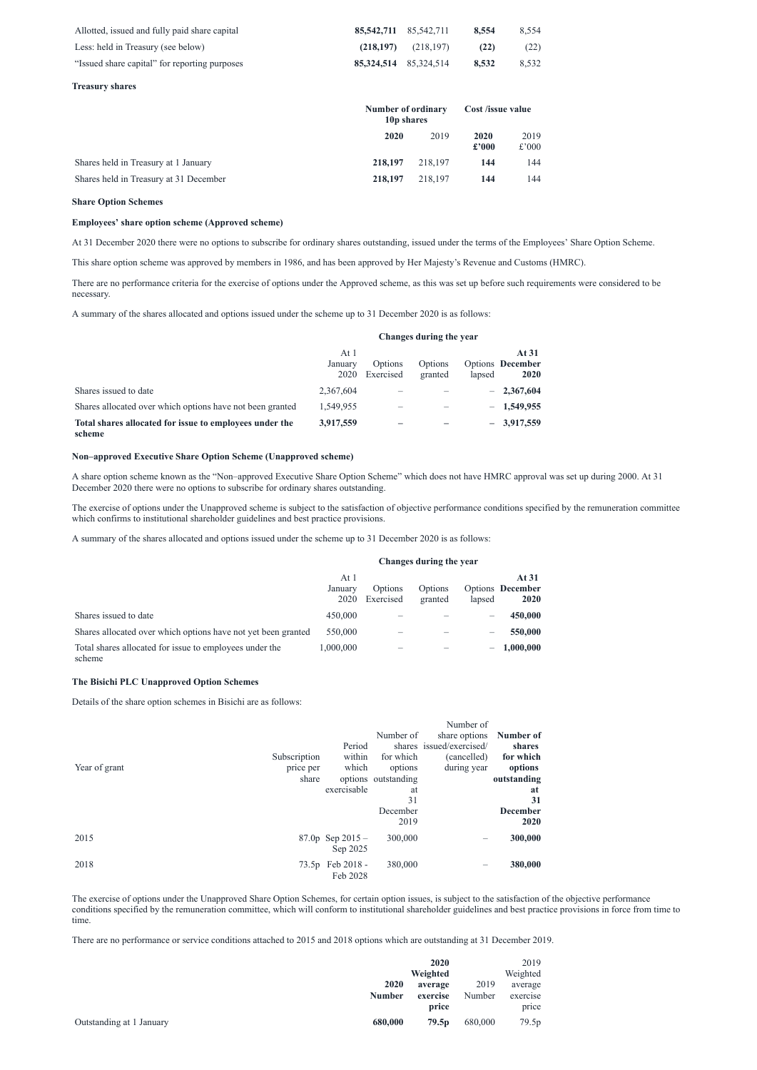| | | | | |
|---|---|---|---|---|
| Allotted, issued and fully paid share capital | **85,542,711** | 85,542,711 | **8,554** | 8,554 |
| Less: held in Treasury (see below) | **(218,197)** | (218,197) | **(22)** | (22) |
| "Issued share capital" for reporting purposes | **85,324,514** | 85,324,514 | **8,532** | 8,532 |

**Treasury shares**

| | Number of ordinary 10p shares | | Cost /issue value | |
|---|---|---|---|---|
| | **2020** | 2019 | **2020 £'000** | 2019 £'000 |
| Shares held in Treasury at 1 January | **218,197** | 218,197 | **144** | 144 |
| Shares held in Treasury at 31 December | **218,197** | 218,197 | **144** | 144 |

**Share Option Schemes**

**Employees' share option scheme (Approved scheme)**

At 31 December 2020 there were no options to subscribe for ordinary shares outstanding, issued under the terms of the Employees' Share Option Scheme.

This share option scheme was approved by members in 1986, and has been approved by Her Majesty's Revenue and Customs (HMRC).

There are no performance criteria for the exercise of options under the Approved scheme, as this was set up before such requirements were considered to be necessary.

A summary of the shares allocated and options issued under the scheme up to 31 December 2020 is as follows:

| | | Changes during the year | | | |
|---|---|---|---|---|---|
| | At 1 January 2020 | Options Exercised | Options granted | Options lapsed | **At 31 December 2020** |
| Shares issued to date | 2,367,604 | – | – | – | **2,367,604** |
| Shares allocated over which options have not been granted | 1,549,955 | – | – | – | **1,549,955** |
| **Total shares allocated for issue to employees under the scheme** | **3,917,559** | **–** | **–** | **–** | **3,917,559** |

**Non–approved Executive Share Option Scheme (Unapproved scheme)**

A share option scheme known as the "Non–approved Executive Share Option Scheme" which does not have HMRC approval was set up during 2000. At 31 December 2020 there were no options to subscribe for ordinary shares outstanding.

The exercise of options under the Unapproved scheme is subject to the satisfaction of objective performance conditions specified by the remuneration committee which confirms to institutional shareholder guidelines and best practice provisions.

A summary of the shares allocated and options issued under the scheme up to 31 December 2020 is as follows:

| | | Changes during the year | | | |
|---|---|---|---|---|---|
| | At 1 January 2020 | Options Exercised | Options granted | Options lapsed | **At 31 December 2020** |
| Shares issued to date | 450,000 | – | – | – | **450,000** |
| Shares allocated over which options have not yet been granted | 550,000 | – | – | – | **550,000** |
| Total shares allocated for issue to employees under the scheme | 1,000,000 | – | – | – | **1,000,000** |

**The Bisichi PLC Unapproved Option Schemes**

Details of the share option schemes in Bisichi are as follows:

| Year of grant | Subscription price per share | Period within which options exercisable | Number of shares for which options outstanding at 31 December 2019 | Number of share options issued/exercised/ (cancelled) during year | **Number of shares for which options outstanding at 31 December 2020** |
|---|---|---|---|---|---|
| 2015 | 87.0p | Sep 2015 – Sep 2025 | 300,000 | – | **300,000** |
| 2018 | 73.5p | Feb 2018 - Feb 2028 | 380,000 | – | **380,000** |

The exercise of options under the Unapproved Share Option Schemes, for certain option issues, is subject to the satisfaction of the objective performance conditions specified by the remuneration committee, which will conform to institutional shareholder guidelines and best practice provisions in force from time to time.

There are no performance or service conditions attached to 2015 and 2018 options which are outstanding at 31 December 2019.

| | **2020 Number** | **2020 Weighted average exercise price** | 2019 Number | 2019 Weighted average exercise price |
|---|---|---|---|---|
| Outstanding at 1 January | **680,000** | **79.5p** | 680,000 | 79.5p |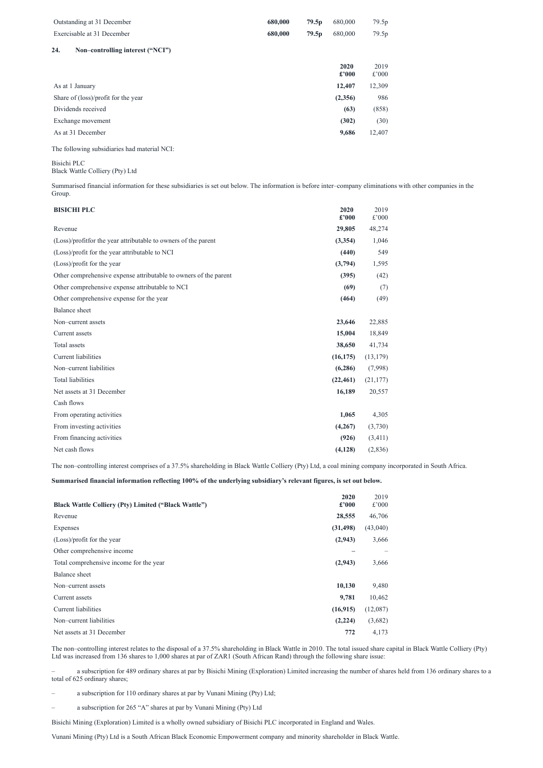| | | | | |
|---|---|---|---|---|
| Outstanding at 31 December | **680,000** | **79.5p** | 680,000 | 79.5p |
| Exercisable at 31 December | **680,000** | **79.5p** | 680,000 | 79.5p |

## 24. Non–controlling interest ("NCI")

| | 2020 £'000 | 2019 £'000 |
|---|---|---|
| As at 1 January | **12,407** | 12,309 |
| Share of (loss)/profit for the year | **(2,356)** | 986 |
| Dividends received | **(63)** | (858) |
| Exchange movement | **(302)** | (30) |
| As at 31 December | **9,686** | 12,407 |

The following subsidiaries had material NCI:

Bisichi PLC
Black Wattle Colliery (Pty) Ltd

Summarised financial information for these subsidiaries is set out below. The information is before inter–company eliminations with other companies in the Group.

| **BISICHI PLC** | 2020 £'000 | 2019 £'000 |
|---|---|---|
| Revenue | **29,805** | 48,274 |
| (Loss)/profitfor the year attributable to owners of the parent | **(3,354)** | 1,046 |
| (Loss)/profit for the year attributable to NCI | **(440)** | 549 |
| (Loss)/profit for the year | **(3,794)** | 1,595 |
| Other comprehensive expense attributable to owners of the parent | **(395)** | (42) |
| Other comprehensive expense attributable to NCI | **(69)** | (7) |
| Other comprehensive expense for the year | **(464)** | (49) |
| Balance sheet | | |
| Non–current assets | **23,646** | 22,885 |
| Current assets | **15,004** | 18,849 |
| Total assets | **38,650** | 41,734 |
| Current liabilities | **(16,175)** | (13,179) |
| Non–current liabilities | **(6,286)** | (7,998) |
| Total liabilities | **(22,461)** | (21,177) |
| Net assets at 31 December | **16,189** | 20,557 |
| Cash flows | | |
| From operating activities | **1,065** | 4,305 |
| From investing activities | **(4,267)** | (3,730) |
| From financing activities | **(926)** | (3,411) |
| Net cash flows | **(4,128)** | (2,836) |

The non–controlling interest comprises of a 37.5% shareholding in Black Wattle Colliery (Pty) Ltd, a coal mining company incorporated in South Africa.

**Summarised financial information reflecting 100% of the underlying subsidiary's relevant figures, is set out below.**

| **Black Wattle Colliery (Pty) Limited ("Black Wattle")** | 2020 £'000 | 2019 £'000 |
|---|---|---|
| Revenue | **28,555** | 46,706 |
| Expenses | **(31,498)** | (43,040) |
| (Loss)/profit for the year | **(2,943)** | 3,666 |
| Other comprehensive income | **–** | – |
| Total comprehensive income for the year | **(2,943)** | 3,666 |
| Balance sheet | | |
| Non–current assets | **10,130** | 9,480 |
| Current assets | **9,781** | 10,462 |
| Current liabilities | **(16,915)** | (12,087) |
| Non–current liabilities | **(2,224)** | (3,682) |
| Net assets at 31 December | **772** | 4,173 |

The non–controlling interest relates to the disposal of a 37.5% shareholding in Black Wattle in 2010. The total issued share capital in Black Wattle Colliery (Pty) Ltd was increased from 136 shares to 1,000 shares at par of ZAR1 (South African Rand) through the following share issue:

– a subscription for 489 ordinary shares at par by Bisichi Mining (Exploration) Limited increasing the number of shares held from 136 ordinary shares to a total of 625 ordinary shares;

– a subscription for 110 ordinary shares at par by Vunani Mining (Pty) Ltd;

– a subscription for 265 "A" shares at par by Vunani Mining (Pty) Ltd

Bisichi Mining (Exploration) Limited is a wholly owned subsidiary of Bisichi PLC incorporated in England and Wales.

Vunani Mining (Pty) Ltd is a South African Black Economic Empowerment company and minority shareholder in Black Wattle.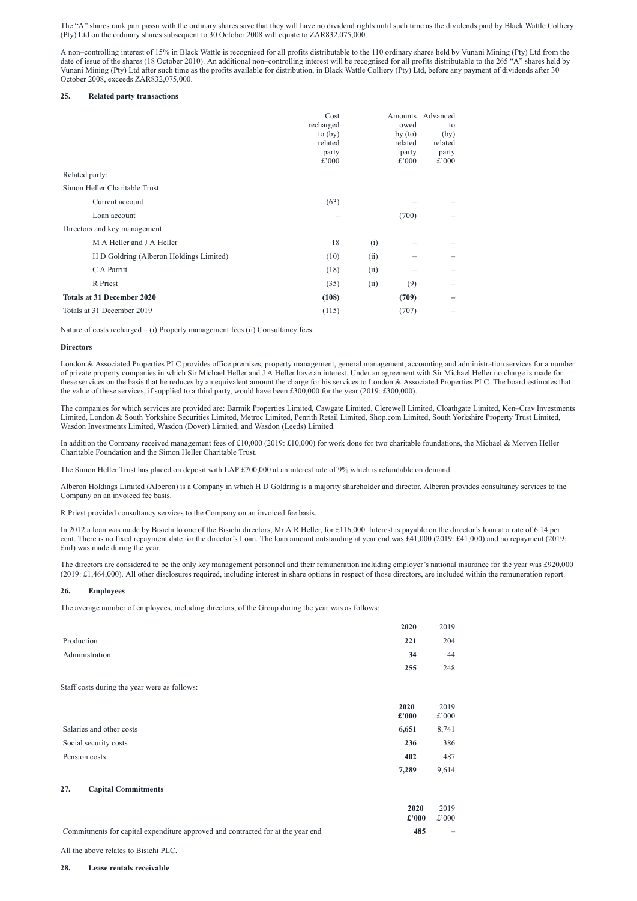The "A" shares rank pari passu with the ordinary shares save that they will have no dividend rights until such time as the dividends paid by Black Wattle Colliery (Pty) Ltd on the ordinary shares subsequent to 30 October 2008 will equate to ZAR832,075,000.

A non–controlling interest of 15% in Black Wattle is recognised for all profits distributable to the 110 ordinary shares held by Vunani Mining (Pty) Ltd from the date of issue of the shares (18 October 2010). An additional non–controlling interest will be recognised for all profits distributable to the 265 "A" shares held by Vunani Mining (Pty) Ltd after such time as the profits available for distribution, in Black Wattle Colliery (Pty) Ltd, before any payment of dividends after 30 October 2008, exceeds ZAR832,075,000.

## 25. Related party transactions

| | Cost recharged to (by) related party £'000 | | Amounts owed by (to) related party £'000 | Advanced to (by) related party £'000 |
|---|---|---|---|---|
| Related party: | | | | |
| Simon Heller Charitable Trust | | | | |
| Current account | (63) | | – | – |
| Loan account | – | | (700) | – |
| Directors and key management | | | | |
| M A Heller and J A Heller | 18 | (i) | – | – |
| H D Goldring (Alberon Holdings Limited) | (10) | (ii) | – | – |
| C A Parritt | (18) | (ii) | – | – |
| R Priest | (35) | (ii) | (9) | – |
| **Totals at 31 December 2020** | **(108)** | | **(709)** | **–** |
| Totals at 31 December 2019 | (115) | | (707) | – |

Nature of costs recharged – (i) Property management fees (ii) Consultancy fees.

**Directors**

London & Associated Properties PLC provides office premises, property management, general management, accounting and administration services for a number of private property companies in which Sir Michael Heller and J A Heller have an interest. Under an agreement with Sir Michael Heller no charge is made for these services on the basis that he reduces by an equivalent amount the charge for his services to London & Associated Properties PLC. The board estimates that the value of these services, if supplied to a third party, would have been £300,000 for the year (2019: £300,000).

The companies for which services are provided are: Barmik Properties Limited, Cawgate Limited, Clerewell Limited, Cloathgate Limited, Ken–Crav Investments Limited, London & South Yorkshire Securities Limited, Metroc Limited, Penrith Retail Limited, Shop.com Limited, South Yorkshire Property Trust Limited, Wasdon Investments Limited, Wasdon (Dover) Limited, and Wasdon (Leeds) Limited.

In addition the Company received management fees of £10,000 (2019: £10,000) for work done for two charitable foundations, the Michael & Morven Heller Charitable Foundation and the Simon Heller Charitable Trust.

The Simon Heller Trust has placed on deposit with LAP £700,000 at an interest rate of 9% which is refundable on demand.

Alberon Holdings Limited (Alberon) is a Company in which H D Goldring is a majority shareholder and director. Alberon provides consultancy services to the Company on an invoiced fee basis.

R Priest provided consultancy services to the Company on an invoiced fee basis.

In 2012 a loan was made by Bisichi to one of the Bisichi directors, Mr A R Heller, for £116,000. Interest is payable on the director's loan at a rate of 6.14 per cent. There is no fixed repayment date for the director's Loan. The loan amount outstanding at year end was £41,000 (2019: £41,000) and no repayment (2019: £nil) was made during the year.

The directors are considered to be the only key management personnel and their remuneration including employer's national insurance for the year was £920,000 (2019: £1,464,000). All other disclosures required, including interest in share options in respect of those directors, are included within the remuneration report.

## 26. Employees

The average number of employees, including directors, of the Group during the year was as follows:

| | **2020** | 2019 |
|---|---|---|
| Production | **221** | 204 |
| Administration | **34** | 44 |
| | **255** | 248 |

Staff costs during the year were as follows:

| | **2020 £'000** | 2019 £'000 |
|---|---|---|
| Salaries and other costs | **6,651** | 8,741 |
| Social security costs | **236** | 386 |
| Pension costs | **402** | 487 |
| | **7,289** | 9,614 |

## 27. Capital Commitments

| | **2020 £'000** | 2019 £'000 |
|---|---|---|
| Commitments for capital expenditure approved and contracted for at the year end | **485** | – |

All the above relates to Bisichi PLC.

## 28. Lease rentals receivable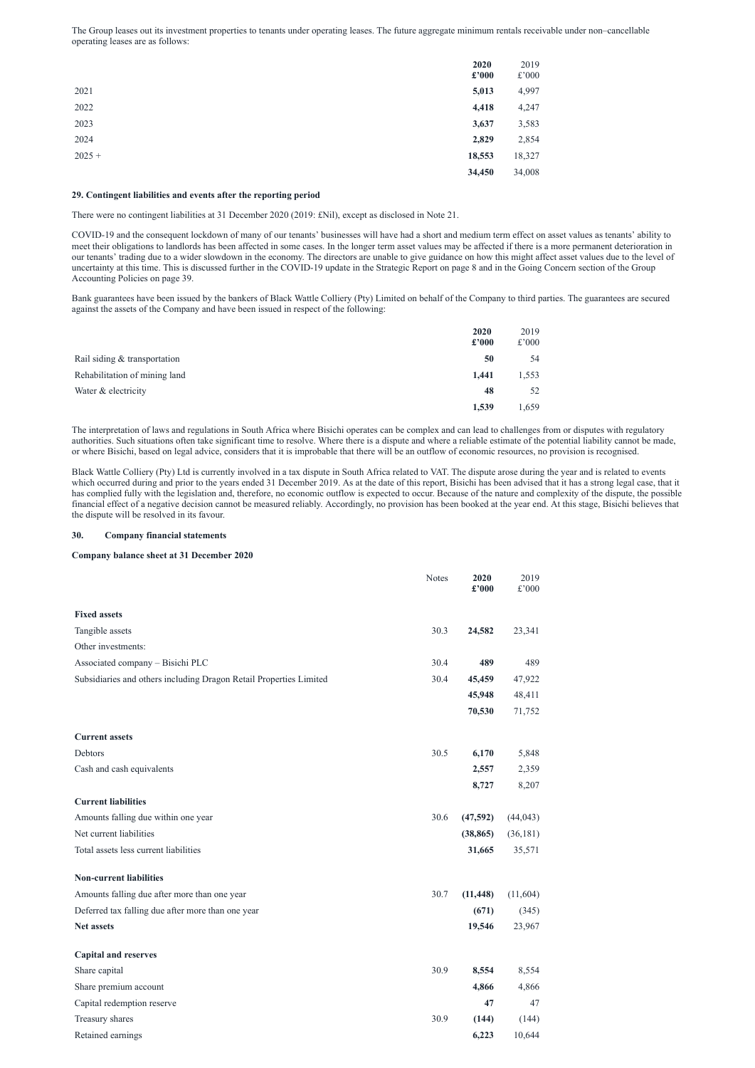The Group leases out its investment properties to tenants under operating leases. The future aggregate minimum rentals receivable under non–cancellable operating leases are as follows:

| | **2020 £'000** | 2019 £'000 |
|---|---|---|
| 2021 | **5,013** | 4,997 |
| 2022 | **4,418** | 4,247 |
| 2023 | **3,637** | 3,583 |
| 2024 | **2,829** | 2,854 |
| 2025 + | **18,553** | 18,327 |
| | **34,450** | 34,008 |

### 29. Contingent liabilities and events after the reporting period

There were no contingent liabilities at 31 December 2020 (2019: £Nil), except as disclosed in Note 21.

COVID-19 and the consequent lockdown of many of our tenants' businesses will have had a short and medium term effect on asset values as tenants' ability to meet their obligations to landlords has been affected in some cases. In the longer term asset values may be affected if there is a more permanent deterioration in our tenants' trading due to a wider slowdown in the economy. The directors are unable to give guidance on how this might affect asset values due to the level of uncertainty at this time. This is discussed further in the COVID-19 update in the Strategic Report on page 8 and in the Going Concern section of the Group Accounting Policies on page 39.

Bank guarantees have been issued by the bankers of Black Wattle Colliery (Pty) Limited on behalf of the Company to third parties. The guarantees are secured against the assets of the Company and have been issued in respect of the following:

| | **2020 £'000** | 2019 £'000 |
|---|---|---|
| Rail siding & transportation | **50** | 54 |
| Rehabilitation of mining land | **1,441** | 1,553 |
| Water & electricity | **48** | 52 |
| | **1,539** | 1,659 |

The interpretation of laws and regulations in South Africa where Bisichi operates can be complex and can lead to challenges from or disputes with regulatory authorities. Such situations often take significant time to resolve. Where there is a dispute and where a reliable estimate of the potential liability cannot be made, or where Bisichi, based on legal advice, considers that it is improbable that there will be an outflow of economic resources, no provision is recognised.

Black Wattle Colliery (Pty) Ltd is currently involved in a tax dispute in South Africa related to VAT. The dispute arose during the year and is related to events which occurred during and prior to the years ended 31 December 2019. As at the date of this report, Bisichi has been advised that it has a strong legal case, that it has complied fully with the legislation and, therefore, no economic outflow is expected to occur. Because of the nature and complexity of the dispute, the possible financial effect of a negative decision cannot be measured reliably. Accordingly, no provision has been booked at the year end. At this stage, Bisichi believes that the dispute will be resolved in its favour.

### 30. Company financial statements

**Company balance sheet at 31 December 2020**

| | Notes | **2020 £'000** | 2019 £'000 |
|---|---|---|---|
| **Fixed assets** | | | |
| Tangible assets | 30.3 | **24,582** | 23,341 |
| Other investments: | | | |
| Associated company – Bisichi PLC | 30.4 | **489** | 489 |
| Subsidiaries and others including Dragon Retail Properties Limited | 30.4 | **45,459** | 47,922 |
| | | **45,948** | 48,411 |
| | | **70,530** | 71,752 |
| **Current assets** | | | |
| Debtors | 30.5 | **6,170** | 5,848 |
| Cash and cash equivalents | | **2,557** | 2,359 |
| | | **8,727** | 8,207 |
| **Current liabilities** | | | |
| Amounts falling due within one year | 30.6 | **(47,592)** | (44,043) |
| Net current liabilities | | **(38,865)** | (36,181) |
| Total assets less current liabilities | | **31,665** | 35,571 |
| **Non-current liabilities** | | | |
| Amounts falling due after more than one year | 30.7 | **(11,448)** | (11,604) |
| Deferred tax falling due after more than one year | | **(671)** | (345) |
| **Net assets** | | **19,546** | 23,967 |
| **Capital and reserves** | | | |
| Share capital | 30.9 | **8,554** | 8,554 |
| Share premium account | | **4,866** | 4,866 |
| Capital redemption reserve | | **47** | 47 |
| Treasury shares | 30.9 | **(144)** | (144) |
| Retained earnings | | **6,223** | 10,644 |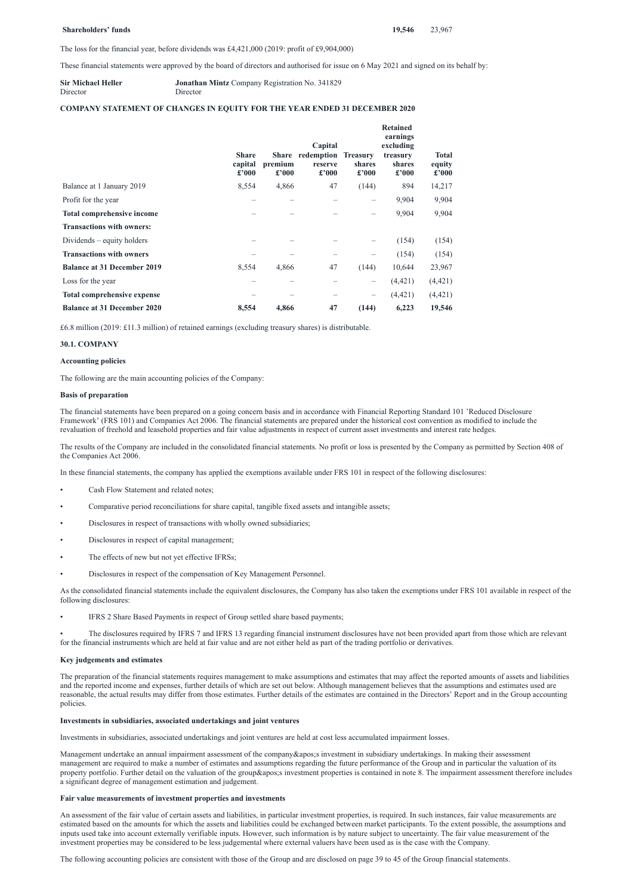| **Shareholders' funds** | **19,546** | 23,967 |
|---|---|---|

The loss for the financial year, before dividends was £4,421,000 (2019: profit of £9,904,000)

These financial statements were approved by the board of directors and authorised for issue on 6 May 2021 and signed on its behalf by:

**Sir Michael Heller** Director

**Jonathan Mintz** Company Registration No. 341829 Director

**COMPANY STATEMENT OF CHANGES IN EQUITY FOR THE YEAR ENDED 31 DECEMBER 2020**

| | Share capital £'000 | Share premium £'000 | Capital redemption reserve £'000 | Treasury shares £'000 | Retained earnings excluding treasury shares £'000 | Total equity £'000 |
|---|---|---|---|---|---|---|
| Balance at 1 January 2019 | 8,554 | 4,866 | 47 | (144) | 894 | 14,217 |
| Profit for the year | – | – | – | – | 9,904 | 9,904 |
| **Total comprehensive income** | – | – | – | – | 9,904 | 9,904 |
| **Transactions with owners:** | | | | | | |
| Dividends – equity holders | – | – | – | – | (154) | (154) |
| **Transactions with owners** | – | – | – | – | (154) | (154) |
| **Balance at 31 December 2019** | 8,554 | 4,866 | 47 | (144) | 10,644 | 23,967 |
| Loss for the year | – | – | – | – | (4,421) | (4,421) |
| **Total comprehensive expense** | – | – | – | – | (4,421) | (4,421) |
| **Balance at 31 December 2020** | **8,554** | **4,866** | **47** | **(144)** | **6,223** | **19,546** |

£6.8 million (2019: £11.3 million) of retained earnings (excluding treasury shares) is distributable.

**30.1. COMPANY**

**Accounting policies**

The following are the main accounting policies of the Company:

**Basis of preparation**

The financial statements have been prepared on a going concern basis and in accordance with Financial Reporting Standard 101 'Reduced Disclosure Framework' (FRS 101) and Companies Act 2006. The financial statements are prepared under the historical cost convention as modified to include the revaluation of freehold and leasehold properties and fair value adjustments in respect of current asset investments and interest rate hedges.

The results of the Company are included in the consolidated financial statements. No profit or loss is presented by the Company as permitted by Section 408 of the Companies Act 2006.

In these financial statements, the company has applied the exemptions available under FRS 101 in respect of the following disclosures:

- Cash Flow Statement and related notes;
- Comparative period reconciliations for share capital, tangible fixed assets and intangible assets;
- Disclosures in respect of transactions with wholly owned subsidiaries;
- Disclosures in respect of capital management;
- The effects of new but not yet effective IFRSs;
- Disclosures in respect of the compensation of Key Management Personnel.

As the consolidated financial statements include the equivalent disclosures, the Company has also taken the exemptions under FRS 101 available in respect of the following disclosures:

- IFRS 2 Share Based Payments in respect of Group settled share based payments;
- The disclosures required by IFRS 7 and IFRS 13 regarding financial instrument disclosures have not been provided apart from those which are relevant for the financial instruments which are held at fair value and are not either held as part of the trading portfolio or derivatives.

**Key judgements and estimates**

The preparation of the financial statements requires management to make assumptions and estimates that may affect the reported amounts of assets and liabilities and the reported income and expenses, further details of which are set out below. Although management believes that the assumptions and estimates used are reasonable, the actual results may differ from those estimates. Further details of the estimates are contained in the Directors' Report and in the Group accounting policies.

**Investments in subsidiaries, associated undertakings and joint ventures**

Investments in subsidiaries, associated undertakings and joint ventures are held at cost less accumulated impairment losses.

Management undertake an annual impairment assessment of the company&apos;s investment in subsidiary undertakings. In making their assessment management are required to make a number of estimates and assumptions regarding the future performance of the Group and in particular the valuation of its property portfolio. Further detail on the valuation of the group&apos;s investment properties is contained in note 8. The impairment assessment therefore includes a significant degree of management estimation and judgement.

**Fair value measurements of investment properties and investments**

An assessment of the fair value of certain assets and liabilities, in particular investment properties, is required. In such instances, fair value measurements are estimated based on the amounts for which the assets and liabilities could be exchanged between market participants. To the extent possible, the assumptions and inputs used take into account externally verifiable inputs. However, such information is by nature subject to uncertainty. The fair value measurement of the investment properties may be considered to be less judgemental where external valuers have been used as is the case with the Company.

The following accounting policies are consistent with those of the Group and are disclosed on page 39 to 45 of the Group financial statements.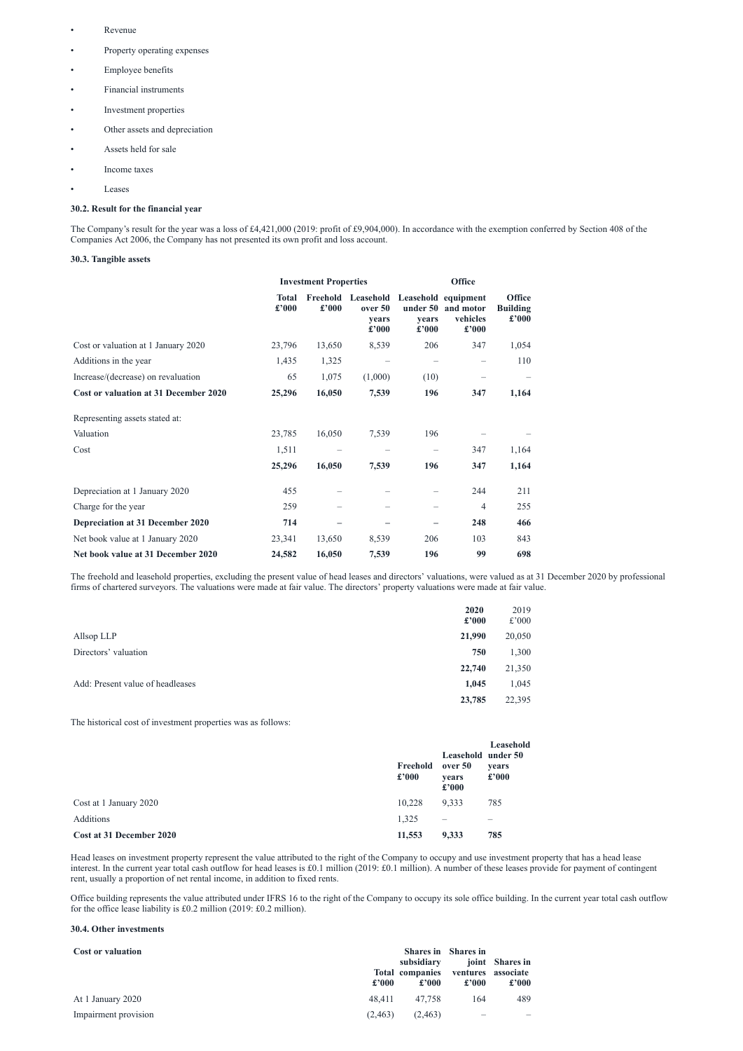- Revenue
- Property operating expenses
- Employee benefits
- Financial instruments
- Investment properties
- Other assets and depreciation
- Assets held for sale
- Income taxes
- Leases

### 30.2. Result for the financial year

The Company's result for the year was a loss of £4,421,000 (2019: profit of £9,904,000). In accordance with the exemption conferred by Section 408 of the Companies Act 2006, the Company has not presented its own profit and loss account.

### 30.3. Tangible assets

| | Investment Properties | | | | Office | |
|---|---|---|---|---|---|---|
| | **Total £'000** | **Freehold £'000** | **Leasehold over 50 years £'000** | **Leasehold under 50 years £'000** | **equipment and motor vehicles £'000** | **Office Building £'000** |
| Cost or valuation at 1 January 2020 | 23,796 | 13,650 | 8,539 | 206 | 347 | 1,054 |
| Additions in the year | 1,435 | 1,325 | – | – | – | 110 |
| Increase/(decrease) on revaluation | 65 | 1,075 | (1,000) | (10) | – | – |
| **Cost or valuation at 31 December 2020** | **25,296** | **16,050** | **7,539** | **196** | **347** | **1,164** |
| Representing assets stated at: | | | | | | |
| Valuation | 23,785 | 16,050 | 7,539 | 196 | – | – |
| Cost | 1,511 | – | – | – | 347 | 1,164 |
| | **25,296** | **16,050** | **7,539** | **196** | **347** | **1,164** |
| Depreciation at 1 January 2020 | 455 | – | – | – | 244 | 211 |
| Charge for the year | 259 | – | – | – | 4 | 255 |
| **Depreciation at 31 December 2020** | **714** | **–** | **–** | **–** | **248** | **466** |
| Net book value at 1 January 2020 | 23,341 | 13,650 | 8,539 | 206 | 103 | 843 |
| **Net book value at 31 December 2020** | **24,582** | **16,050** | **7,539** | **196** | **99** | **698** |

The freehold and leasehold properties, excluding the present value of head leases and directors' valuations, were valued as at 31 December 2020 by professional firms of chartered surveyors. The valuations were made at fair value. The directors' property valuations were made at fair value.

| | **2020 £'000** | 2019 £'000 |
|---|---|---|
| Allsop LLP | **21,990** | 20,050 |
| Directors' valuation | **750** | 1,300 |
| | **22,740** | 21,350 |
| Add: Present value of headleases | **1,045** | 1,045 |
| | **23,785** | 22,395 |

The historical cost of investment properties was as follows:

| | **Freehold £'000** | **Leasehold over 50 years £'000** | **Leasehold under 50 years £'000** |
|---|---|---|---|
| Cost at 1 January 2020 | 10,228 | 9,333 | 785 |
| Additions | 1,325 | – | – |
| **Cost at 31 December 2020** | **11,553** | **9,333** | **785** |

Head leases on investment property represent the value attributed to the right of the Company to occupy and use investment property that has a head lease interest. In the current year total cash outflow for head leases is £0.1 million (2019: £0.1 million). A number of these leases provide for payment of contingent rent, usually a proportion of net rental income, in addition to fixed rents.

Office building represents the value attributed under IFRS 16 to the right of the Company to occupy its sole office building. In the current year total cash outflow for the office lease liability is £0.2 million (2019: £0.2 million).

### 30.4. Other investments

| **Cost or valuation** | **Total £'000** | **Shares in subsidiary companies £'000** | **Shares in joint ventures £'000** | **Shares in associate £'000** |
|---|---|---|---|---|
| At 1 January 2020 | 48,411 | 47,758 | 164 | 489 |
| Impairment provision | (2,463) | (2,463) | – | – |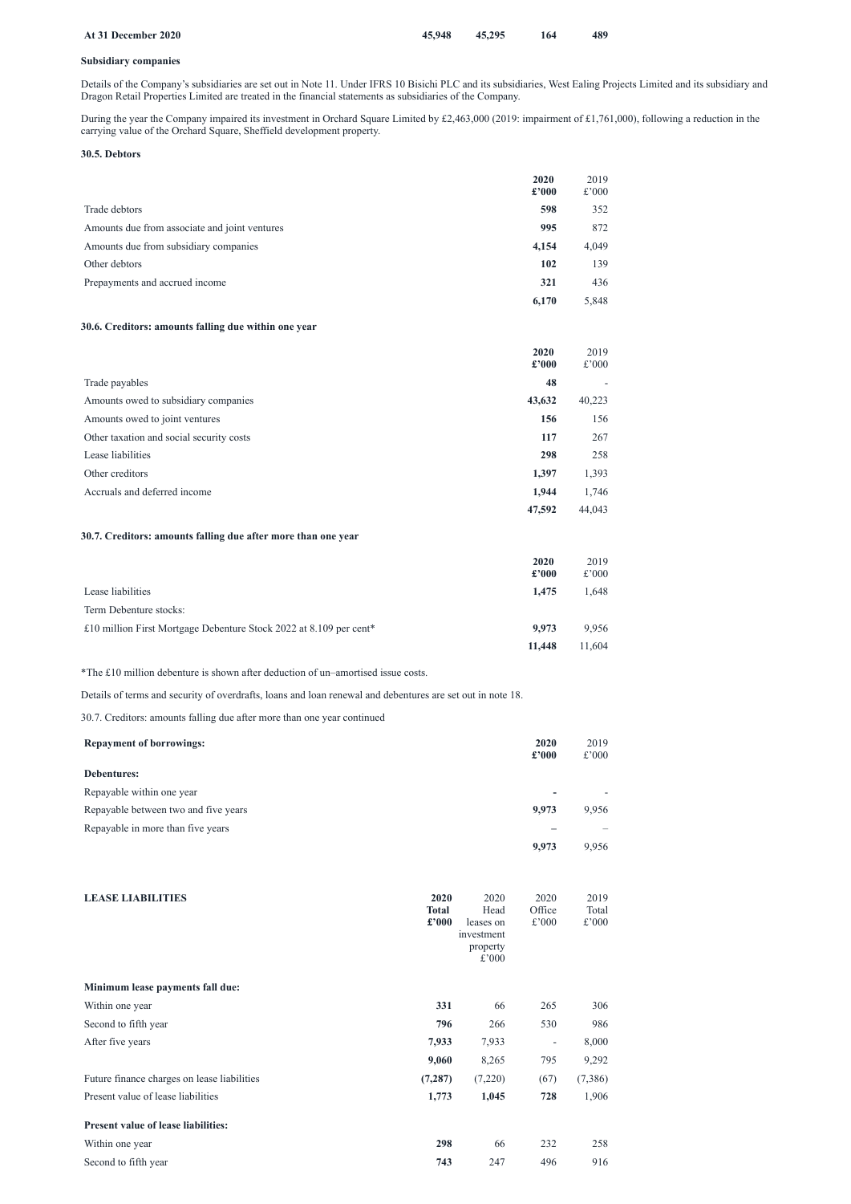| At 31 December 2020 | 45,948 | 45,295 | 164 | 489 |
|---|---|---|---|---|

**Subsidiary companies**

Details of the Company's subsidiaries are set out in Note 11. Under IFRS 10 Bisichi PLC and its subsidiaries, West Ealing Projects Limited and its subsidiary and Dragon Retail Properties Limited are treated in the financial statements as subsidiaries of the Company.

During the year the Company impaired its investment in Orchard Square Limited by £2,463,000 (2019: impairment of £1,761,000), following a reduction in the carrying value of the Orchard Square, Sheffield development property.

### 30.5. Debtors

| | 2020 £'000 | 2019 £'000 |
|---|---|---|
| Trade debtors | 598 | 352 |
| Amounts due from associate and joint ventures | 995 | 872 |
| Amounts due from subsidiary companies | 4,154 | 4,049 |
| Other debtors | 102 | 139 |
| Prepayments and accrued income | 321 | 436 |
| | 6,170 | 5,848 |

### 30.6. Creditors: amounts falling due within one year

| | 2020 £'000 | 2019 £'000 |
|---|---|---|
| Trade payables | 48 | - |
| Amounts owed to subsidiary companies | 43,632 | 40,223 |
| Amounts owed to joint ventures | 156 | 156 |
| Other taxation and social security costs | 117 | 267 |
| Lease liabilities | 298 | 258 |
| Other creditors | 1,397 | 1,393 |
| Accruals and deferred income | 1,944 | 1,746 |
| | 47,592 | 44,043 |

### 30.7. Creditors: amounts falling due after more than one year

| | 2020 £'000 | 2019 £'000 |
|---|---|---|
| Lease liabilities | 1,475 | 1,648 |
| Term Debenture stocks: | | |
| £10 million First Mortgage Debenture Stock 2022 at 8.109 per cent* | 9,973 | 9,956 |
| | 11,448 | 11,604 |

*The £10 million debenture is shown after deduction of un–amortised issue costs.

Details of terms and security of overdrafts, loans and loan renewal and debentures are set out in note 18.

30.7. Creditors: amounts falling due after more than one year continued

| **Repayment of borrowings:** | 2020 £'000 | 2019 £'000 |
|---|---|---|
| **Debentures:** | | |
| Repayable within one year | - | - |
| Repayable between two and five years | 9,973 | 9,956 |
| Repayable in more than five years | – | – |
| | 9,973 | 9,956 |

| LEASE LIABILITIES | 2020 Total £'000 | 2020 Head leases on investment property £'000 | 2020 Office £'000 | 2019 Total £'000 |
|---|---|---|---|---|
| **Minimum lease payments fall due:** | | | | |
| Within one year | 331 | 66 | 265 | 306 |
| Second to fifth year | 796 | 266 | 530 | 986 |
| After five years | 7,933 | 7,933 | - | 8,000 |
| | 9,060 | 8,265 | 795 | 9,292 |
| Future finance charges on lease liabilities | (7,287) | (7,220) | (67) | (7,386) |
| Present value of lease liabilities | 1,773 | 1,045 | 728 | 1,906 |
| **Present value of lease liabilities:** | | | | |
| Within one year | 298 | 66 | 232 | 258 |
| Second to fifth year | 743 | 247 | 496 | 916 |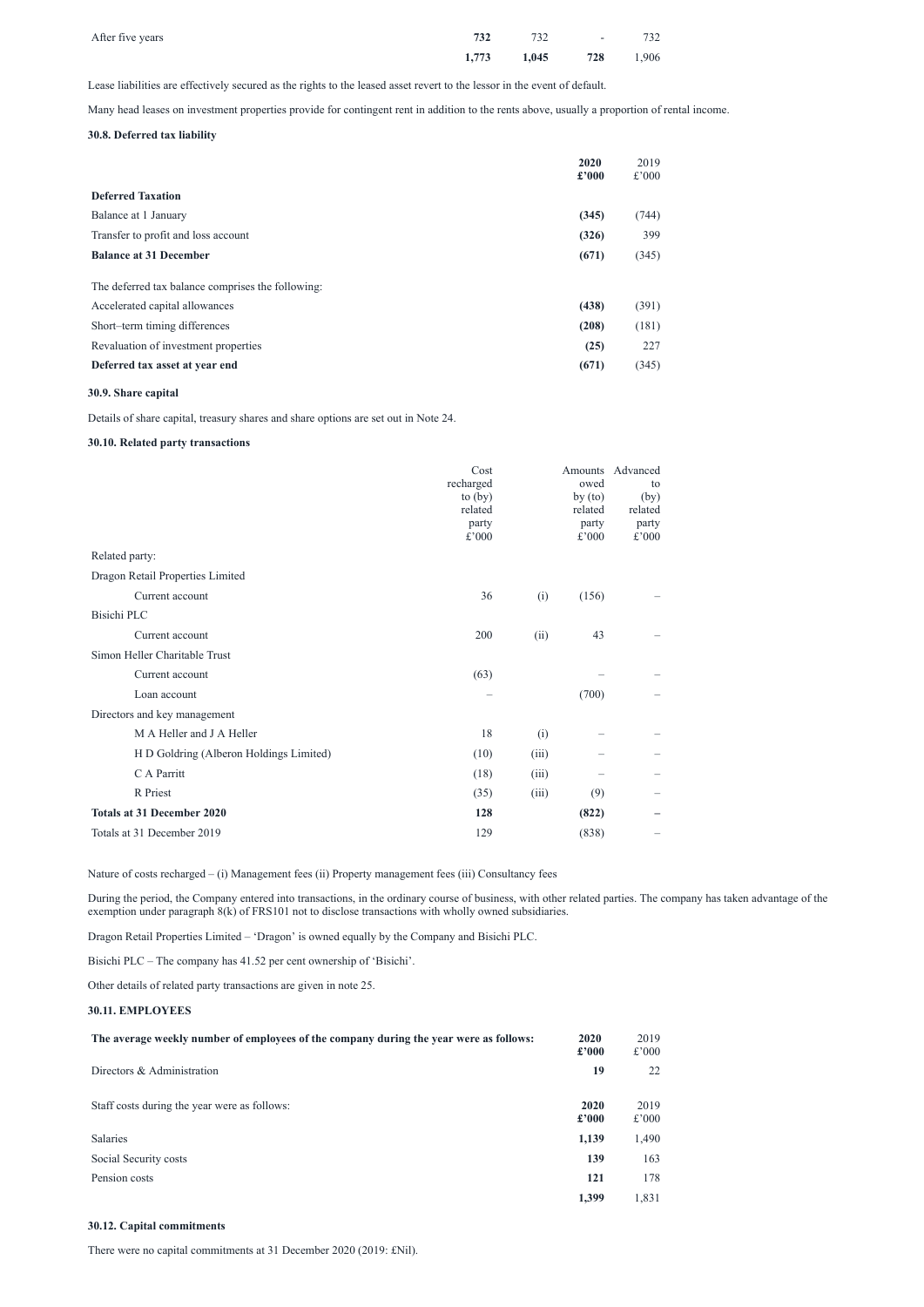| | | | | |
|---|---|---|---|---|
| After five years | **732** | 732 | - | 732 |
| | **1,773** | **1,045** | **728** | 1,906 |

Lease liabilities are effectively secured as the rights to the leased asset revert to the lessor in the event of default.

Many head leases on investment properties provide for contingent rent in addition to the rents above, usually a proportion of rental income.

### 30.8. Deferred tax liability

| | 2020 £'000 | 2019 £'000 |
|---|---|---|
| **Deferred Taxation** | | |
| Balance at 1 January | **(345)** | (744) |
| Transfer to profit and loss account | **(326)** | 399 |
| **Balance at 31 December** | **(671)** | (345) |
| | | |
| The deferred tax balance comprises the following: | | |
| Accelerated capital allowances | **(438)** | (391) |
| Short–term timing differences | **(208)** | (181) |
| Revaluation of investment properties | **(25)** | 227 |
| **Deferred tax asset at year end** | **(671)** | (345) |

### 30.9. Share capital

Details of share capital, treasury shares and share options are set out in Note 24.

### 30.10. Related party transactions

| | Cost recharged to (by) related party £'000 | | Amounts owed by (to) related party £'000 | Advanced to (by) related party £'000 |
|---|---|---|---|---|
| Related party: | | | | |
| Dragon Retail Properties Limited | | | | |
| Current account | 36 | (i) | (156) | – |
| Bisichi PLC | | | | |
| Current account | 200 | (ii) | 43 | – |
| Simon Heller Charitable Trust | | | | |
| Current account | (63) | | – | – |
| Loan account | – | | (700) | – |
| Directors and key management | | | | |
| M A Heller and J A Heller | 18 | (i) | – | – |
| H D Goldring (Alberon Holdings Limited) | (10) | (iii) | – | – |
| C A Parritt | (18) | (iii) | – | – |
| R Priest | (35) | (iii) | (9) | – |
| **Totals at 31 December 2020** | **128** | | **(822)** | **–** |
| Totals at 31 December 2019 | 129 | | (838) | – |

Nature of costs recharged – (i) Management fees (ii) Property management fees (iii) Consultancy fees

During the period, the Company entered into transactions, in the ordinary course of business, with other related parties. The company has taken advantage of the exemption under paragraph 8(k) of FRS101 not to disclose transactions with wholly owned subsidiaries.

Dragon Retail Properties Limited – 'Dragon' is owned equally by the Company and Bisichi PLC.

Bisichi PLC – The company has 41.52 per cent ownership of 'Bisichi'.

Other details of related party transactions are given in note 25.

### 30.11. EMPLOYEES

| **The average weekly number of employees of the company during the year were as follows:** | 2020 £'000 | 2019 £'000 |
|---|---|---|
| Directors & Administration | **19** | 22 |

| Staff costs during the year were as follows: | 2020 £'000 | 2019 £'000 |
|---|---|---|
| Salaries | **1,139** | 1,490 |
| Social Security costs | **139** | 163 |
| Pension costs | **121** | 178 |
| | **1,399** | 1,831 |

### 30.12. Capital commitments

There were no capital commitments at 31 December 2020 (2019: £Nil).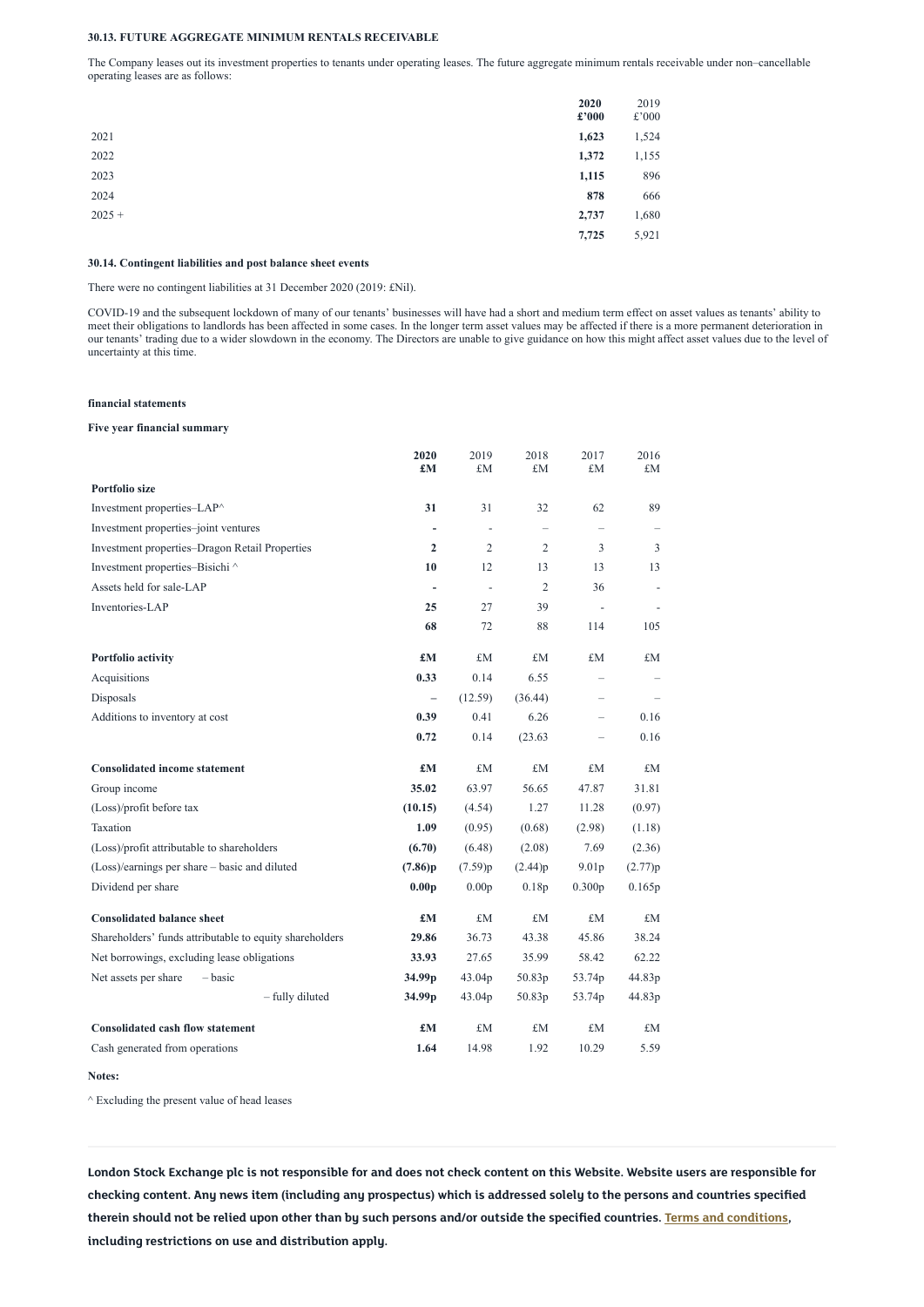### 30.13. FUTURE AGGREGATE MINIMUM RENTALS RECEIVABLE

The Company leases out its investment properties to tenants under operating leases. The future aggregate minimum rentals receivable under non–cancellable operating leases are as follows:

| | **2020 £'000** | 2019 £'000 |
|---|---|---|
| 2021 | **1,623** | 1,524 |
| 2022 | **1,372** | 1,155 |
| 2023 | **1,115** | 896 |
| 2024 | **878** | 666 |
| 2025 + | **2,737** | 1,680 |
| | **7,725** | 5,921 |

### 30.14. Contingent liabilities and post balance sheet events

There were no contingent liabilities at 31 December 2020 (2019: £Nil).

COVID-19 and the subsequent lockdown of many of our tenants' businesses will have had a short and medium term effect on asset values as tenants' ability to meet their obligations to landlords has been affected in some cases. In the longer term asset values may be affected if there is a more permanent deterioration in our tenants' trading due to a wider slowdown in the economy. The Directors are unable to give guidance on how this might affect asset values due to the level of uncertainty at this time.

**financial statements**

**Five year financial summary**

| | **2020 £M** | 2019 £M | 2018 £M | 2017 £M | 2016 £M |
|---|---|---|---|---|---|
| **Portfolio size** | | | | | |
| Investment properties–LAP^ | **31** | 31 | 32 | 62 | 89 |
| Investment properties–joint ventures | **-** | - | – | – | – |
| Investment properties–Dragon Retail Properties | **2** | 2 | 2 | 3 | 3 |
| Investment properties–Bisichi ^ | **10** | 12 | 13 | 13 | 13 |
| Assets held for sale-LAP | **-** | - | 2 | 36 | - |
| Inventories-LAP | **25** | 27 | 39 | - | - |
| | **68** | 72 | 88 | 114 | 105 |
| **Portfolio activity** | **£M** | £M | £M | £M | £M |
| Acquisitions | **0.33** | 0.14 | 6.55 | – | – |
| Disposals | **–** | (12.59) | (36.44) | – | – |
| Additions to inventory at cost | **0.39** | 0.41 | 6.26 | – | 0.16 |
| | **0.72** | 0.14 | (23.63 | – | 0.16 |
| **Consolidated income statement** | **£M** | £M | £M | £M | £M |
| Group income | **35.02** | 63.97 | 56.65 | 47.87 | 31.81 |
| (Loss)/profit before tax | **(10.15)** | (4.54) | 1.27 | 11.28 | (0.97) |
| Taxation | **1.09** | (0.95) | (0.68) | (2.98) | (1.18) |
| (Loss)/profit attributable to shareholders | **(6.70)** | (6.48) | (2.08) | 7.69 | (2.36) |
| (Loss)/earnings per share – basic and diluted | **(7.86)p** | (7.59)p | (2.44)p | 9.01p | (2.77)p |
| Dividend per share | **0.00p** | 0.00p | 0.18p | 0.300p | 0.165p |
| **Consolidated balance sheet** | **£M** | £M | £M | £M | £M |
| Shareholders' funds attributable to equity shareholders | **29.86** | 36.73 | 43.38 | 45.86 | 38.24 |
| Net borrowings, excluding lease obligations | **33.93** | 27.65 | 35.99 | 58.42 | 62.22 |
| Net assets per share – basic | **34.99p** | 43.04p | 50.83p | 53.74p | 44.83p |
| – fully diluted | **34.99p** | 43.04p | 50.83p | 53.74p | 44.83p |
| **Consolidated cash flow statement** | **£M** | £M | £M | £M | £M |
| Cash generated from operations | **1.64** | 14.98 | 1.92 | 10.29 | 5.59 |

**Notes:**

^ Excluding the present value of head leases

**London Stock Exchange plc is not responsible for and does not check content on this Website. Website users are responsible for checking content. Any news item (including any prospectus) which is addressed solely to the persons and countries specified therein should not be relied upon other than by such persons and/or outside the specified countries. Terms and conditions, including restrictions on use and distribution apply.**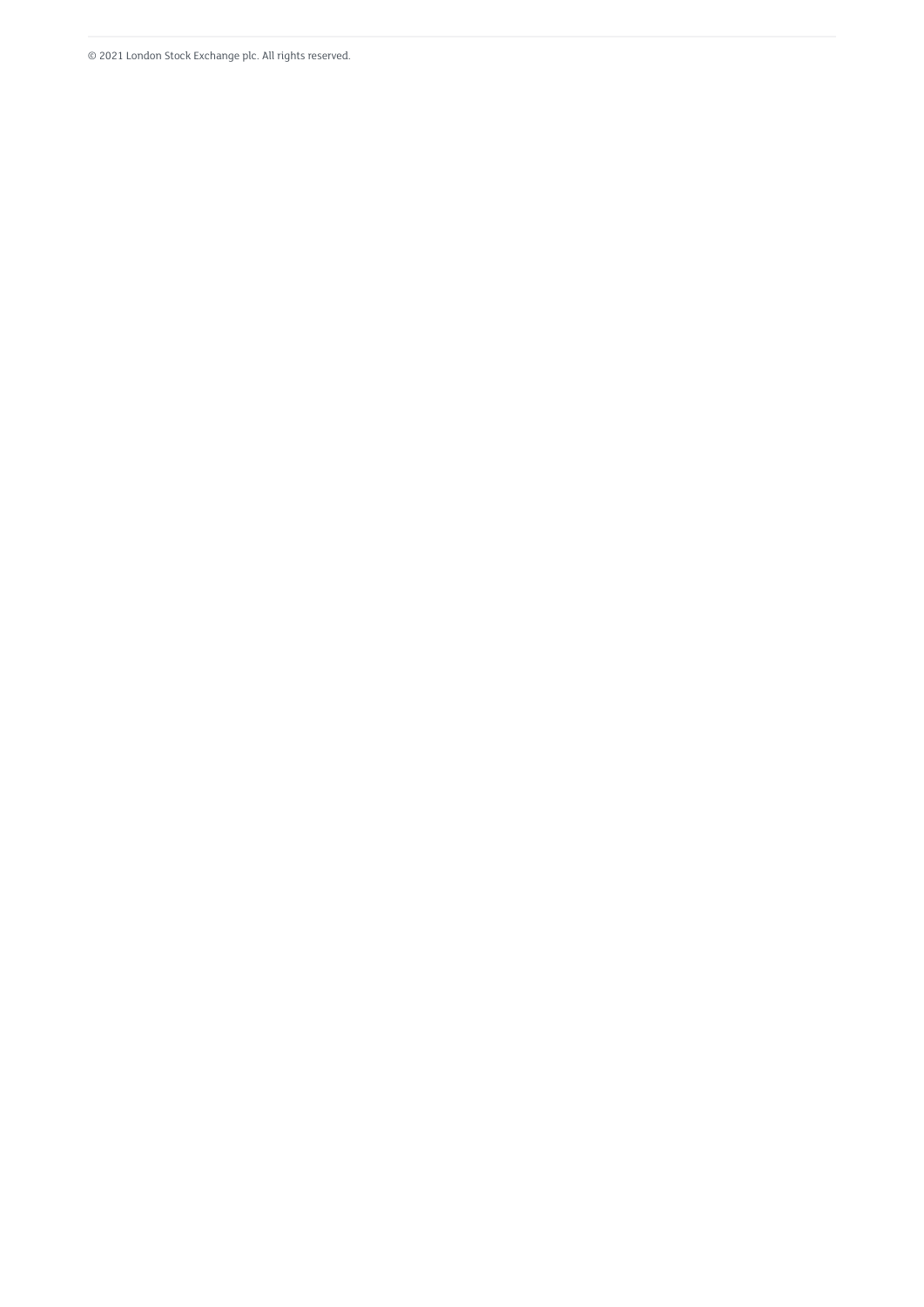© 2021 London Stock Exchange plc. All rights reserved.